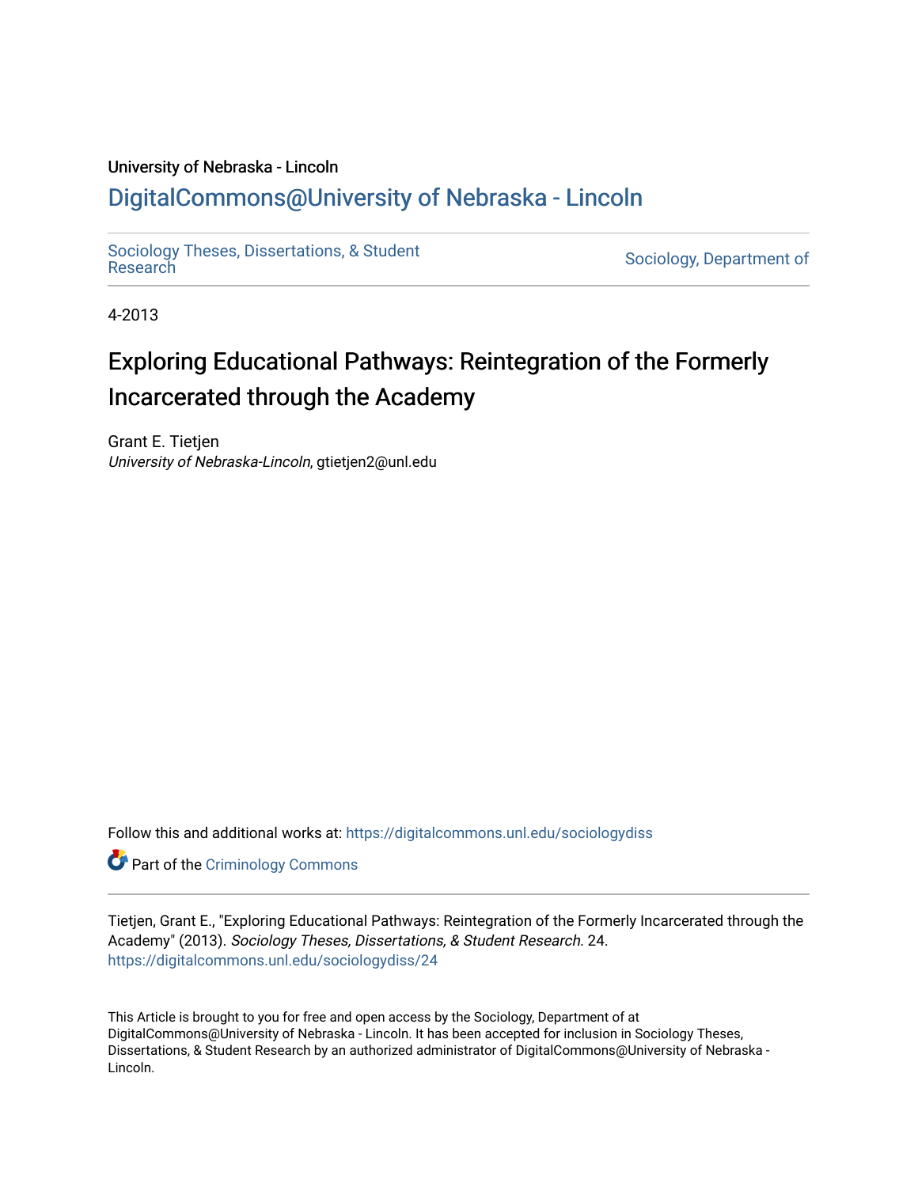University of Nebraska - Lincoln

## DigitalCommons@University of Nebraska - Lincoln

Sociology Theses, Dissertations, & Student Research

Sociology, Department of

4-2013

# Exploring Educational Pathways: Reintegration of the Formerly Incarcerated through the Academy

Grant E. Tietjen
*University of Nebraska-Lincoln*, gtietjen2@unl.edu

Follow this and additional works at: https://digitalcommons.unl.edu/sociologydiss

Part of the Criminology Commons

Tietjen, Grant E., "Exploring Educational Pathways: Reintegration of the Formerly Incarcerated through the Academy" (2013). *Sociology Theses, Dissertations, & Student Research*. 24.
https://digitalcommons.unl.edu/sociologydiss/24

This Article is brought to you for free and open access by the Sociology, Department of at DigitalCommons@University of Nebraska - Lincoln. It has been accepted for inclusion in Sociology Theses, Dissertations, & Student Research by an authorized administrator of DigitalCommons@University of Nebraska - Lincoln.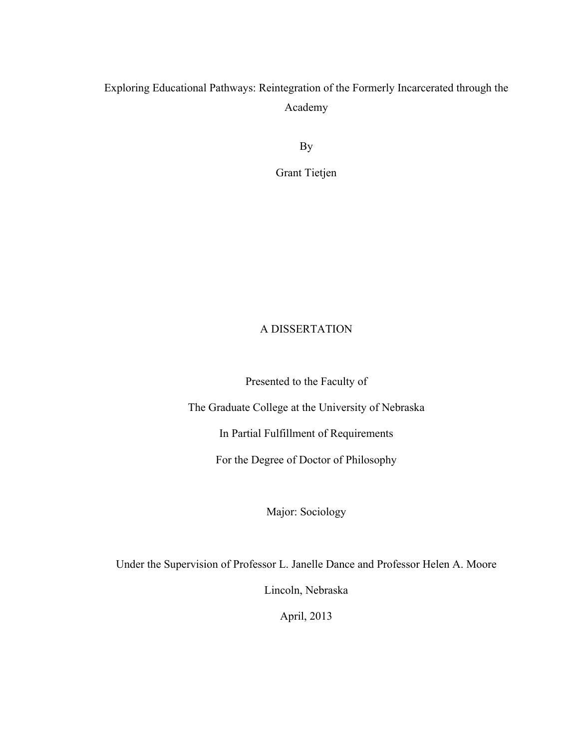# Exploring Educational Pathways: Reintegration of the Formerly Incarcerated through the Academy

By

Grant Tietjen

A DISSERTATION

Presented to the Faculty of

The Graduate College at the University of Nebraska

In Partial Fulfillment of Requirements

For the Degree of Doctor of Philosophy

Major: Sociology

Under the Supervision of Professor L. Janelle Dance and Professor Helen A. Moore

Lincoln, Nebraska

April, 2013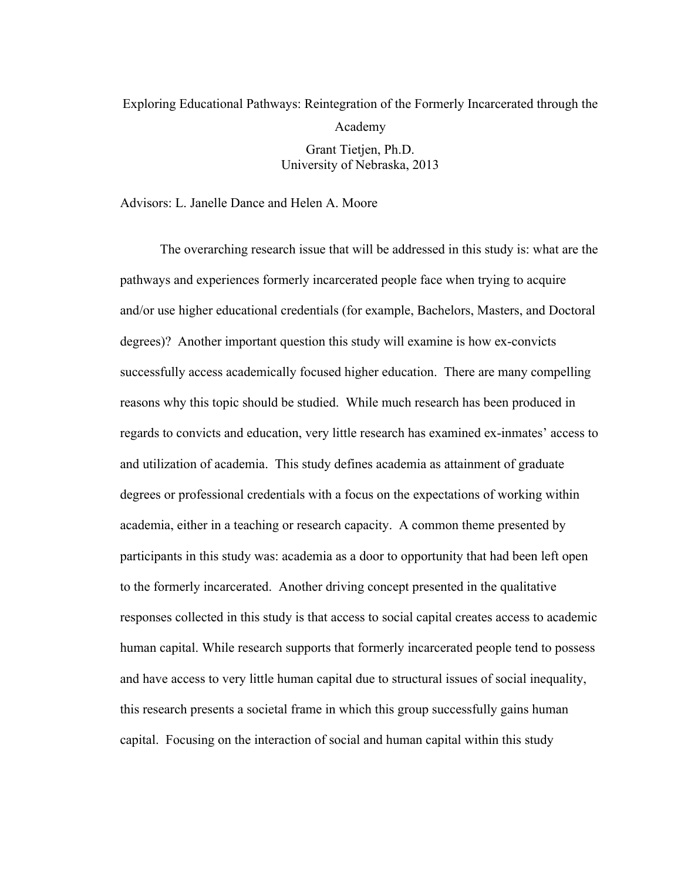Exploring Educational Pathways: Reintegration of the Formerly Incarcerated through the Academy

Grant Tietjen, Ph.D.
University of Nebraska, 2013

Advisors: L. Janelle Dance and Helen A. Moore

The overarching research issue that will be addressed in this study is: what are the pathways and experiences formerly incarcerated people face when trying to acquire and/or use higher educational credentials (for example, Bachelors, Masters, and Doctoral degrees)? Another important question this study will examine is how ex-convicts successfully access academically focused higher education. There are many compelling reasons why this topic should be studied. While much research has been produced in regards to convicts and education, very little research has examined ex-inmates' access to and utilization of academia. This study defines academia as attainment of graduate degrees or professional credentials with a focus on the expectations of working within academia, either in a teaching or research capacity. A common theme presented by participants in this study was: academia as a door to opportunity that had been left open to the formerly incarcerated. Another driving concept presented in the qualitative responses collected in this study is that access to social capital creates access to academic human capital. While research supports that formerly incarcerated people tend to possess and have access to very little human capital due to structural issues of social inequality, this research presents a societal frame in which this group successfully gains human capital. Focusing on the interaction of social and human capital within this study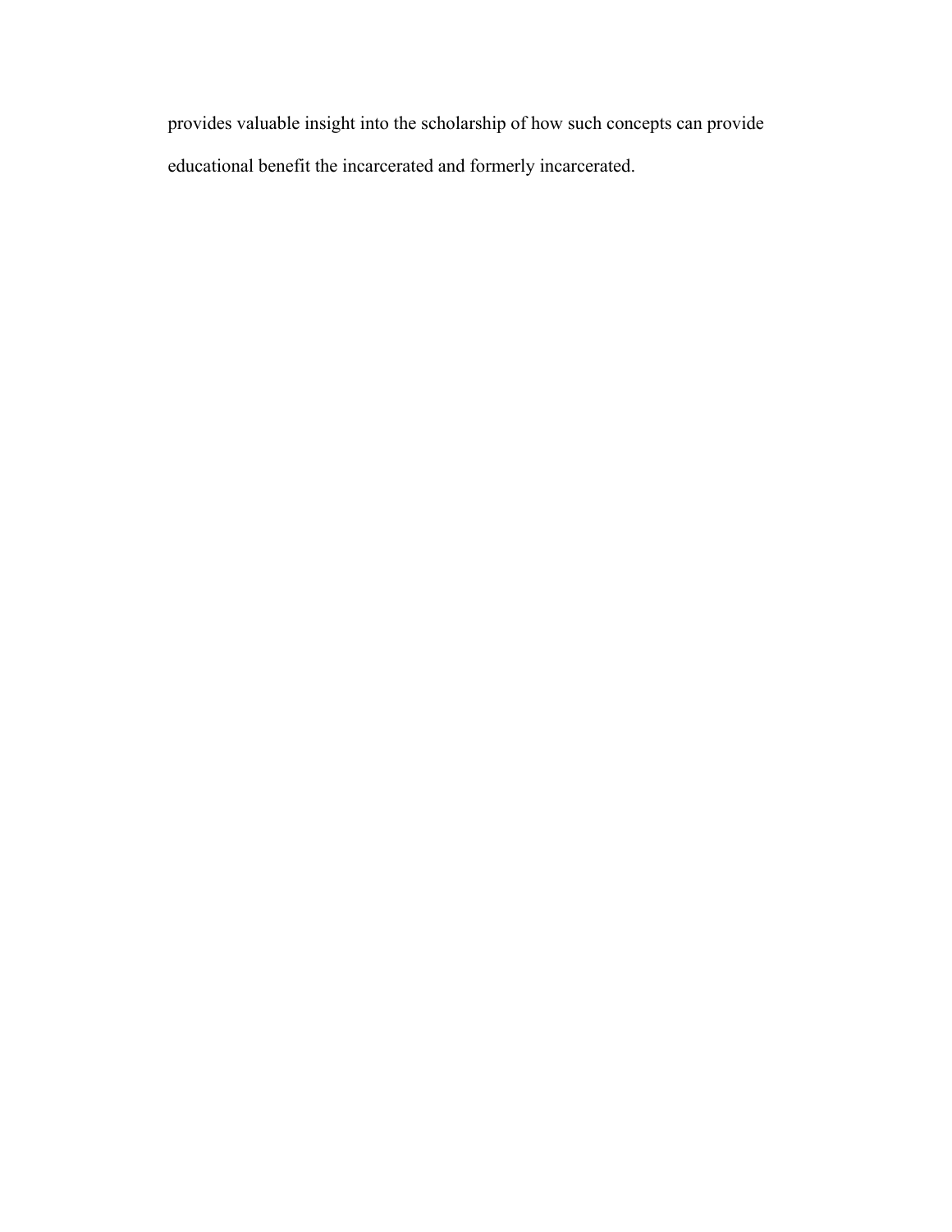provides valuable insight into the scholarship of how such concepts can provide educational benefit the incarcerated and formerly incarcerated.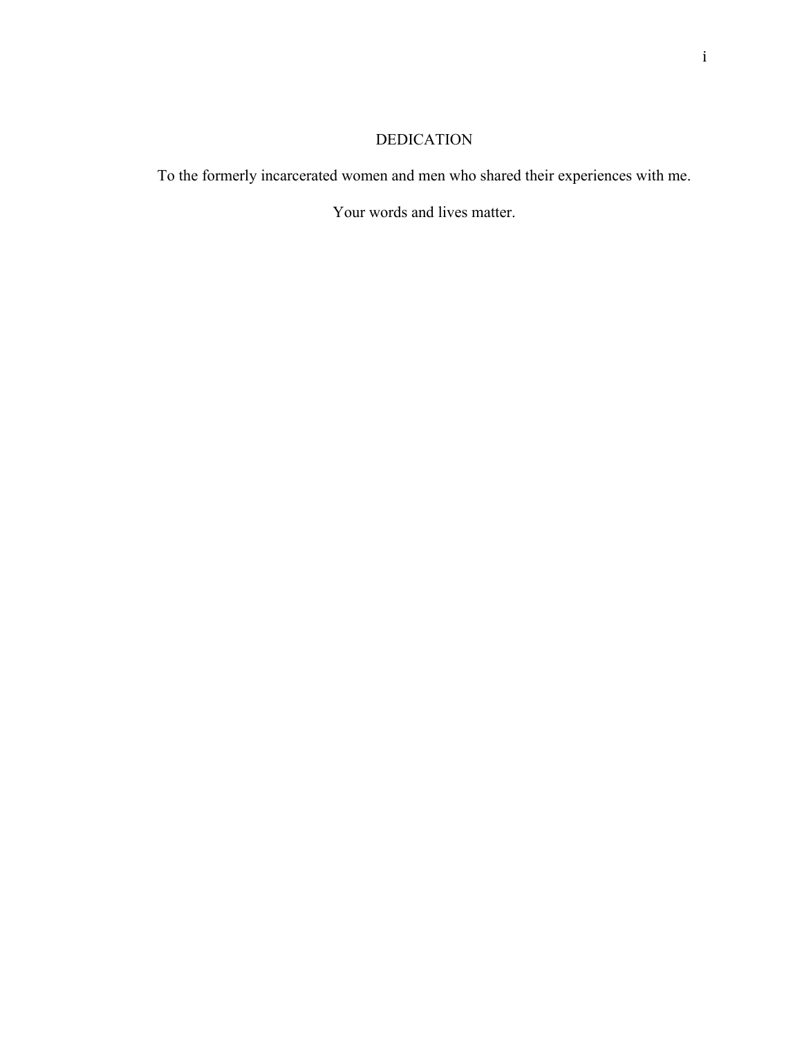# DEDICATION

To the formerly incarcerated women and men who shared their experiences with me.

Your words and lives matter.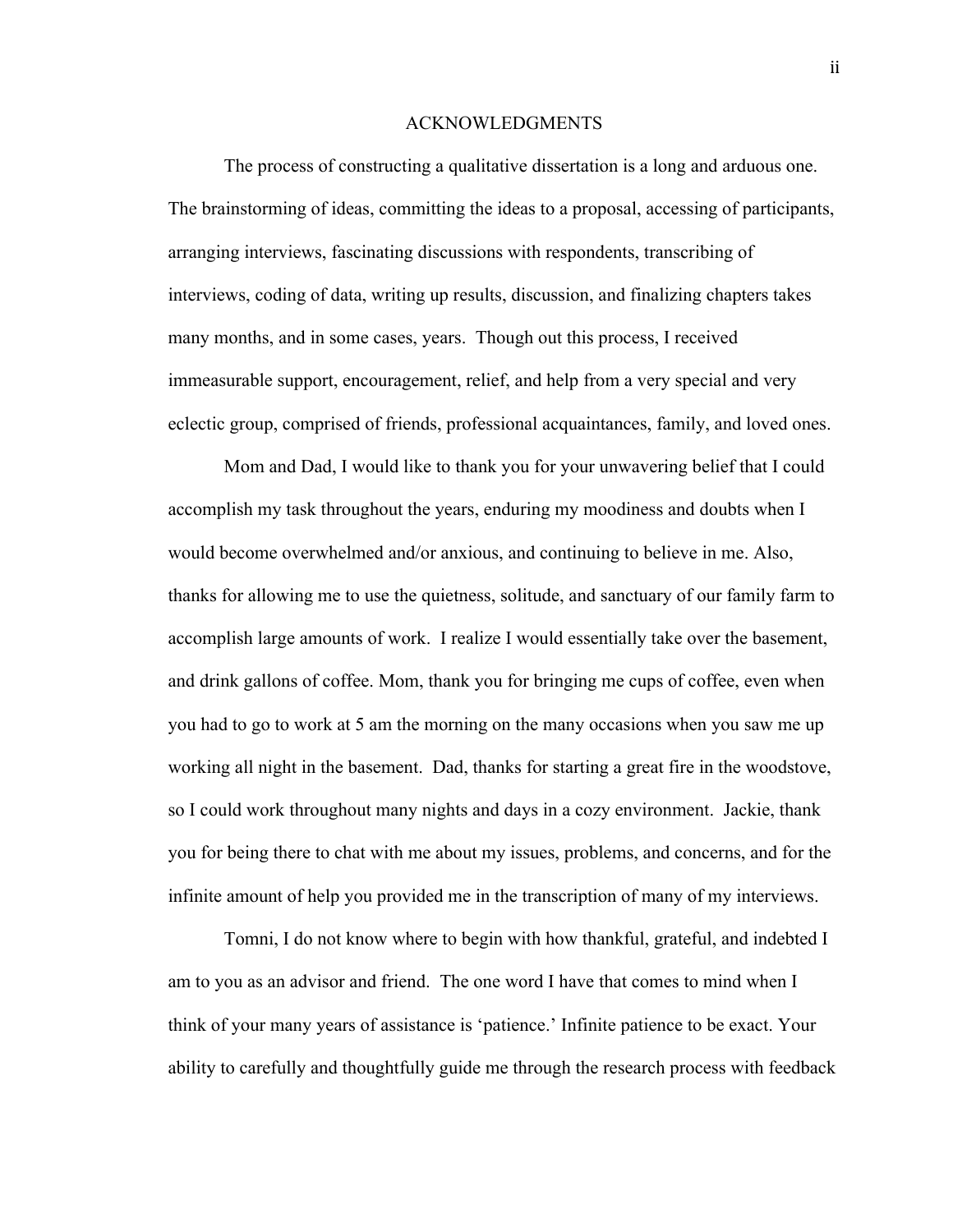# ACKNOWLEDGMENTS

The process of constructing a qualitative dissertation is a long and arduous one. The brainstorming of ideas, committing the ideas to a proposal, accessing of participants, arranging interviews, fascinating discussions with respondents, transcribing of interviews, coding of data, writing up results, discussion, and finalizing chapters takes many months, and in some cases, years. Though out this process, I received immeasurable support, encouragement, relief, and help from a very special and very eclectic group, comprised of friends, professional acquaintances, family, and loved ones.

Mom and Dad, I would like to thank you for your unwavering belief that I could accomplish my task throughout the years, enduring my moodiness and doubts when I would become overwhelmed and/or anxious, and continuing to believe in me. Also, thanks for allowing me to use the quietness, solitude, and sanctuary of our family farm to accomplish large amounts of work. I realize I would essentially take over the basement, and drink gallons of coffee. Mom, thank you for bringing me cups of coffee, even when you had to go to work at 5 am the morning on the many occasions when you saw me up working all night in the basement. Dad, thanks for starting a great fire in the woodstove, so I could work throughout many nights and days in a cozy environment. Jackie, thank you for being there to chat with me about my issues, problems, and concerns, and for the infinite amount of help you provided me in the transcription of many of my interviews.

Tomni, I do not know where to begin with how thankful, grateful, and indebted I am to you as an advisor and friend. The one word I have that comes to mind when I think of your many years of assistance is 'patience.' Infinite patience to be exact. Your ability to carefully and thoughtfully guide me through the research process with feedback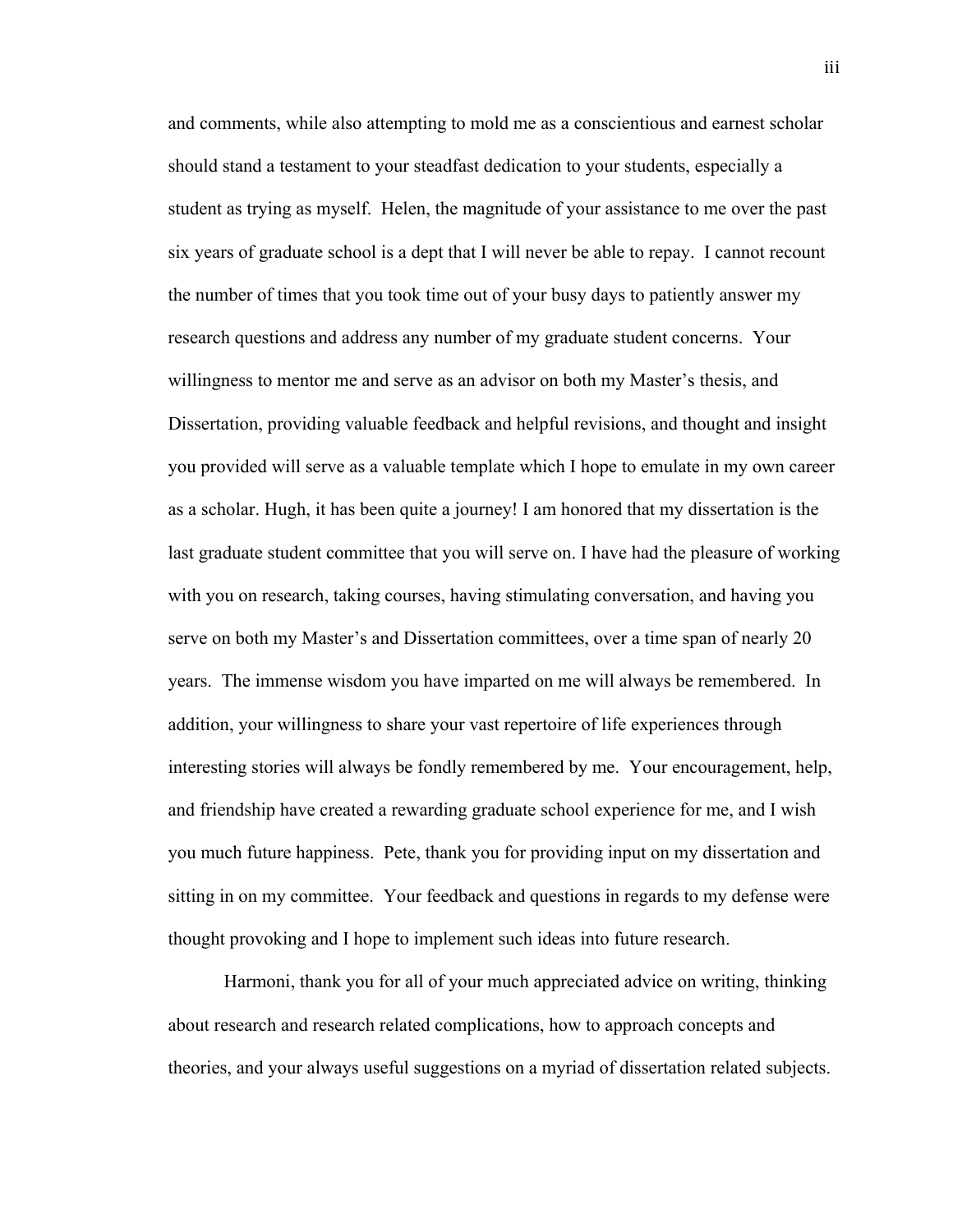and comments, while also attempting to mold me as a conscientious and earnest scholar should stand a testament to your steadfast dedication to your students, especially a student as trying as myself. Helen, the magnitude of your assistance to me over the past six years of graduate school is a dept that I will never be able to repay. I cannot recount the number of times that you took time out of your busy days to patiently answer my research questions and address any number of my graduate student concerns. Your willingness to mentor me and serve as an advisor on both my Master's thesis, and Dissertation, providing valuable feedback and helpful revisions, and thought and insight you provided will serve as a valuable template which I hope to emulate in my own career as a scholar. Hugh, it has been quite a journey! I am honored that my dissertation is the last graduate student committee that you will serve on. I have had the pleasure of working with you on research, taking courses, having stimulating conversation, and having you serve on both my Master's and Dissertation committees, over a time span of nearly 20 years. The immense wisdom you have imparted on me will always be remembered. In addition, your willingness to share your vast repertoire of life experiences through interesting stories will always be fondly remembered by me. Your encouragement, help, and friendship have created a rewarding graduate school experience for me, and I wish you much future happiness. Pete, thank you for providing input on my dissertation and sitting in on my committee. Your feedback and questions in regards to my defense were thought provoking and I hope to implement such ideas into future research.

Harmoni, thank you for all of your much appreciated advice on writing, thinking about research and research related complications, how to approach concepts and theories, and your always useful suggestions on a myriad of dissertation related subjects.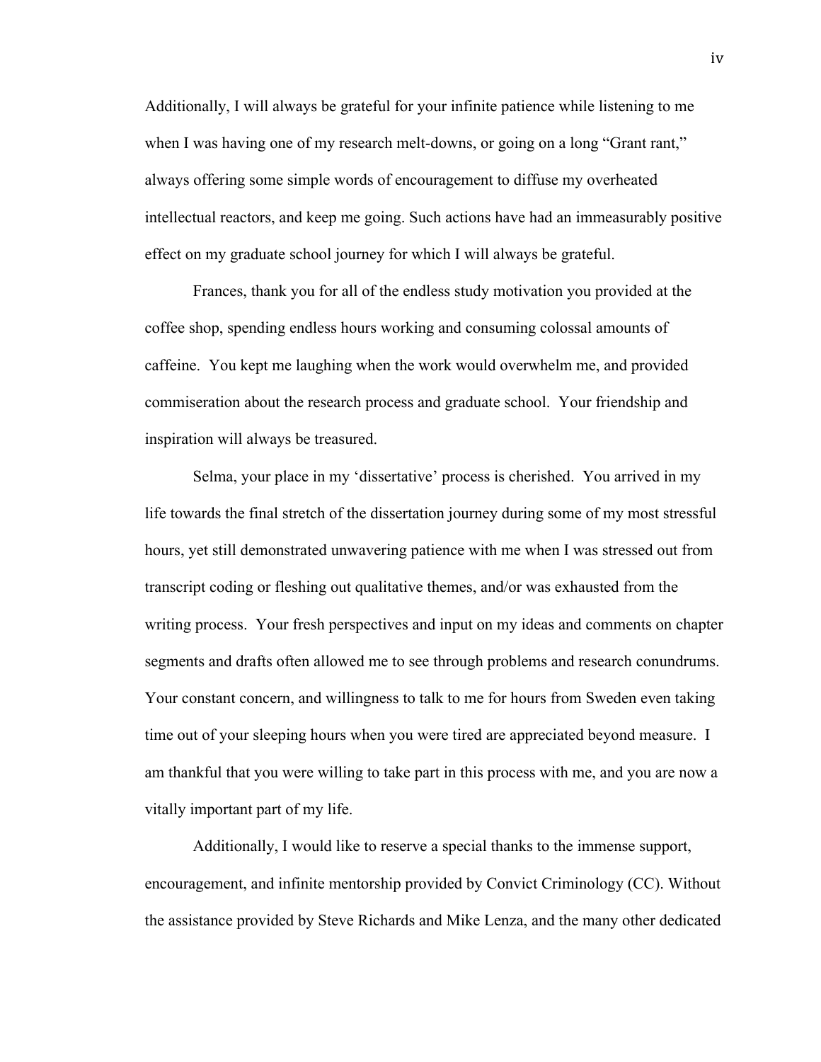Additionally, I will always be grateful for your infinite patience while listening to me when I was having one of my research melt-downs, or going on a long "Grant rant," always offering some simple words of encouragement to diffuse my overheated intellectual reactors, and keep me going. Such actions have had an immeasurably positive effect on my graduate school journey for which I will always be grateful.

Frances, thank you for all of the endless study motivation you provided at the coffee shop, spending endless hours working and consuming colossal amounts of caffeine. You kept me laughing when the work would overwhelm me, and provided commiseration about the research process and graduate school. Your friendship and inspiration will always be treasured.

Selma, your place in my 'dissertative' process is cherished. You arrived in my life towards the final stretch of the dissertation journey during some of my most stressful hours, yet still demonstrated unwavering patience with me when I was stressed out from transcript coding or fleshing out qualitative themes, and/or was exhausted from the writing process. Your fresh perspectives and input on my ideas and comments on chapter segments and drafts often allowed me to see through problems and research conundrums. Your constant concern, and willingness to talk to me for hours from Sweden even taking time out of your sleeping hours when you were tired are appreciated beyond measure. I am thankful that you were willing to take part in this process with me, and you are now a vitally important part of my life.

Additionally, I would like to reserve a special thanks to the immense support, encouragement, and infinite mentorship provided by Convict Criminology (CC). Without the assistance provided by Steve Richards and Mike Lenza, and the many other dedicated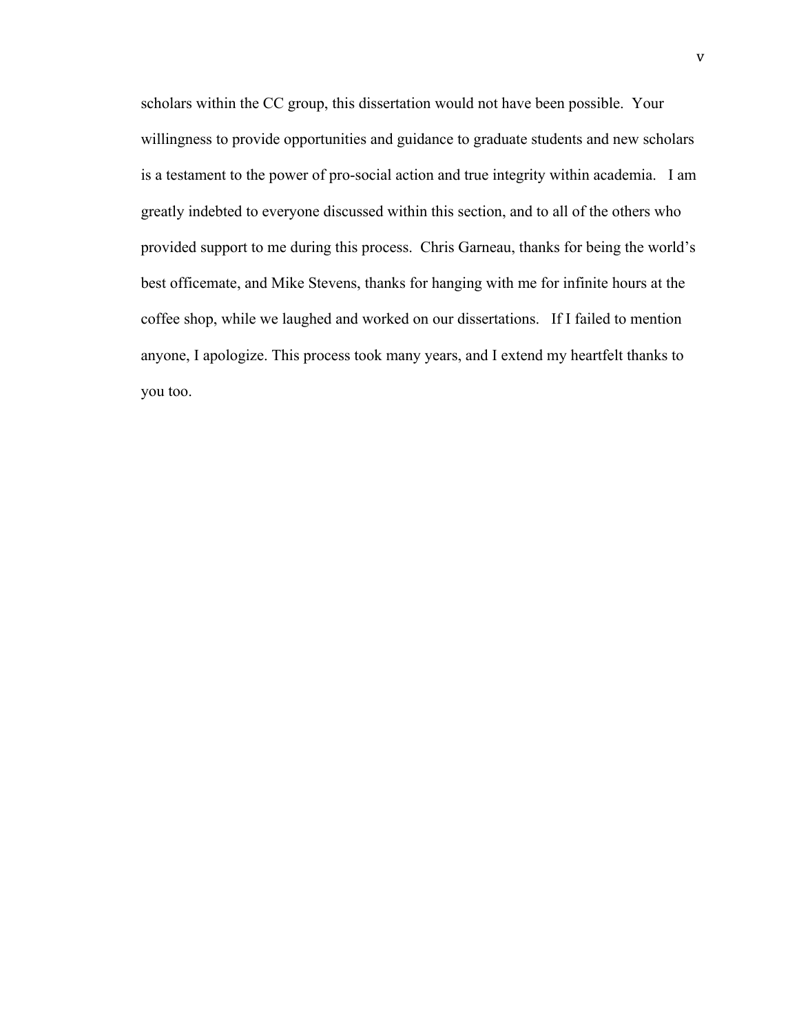scholars within the CC group, this dissertation would not have been possible. Your willingness to provide opportunities and guidance to graduate students and new scholars is a testament to the power of pro-social action and true integrity within academia. I am greatly indebted to everyone discussed within this section, and to all of the others who provided support to me during this process. Chris Garneau, thanks for being the world's best officemate, and Mike Stevens, thanks for hanging with me for infinite hours at the coffee shop, while we laughed and worked on our dissertations. If I failed to mention anyone, I apologize. This process took many years, and I extend my heartfelt thanks to you too.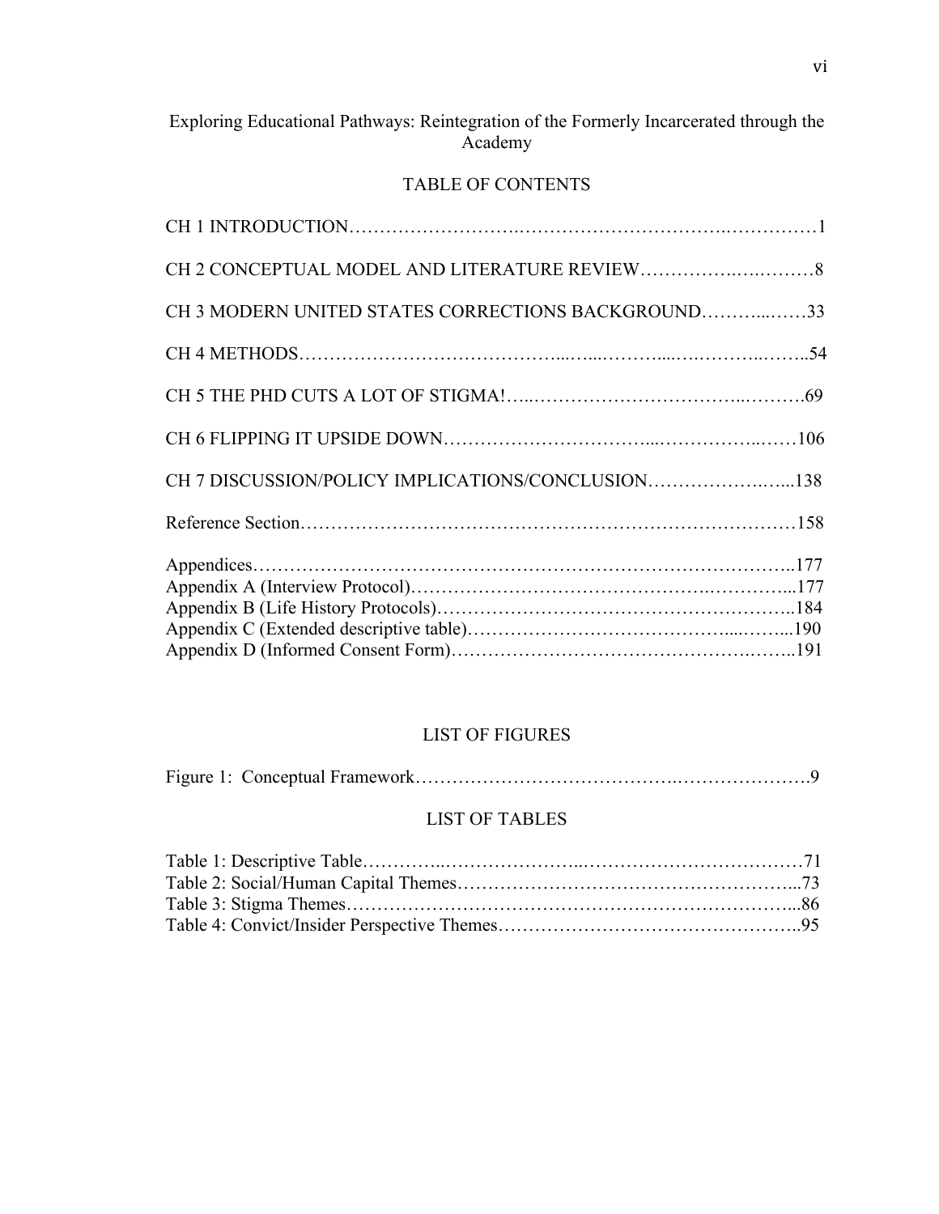Exploring Educational Pathways: Reintegration of the Formerly Incarcerated through the Academy

## TABLE OF CONTENTS

CH 1 INTRODUCTION……………………………………………………………………1

CH 2 CONCEPTUAL MODEL AND LITERATURE REVIEW……………………8

CH 3 MODERN UNITED STATES CORRECTIONS BACKGROUND…………33

CH 4 METHODS……………………………………………………………………54

CH 5 THE PHD CUTS A LOT OF STIGMA!……………………………………69

CH 6 FLIPPING IT UPSIDE DOWN………………………………………………106

CH 7 DISCUSSION/POLICY IMPLICATIONS/CONCLUSION…………………138

Reference Section……………………………………………………………………158

Appendices……………………………………………………………………………177
Appendix A (Interview Protocol)……………………………………………………177
Appendix B (Life History Protocols)…………………………………………………184
Appendix C (Extended descriptive table)……………………………………………190
Appendix D (Informed Consent Form)………………………………………………191

## LIST OF FIGURES

Figure 1: Conceptual Framework……………………………………………………9

## LIST OF TABLES

Table 1: Descriptive Table……………………………………………………………71
Table 2: Social/Human Capital Themes………………………………………………73
Table 3: Stigma Themes………………………………………………………………86
Table 4: Convict/Insider Perspective Themes…………………………………………95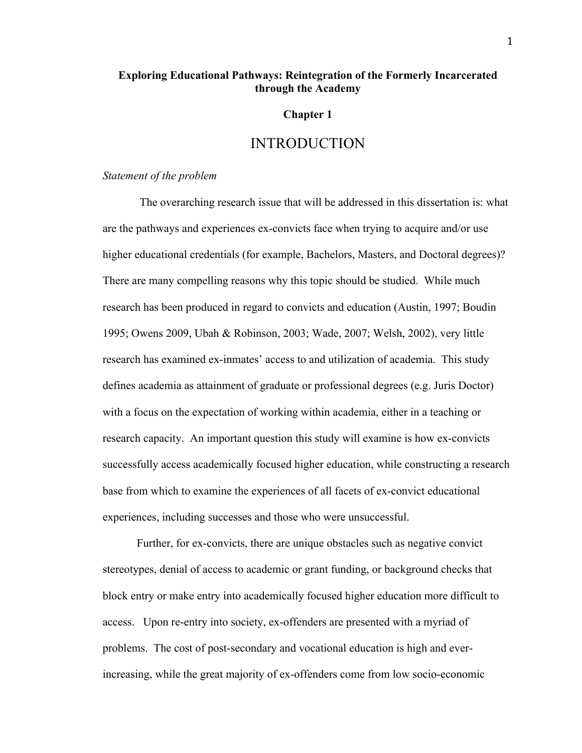**Exploring Educational Pathways: Reintegration of the Formerly Incarcerated through the Academy**

**Chapter 1**

# INTRODUCTION

*Statement of the problem*

The overarching research issue that will be addressed in this dissertation is: what are the pathways and experiences ex-convicts face when trying to acquire and/or use higher educational credentials (for example, Bachelors, Masters, and Doctoral degrees)? There are many compelling reasons why this topic should be studied. While much research has been produced in regard to convicts and education (Austin, 1997; Boudin 1995; Owens 2009, Ubah & Robinson, 2003; Wade, 2007; Welsh, 2002), very little research has examined ex-inmates' access to and utilization of academia. This study defines academia as attainment of graduate or professional degrees (e.g. Juris Doctor) with a focus on the expectation of working within academia, either in a teaching or research capacity. An important question this study will examine is how ex-convicts successfully access academically focused higher education, while constructing a research base from which to examine the experiences of all facets of ex-convict educational experiences, including successes and those who were unsuccessful.

Further, for ex-convicts, there are unique obstacles such as negative convict stereotypes, denial of access to academic or grant funding, or background checks that block entry or make entry into academically focused higher education more difficult to access. Upon re-entry into society, ex-offenders are presented with a myriad of problems. The cost of post-secondary and vocational education is high and ever-increasing, while the great majority of ex-offenders come from low socio-economic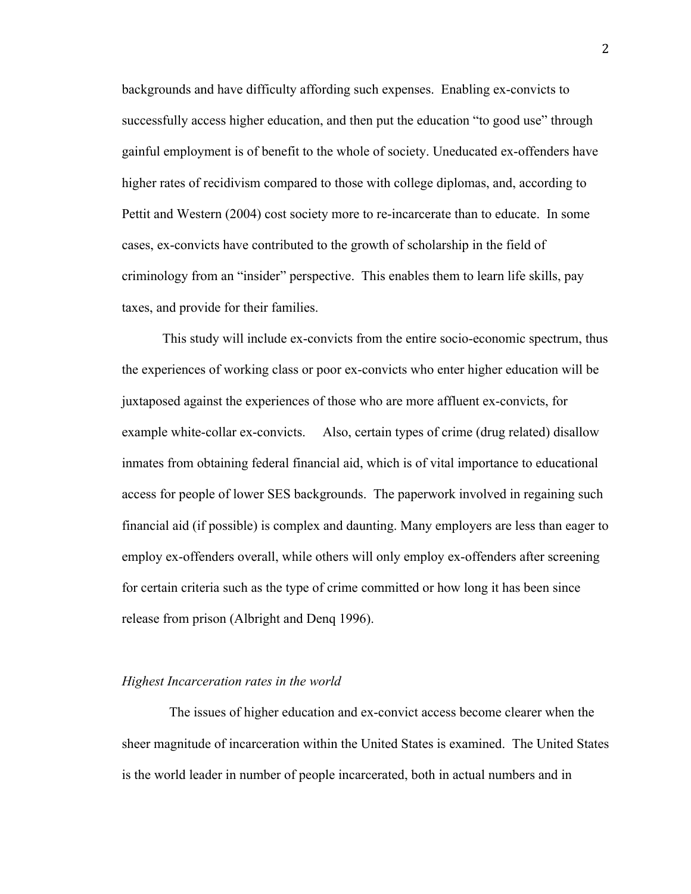backgrounds and have difficulty affording such expenses. Enabling ex-convicts to successfully access higher education, and then put the education "to good use" through gainful employment is of benefit to the whole of society. Uneducated ex-offenders have higher rates of recidivism compared to those with college diplomas, and, according to Pettit and Western (2004) cost society more to re-incarcerate than to educate. In some cases, ex-convicts have contributed to the growth of scholarship in the field of criminology from an "insider" perspective. This enables them to learn life skills, pay taxes, and provide for their families.

This study will include ex-convicts from the entire socio-economic spectrum, thus the experiences of working class or poor ex-convicts who enter higher education will be juxtaposed against the experiences of those who are more affluent ex-convicts, for example white-collar ex-convicts. Also, certain types of crime (drug related) disallow inmates from obtaining federal financial aid, which is of vital importance to educational access for people of lower SES backgrounds. The paperwork involved in regaining such financial aid (if possible) is complex and daunting. Many employers are less than eager to employ ex-offenders overall, while others will only employ ex-offenders after screening for certain criteria such as the type of crime committed or how long it has been since release from prison (Albright and Denq 1996).

*Highest Incarceration rates in the world*

The issues of higher education and ex-convict access become clearer when the sheer magnitude of incarceration within the United States is examined. The United States is the world leader in number of people incarcerated, both in actual numbers and in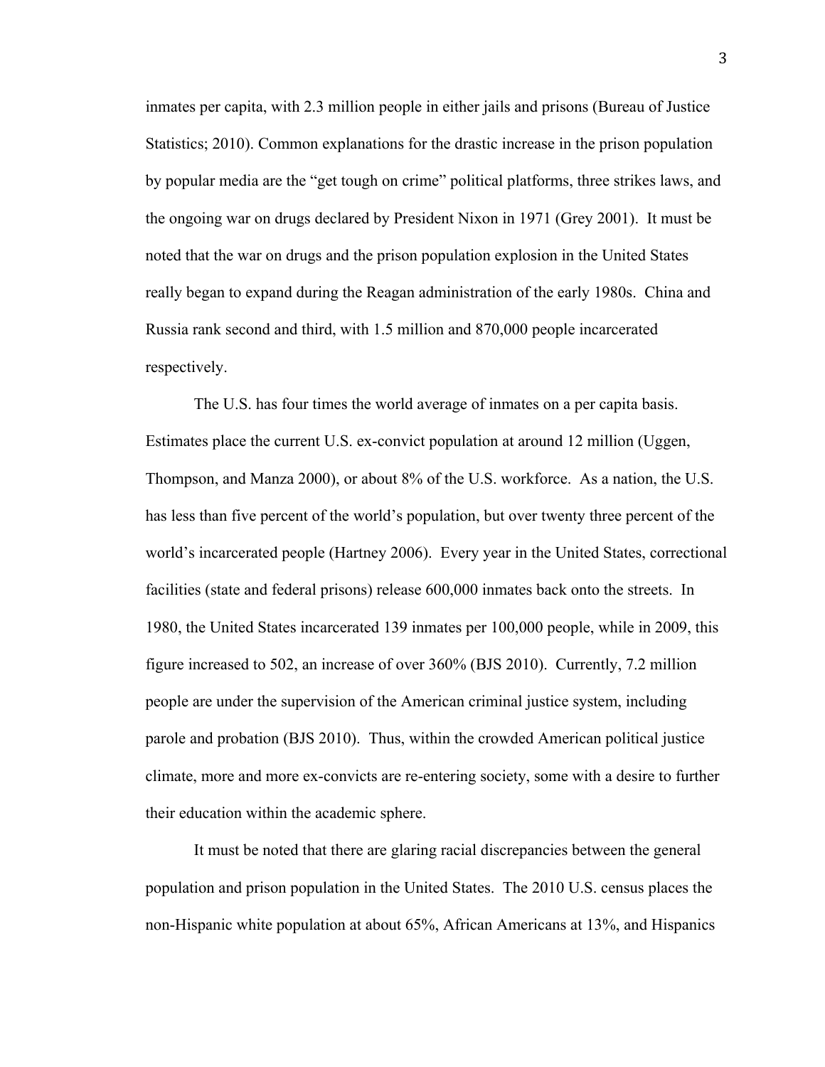inmates per capita, with 2.3 million people in either jails and prisons (Bureau of Justice Statistics; 2010). Common explanations for the drastic increase in the prison population by popular media are the "get tough on crime" political platforms, three strikes laws, and the ongoing war on drugs declared by President Nixon in 1971 (Grey 2001). It must be noted that the war on drugs and the prison population explosion in the United States really began to expand during the Reagan administration of the early 1980s. China and Russia rank second and third, with 1.5 million and 870,000 people incarcerated respectively.

The U.S. has four times the world average of inmates on a per capita basis. Estimates place the current U.S. ex-convict population at around 12 million (Uggen, Thompson, and Manza 2000), or about 8% of the U.S. workforce. As a nation, the U.S. has less than five percent of the world's population, but over twenty three percent of the world's incarcerated people (Hartney 2006). Every year in the United States, correctional facilities (state and federal prisons) release 600,000 inmates back onto the streets. In 1980, the United States incarcerated 139 inmates per 100,000 people, while in 2009, this figure increased to 502, an increase of over 360% (BJS 2010). Currently, 7.2 million people are under the supervision of the American criminal justice system, including parole and probation (BJS 2010). Thus, within the crowded American political justice climate, more and more ex-convicts are re-entering society, some with a desire to further their education within the academic sphere.

It must be noted that there are glaring racial discrepancies between the general population and prison population in the United States. The 2010 U.S. census places the non-Hispanic white population at about 65%, African Americans at 13%, and Hispanics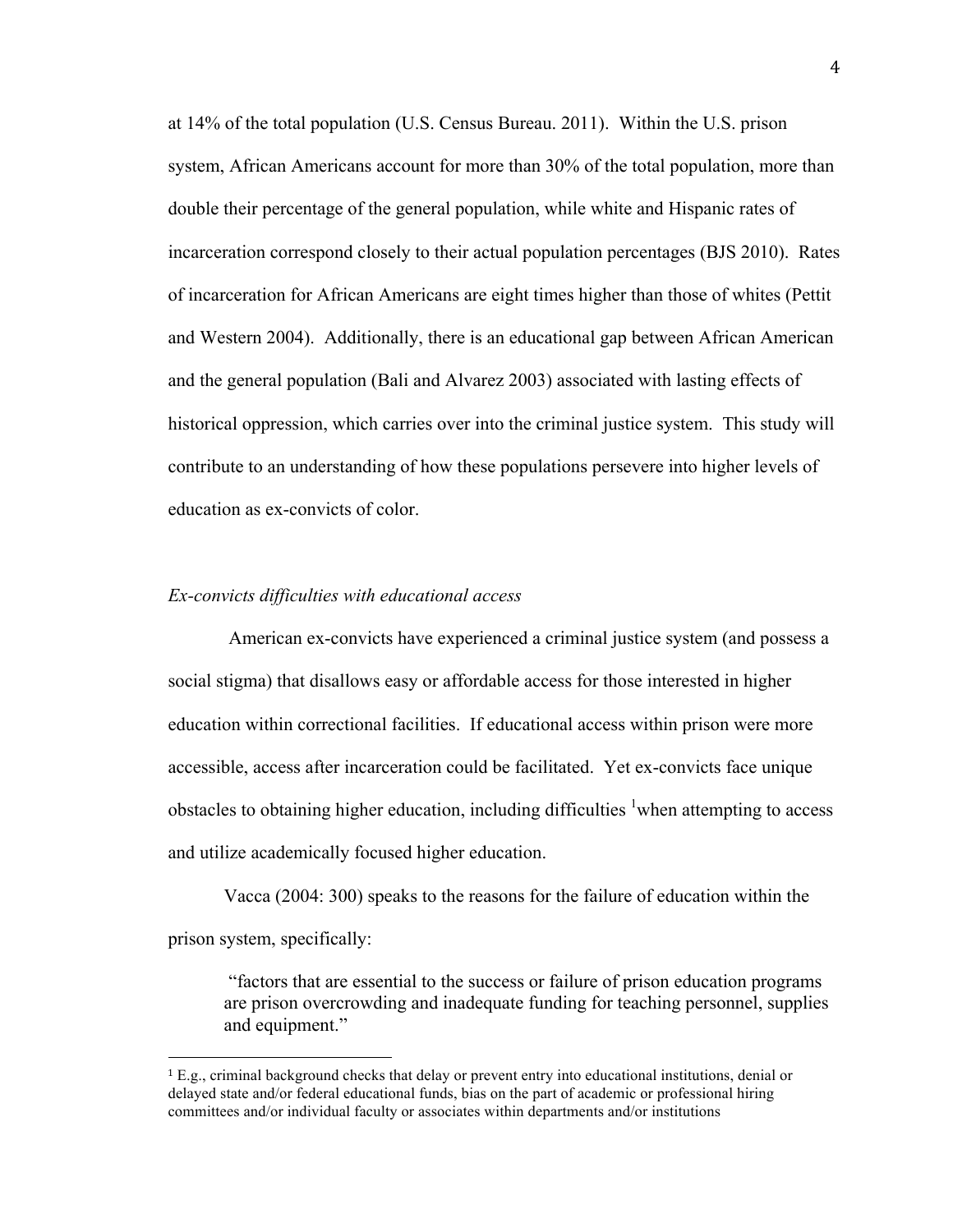at 14% of the total population (U.S. Census Bureau. 2011). Within the U.S. prison system, African Americans account for more than 30% of the total population, more than double their percentage of the general population, while white and Hispanic rates of incarceration correspond closely to their actual population percentages (BJS 2010). Rates of incarceration for African Americans are eight times higher than those of whites (Pettit and Western 2004). Additionally, there is an educational gap between African American and the general population (Bali and Alvarez 2003) associated with lasting effects of historical oppression, which carries over into the criminal justice system. This study will contribute to an understanding of how these populations persevere into higher levels of education as ex-convicts of color.

*Ex-convicts difficulties with educational access*

American ex-convicts have experienced a criminal justice system (and possess a social stigma) that disallows easy or affordable access for those interested in higher education within correctional facilities. If educational access within prison were more accessible, access after incarceration could be facilitated. Yet ex-convicts face unique obstacles to obtaining higher education, including difficulties [1] when attempting to access and utilize academically focused higher education.

Vacca (2004: 300) speaks to the reasons for the failure of education within the prison system, specifically:

> "factors that are essential to the success or failure of prison education programs are prison overcrowding and inadequate funding for teaching personnel, supplies and equipment."

[1] E.g., criminal background checks that delay or prevent entry into educational institutions, denial or delayed state and/or federal educational funds, bias on the part of academic or professional hiring committees and/or individual faculty or associates within departments and/or institutions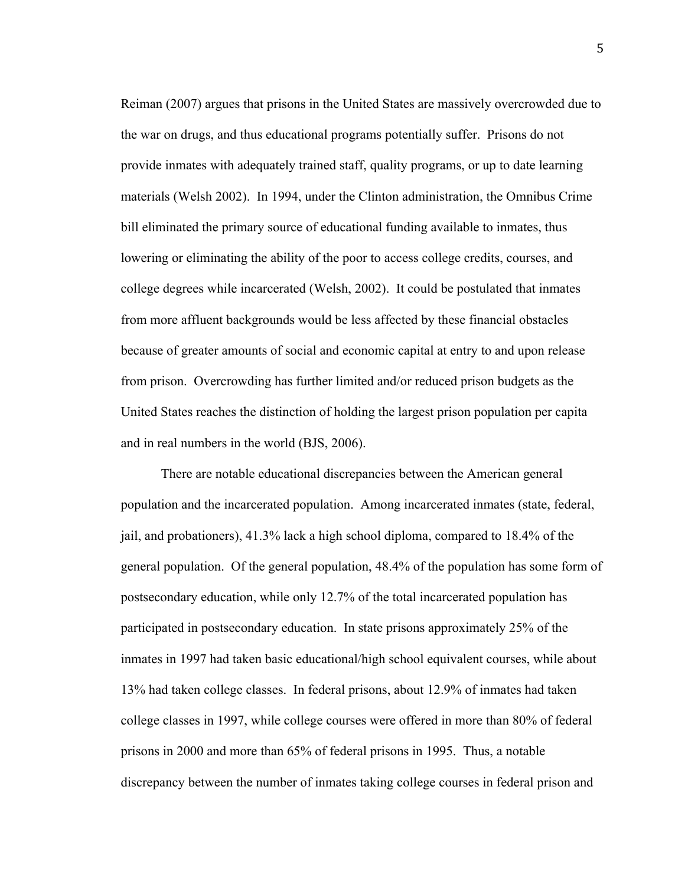Reiman (2007) argues that prisons in the United States are massively overcrowded due to the war on drugs, and thus educational programs potentially suffer. Prisons do not provide inmates with adequately trained staff, quality programs, or up to date learning materials (Welsh 2002). In 1994, under the Clinton administration, the Omnibus Crime bill eliminated the primary source of educational funding available to inmates, thus lowering or eliminating the ability of the poor to access college credits, courses, and college degrees while incarcerated (Welsh, 2002). It could be postulated that inmates from more affluent backgrounds would be less affected by these financial obstacles because of greater amounts of social and economic capital at entry to and upon release from prison. Overcrowding has further limited and/or reduced prison budgets as the United States reaches the distinction of holding the largest prison population per capita and in real numbers in the world (BJS, 2006).

There are notable educational discrepancies between the American general population and the incarcerated population. Among incarcerated inmates (state, federal, jail, and probationers), 41.3% lack a high school diploma, compared to 18.4% of the general population. Of the general population, 48.4% of the population has some form of postsecondary education, while only 12.7% of the total incarcerated population has participated in postsecondary education. In state prisons approximately 25% of the inmates in 1997 had taken basic educational/high school equivalent courses, while about 13% had taken college classes. In federal prisons, about 12.9% of inmates had taken college classes in 1997, while college courses were offered in more than 80% of federal prisons in 2000 and more than 65% of federal prisons in 1995. Thus, a notable discrepancy between the number of inmates taking college courses in federal prison and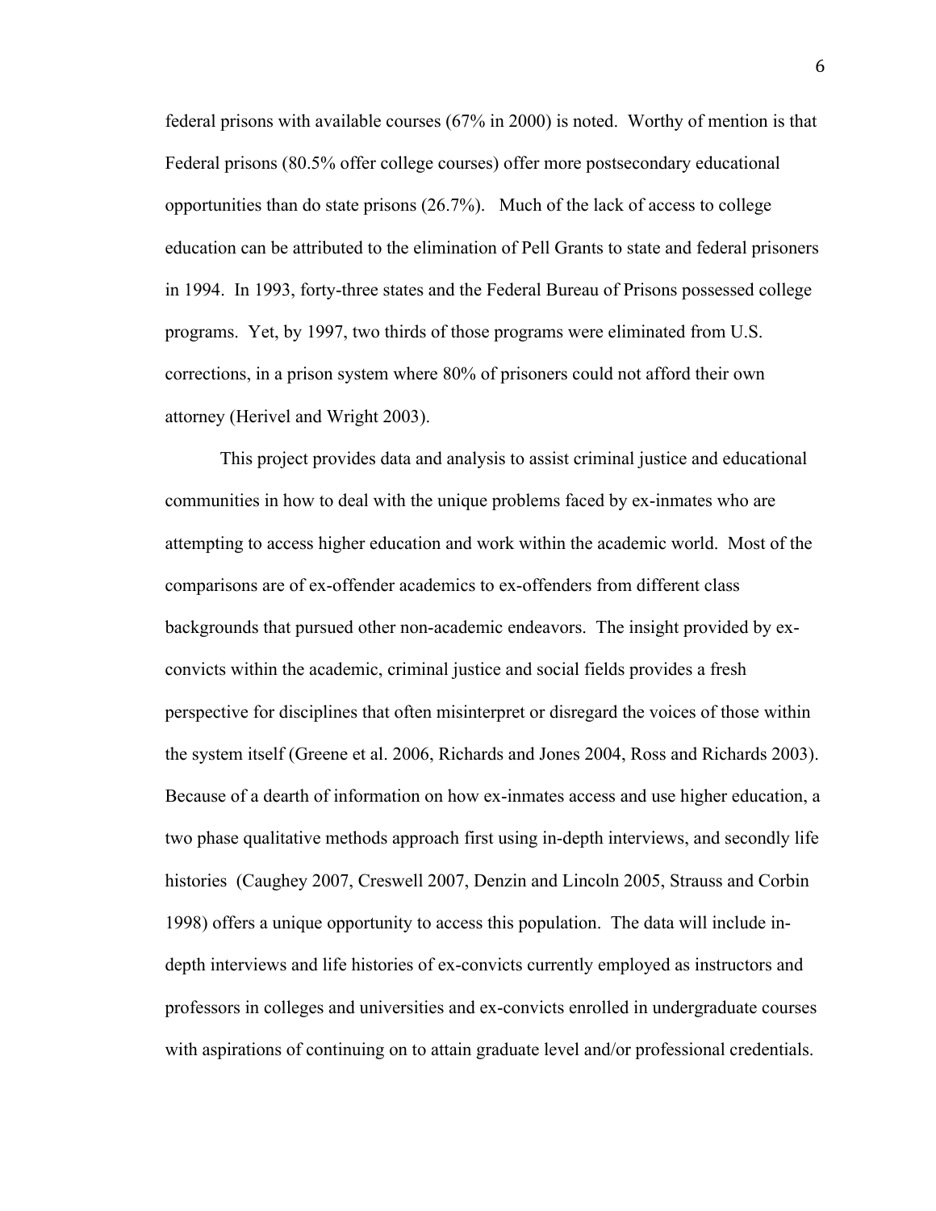federal prisons with available courses (67% in 2000) is noted. Worthy of mention is that Federal prisons (80.5% offer college courses) offer more postsecondary educational opportunities than do state prisons (26.7%). Much of the lack of access to college education can be attributed to the elimination of Pell Grants to state and federal prisoners in 1994. In 1993, forty-three states and the Federal Bureau of Prisons possessed college programs. Yet, by 1997, two thirds of those programs were eliminated from U.S. corrections, in a prison system where 80% of prisoners could not afford their own attorney (Herivel and Wright 2003).

This project provides data and analysis to assist criminal justice and educational communities in how to deal with the unique problems faced by ex-inmates who are attempting to access higher education and work within the academic world. Most of the comparisons are of ex-offender academics to ex-offenders from different class backgrounds that pursued other non-academic endeavors. The insight provided by ex-convicts within the academic, criminal justice and social fields provides a fresh perspective for disciplines that often misinterpret or disregard the voices of those within the system itself (Greene et al. 2006, Richards and Jones 2004, Ross and Richards 2003). Because of a dearth of information on how ex-inmates access and use higher education, a two phase qualitative methods approach first using in-depth interviews, and secondly life histories (Caughey 2007, Creswell 2007, Denzin and Lincoln 2005, Strauss and Corbin 1998) offers a unique opportunity to access this population. The data will include in-depth interviews and life histories of ex-convicts currently employed as instructors and professors in colleges and universities and ex-convicts enrolled in undergraduate courses with aspirations of continuing on to attain graduate level and/or professional credentials.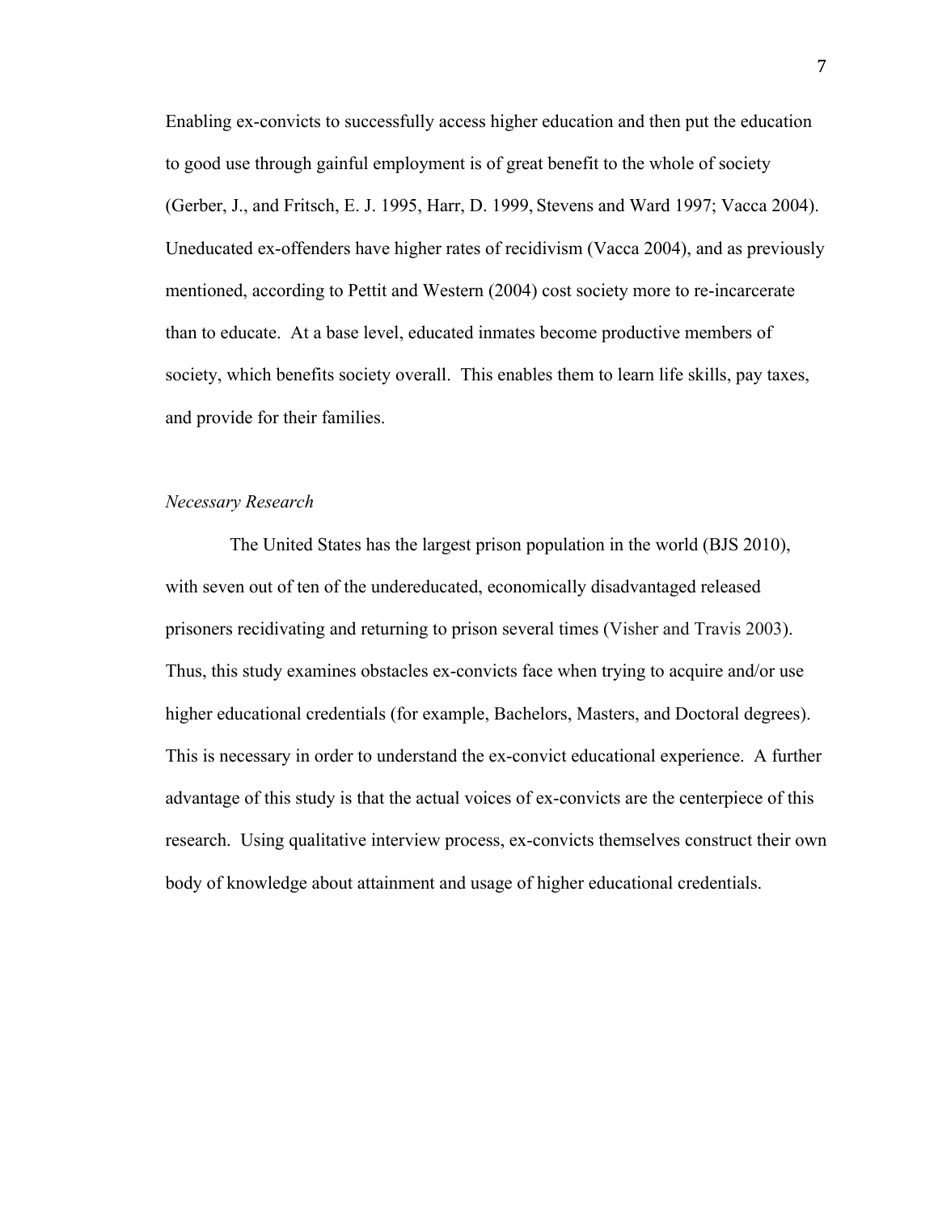Enabling ex-convicts to successfully access higher education and then put the education to good use through gainful employment is of great benefit to the whole of society (Gerber, J., and Fritsch, E. J. 1995, Harr, D. 1999, Stevens and Ward 1997; Vacca 2004). Uneducated ex-offenders have higher rates of recidivism (Vacca 2004), and as previously mentioned, according to Pettit and Western (2004) cost society more to re-incarcerate than to educate. At a base level, educated inmates become productive members of society, which benefits society overall. This enables them to learn life skills, pay taxes, and provide for their families.

*Necessary Research*

The United States has the largest prison population in the world (BJS 2010), with seven out of ten of the undereducated, economically disadvantaged released prisoners recidivating and returning to prison several times (Visher and Travis 2003). Thus, this study examines obstacles ex-convicts face when trying to acquire and/or use higher educational credentials (for example, Bachelors, Masters, and Doctoral degrees). This is necessary in order to understand the ex-convict educational experience. A further advantage of this study is that the actual voices of ex-convicts are the centerpiece of this research. Using qualitative interview process, ex-convicts themselves construct their own body of knowledge about attainment and usage of higher educational credentials.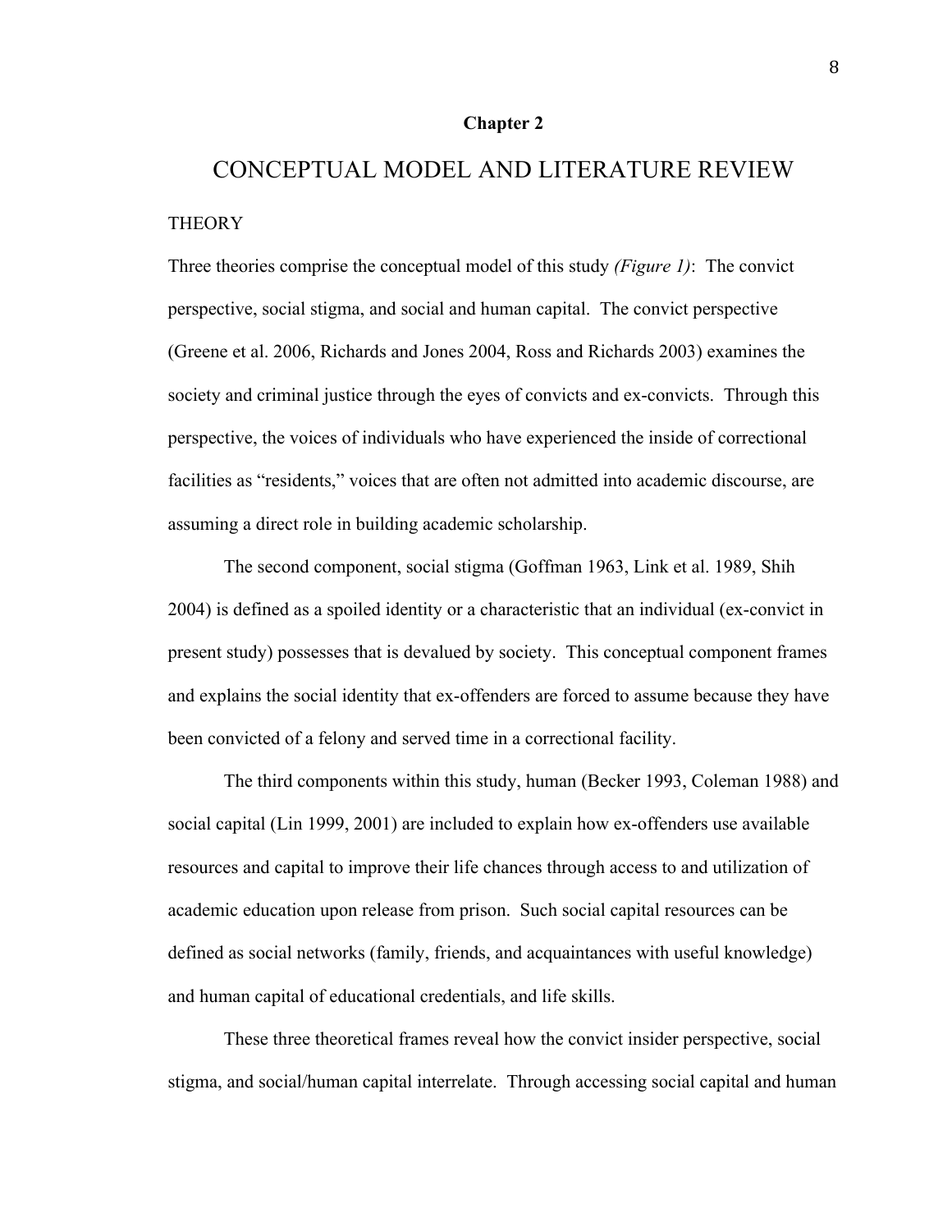**Chapter 2**

# CONCEPTUAL MODEL AND LITERATURE REVIEW

## THEORY

Three theories comprise the conceptual model of this study *(Figure 1)*: The convict perspective, social stigma, and social and human capital. The convict perspective (Greene et al. 2006, Richards and Jones 2004, Ross and Richards 2003) examines the society and criminal justice through the eyes of convicts and ex-convicts. Through this perspective, the voices of individuals who have experienced the inside of correctional facilities as "residents," voices that are often not admitted into academic discourse, are assuming a direct role in building academic scholarship.

The second component, social stigma (Goffman 1963, Link et al. 1989, Shih 2004) is defined as a spoiled identity or a characteristic that an individual (ex-convict in present study) possesses that is devalued by society. This conceptual component frames and explains the social identity that ex-offenders are forced to assume because they have been convicted of a felony and served time in a correctional facility.

The third components within this study, human (Becker 1993, Coleman 1988) and social capital (Lin 1999, 2001) are included to explain how ex-offenders use available resources and capital to improve their life chances through access to and utilization of academic education upon release from prison. Such social capital resources can be defined as social networks (family, friends, and acquaintances with useful knowledge) and human capital of educational credentials, and life skills.

These three theoretical frames reveal how the convict insider perspective, social stigma, and social/human capital interrelate. Through accessing social capital and human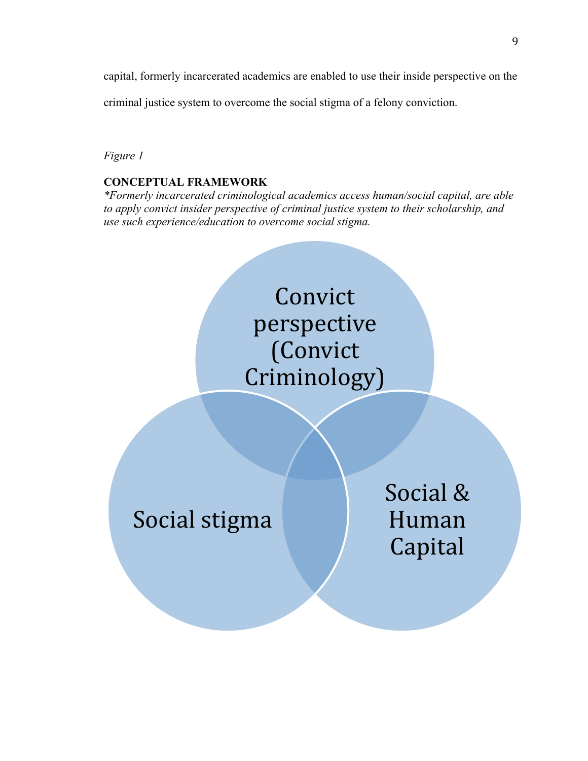capital, formerly incarcerated academics are enabled to use their inside perspective on the criminal justice system to overcome the social stigma of a felony conviction.

*Figure 1*

**CONCEPTUAL FRAMEWORK**

*\*Formerly incarcerated criminological academics access human/social capital, are able to apply convict insider perspective of criminal justice system to their scholarship, and use such experience/education to overcome social stigma.*

Convict perspective (Convict Criminology)

Social stigma

Social & Human Capital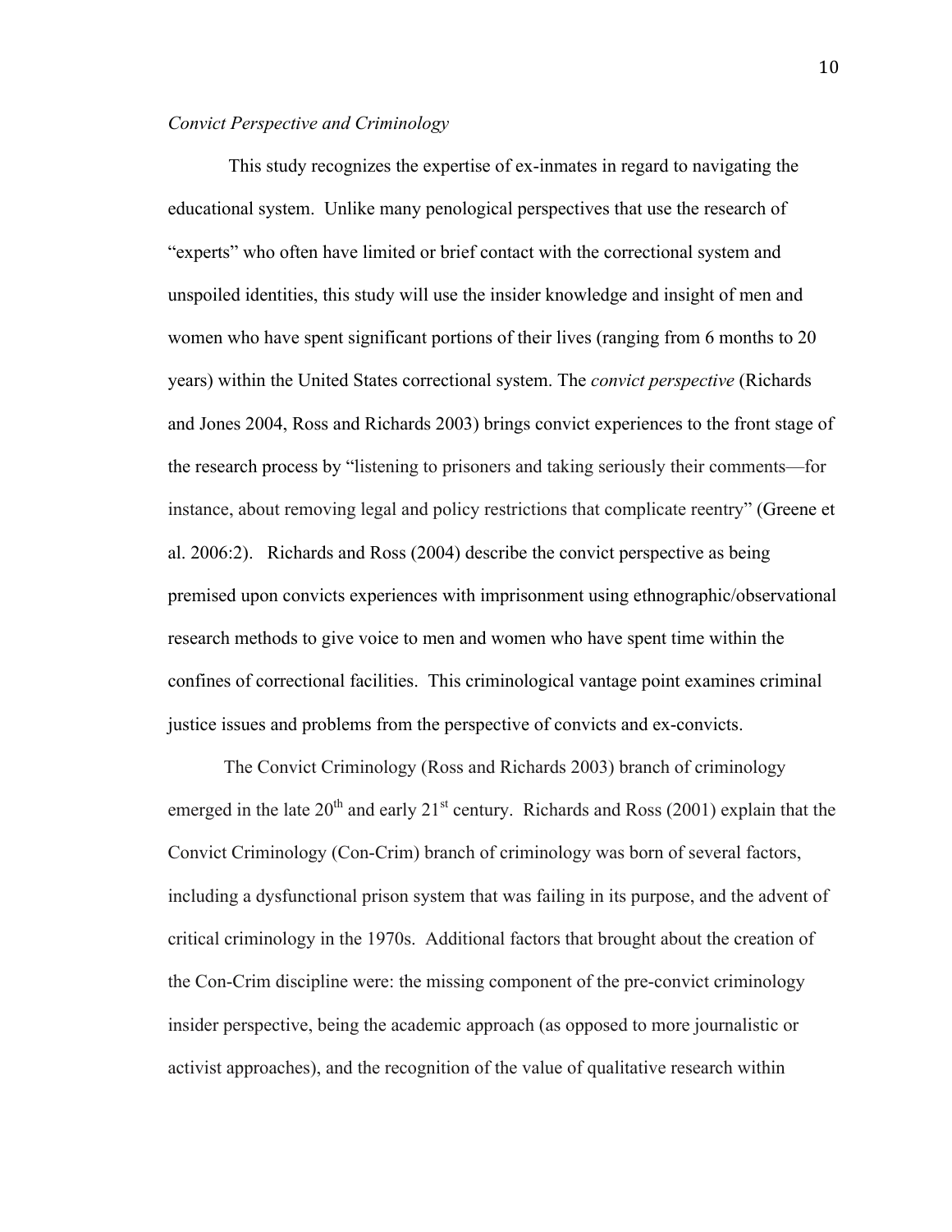*Convict Perspective and Criminology*

This study recognizes the expertise of ex-inmates in regard to navigating the educational system. Unlike many penological perspectives that use the research of "experts" who often have limited or brief contact with the correctional system and unspoiled identities, this study will use the insider knowledge and insight of men and women who have spent significant portions of their lives (ranging from 6 months to 20 years) within the United States correctional system. The *convict perspective* (Richards and Jones 2004, Ross and Richards 2003) brings convict experiences to the front stage of the research process by "listening to prisoners and taking seriously their comments—for instance, about removing legal and policy restrictions that complicate reentry" (Greene et al. 2006:2). Richards and Ross (2004) describe the convict perspective as being premised upon convicts experiences with imprisonment using ethnographic/observational research methods to give voice to men and women who have spent time within the confines of correctional facilities. This criminological vantage point examines criminal justice issues and problems from the perspective of convicts and ex-convicts.

The Convict Criminology (Ross and Richards 2003) branch of criminology emerged in the late 20th and early 21st century. Richards and Ross (2001) explain that the Convict Criminology (Con-Crim) branch of criminology was born of several factors, including a dysfunctional prison system that was failing in its purpose, and the advent of critical criminology in the 1970s. Additional factors that brought about the creation of the Con-Crim discipline were: the missing component of the pre-convict criminology insider perspective, being the academic approach (as opposed to more journalistic or activist approaches), and the recognition of the value of qualitative research within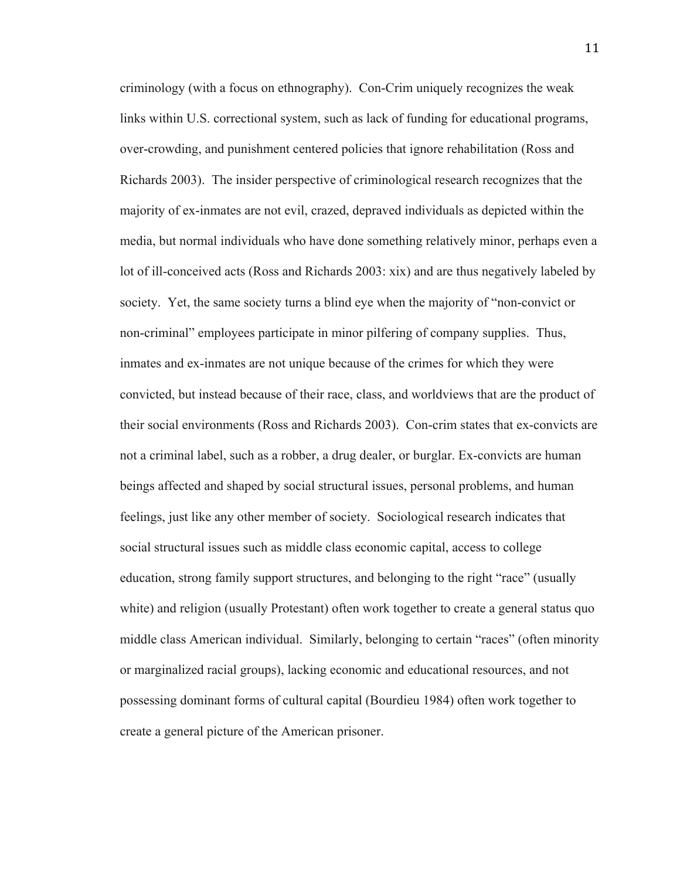criminology (with a focus on ethnography). Con-Crim uniquely recognizes the weak links within U.S. correctional system, such as lack of funding for educational programs, over-crowding, and punishment centered policies that ignore rehabilitation (Ross and Richards 2003). The insider perspective of criminological research recognizes that the majority of ex-inmates are not evil, crazed, depraved individuals as depicted within the media, but normal individuals who have done something relatively minor, perhaps even a lot of ill-conceived acts (Ross and Richards 2003: xix) and are thus negatively labeled by society. Yet, the same society turns a blind eye when the majority of "non-convict or non-criminal" employees participate in minor pilfering of company supplies. Thus, inmates and ex-inmates are not unique because of the crimes for which they were convicted, but instead because of their race, class, and worldviews that are the product of their social environments (Ross and Richards 2003). Con-crim states that ex-convicts are not a criminal label, such as a robber, a drug dealer, or burglar. Ex-convicts are human beings affected and shaped by social structural issues, personal problems, and human feelings, just like any other member of society. Sociological research indicates that social structural issues such as middle class economic capital, access to college education, strong family support structures, and belonging to the right "race" (usually white) and religion (usually Protestant) often work together to create a general status quo middle class American individual. Similarly, belonging to certain "races" (often minority or marginalized racial groups), lacking economic and educational resources, and not possessing dominant forms of cultural capital (Bourdieu 1984) often work together to create a general picture of the American prisoner.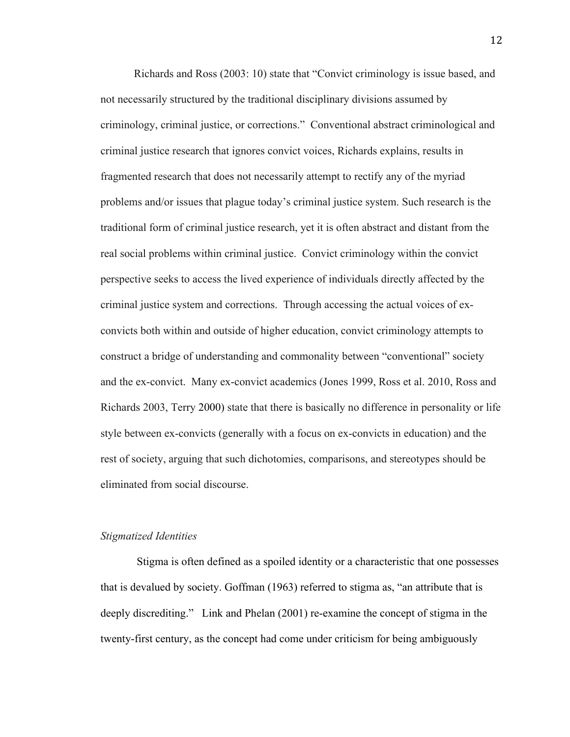Richards and Ross (2003: 10) state that "Convict criminology is issue based, and not necessarily structured by the traditional disciplinary divisions assumed by criminology, criminal justice, or corrections." Conventional abstract criminological and criminal justice research that ignores convict voices, Richards explains, results in fragmented research that does not necessarily attempt to rectify any of the myriad problems and/or issues that plague today's criminal justice system. Such research is the traditional form of criminal justice research, yet it is often abstract and distant from the real social problems within criminal justice. Convict criminology within the convict perspective seeks to access the lived experience of individuals directly affected by the criminal justice system and corrections. Through accessing the actual voices of ex-convicts both within and outside of higher education, convict criminology attempts to construct a bridge of understanding and commonality between "conventional" society and the ex-convict. Many ex-convict academics (Jones 1999, Ross et al. 2010, Ross and Richards 2003, Terry 2000) state that there is basically no difference in personality or life style between ex-convicts (generally with a focus on ex-convicts in education) and the rest of society, arguing that such dichotomies, comparisons, and stereotypes should be eliminated from social discourse.

*Stigmatized Identities*

Stigma is often defined as a spoiled identity or a characteristic that one possesses that is devalued by society. Goffman (1963) referred to stigma as, "an attribute that is deeply discrediting." Link and Phelan (2001) re-examine the concept of stigma in the twenty-first century, as the concept had come under criticism for being ambiguously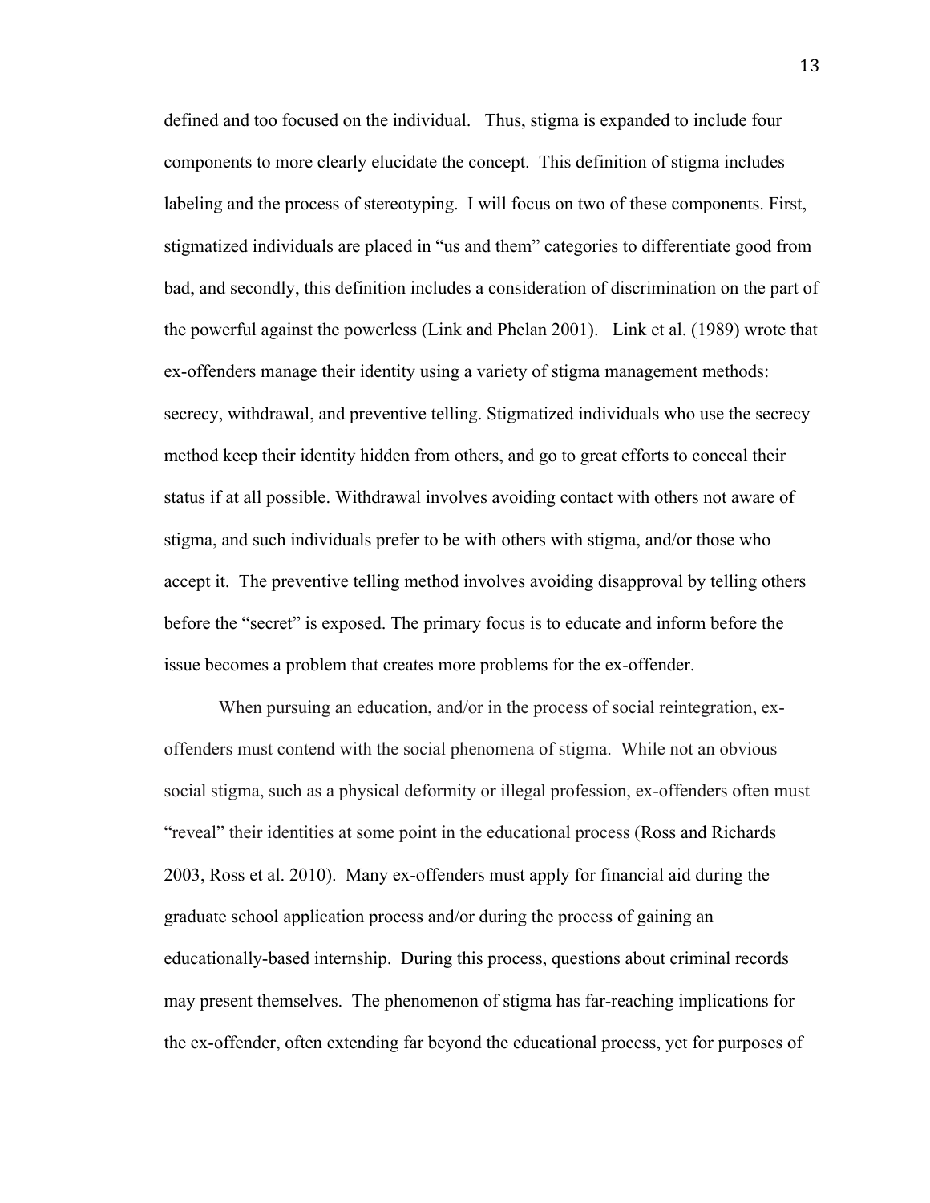defined and too focused on the individual. Thus, stigma is expanded to include four components to more clearly elucidate the concept. This definition of stigma includes labeling and the process of stereotyping. I will focus on two of these components. First, stigmatized individuals are placed in "us and them" categories to differentiate good from bad, and secondly, this definition includes a consideration of discrimination on the part of the powerful against the powerless (Link and Phelan 2001). Link et al. (1989) wrote that ex-offenders manage their identity using a variety of stigma management methods: secrecy, withdrawal, and preventive telling. Stigmatized individuals who use the secrecy method keep their identity hidden from others, and go to great efforts to conceal their status if at all possible. Withdrawal involves avoiding contact with others not aware of stigma, and such individuals prefer to be with others with stigma, and/or those who accept it. The preventive telling method involves avoiding disapproval by telling others before the "secret" is exposed. The primary focus is to educate and inform before the issue becomes a problem that creates more problems for the ex-offender.

When pursuing an education, and/or in the process of social reintegration, ex-offenders must contend with the social phenomena of stigma. While not an obvious social stigma, such as a physical deformity or illegal profession, ex-offenders often must "reveal" their identities at some point in the educational process (Ross and Richards 2003, Ross et al. 2010). Many ex-offenders must apply for financial aid during the graduate school application process and/or during the process of gaining an educationally-based internship. During this process, questions about criminal records may present themselves. The phenomenon of stigma has far-reaching implications for the ex-offender, often extending far beyond the educational process, yet for purposes of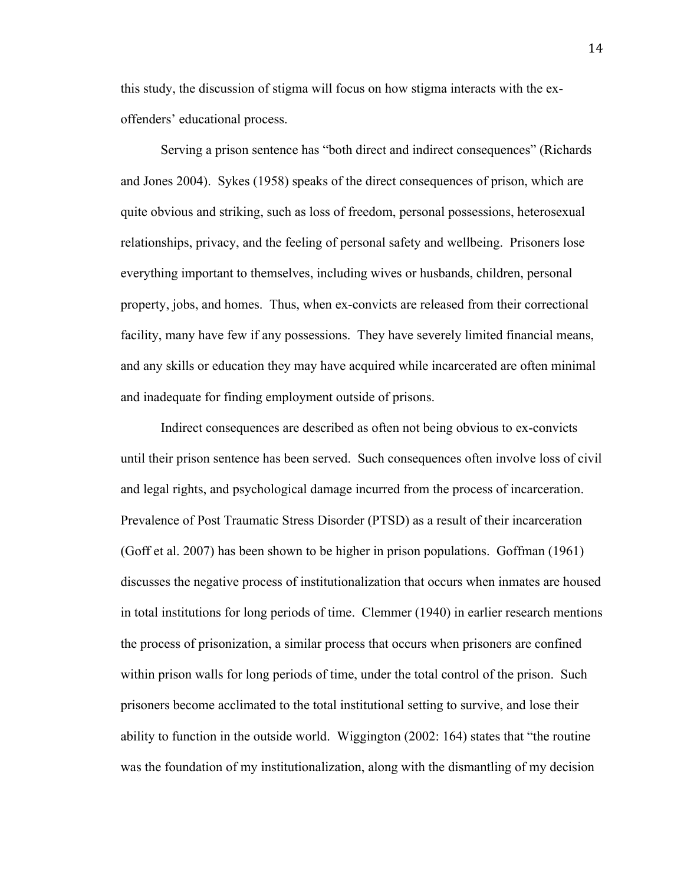this study, the discussion of stigma will focus on how stigma interacts with the ex-offenders' educational process.

Serving a prison sentence has "both direct and indirect consequences" (Richards and Jones 2004). Sykes (1958) speaks of the direct consequences of prison, which are quite obvious and striking, such as loss of freedom, personal possessions, heterosexual relationships, privacy, and the feeling of personal safety and wellbeing. Prisoners lose everything important to themselves, including wives or husbands, children, personal property, jobs, and homes. Thus, when ex-convicts are released from their correctional facility, many have few if any possessions. They have severely limited financial means, and any skills or education they may have acquired while incarcerated are often minimal and inadequate for finding employment outside of prisons.

Indirect consequences are described as often not being obvious to ex-convicts until their prison sentence has been served. Such consequences often involve loss of civil and legal rights, and psychological damage incurred from the process of incarceration. Prevalence of Post Traumatic Stress Disorder (PTSD) as a result of their incarceration (Goff et al. 2007) has been shown to be higher in prison populations. Goffman (1961) discusses the negative process of institutionalization that occurs when inmates are housed in total institutions for long periods of time. Clemmer (1940) in earlier research mentions the process of prisonization, a similar process that occurs when prisoners are confined within prison walls for long periods of time, under the total control of the prison. Such prisoners become acclimated to the total institutional setting to survive, and lose their ability to function in the outside world. Wiggington (2002: 164) states that "the routine was the foundation of my institutionalization, along with the dismantling of my decision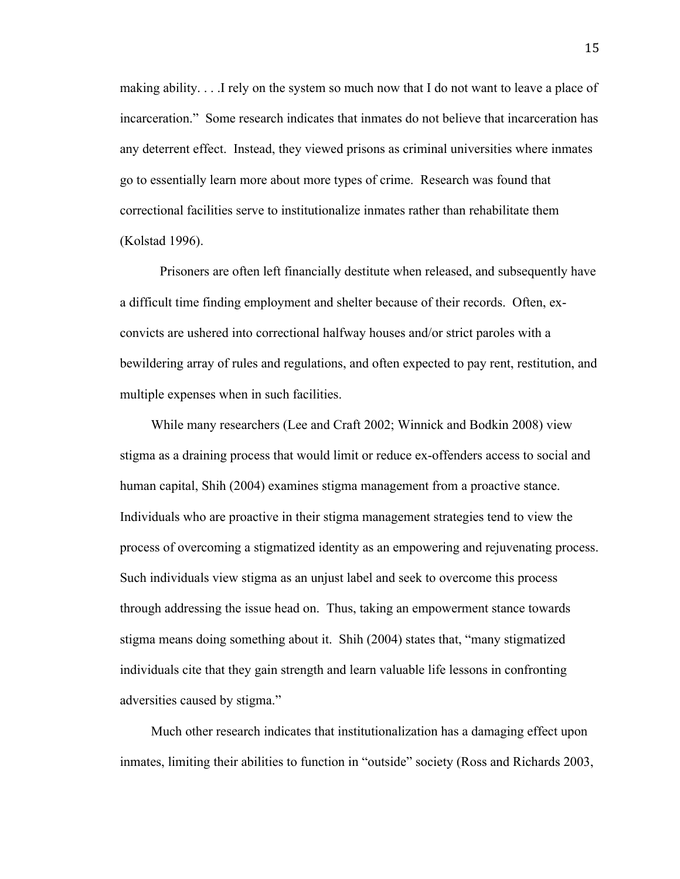making ability. . . .I rely on the system so much now that I do not want to leave a place of incarceration." Some research indicates that inmates do not believe that incarceration has any deterrent effect. Instead, they viewed prisons as criminal universities where inmates go to essentially learn more about more types of crime. Research was found that correctional facilities serve to institutionalize inmates rather than rehabilitate them (Kolstad 1996).

Prisoners are often left financially destitute when released, and subsequently have a difficult time finding employment and shelter because of their records. Often, ex-convicts are ushered into correctional halfway houses and/or strict paroles with a bewildering array of rules and regulations, and often expected to pay rent, restitution, and multiple expenses when in such facilities.

While many researchers (Lee and Craft 2002; Winnick and Bodkin 2008) view stigma as a draining process that would limit or reduce ex-offenders access to social and human capital, Shih (2004) examines stigma management from a proactive stance. Individuals who are proactive in their stigma management strategies tend to view the process of overcoming a stigmatized identity as an empowering and rejuvenating process. Such individuals view stigma as an unjust label and seek to overcome this process through addressing the issue head on. Thus, taking an empowerment stance towards stigma means doing something about it. Shih (2004) states that, "many stigmatized individuals cite that they gain strength and learn valuable life lessons in confronting adversities caused by stigma."

Much other research indicates that institutionalization has a damaging effect upon inmates, limiting their abilities to function in "outside" society (Ross and Richards 2003,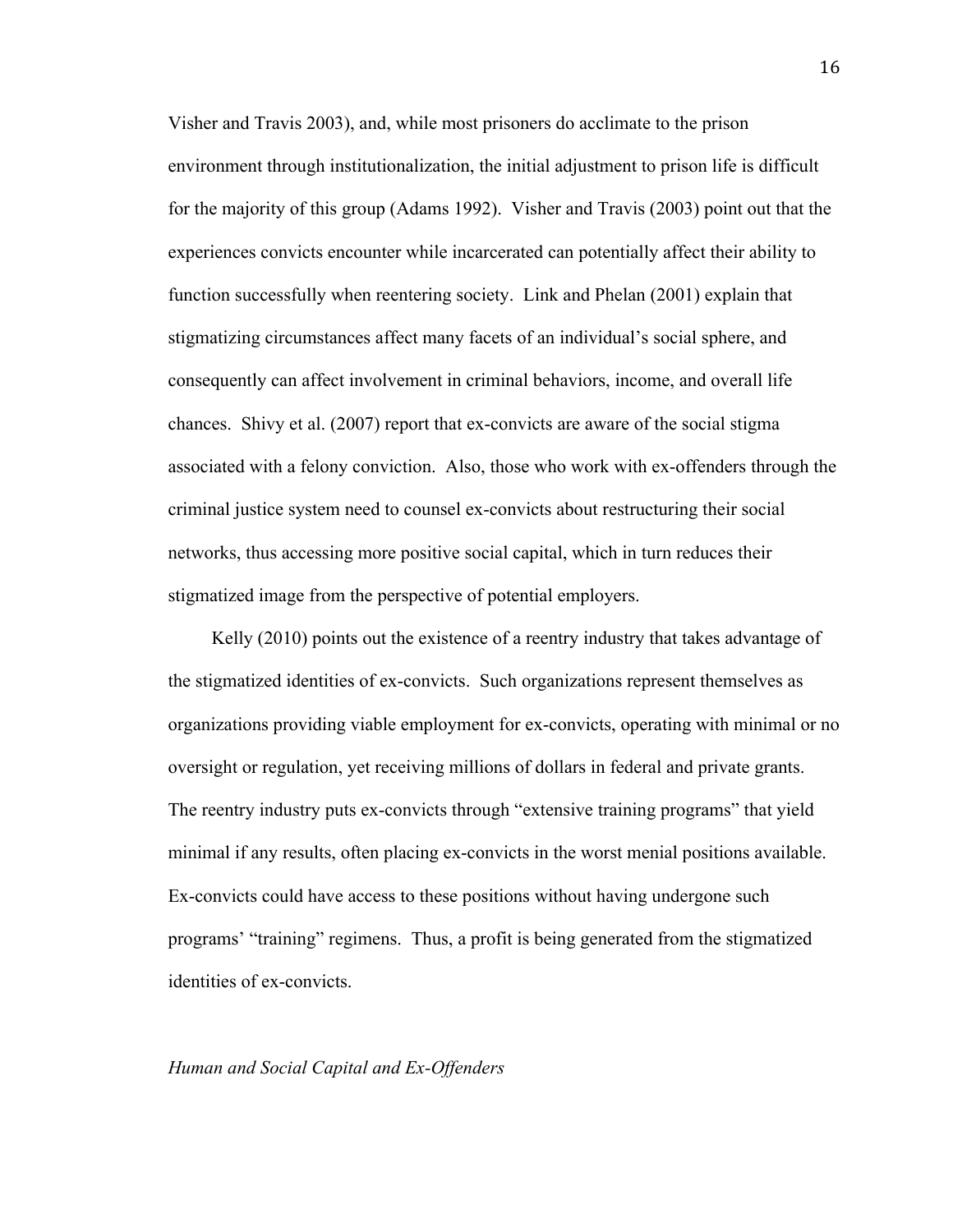Visher and Travis 2003), and, while most prisoners do acclimate to the prison environment through institutionalization, the initial adjustment to prison life is difficult for the majority of this group (Adams 1992). Visher and Travis (2003) point out that the experiences convicts encounter while incarcerated can potentially affect their ability to function successfully when reentering society. Link and Phelan (2001) explain that stigmatizing circumstances affect many facets of an individual's social sphere, and consequently can affect involvement in criminal behaviors, income, and overall life chances. Shivy et al. (2007) report that ex-convicts are aware of the social stigma associated with a felony conviction. Also, those who work with ex-offenders through the criminal justice system need to counsel ex-convicts about restructuring their social networks, thus accessing more positive social capital, which in turn reduces their stigmatized image from the perspective of potential employers.

Kelly (2010) points out the existence of a reentry industry that takes advantage of the stigmatized identities of ex-convicts. Such organizations represent themselves as organizations providing viable employment for ex-convicts, operating with minimal or no oversight or regulation, yet receiving millions of dollars in federal and private grants. The reentry industry puts ex-convicts through "extensive training programs" that yield minimal if any results, often placing ex-convicts in the worst menial positions available. Ex-convicts could have access to these positions without having undergone such programs' "training" regimens. Thus, a profit is being generated from the stigmatized identities of ex-convicts.

*Human and Social Capital and Ex-Offenders*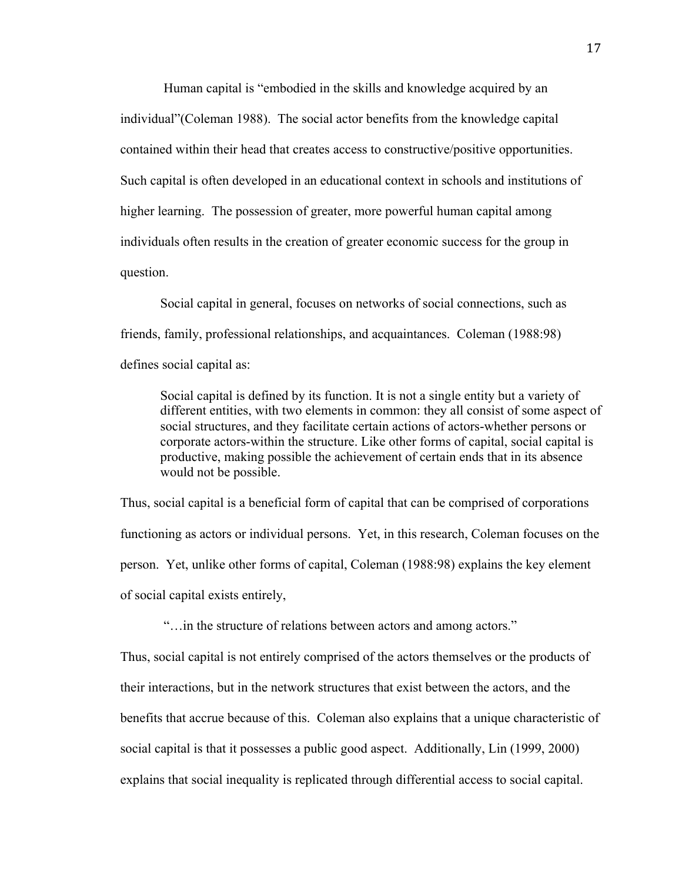Human capital is "embodied in the skills and knowledge acquired by an individual"(Coleman 1988). The social actor benefits from the knowledge capital contained within their head that creates access to constructive/positive opportunities. Such capital is often developed in an educational context in schools and institutions of higher learning. The possession of greater, more powerful human capital among individuals often results in the creation of greater economic success for the group in question.

Social capital in general, focuses on networks of social connections, such as friends, family, professional relationships, and acquaintances. Coleman (1988:98) defines social capital as:

> Social capital is defined by its function. It is not a single entity but a variety of different entities, with two elements in common: they all consist of some aspect of social structures, and they facilitate certain actions of actors-whether persons or corporate actors-within the structure. Like other forms of capital, social capital is productive, making possible the achievement of certain ends that in its absence would not be possible.

Thus, social capital is a beneficial form of capital that can be comprised of corporations functioning as actors or individual persons. Yet, in this research, Coleman focuses on the person. Yet, unlike other forms of capital, Coleman (1988:98) explains the key element of social capital exists entirely,

> "…in the structure of relations between actors and among actors."

Thus, social capital is not entirely comprised of the actors themselves or the products of their interactions, but in the network structures that exist between the actors, and the benefits that accrue because of this. Coleman also explains that a unique characteristic of social capital is that it possesses a public good aspect. Additionally, Lin (1999, 2000) explains that social inequality is replicated through differential access to social capital.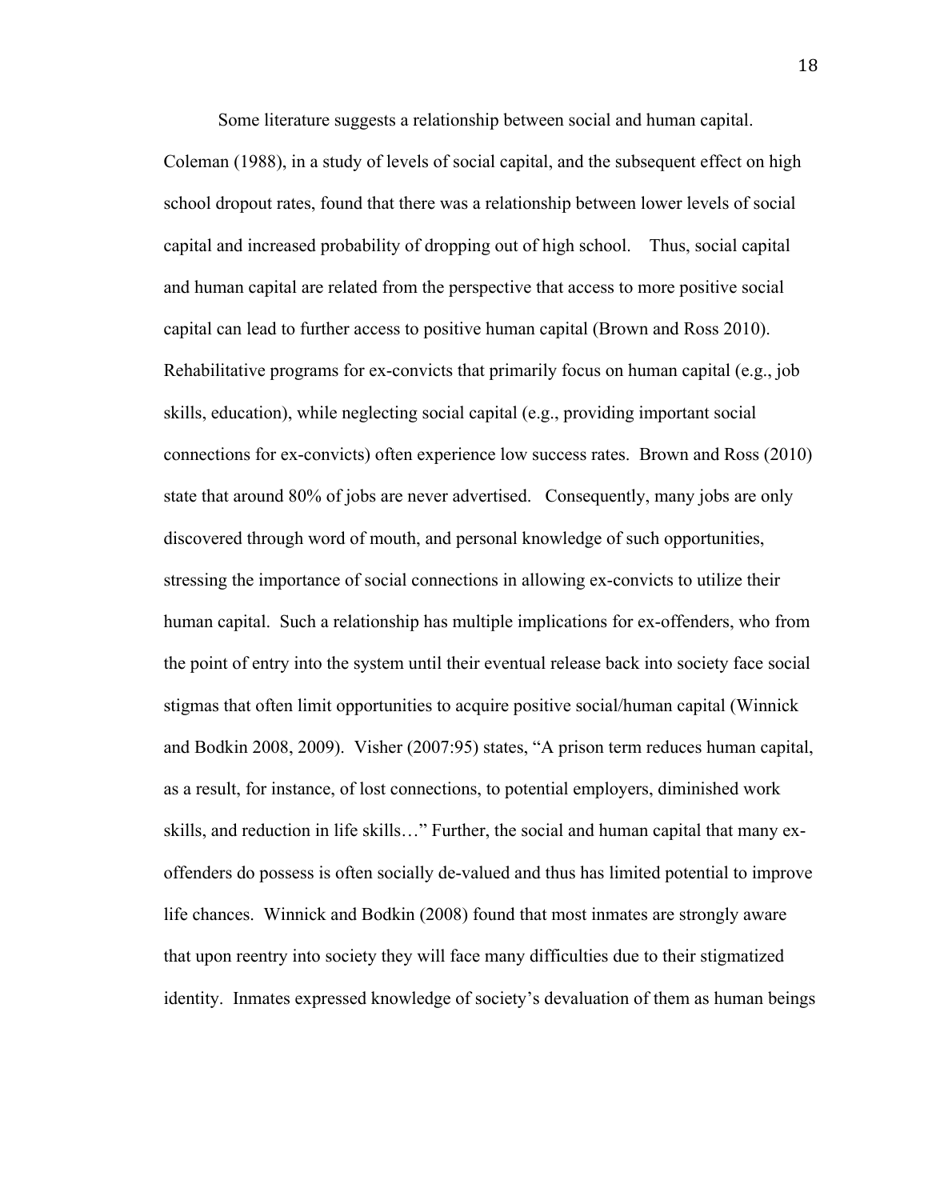Some literature suggests a relationship between social and human capital. Coleman (1988), in a study of levels of social capital, and the subsequent effect on high school dropout rates, found that there was a relationship between lower levels of social capital and increased probability of dropping out of high school. Thus, social capital and human capital are related from the perspective that access to more positive social capital can lead to further access to positive human capital (Brown and Ross 2010). Rehabilitative programs for ex-convicts that primarily focus on human capital (e.g., job skills, education), while neglecting social capital (e.g., providing important social connections for ex-convicts) often experience low success rates. Brown and Ross (2010) state that around 80% of jobs are never advertised. Consequently, many jobs are only discovered through word of mouth, and personal knowledge of such opportunities, stressing the importance of social connections in allowing ex-convicts to utilize their human capital. Such a relationship has multiple implications for ex-offenders, who from the point of entry into the system until their eventual release back into society face social stigmas that often limit opportunities to acquire positive social/human capital (Winnick and Bodkin 2008, 2009). Visher (2007:95) states, "A prison term reduces human capital, as a result, for instance, of lost connections, to potential employers, diminished work skills, and reduction in life skills…" Further, the social and human capital that many ex-offenders do possess is often socially de-valued and thus has limited potential to improve life chances. Winnick and Bodkin (2008) found that most inmates are strongly aware that upon reentry into society they will face many difficulties due to their stigmatized identity. Inmates expressed knowledge of society's devaluation of them as human beings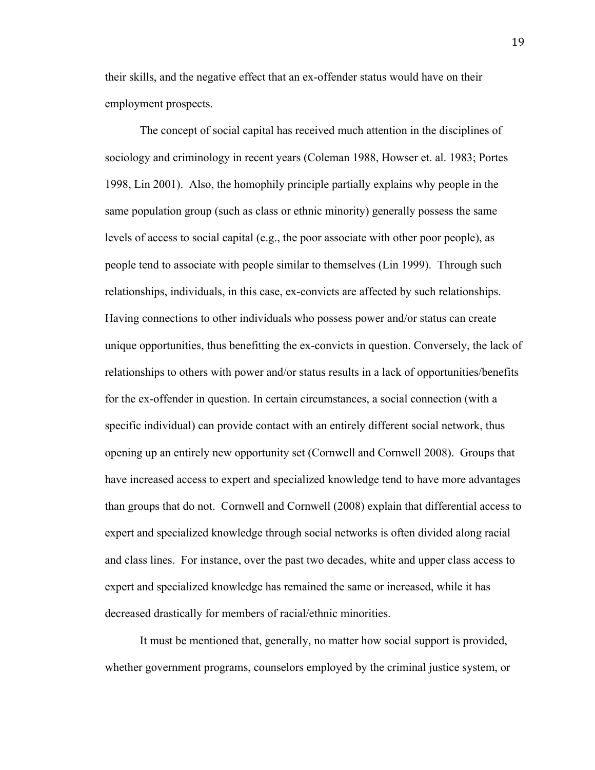their skills, and the negative effect that an ex-offender status would have on their employment prospects.

The concept of social capital has received much attention in the disciplines of sociology and criminology in recent years (Coleman 1988, Howser et. al. 1983; Portes 1998, Lin 2001). Also, the homophily principle partially explains why people in the same population group (such as class or ethnic minority) generally possess the same levels of access to social capital (e.g., the poor associate with other poor people), as people tend to associate with people similar to themselves (Lin 1999). Through such relationships, individuals, in this case, ex-convicts are affected by such relationships. Having connections to other individuals who possess power and/or status can create unique opportunities, thus benefitting the ex-convicts in question. Conversely, the lack of relationships to others with power and/or status results in a lack of opportunities/benefits for the ex-offender in question. In certain circumstances, a social connection (with a specific individual) can provide contact with an entirely different social network, thus opening up an entirely new opportunity set (Cornwell and Cornwell 2008). Groups that have increased access to expert and specialized knowledge tend to have more advantages than groups that do not. Cornwell and Cornwell (2008) explain that differential access to expert and specialized knowledge through social networks is often divided along racial and class lines. For instance, over the past two decades, white and upper class access to expert and specialized knowledge has remained the same or increased, while it has decreased drastically for members of racial/ethnic minorities.

It must be mentioned that, generally, no matter how social support is provided, whether government programs, counselors employed by the criminal justice system, or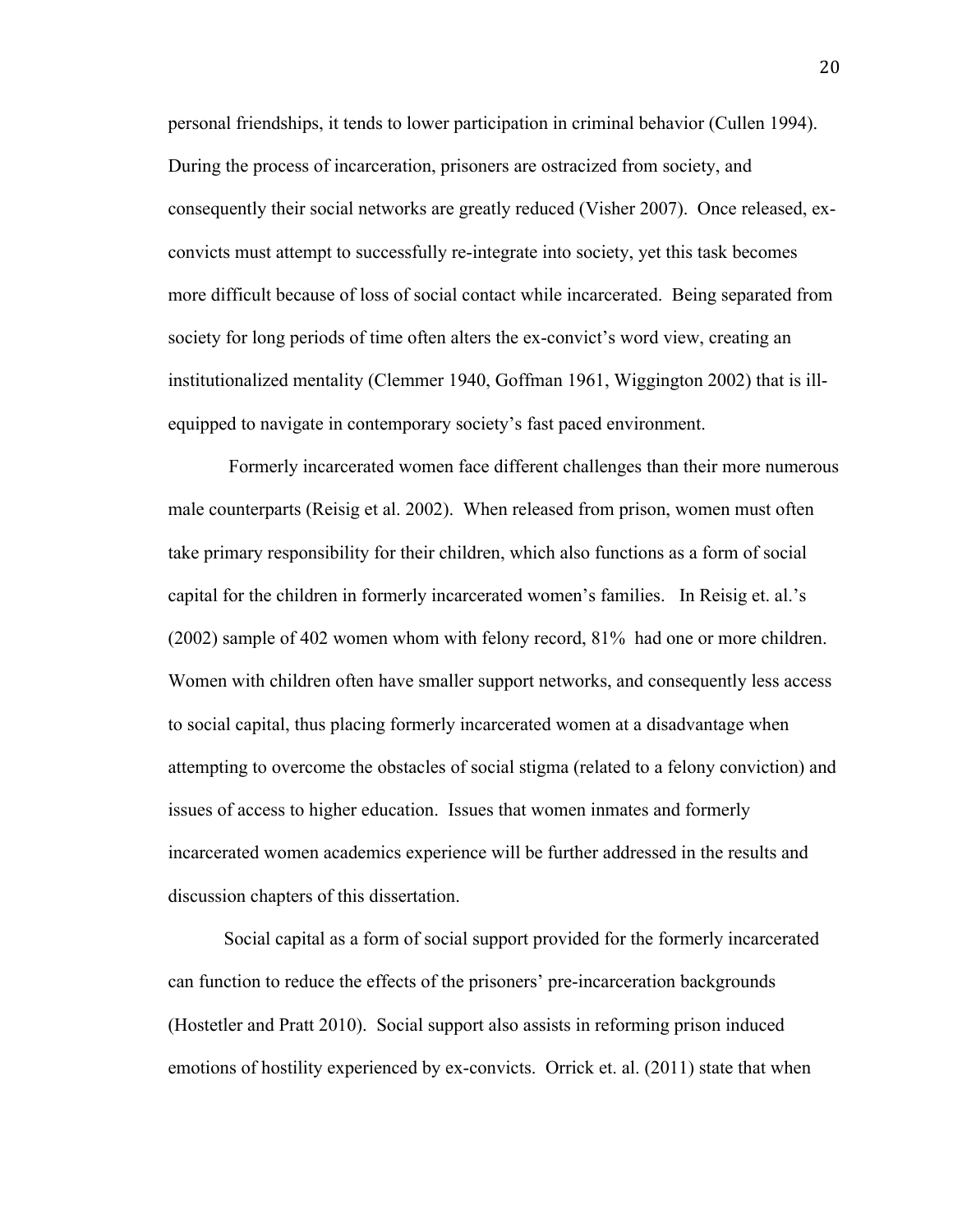personal friendships, it tends to lower participation in criminal behavior (Cullen 1994). During the process of incarceration, prisoners are ostracized from society, and consequently their social networks are greatly reduced (Visher 2007). Once released, ex-convicts must attempt to successfully re-integrate into society, yet this task becomes more difficult because of loss of social contact while incarcerated. Being separated from society for long periods of time often alters the ex-convict's word view, creating an institutionalized mentality (Clemmer 1940, Goffman 1961, Wiggington 2002) that is ill-equipped to navigate in contemporary society's fast paced environment.

Formerly incarcerated women face different challenges than their more numerous male counterparts (Reisig et al. 2002). When released from prison, women must often take primary responsibility for their children, which also functions as a form of social capital for the children in formerly incarcerated women's families. In Reisig et. al.'s (2002) sample of 402 women whom with felony record, 81% had one or more children. Women with children often have smaller support networks, and consequently less access to social capital, thus placing formerly incarcerated women at a disadvantage when attempting to overcome the obstacles of social stigma (related to a felony conviction) and issues of access to higher education. Issues that women inmates and formerly incarcerated women academics experience will be further addressed in the results and discussion chapters of this dissertation.

Social capital as a form of social support provided for the formerly incarcerated can function to reduce the effects of the prisoners' pre-incarceration backgrounds (Hostetler and Pratt 2010). Social support also assists in reforming prison induced emotions of hostility experienced by ex-convicts. Orrick et. al. (2011) state that when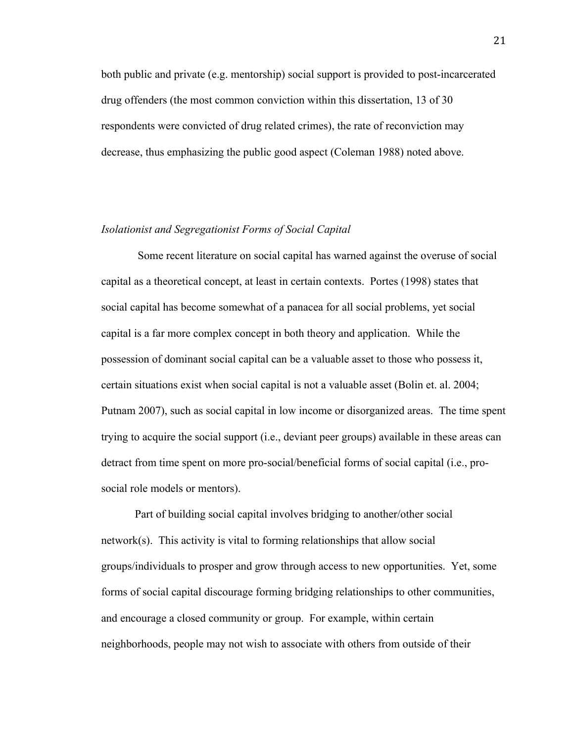both public and private (e.g. mentorship) social support is provided to post-incarcerated drug offenders (the most common conviction within this dissertation, 13 of 30 respondents were convicted of drug related crimes), the rate of reconviction may decrease, thus emphasizing the public good aspect (Coleman 1988) noted above.

### *Isolationist and Segregationist Forms of Social Capital*

Some recent literature on social capital has warned against the overuse of social capital as a theoretical concept, at least in certain contexts. Portes (1998) states that social capital has become somewhat of a panacea for all social problems, yet social capital is a far more complex concept in both theory and application. While the possession of dominant social capital can be a valuable asset to those who possess it, certain situations exist when social capital is not a valuable asset (Bolin et. al. 2004; Putnam 2007), such as social capital in low income or disorganized areas. The time spent trying to acquire the social support (i.e., deviant peer groups) available in these areas can detract from time spent on more pro-social/beneficial forms of social capital (i.e., pro-social role models or mentors).

Part of building social capital involves bridging to another/other social network(s). This activity is vital to forming relationships that allow social groups/individuals to prosper and grow through access to new opportunities. Yet, some forms of social capital discourage forming bridging relationships to other communities, and encourage a closed community or group. For example, within certain neighborhoods, people may not wish to associate with others from outside of their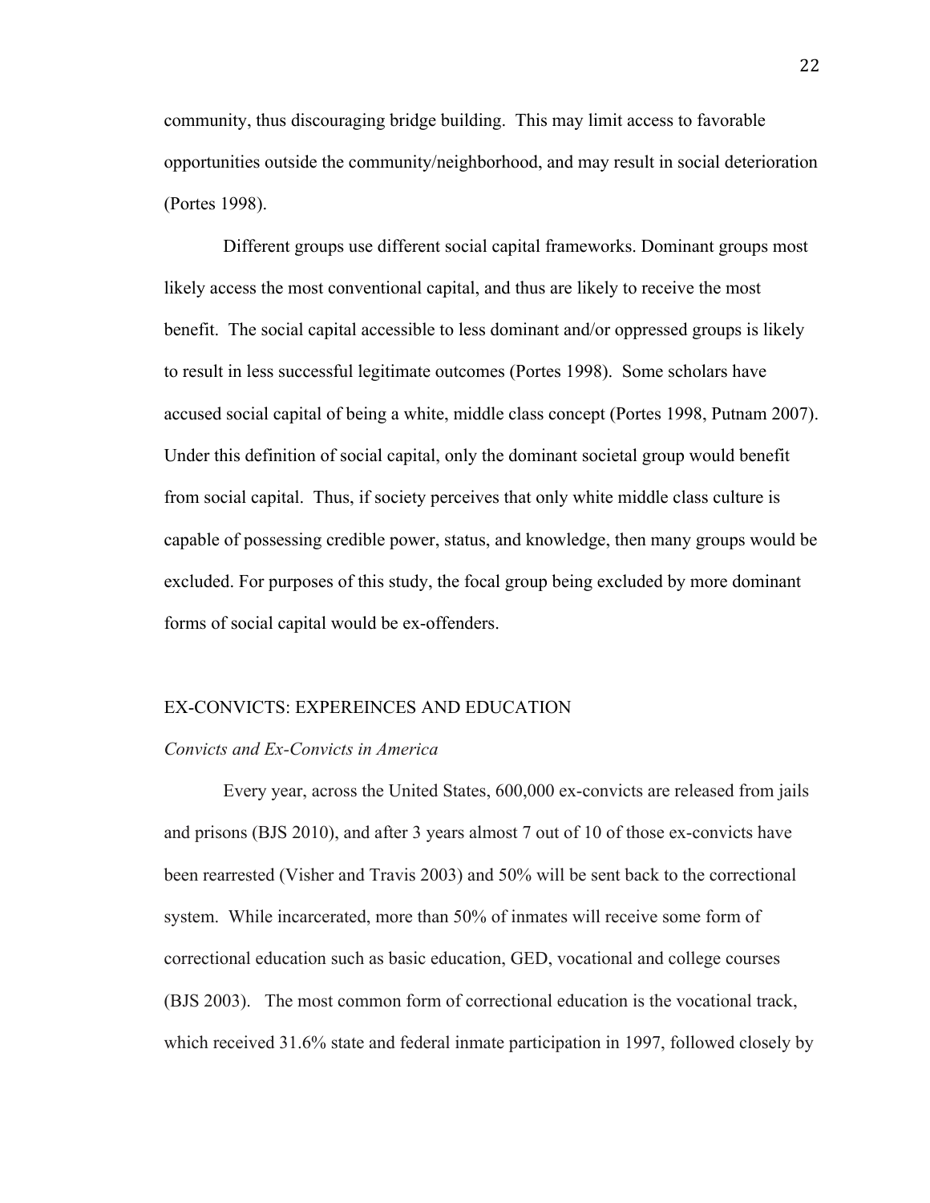community, thus discouraging bridge building. This may limit access to favorable opportunities outside the community/neighborhood, and may result in social deterioration (Portes 1998).

Different groups use different social capital frameworks. Dominant groups most likely access the most conventional capital, and thus are likely to receive the most benefit. The social capital accessible to less dominant and/or oppressed groups is likely to result in less successful legitimate outcomes (Portes 1998). Some scholars have accused social capital of being a white, middle class concept (Portes 1998, Putnam 2007). Under this definition of social capital, only the dominant societal group would benefit from social capital. Thus, if society perceives that only white middle class culture is capable of possessing credible power, status, and knowledge, then many groups would be excluded. For purposes of this study, the focal group being excluded by more dominant forms of social capital would be ex-offenders.

## EX-CONVICTS: EXPEREINCES AND EDUCATION

### *Convicts and Ex-Convicts in America*

Every year, across the United States, 600,000 ex-convicts are released from jails and prisons (BJS 2010), and after 3 years almost 7 out of 10 of those ex-convicts have been rearrested (Visher and Travis 2003) and 50% will be sent back to the correctional system. While incarcerated, more than 50% of inmates will receive some form of correctional education such as basic education, GED, vocational and college courses (BJS 2003). The most common form of correctional education is the vocational track, which received 31.6% state and federal inmate participation in 1997, followed closely by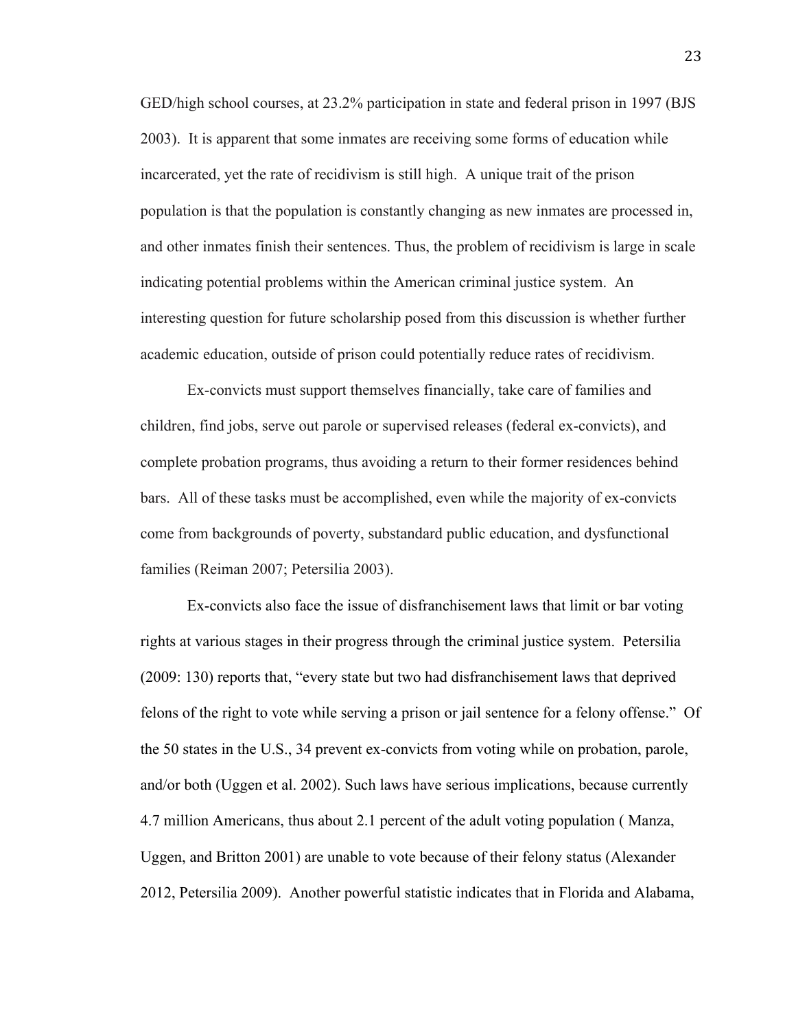GED/high school courses, at 23.2% participation in state and federal prison in 1997 (BJS 2003). It is apparent that some inmates are receiving some forms of education while incarcerated, yet the rate of recidivism is still high. A unique trait of the prison population is that the population is constantly changing as new inmates are processed in, and other inmates finish their sentences. Thus, the problem of recidivism is large in scale indicating potential problems within the American criminal justice system. An interesting question for future scholarship posed from this discussion is whether further academic education, outside of prison could potentially reduce rates of recidivism.

Ex-convicts must support themselves financially, take care of families and children, find jobs, serve out parole or supervised releases (federal ex-convicts), and complete probation programs, thus avoiding a return to their former residences behind bars. All of these tasks must be accomplished, even while the majority of ex-convicts come from backgrounds of poverty, substandard public education, and dysfunctional families (Reiman 2007; Petersilia 2003).

Ex-convicts also face the issue of disfranchisement laws that limit or bar voting rights at various stages in their progress through the criminal justice system. Petersilia (2009: 130) reports that, "every state but two had disfranchisement laws that deprived felons of the right to vote while serving a prison or jail sentence for a felony offense." Of the 50 states in the U.S., 34 prevent ex-convicts from voting while on probation, parole, and/or both (Uggen et al. 2002). Such laws have serious implications, because currently 4.7 million Americans, thus about 2.1 percent of the adult voting population ( Manza, Uggen, and Britton 2001) are unable to vote because of their felony status (Alexander 2012, Petersilia 2009). Another powerful statistic indicates that in Florida and Alabama,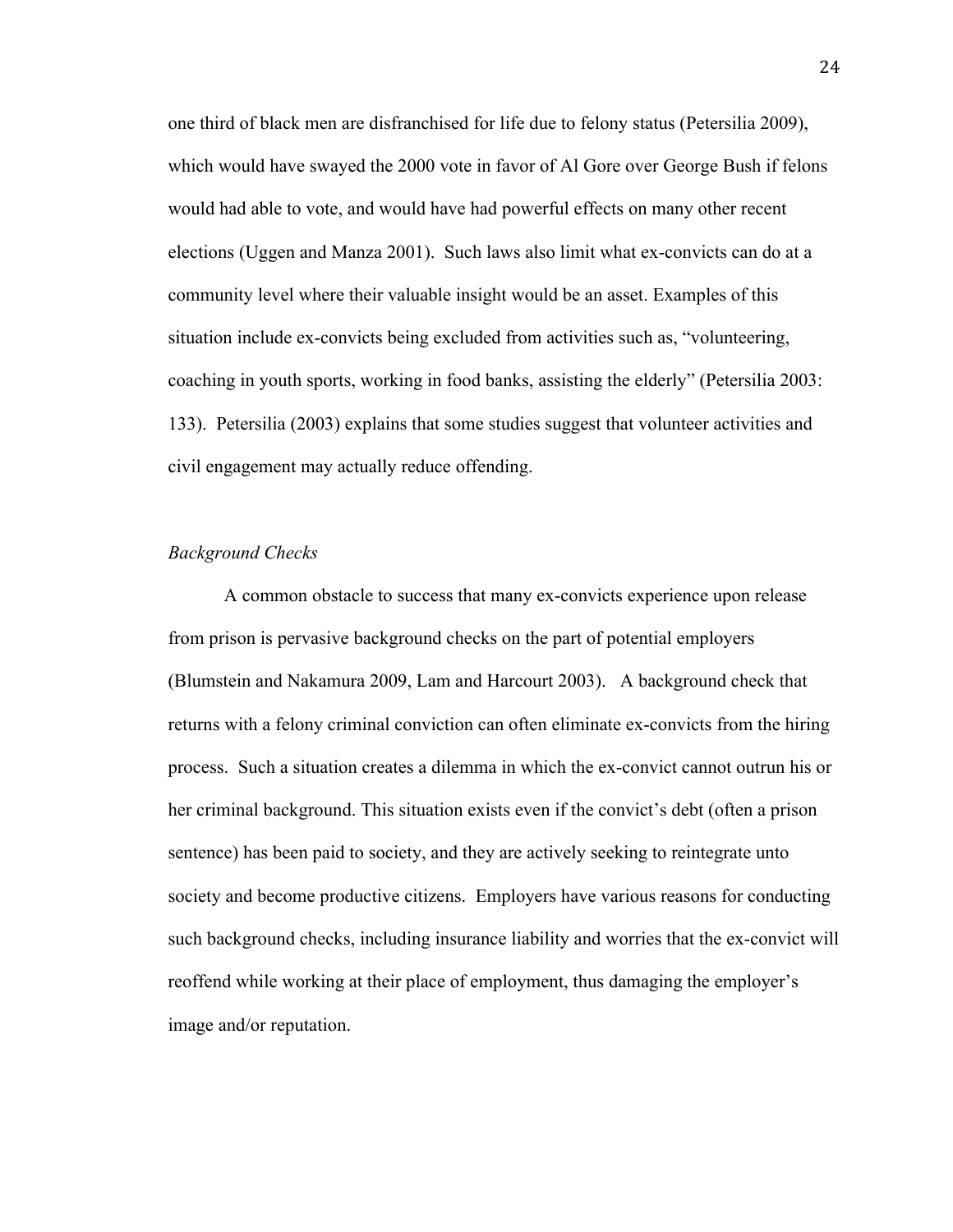one third of black men are disfranchised for life due to felony status (Petersilia 2009), which would have swayed the 2000 vote in favor of Al Gore over George Bush if felons would had able to vote, and would have had powerful effects on many other recent elections (Uggen and Manza 2001). Such laws also limit what ex-convicts can do at a community level where their valuable insight would be an asset. Examples of this situation include ex-convicts being excluded from activities such as, "volunteering, coaching in youth sports, working in food banks, assisting the elderly" (Petersilia 2003: 133). Petersilia (2003) explains that some studies suggest that volunteer activities and civil engagement may actually reduce offending.

*Background Checks*

A common obstacle to success that many ex-convicts experience upon release from prison is pervasive background checks on the part of potential employers (Blumstein and Nakamura 2009, Lam and Harcourt 2003). A background check that returns with a felony criminal conviction can often eliminate ex-convicts from the hiring process. Such a situation creates a dilemma in which the ex-convict cannot outrun his or her criminal background. This situation exists even if the convict's debt (often a prison sentence) has been paid to society, and they are actively seeking to reintegrate unto society and become productive citizens. Employers have various reasons for conducting such background checks, including insurance liability and worries that the ex-convict will reoffend while working at their place of employment, thus damaging the employer's image and/or reputation.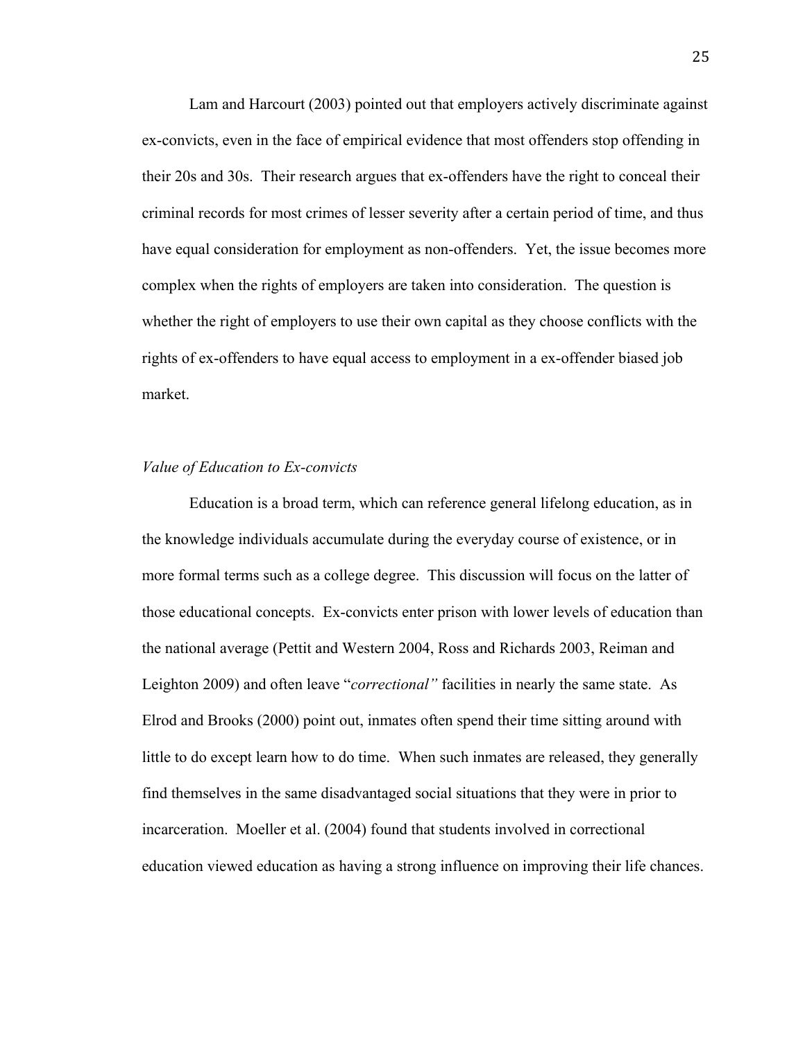Lam and Harcourt (2003) pointed out that employers actively discriminate against ex-convicts, even in the face of empirical evidence that most offenders stop offending in their 20s and 30s. Their research argues that ex-offenders have the right to conceal their criminal records for most crimes of lesser severity after a certain period of time, and thus have equal consideration for employment as non-offenders. Yet, the issue becomes more complex when the rights of employers are taken into consideration. The question is whether the right of employers to use their own capital as they choose conflicts with the rights of ex-offenders to have equal access to employment in a ex-offender biased job market.

### *Value of Education to Ex-convicts*

Education is a broad term, which can reference general lifelong education, as in the knowledge individuals accumulate during the everyday course of existence, or in more formal terms such as a college degree. This discussion will focus on the latter of those educational concepts. Ex-convicts enter prison with lower levels of education than the national average (Pettit and Western 2004, Ross and Richards 2003, Reiman and Leighton 2009) and often leave "*correctional"* facilities in nearly the same state. As Elrod and Brooks (2000) point out, inmates often spend their time sitting around with little to do except learn how to do time. When such inmates are released, they generally find themselves in the same disadvantaged social situations that they were in prior to incarceration. Moeller et al. (2004) found that students involved in correctional education viewed education as having a strong influence on improving their life chances.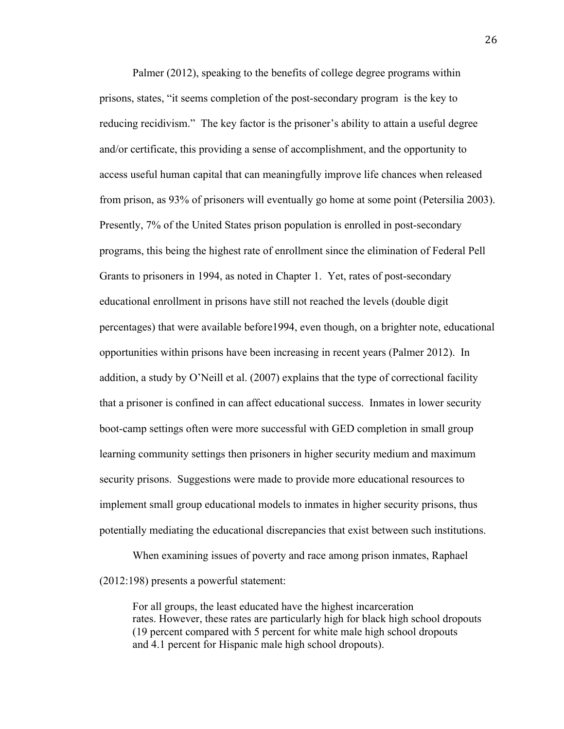Palmer (2012), speaking to the benefits of college degree programs within prisons, states, "it seems completion of the post-secondary program is the key to reducing recidivism." The key factor is the prisoner's ability to attain a useful degree and/or certificate, this providing a sense of accomplishment, and the opportunity to access useful human capital that can meaningfully improve life chances when released from prison, as 93% of prisoners will eventually go home at some point (Petersilia 2003). Presently, 7% of the United States prison population is enrolled in post-secondary programs, this being the highest rate of enrollment since the elimination of Federal Pell Grants to prisoners in 1994, as noted in Chapter 1. Yet, rates of post-secondary educational enrollment in prisons have still not reached the levels (double digit percentages) that were available before1994, even though, on a brighter note, educational opportunities within prisons have been increasing in recent years (Palmer 2012). In addition, a study by O'Neill et al. (2007) explains that the type of correctional facility that a prisoner is confined in can affect educational success. Inmates in lower security boot-camp settings often were more successful with GED completion in small group learning community settings then prisoners in higher security medium and maximum security prisons. Suggestions were made to provide more educational resources to implement small group educational models to inmates in higher security prisons, thus potentially mediating the educational discrepancies that exist between such institutions.

When examining issues of poverty and race among prison inmates, Raphael (2012:198) presents a powerful statement:

> For all groups, the least educated have the highest incarceration rates. However, these rates are particularly high for black high school dropouts (19 percent compared with 5 percent for white male high school dropouts and 4.1 percent for Hispanic male high school dropouts).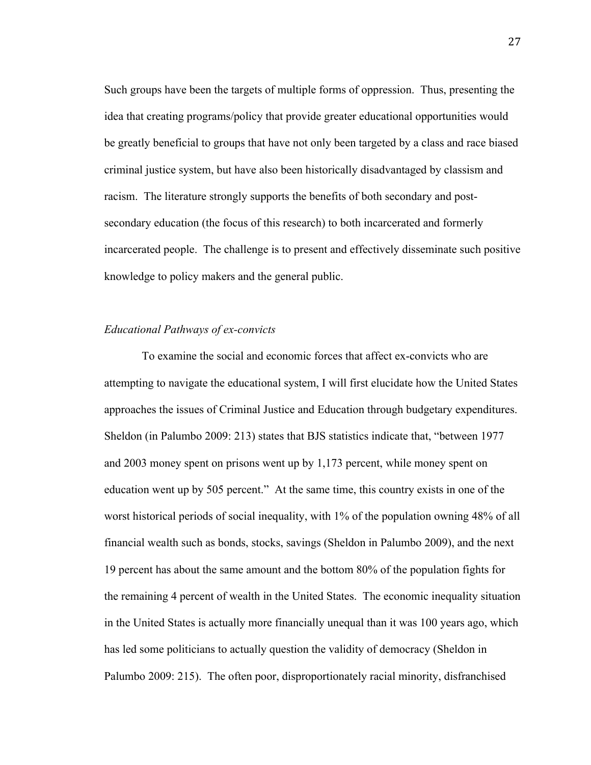Such groups have been the targets of multiple forms of oppression. Thus, presenting the idea that creating programs/policy that provide greater educational opportunities would be greatly beneficial to groups that have not only been targeted by a class and race biased criminal justice system, but have also been historically disadvantaged by classism and racism. The literature strongly supports the benefits of both secondary and post-secondary education (the focus of this research) to both incarcerated and formerly incarcerated people. The challenge is to present and effectively disseminate such positive knowledge to policy makers and the general public.

*Educational Pathways of ex-convicts*

To examine the social and economic forces that affect ex-convicts who are attempting to navigate the educational system, I will first elucidate how the United States approaches the issues of Criminal Justice and Education through budgetary expenditures. Sheldon (in Palumbo 2009: 213) states that BJS statistics indicate that, "between 1977 and 2003 money spent on prisons went up by 1,173 percent, while money spent on education went up by 505 percent." At the same time, this country exists in one of the worst historical periods of social inequality, with 1% of the population owning 48% of all financial wealth such as bonds, stocks, savings (Sheldon in Palumbo 2009), and the next 19 percent has about the same amount and the bottom 80% of the population fights for the remaining 4 percent of wealth in the United States. The economic inequality situation in the United States is actually more financially unequal than it was 100 years ago, which has led some politicians to actually question the validity of democracy (Sheldon in Palumbo 2009: 215). The often poor, disproportionately racial minority, disfranchised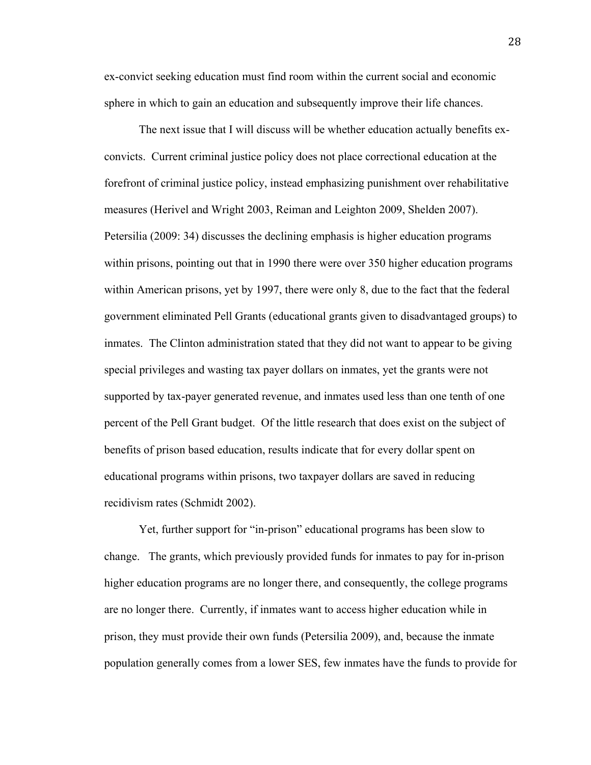ex-convict seeking education must find room within the current social and economic sphere in which to gain an education and subsequently improve their life chances.

The next issue that I will discuss will be whether education actually benefits ex-convicts. Current criminal justice policy does not place correctional education at the forefront of criminal justice policy, instead emphasizing punishment over rehabilitative measures (Herivel and Wright 2003, Reiman and Leighton 2009, Shelden 2007). Petersilia (2009: 34) discusses the declining emphasis is higher education programs within prisons, pointing out that in 1990 there were over 350 higher education programs within American prisons, yet by 1997, there were only 8, due to the fact that the federal government eliminated Pell Grants (educational grants given to disadvantaged groups) to inmates. The Clinton administration stated that they did not want to appear to be giving special privileges and wasting tax payer dollars on inmates, yet the grants were not supported by tax-payer generated revenue, and inmates used less than one tenth of one percent of the Pell Grant budget. Of the little research that does exist on the subject of benefits of prison based education, results indicate that for every dollar spent on educational programs within prisons, two taxpayer dollars are saved in reducing recidivism rates (Schmidt 2002).

Yet, further support for "in-prison" educational programs has been slow to change. The grants, which previously provided funds for inmates to pay for in-prison higher education programs are no longer there, and consequently, the college programs are no longer there. Currently, if inmates want to access higher education while in prison, they must provide their own funds (Petersilia 2009), and, because the inmate population generally comes from a lower SES, few inmates have the funds to provide for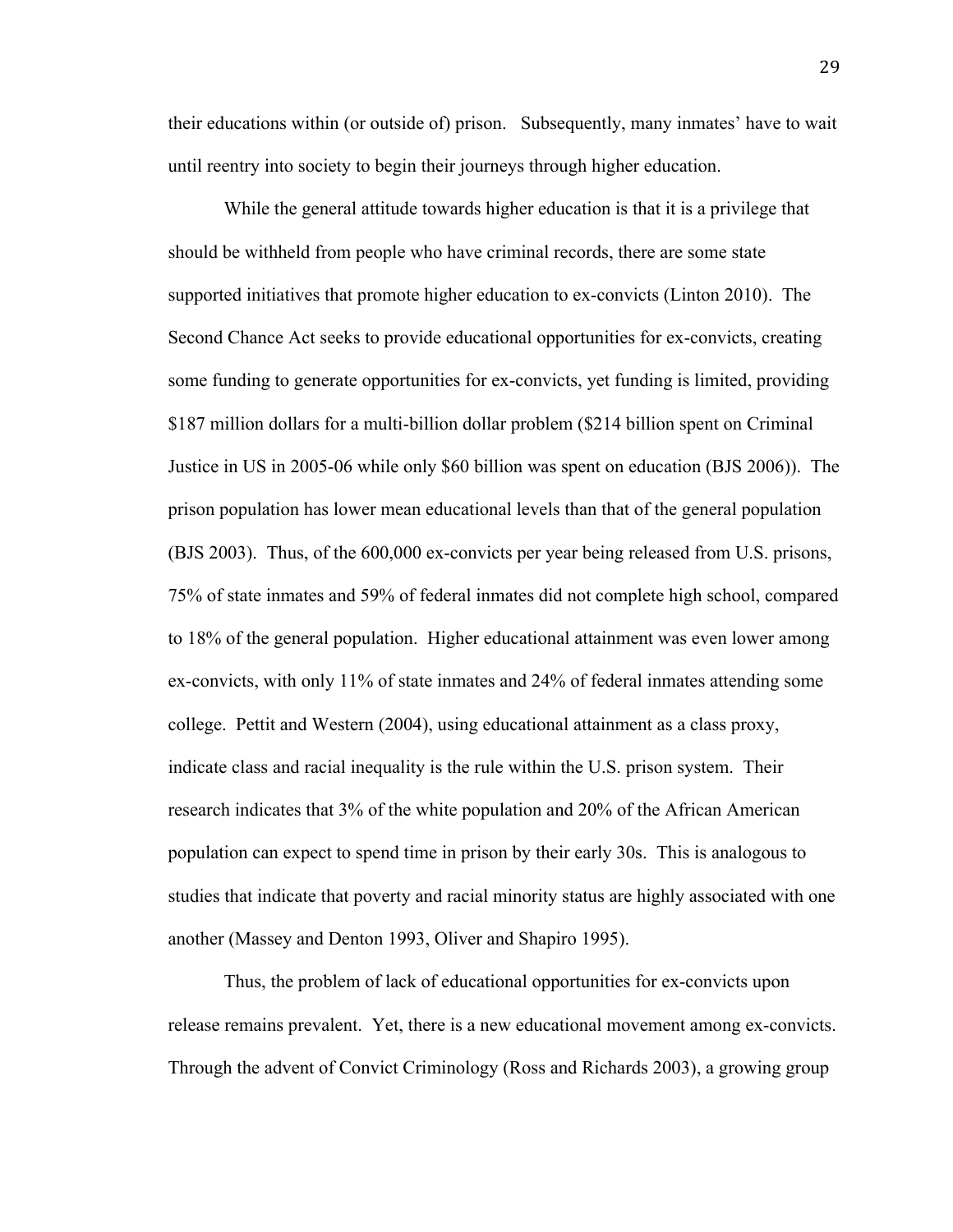their educations within (or outside of) prison. Subsequently, many inmates' have to wait until reentry into society to begin their journeys through higher education.

While the general attitude towards higher education is that it is a privilege that should be withheld from people who have criminal records, there are some state supported initiatives that promote higher education to ex-convicts (Linton 2010). The Second Chance Act seeks to provide educational opportunities for ex-convicts, creating some funding to generate opportunities for ex-convicts, yet funding is limited, providing $187 million dollars for a multi-billion dollar problem ($214 billion spent on Criminal Justice in US in 2005-06 while only $60 billion was spent on education (BJS 2006)). The prison population has lower mean educational levels than that of the general population (BJS 2003). Thus, of the 600,000 ex-convicts per year being released from U.S. prisons, 75% of state inmates and 59% of federal inmates did not complete high school, compared to 18% of the general population. Higher educational attainment was even lower among ex-convicts, with only 11% of state inmates and 24% of federal inmates attending some college. Pettit and Western (2004), using educational attainment as a class proxy, indicate class and racial inequality is the rule within the U.S. prison system. Their research indicates that 3% of the white population and 20% of the African American population can expect to spend time in prison by their early 30s. This is analogous to studies that indicate that poverty and racial minority status are highly associated with one another (Massey and Denton 1993, Oliver and Shapiro 1995).

Thus, the problem of lack of educational opportunities for ex-convicts upon release remains prevalent. Yet, there is a new educational movement among ex-convicts. Through the advent of Convict Criminology (Ross and Richards 2003), a growing group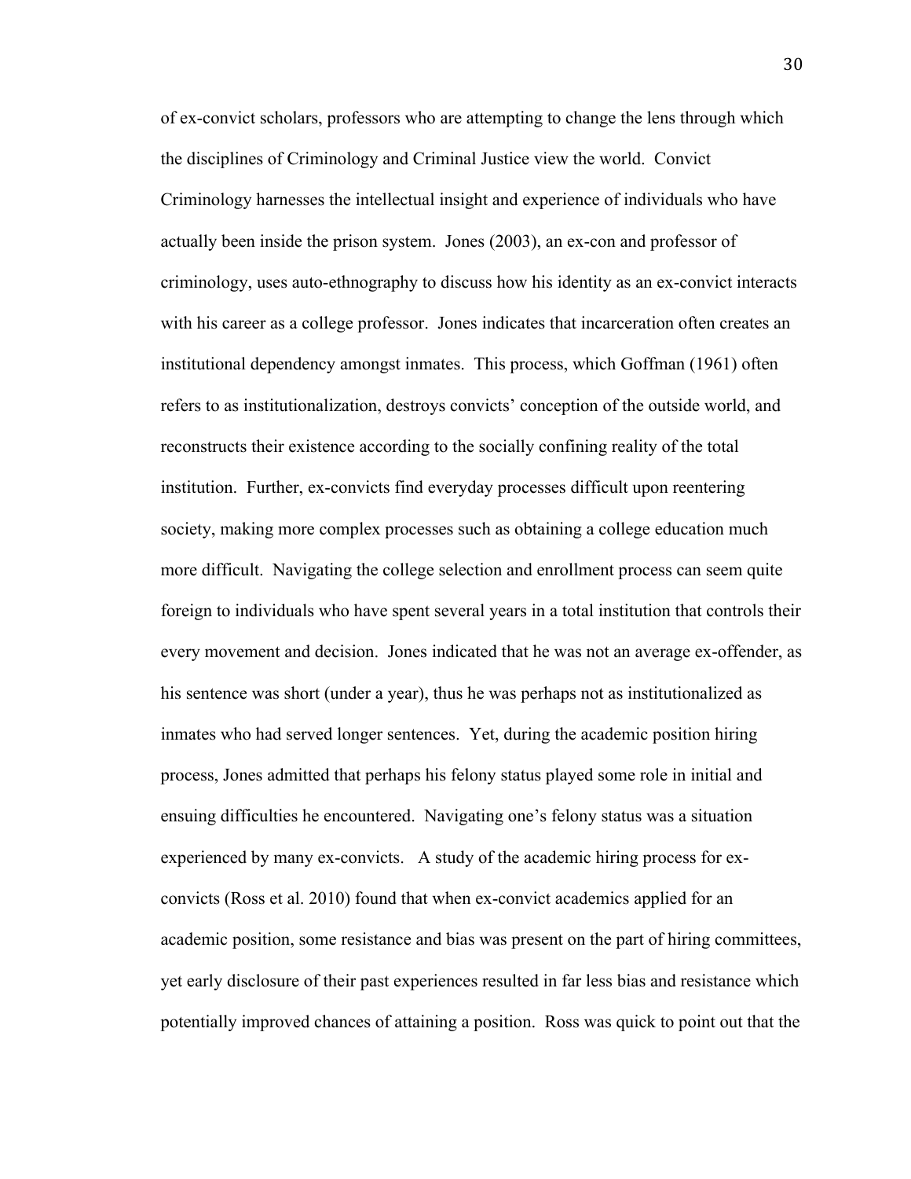of ex-convict scholars, professors who are attempting to change the lens through which the disciplines of Criminology and Criminal Justice view the world. Convict Criminology harnesses the intellectual insight and experience of individuals who have actually been inside the prison system. Jones (2003), an ex-con and professor of criminology, uses auto-ethnography to discuss how his identity as an ex-convict interacts with his career as a college professor. Jones indicates that incarceration often creates an institutional dependency amongst inmates. This process, which Goffman (1961) often refers to as institutionalization, destroys convicts' conception of the outside world, and reconstructs their existence according to the socially confining reality of the total institution. Further, ex-convicts find everyday processes difficult upon reentering society, making more complex processes such as obtaining a college education much more difficult. Navigating the college selection and enrollment process can seem quite foreign to individuals who have spent several years in a total institution that controls their every movement and decision. Jones indicated that he was not an average ex-offender, as his sentence was short (under a year), thus he was perhaps not as institutionalized as inmates who had served longer sentences. Yet, during the academic position hiring process, Jones admitted that perhaps his felony status played some role in initial and ensuing difficulties he encountered. Navigating one's felony status was a situation experienced by many ex-convicts. A study of the academic hiring process for ex-convicts (Ross et al. 2010) found that when ex-convict academics applied for an academic position, some resistance and bias was present on the part of hiring committees, yet early disclosure of their past experiences resulted in far less bias and resistance which potentially improved chances of attaining a position. Ross was quick to point out that the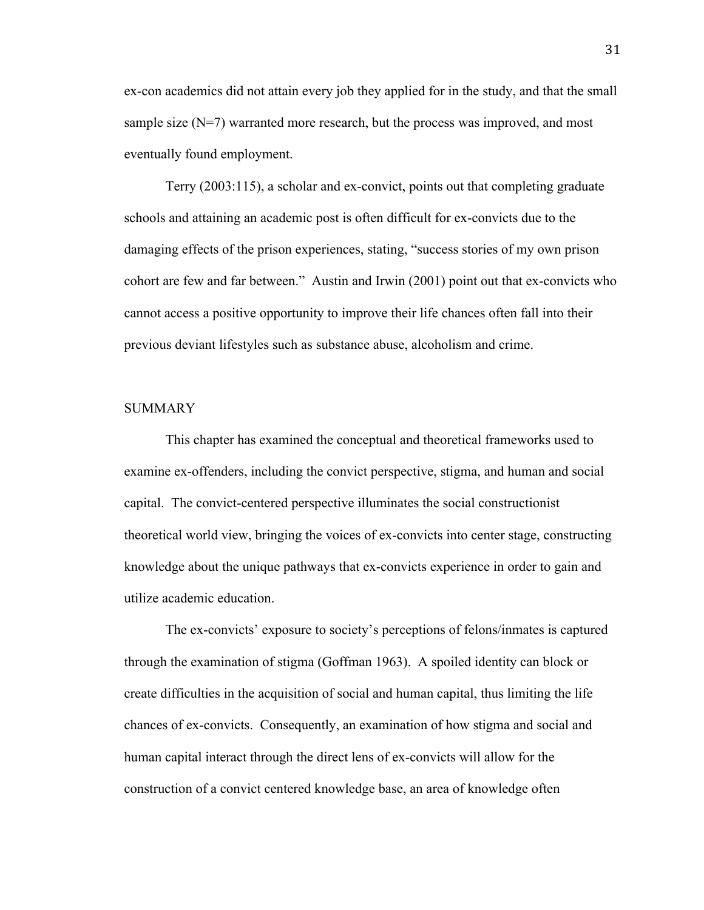ex-con academics did not attain every job they applied for in the study, and that the small sample size (N=7) warranted more research, but the process was improved, and most eventually found employment.

Terry (2003:115), a scholar and ex-convict, points out that completing graduate schools and attaining an academic post is often difficult for ex-convicts due to the damaging effects of the prison experiences, stating, "success stories of my own prison cohort are few and far between." Austin and Irwin (2001) point out that ex-convicts who cannot access a positive opportunity to improve their life chances often fall into their previous deviant lifestyles such as substance abuse, alcoholism and crime.

## SUMMARY

This chapter has examined the conceptual and theoretical frameworks used to examine ex-offenders, including the convict perspective, stigma, and human and social capital. The convict-centered perspective illuminates the social constructionist theoretical world view, bringing the voices of ex-convicts into center stage, constructing knowledge about the unique pathways that ex-convicts experience in order to gain and utilize academic education.

The ex-convicts' exposure to society's perceptions of felons/inmates is captured through the examination of stigma (Goffman 1963). A spoiled identity can block or create difficulties in the acquisition of social and human capital, thus limiting the life chances of ex-convicts. Consequently, an examination of how stigma and social and human capital interact through the direct lens of ex-convicts will allow for the construction of a convict centered knowledge base, an area of knowledge often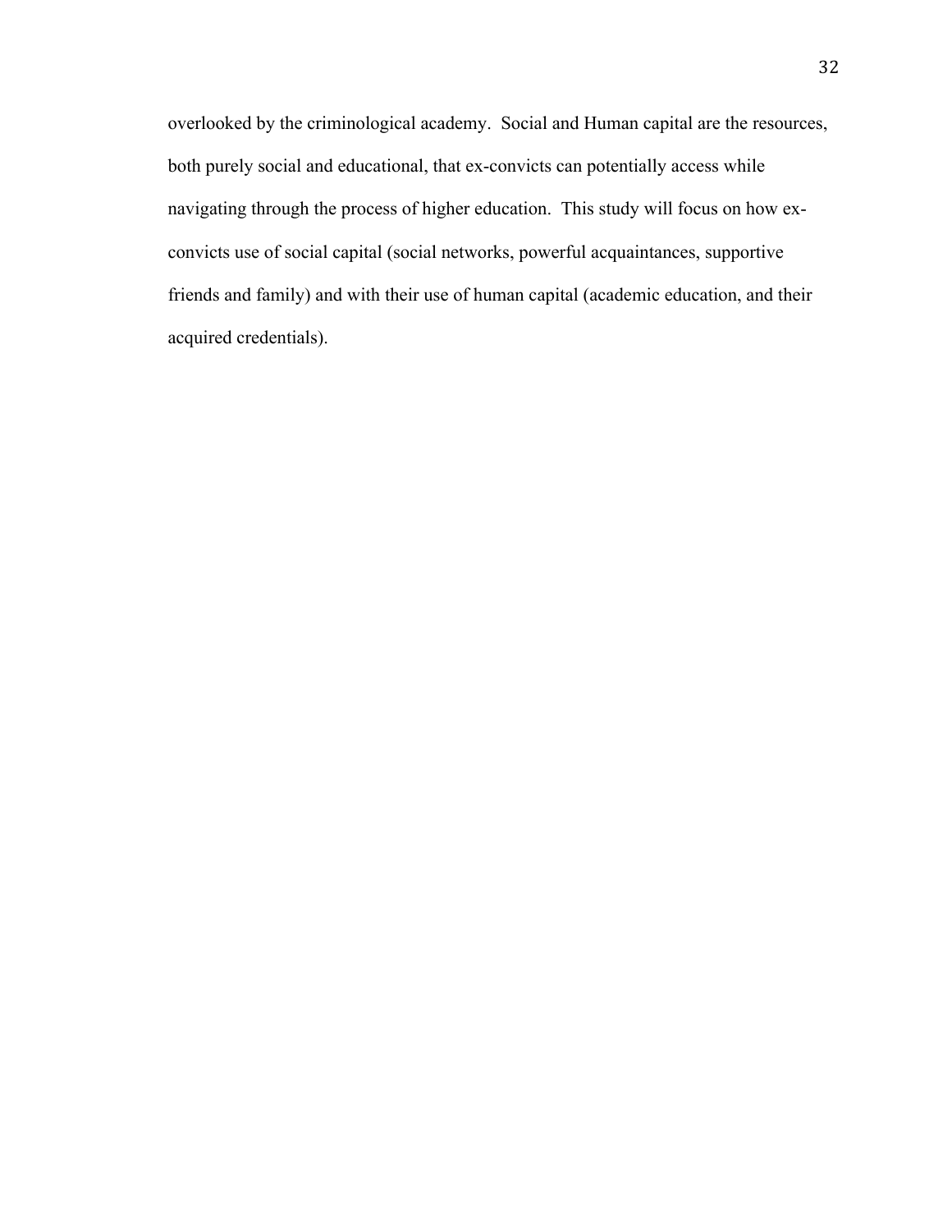overlooked by the criminological academy. Social and Human capital are the resources, both purely social and educational, that ex-convicts can potentially access while navigating through the process of higher education. This study will focus on how ex-convicts use of social capital (social networks, powerful acquaintances, supportive friends and family) and with their use of human capital (academic education, and their acquired credentials).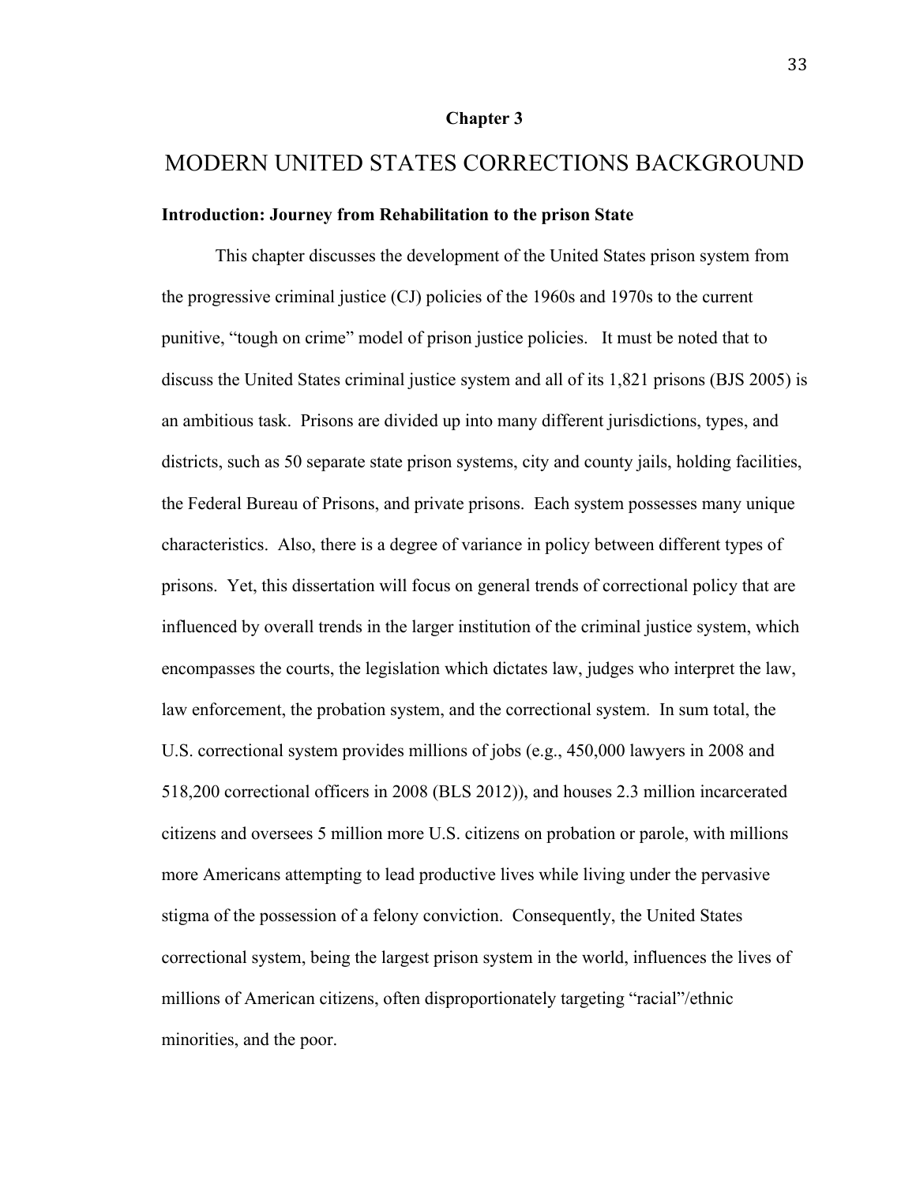## Chapter 3

# MODERN UNITED STATES CORRECTIONS BACKGROUND

### Introduction: Journey from Rehabilitation to the prison State

This chapter discusses the development of the United States prison system from the progressive criminal justice (CJ) policies of the 1960s and 1970s to the current punitive, "tough on crime" model of prison justice policies. It must be noted that to discuss the United States criminal justice system and all of its 1,821 prisons (BJS 2005) is an ambitious task. Prisons are divided up into many different jurisdictions, types, and districts, such as 50 separate state prison systems, city and county jails, holding facilities, the Federal Bureau of Prisons, and private prisons. Each system possesses many unique characteristics. Also, there is a degree of variance in policy between different types of prisons. Yet, this dissertation will focus on general trends of correctional policy that are influenced by overall trends in the larger institution of the criminal justice system, which encompasses the courts, the legislation which dictates law, judges who interpret the law, law enforcement, the probation system, and the correctional system. In sum total, the U.S. correctional system provides millions of jobs (e.g., 450,000 lawyers in 2008 and 518,200 correctional officers in 2008 (BLS 2012)), and houses 2.3 million incarcerated citizens and oversees 5 million more U.S. citizens on probation or parole, with millions more Americans attempting to lead productive lives while living under the pervasive stigma of the possession of a felony conviction. Consequently, the United States correctional system, being the largest prison system in the world, influences the lives of millions of American citizens, often disproportionately targeting "racial"/ethnic minorities, and the poor.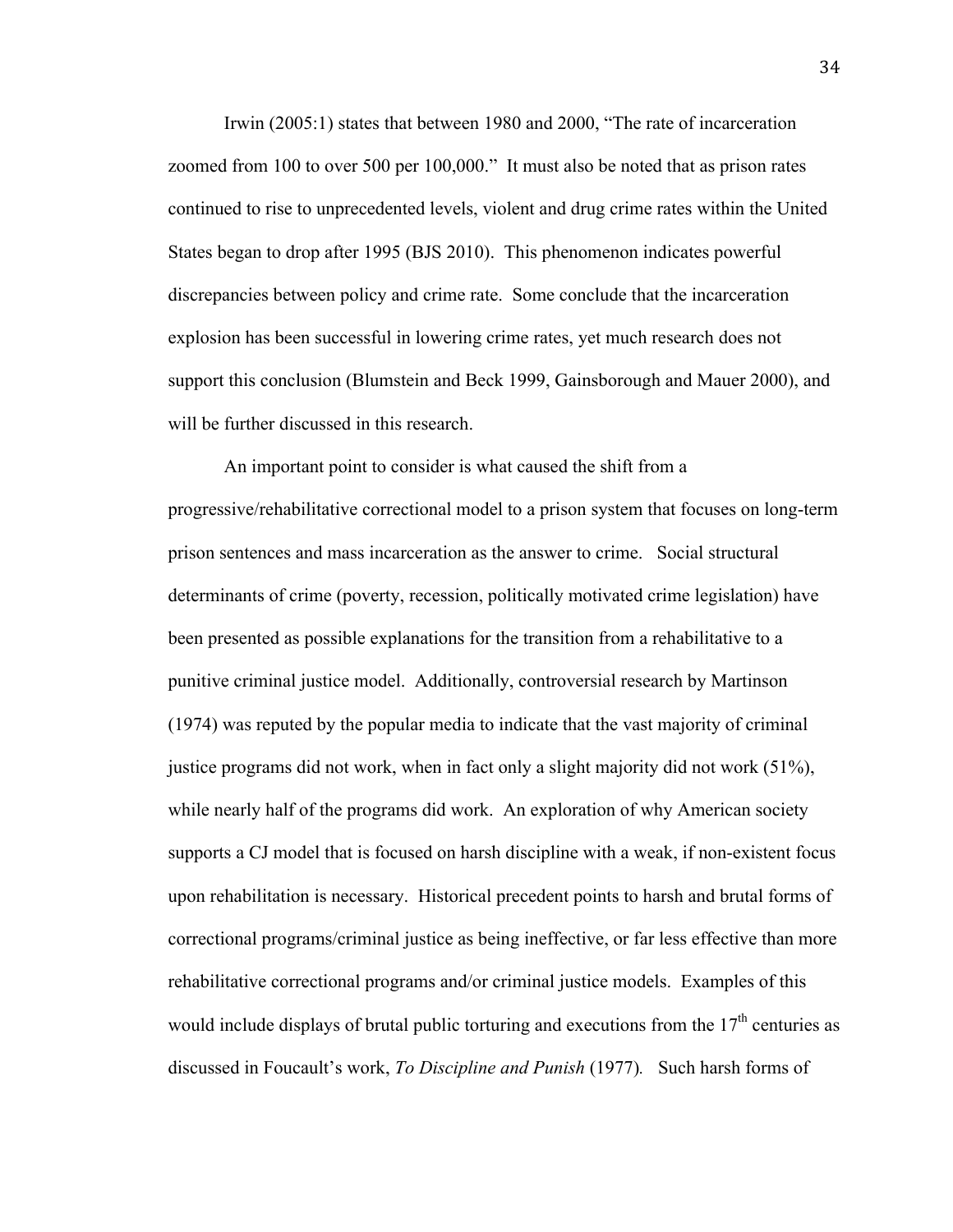Irwin (2005:1) states that between 1980 and 2000, "The rate of incarceration zoomed from 100 to over 500 per 100,000." It must also be noted that as prison rates continued to rise to unprecedented levels, violent and drug crime rates within the United States began to drop after 1995 (BJS 2010). This phenomenon indicates powerful discrepancies between policy and crime rate. Some conclude that the incarceration explosion has been successful in lowering crime rates, yet much research does not support this conclusion (Blumstein and Beck 1999, Gainsborough and Mauer 2000), and will be further discussed in this research.

An important point to consider is what caused the shift from a progressive/rehabilitative correctional model to a prison system that focuses on long-term prison sentences and mass incarceration as the answer to crime. Social structural determinants of crime (poverty, recession, politically motivated crime legislation) have been presented as possible explanations for the transition from a rehabilitative to a punitive criminal justice model. Additionally, controversial research by Martinson (1974) was reputed by the popular media to indicate that the vast majority of criminal justice programs did not work, when in fact only a slight majority did not work (51%), while nearly half of the programs did work. An exploration of why American society supports a CJ model that is focused on harsh discipline with a weak, if non-existent focus upon rehabilitation is necessary. Historical precedent points to harsh and brutal forms of correctional programs/criminal justice as being ineffective, or far less effective than more rehabilitative correctional programs and/or criminal justice models. Examples of this would include displays of brutal public torturing and executions from the 17th centuries as discussed in Foucault's work, *To Discipline and Punish* (1977). Such harsh forms of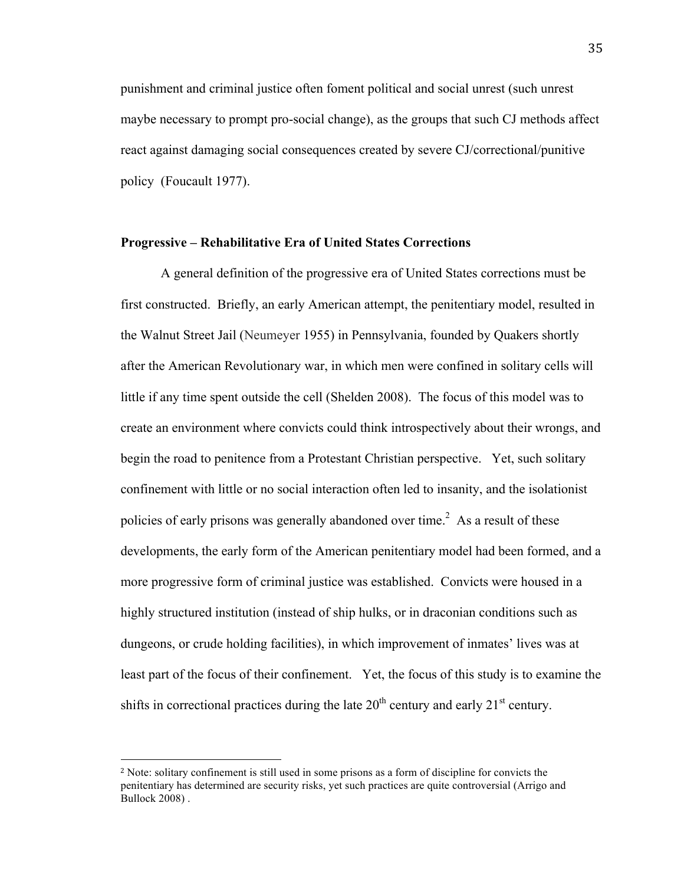punishment and criminal justice often foment political and social unrest (such unrest maybe necessary to prompt pro-social change), as the groups that such CJ methods affect react against damaging social consequences created by severe CJ/correctional/punitive policy (Foucault 1977).

**Progressive – Rehabilitative Era of United States Corrections**

A general definition of the progressive era of United States corrections must be first constructed. Briefly, an early American attempt, the penitentiary model, resulted in the Walnut Street Jail (Neumeyer 1955) in Pennsylvania, founded by Quakers shortly after the American Revolutionary war, in which men were confined in solitary cells will little if any time spent outside the cell (Shelden 2008). The focus of this model was to create an environment where convicts could think introspectively about their wrongs, and begin the road to penitence from a Protestant Christian perspective. Yet, such solitary confinement with little or no social interaction often led to insanity, and the isolationist policies of early prisons was generally abandoned over time.[2] As a result of these developments, the early form of the American penitentiary model had been formed, and a more progressive form of criminal justice was established. Convicts were housed in a highly structured institution (instead of ship hulks, or in draconian conditions such as dungeons, or crude holding facilities), in which improvement of inmates' lives was at least part of the focus of their confinement. Yet, the focus of this study is to examine the shifts in correctional practices during the late 20th century and early 21st century.

---

[2] Note: solitary confinement is still used in some prisons as a form of discipline for convicts the penitentiary has determined are security risks, yet such practices are quite controversial (Arrigo and Bullock 2008) .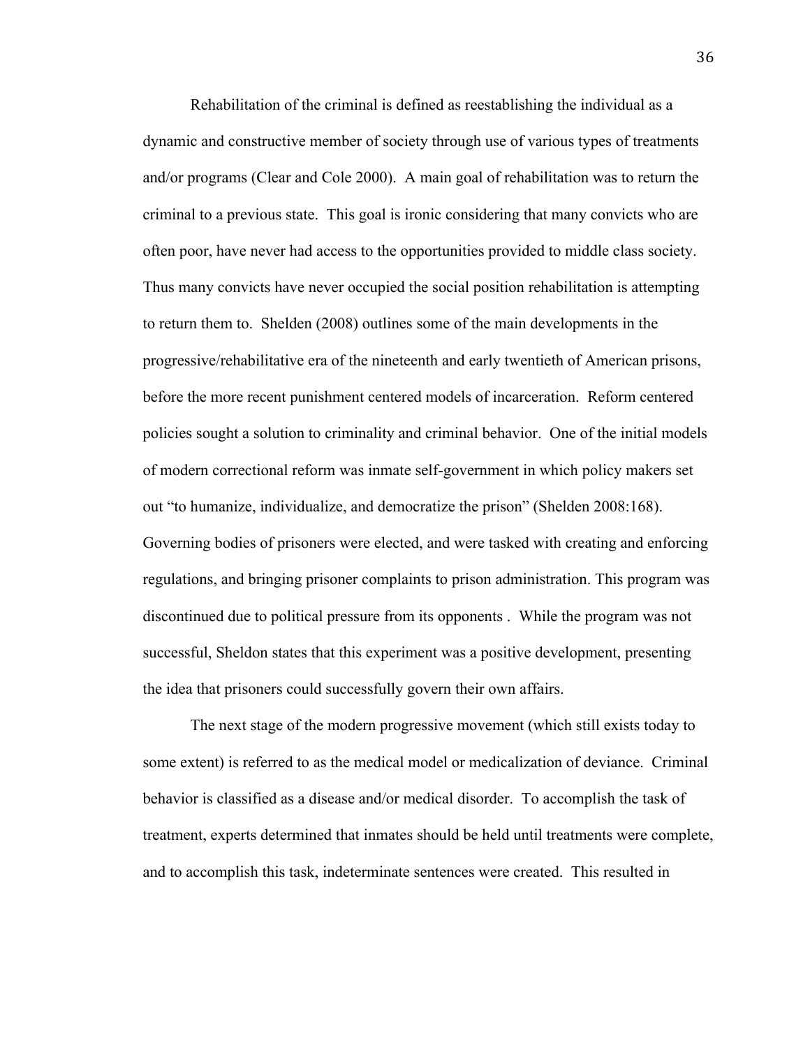Rehabilitation of the criminal is defined as reestablishing the individual as a dynamic and constructive member of society through use of various types of treatments and/or programs (Clear and Cole 2000). A main goal of rehabilitation was to return the criminal to a previous state. This goal is ironic considering that many convicts who are often poor, have never had access to the opportunities provided to middle class society. Thus many convicts have never occupied the social position rehabilitation is attempting to return them to. Shelden (2008) outlines some of the main developments in the progressive/rehabilitative era of the nineteenth and early twentieth of American prisons, before the more recent punishment centered models of incarceration. Reform centered policies sought a solution to criminality and criminal behavior. One of the initial models of modern correctional reform was inmate self-government in which policy makers set out "to humanize, individualize, and democratize the prison" (Shelden 2008:168). Governing bodies of prisoners were elected, and were tasked with creating and enforcing regulations, and bringing prisoner complaints to prison administration. This program was discontinued due to political pressure from its opponents . While the program was not successful, Sheldon states that this experiment was a positive development, presenting the idea that prisoners could successfully govern their own affairs.

The next stage of the modern progressive movement (which still exists today to some extent) is referred to as the medical model or medicalization of deviance. Criminal behavior is classified as a disease and/or medical disorder. To accomplish the task of treatment, experts determined that inmates should be held until treatments were complete, and to accomplish this task, indeterminate sentences were created. This resulted in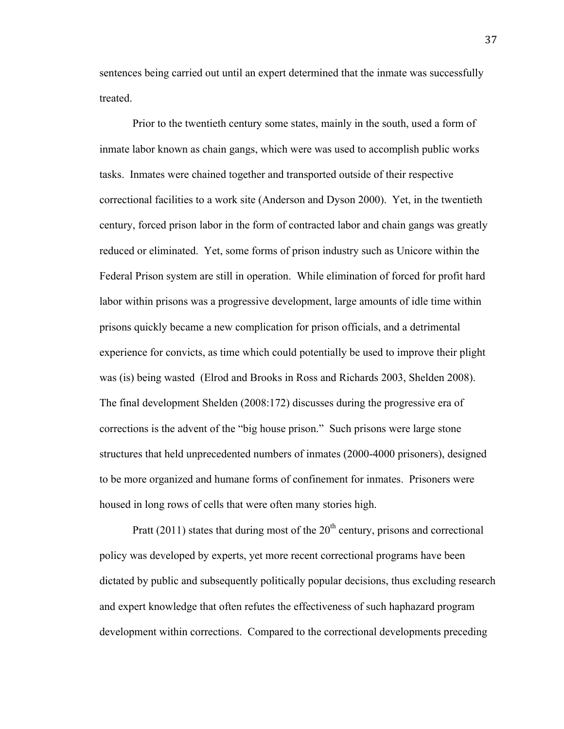sentences being carried out until an expert determined that the inmate was successfully treated.

Prior to the twentieth century some states, mainly in the south, used a form of inmate labor known as chain gangs, which were was used to accomplish public works tasks. Inmates were chained together and transported outside of their respective correctional facilities to a work site (Anderson and Dyson 2000). Yet, in the twentieth century, forced prison labor in the form of contracted labor and chain gangs was greatly reduced or eliminated. Yet, some forms of prison industry such as Unicore within the Federal Prison system are still in operation. While elimination of forced for profit hard labor within prisons was a progressive development, large amounts of idle time within prisons quickly became a new complication for prison officials, and a detrimental experience for convicts, as time which could potentially be used to improve their plight was (is) being wasted (Elrod and Brooks in Ross and Richards 2003, Shelden 2008). The final development Shelden (2008:172) discusses during the progressive era of corrections is the advent of the "big house prison." Such prisons were large stone structures that held unprecedented numbers of inmates (2000-4000 prisoners), designed to be more organized and humane forms of confinement for inmates. Prisoners were housed in long rows of cells that were often many stories high.

Pratt (2011) states that during most of the 20th century, prisons and correctional policy was developed by experts, yet more recent correctional programs have been dictated by public and subsequently politically popular decisions, thus excluding research and expert knowledge that often refutes the effectiveness of such haphazard program development within corrections. Compared to the correctional developments preceding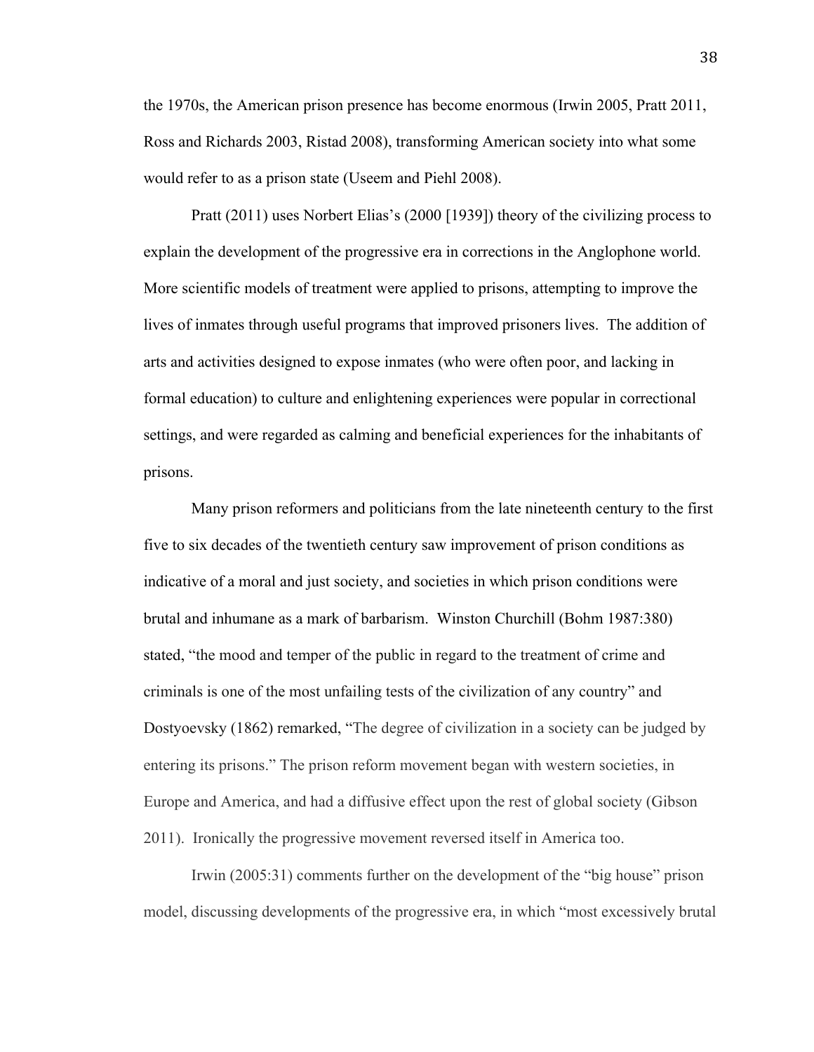the 1970s, the American prison presence has become enormous (Irwin 2005, Pratt 2011, Ross and Richards 2003, Ristad 2008), transforming American society into what some would refer to as a prison state (Useem and Piehl 2008).

Pratt (2011) uses Norbert Elias's (2000 [1939]) theory of the civilizing process to explain the development of the progressive era in corrections in the Anglophone world. More scientific models of treatment were applied to prisons, attempting to improve the lives of inmates through useful programs that improved prisoners lives. The addition of arts and activities designed to expose inmates (who were often poor, and lacking in formal education) to culture and enlightening experiences were popular in correctional settings, and were regarded as calming and beneficial experiences for the inhabitants of prisons.

Many prison reformers and politicians from the late nineteenth century to the first five to six decades of the twentieth century saw improvement of prison conditions as indicative of a moral and just society, and societies in which prison conditions were brutal and inhumane as a mark of barbarism. Winston Churchill (Bohm 1987:380) stated, "the mood and temper of the public in regard to the treatment of crime and criminals is one of the most unfailing tests of the civilization of any country" and Dostyoevsky (1862) remarked, "The degree of civilization in a society can be judged by entering its prisons." The prison reform movement began with western societies, in Europe and America, and had a diffusive effect upon the rest of global society (Gibson 2011). Ironically the progressive movement reversed itself in America too.

Irwin (2005:31) comments further on the development of the "big house" prison model, discussing developments of the progressive era, in which "most excessively brutal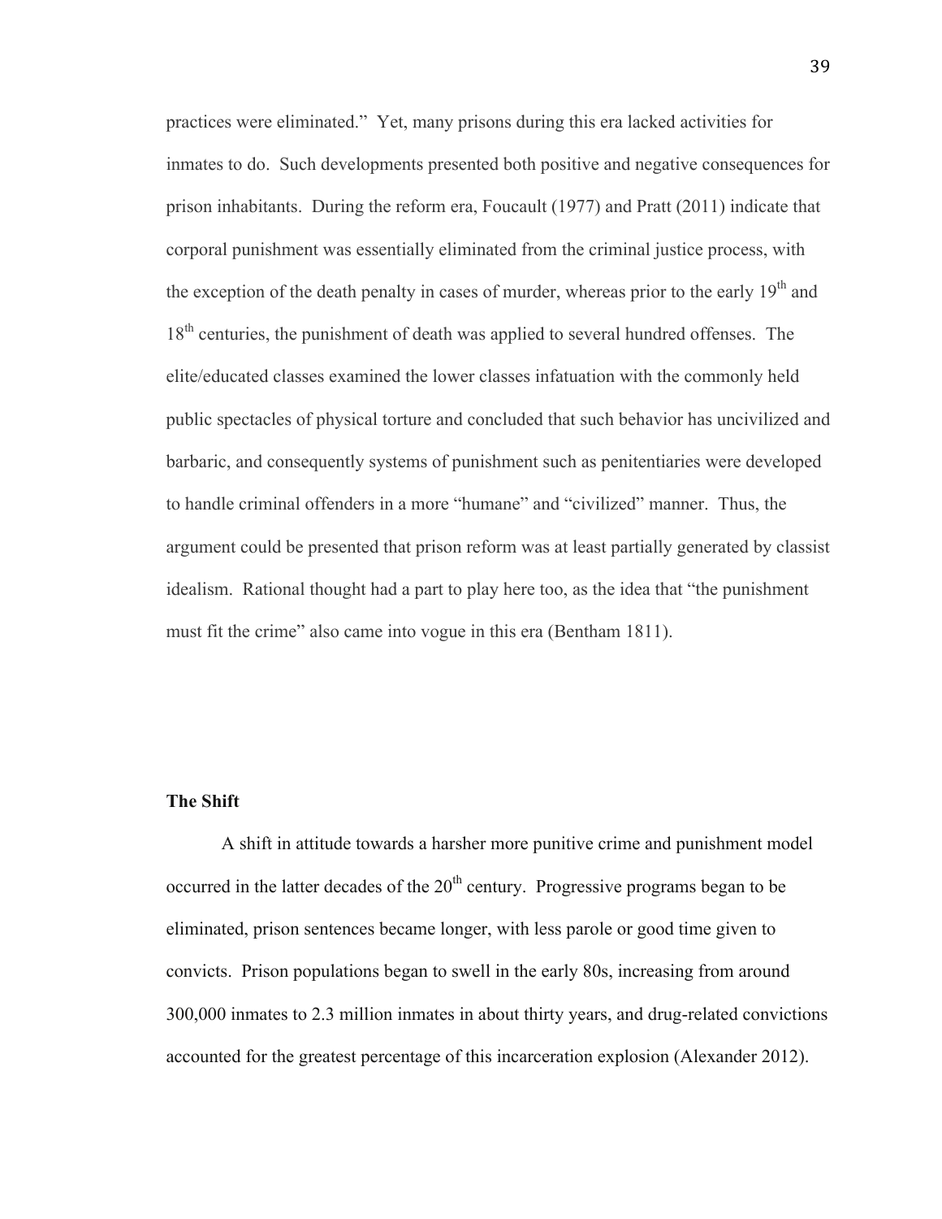practices were eliminated." Yet, many prisons during this era lacked activities for inmates to do. Such developments presented both positive and negative consequences for prison inhabitants. During the reform era, Foucault (1977) and Pratt (2011) indicate that corporal punishment was essentially eliminated from the criminal justice process, with the exception of the death penalty in cases of murder, whereas prior to the early 19th and 18th centuries, the punishment of death was applied to several hundred offenses. The elite/educated classes examined the lower classes infatuation with the commonly held public spectacles of physical torture and concluded that such behavior has uncivilized and barbaric, and consequently systems of punishment such as penitentiaries were developed to handle criminal offenders in a more "humane" and "civilized" manner. Thus, the argument could be presented that prison reform was at least partially generated by classist idealism. Rational thought had a part to play here too, as the idea that "the punishment must fit the crime" also came into vogue in this era (Bentham 1811).

**The Shift**

A shift in attitude towards a harsher more punitive crime and punishment model occurred in the latter decades of the 20th century. Progressive programs began to be eliminated, prison sentences became longer, with less parole or good time given to convicts. Prison populations began to swell in the early 80s, increasing from around 300,000 inmates to 2.3 million inmates in about thirty years, and drug-related convictions accounted for the greatest percentage of this incarceration explosion (Alexander 2012).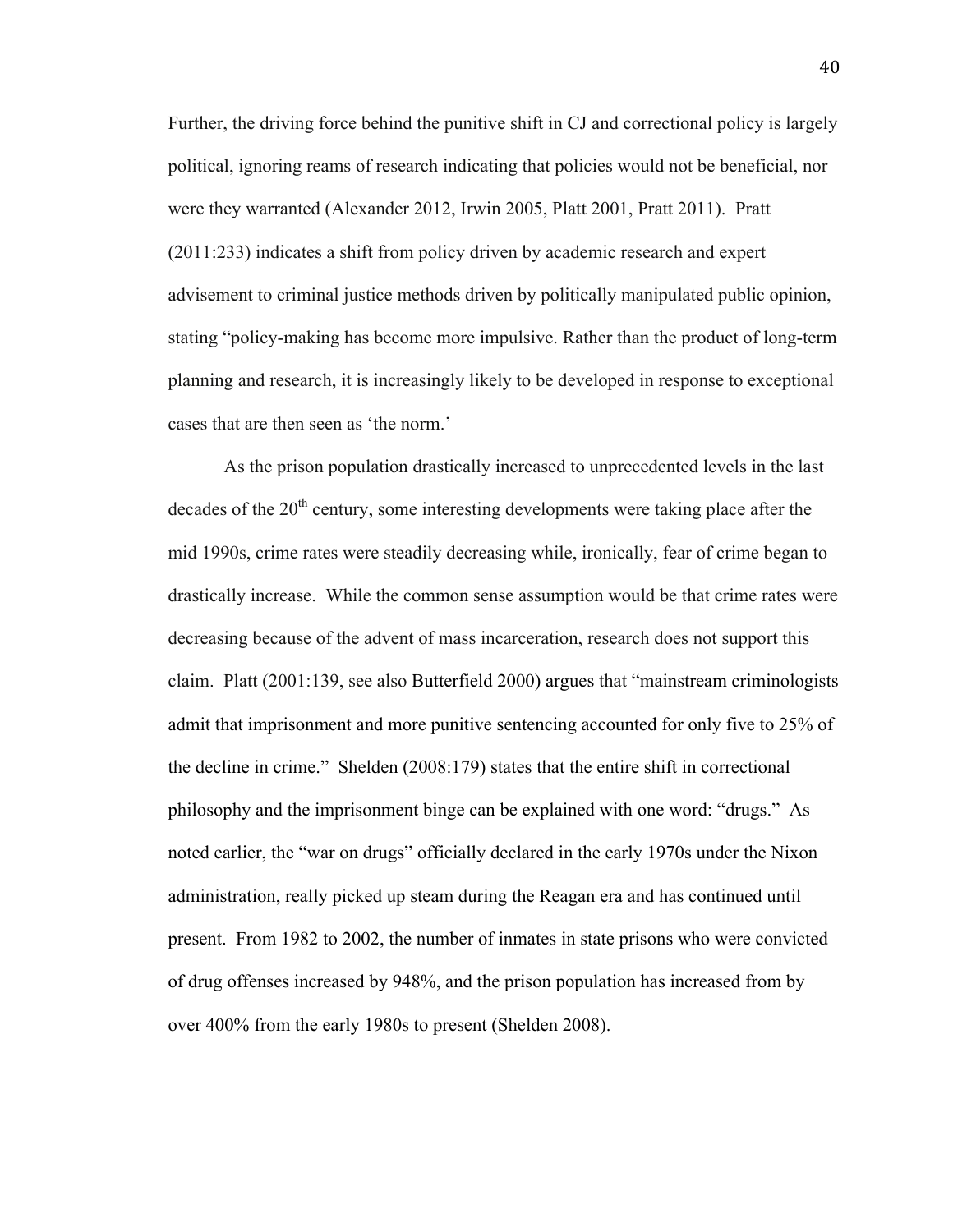Further, the driving force behind the punitive shift in CJ and correctional policy is largely political, ignoring reams of research indicating that policies would not be beneficial, nor were they warranted (Alexander 2012, Irwin 2005, Platt 2001, Pratt 2011). Pratt (2011:233) indicates a shift from policy driven by academic research and expert advisement to criminal justice methods driven by politically manipulated public opinion, stating "policy-making has become more impulsive. Rather than the product of long-term planning and research, it is increasingly likely to be developed in response to exceptional cases that are then seen as 'the norm.'

As the prison population drastically increased to unprecedented levels in the last decades of the 20th century, some interesting developments were taking place after the mid 1990s, crime rates were steadily decreasing while, ironically, fear of crime began to drastically increase. While the common sense assumption would be that crime rates were decreasing because of the advent of mass incarceration, research does not support this claim. Platt (2001:139, see also Butterfield 2000) argues that "mainstream criminologists admit that imprisonment and more punitive sentencing accounted for only five to 25% of the decline in crime." Shelden (2008:179) states that the entire shift in correctional philosophy and the imprisonment binge can be explained with one word: "drugs." As noted earlier, the "war on drugs" officially declared in the early 1970s under the Nixon administration, really picked up steam during the Reagan era and has continued until present. From 1982 to 2002, the number of inmates in state prisons who were convicted of drug offenses increased by 948%, and the prison population has increased from by over 400% from the early 1980s to present (Shelden 2008).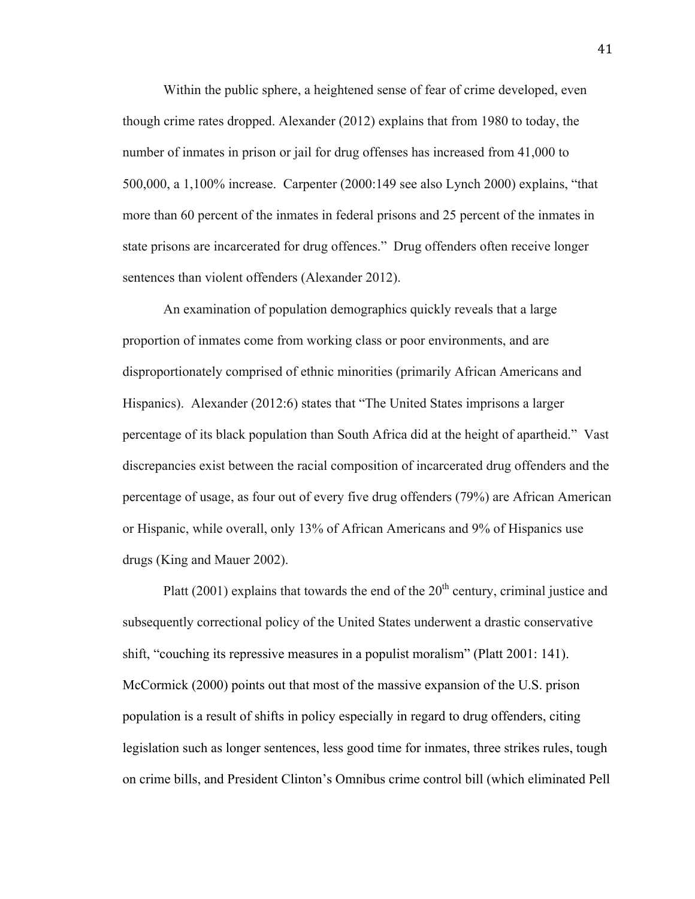Within the public sphere, a heightened sense of fear of crime developed, even though crime rates dropped. Alexander (2012) explains that from 1980 to today, the number of inmates in prison or jail for drug offenses has increased from 41,000 to 500,000, a 1,100% increase. Carpenter (2000:149 see also Lynch 2000) explains, "that more than 60 percent of the inmates in federal prisons and 25 percent of the inmates in state prisons are incarcerated for drug offences." Drug offenders often receive longer sentences than violent offenders (Alexander 2012).

An examination of population demographics quickly reveals that a large proportion of inmates come from working class or poor environments, and are disproportionately comprised of ethnic minorities (primarily African Americans and Hispanics). Alexander (2012:6) states that "The United States imprisons a larger percentage of its black population than South Africa did at the height of apartheid." Vast discrepancies exist between the racial composition of incarcerated drug offenders and the percentage of usage, as four out of every five drug offenders (79%) are African American or Hispanic, while overall, only 13% of African Americans and 9% of Hispanics use drugs (King and Mauer 2002).

Platt (2001) explains that towards the end of the 20th century, criminal justice and subsequently correctional policy of the United States underwent a drastic conservative shift, "couching its repressive measures in a populist moralism" (Platt 2001: 141). McCormick (2000) points out that most of the massive expansion of the U.S. prison population is a result of shifts in policy especially in regard to drug offenders, citing legislation such as longer sentences, less good time for inmates, three strikes rules, tough on crime bills, and President Clinton's Omnibus crime control bill (which eliminated Pell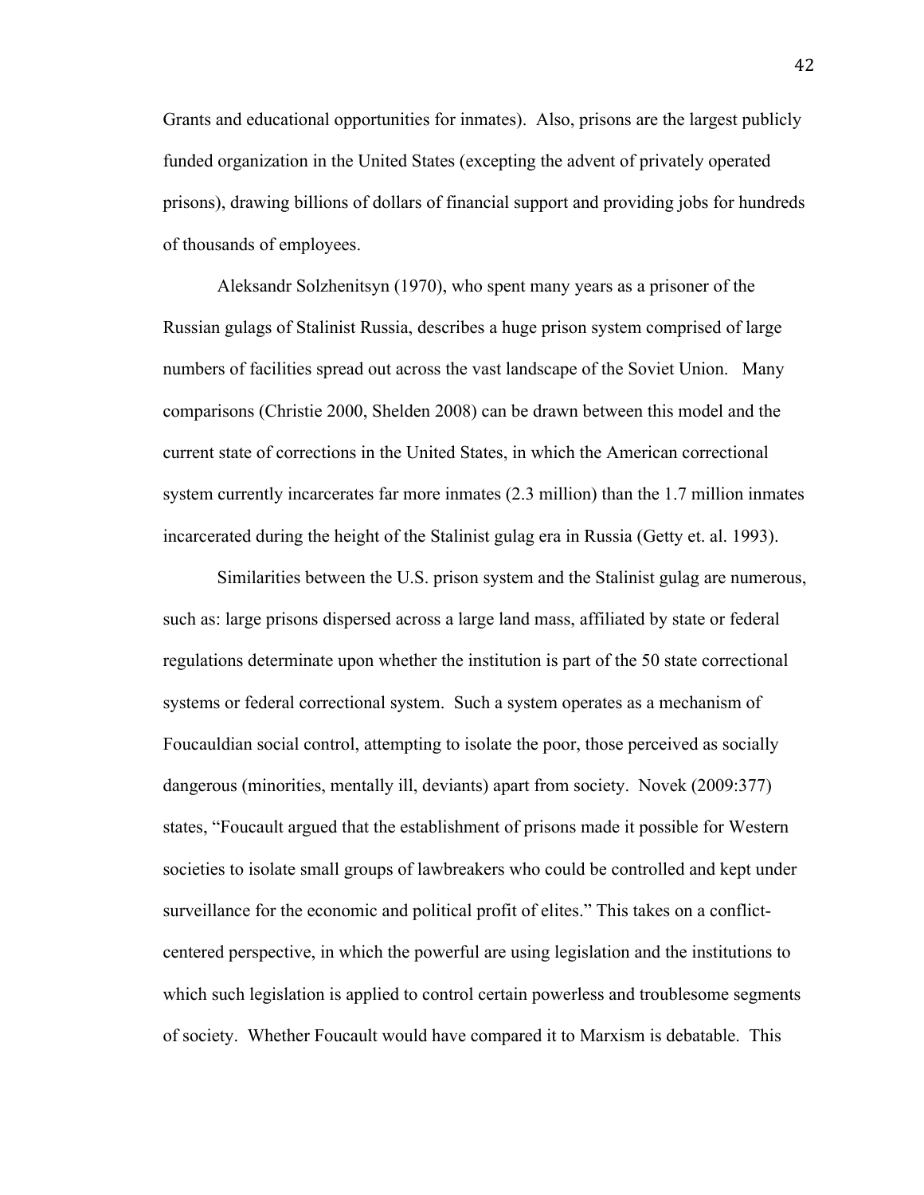Grants and educational opportunities for inmates). Also, prisons are the largest publicly funded organization in the United States (excepting the advent of privately operated prisons), drawing billions of dollars of financial support and providing jobs for hundreds of thousands of employees.

Aleksandr Solzhenitsyn (1970), who spent many years as a prisoner of the Russian gulags of Stalinist Russia, describes a huge prison system comprised of large numbers of facilities spread out across the vast landscape of the Soviet Union. Many comparisons (Christie 2000, Shelden 2008) can be drawn between this model and the current state of corrections in the United States, in which the American correctional system currently incarcerates far more inmates (2.3 million) than the 1.7 million inmates incarcerated during the height of the Stalinist gulag era in Russia (Getty et. al. 1993).

Similarities between the U.S. prison system and the Stalinist gulag are numerous, such as: large prisons dispersed across a large land mass, affiliated by state or federal regulations determinate upon whether the institution is part of the 50 state correctional systems or federal correctional system. Such a system operates as a mechanism of Foucauldian social control, attempting to isolate the poor, those perceived as socially dangerous (minorities, mentally ill, deviants) apart from society. Novek (2009:377) states, "Foucault argued that the establishment of prisons made it possible for Western societies to isolate small groups of lawbreakers who could be controlled and kept under surveillance for the economic and political profit of elites." This takes on a conflict-centered perspective, in which the powerful are using legislation and the institutions to which such legislation is applied to control certain powerless and troublesome segments of society. Whether Foucault would have compared it to Marxism is debatable. This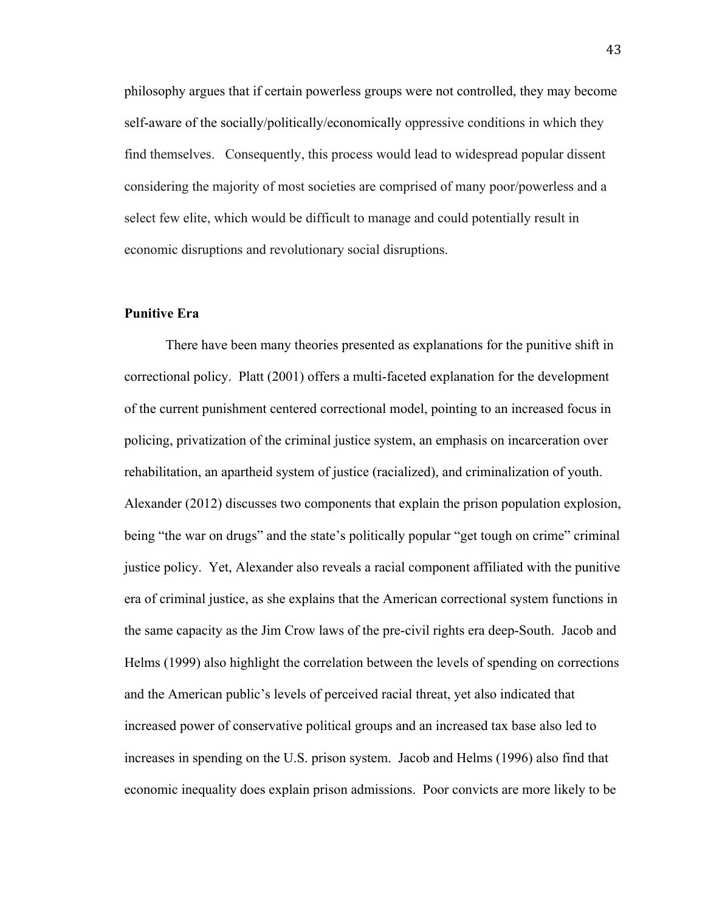philosophy argues that if certain powerless groups were not controlled, they may become self-aware of the socially/politically/economically oppressive conditions in which they find themselves. Consequently, this process would lead to widespread popular dissent considering the majority of most societies are comprised of many poor/powerless and a select few elite, which would be difficult to manage and could potentially result in economic disruptions and revolutionary social disruptions.

**Punitive Era**

There have been many theories presented as explanations for the punitive shift in correctional policy. Platt (2001) offers a multi-faceted explanation for the development of the current punishment centered correctional model, pointing to an increased focus in policing, privatization of the criminal justice system, an emphasis on incarceration over rehabilitation, an apartheid system of justice (racialized), and criminalization of youth. Alexander (2012) discusses two components that explain the prison population explosion, being "the war on drugs" and the state's politically popular "get tough on crime" criminal justice policy. Yet, Alexander also reveals a racial component affiliated with the punitive era of criminal justice, as she explains that the American correctional system functions in the same capacity as the Jim Crow laws of the pre-civil rights era deep-South. Jacob and Helms (1999) also highlight the correlation between the levels of spending on corrections and the American public's levels of perceived racial threat, yet also indicated that increased power of conservative political groups and an increased tax base also led to increases in spending on the U.S. prison system. Jacob and Helms (1996) also find that economic inequality does explain prison admissions. Poor convicts are more likely to be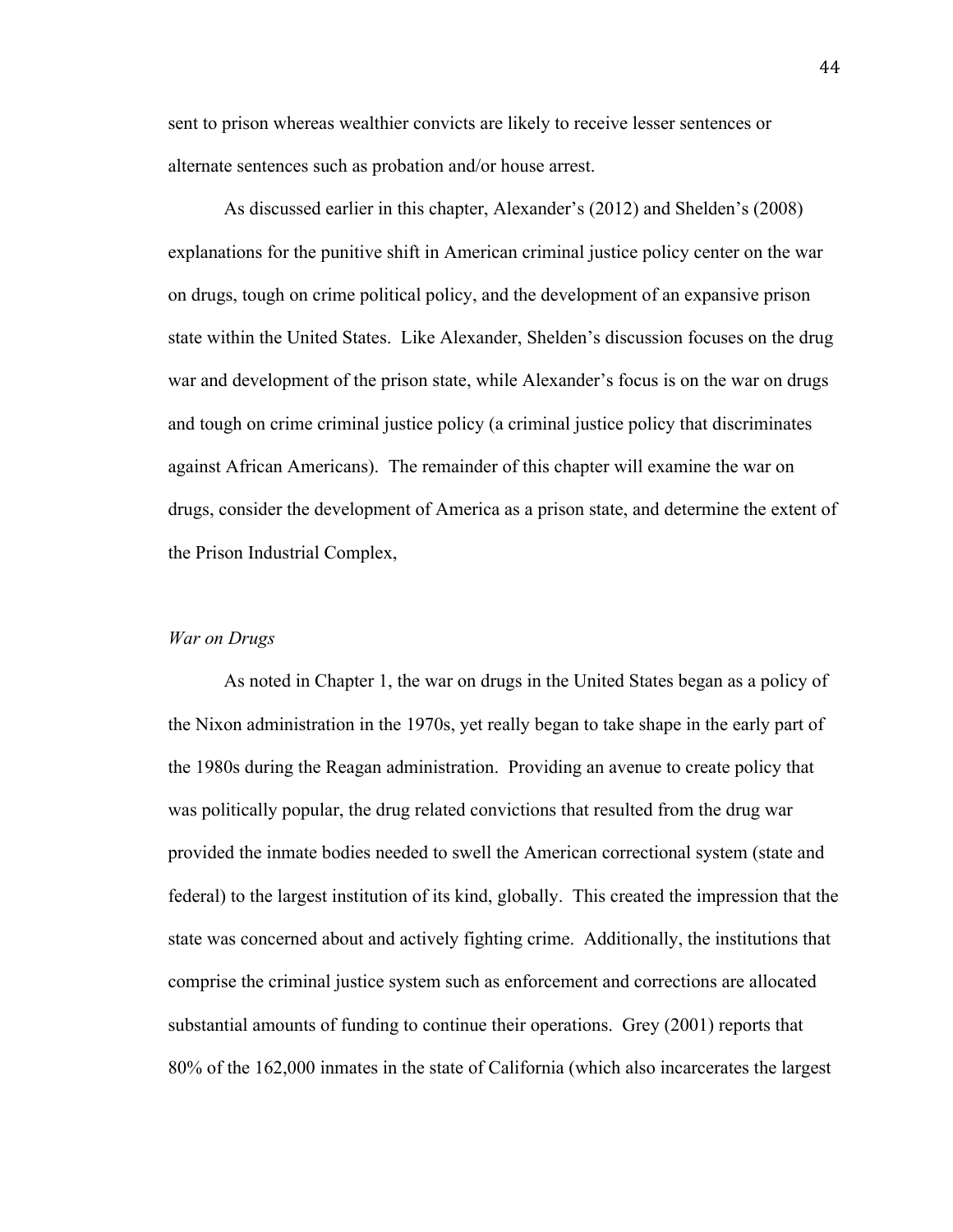sent to prison whereas wealthier convicts are likely to receive lesser sentences or alternate sentences such as probation and/or house arrest.

As discussed earlier in this chapter, Alexander's (2012) and Shelden's (2008) explanations for the punitive shift in American criminal justice policy center on the war on drugs, tough on crime political policy, and the development of an expansive prison state within the United States. Like Alexander, Shelden's discussion focuses on the drug war and development of the prison state, while Alexander's focus is on the war on drugs and tough on crime criminal justice policy (a criminal justice policy that discriminates against African Americans). The remainder of this chapter will examine the war on drugs, consider the development of America as a prison state, and determine the extent of the Prison Industrial Complex,

### *War on Drugs*

As noted in Chapter 1, the war on drugs in the United States began as a policy of the Nixon administration in the 1970s, yet really began to take shape in the early part of the 1980s during the Reagan administration. Providing an avenue to create policy that was politically popular, the drug related convictions that resulted from the drug war provided the inmate bodies needed to swell the American correctional system (state and federal) to the largest institution of its kind, globally. This created the impression that the state was concerned about and actively fighting crime. Additionally, the institutions that comprise the criminal justice system such as enforcement and corrections are allocated substantial amounts of funding to continue their operations. Grey (2001) reports that 80% of the 162,000 inmates in the state of California (which also incarcerates the largest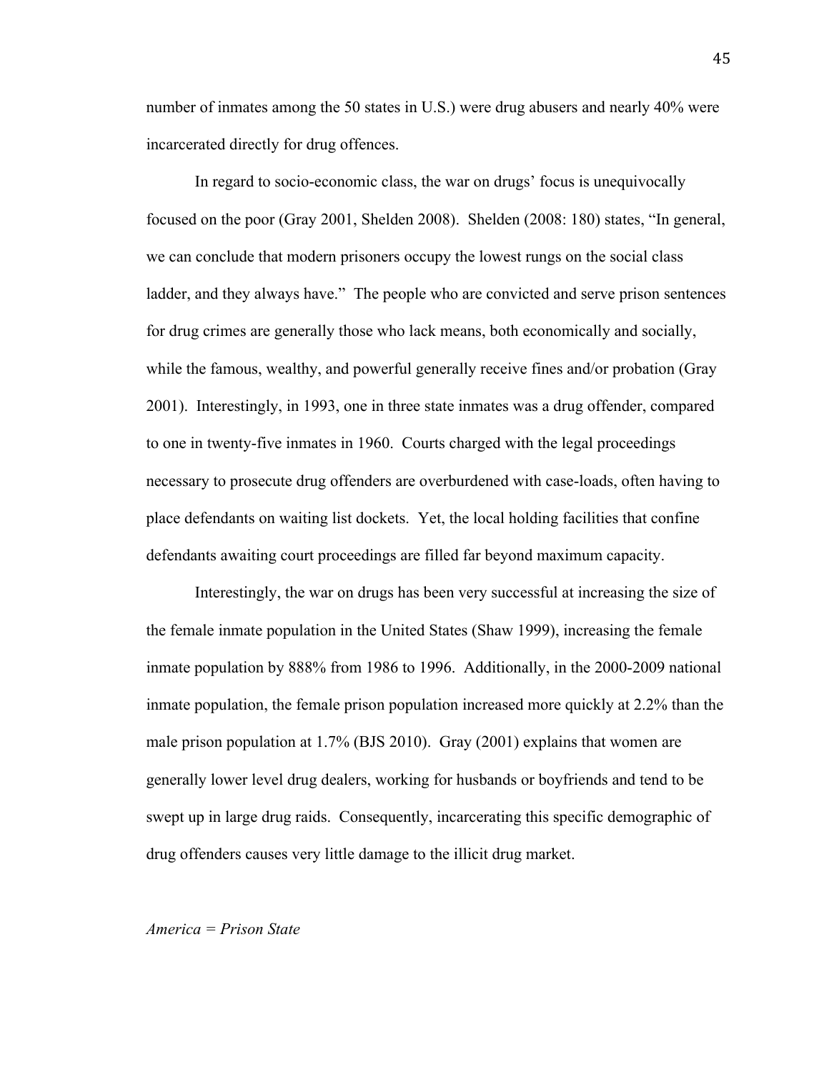number of inmates among the 50 states in U.S.) were drug abusers and nearly 40% were incarcerated directly for drug offences.

In regard to socio-economic class, the war on drugs' focus is unequivocally focused on the poor (Gray 2001, Shelden 2008). Shelden (2008: 180) states, "In general, we can conclude that modern prisoners occupy the lowest rungs on the social class ladder, and they always have." The people who are convicted and serve prison sentences for drug crimes are generally those who lack means, both economically and socially, while the famous, wealthy, and powerful generally receive fines and/or probation (Gray 2001). Interestingly, in 1993, one in three state inmates was a drug offender, compared to one in twenty-five inmates in 1960. Courts charged with the legal proceedings necessary to prosecute drug offenders are overburdened with case-loads, often having to place defendants on waiting list dockets. Yet, the local holding facilities that confine defendants awaiting court proceedings are filled far beyond maximum capacity.

Interestingly, the war on drugs has been very successful at increasing the size of the female inmate population in the United States (Shaw 1999), increasing the female inmate population by 888% from 1986 to 1996. Additionally, in the 2000-2009 national inmate population, the female prison population increased more quickly at 2.2% than the male prison population at 1.7% (BJS 2010). Gray (2001) explains that women are generally lower level drug dealers, working for husbands or boyfriends and tend to be swept up in large drug raids. Consequently, incarcerating this specific demographic of drug offenders causes very little damage to the illicit drug market.

*America = Prison State*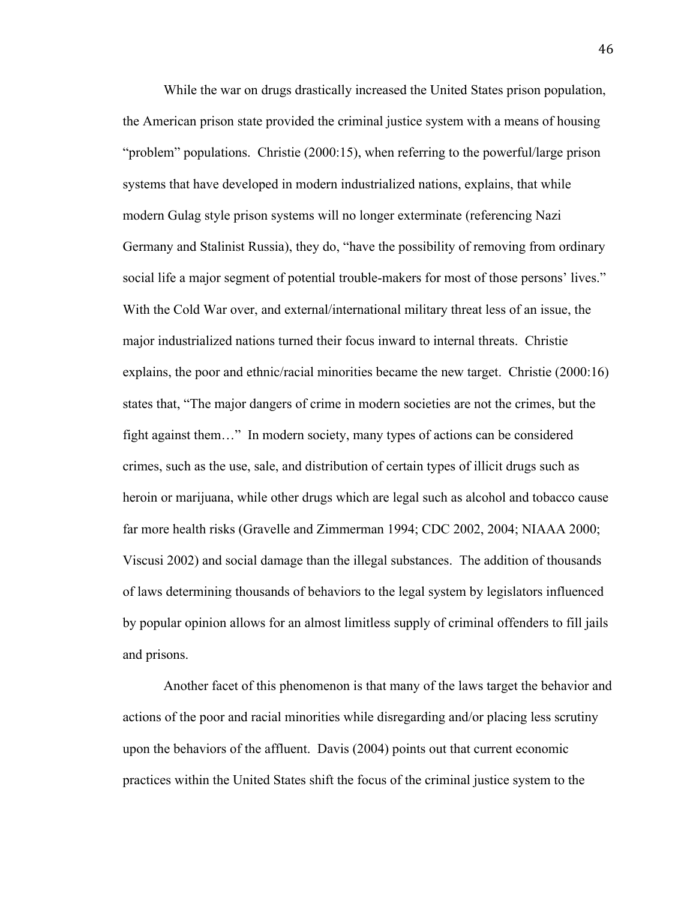While the war on drugs drastically increased the United States prison population, the American prison state provided the criminal justice system with a means of housing "problem" populations. Christie (2000:15), when referring to the powerful/large prison systems that have developed in modern industrialized nations, explains, that while modern Gulag style prison systems will no longer exterminate (referencing Nazi Germany and Stalinist Russia), they do, "have the possibility of removing from ordinary social life a major segment of potential trouble-makers for most of those persons' lives." With the Cold War over, and external/international military threat less of an issue, the major industrialized nations turned their focus inward to internal threats. Christie explains, the poor and ethnic/racial minorities became the new target. Christie (2000:16) states that, "The major dangers of crime in modern societies are not the crimes, but the fight against them…" In modern society, many types of actions can be considered crimes, such as the use, sale, and distribution of certain types of illicit drugs such as heroin or marijuana, while other drugs which are legal such as alcohol and tobacco cause far more health risks (Gravelle and Zimmerman 1994; CDC 2002, 2004; NIAAA 2000; Viscusi 2002) and social damage than the illegal substances. The addition of thousands of laws determining thousands of behaviors to the legal system by legislators influenced by popular opinion allows for an almost limitless supply of criminal offenders to fill jails and prisons.

Another facet of this phenomenon is that many of the laws target the behavior and actions of the poor and racial minorities while disregarding and/or placing less scrutiny upon the behaviors of the affluent. Davis (2004) points out that current economic practices within the United States shift the focus of the criminal justice system to the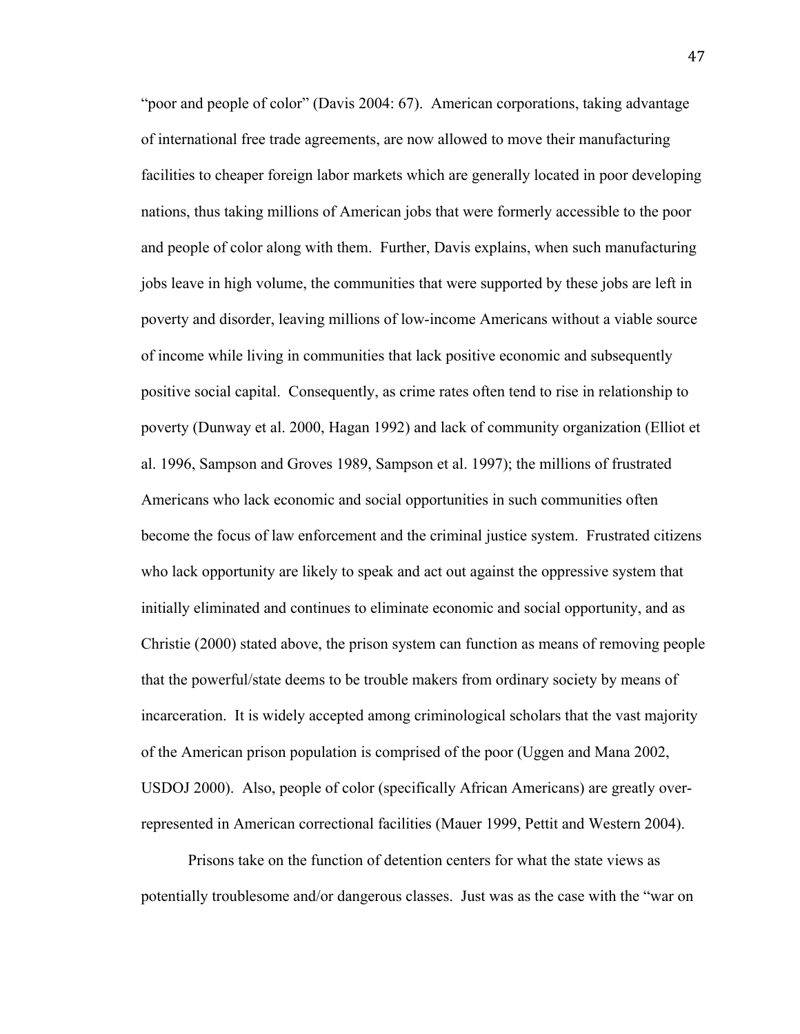"poor and people of color" (Davis 2004: 67). American corporations, taking advantage of international free trade agreements, are now allowed to move their manufacturing facilities to cheaper foreign labor markets which are generally located in poor developing nations, thus taking millions of American jobs that were formerly accessible to the poor and people of color along with them. Further, Davis explains, when such manufacturing jobs leave in high volume, the communities that were supported by these jobs are left in poverty and disorder, leaving millions of low-income Americans without a viable source of income while living in communities that lack positive economic and subsequently positive social capital. Consequently, as crime rates often tend to rise in relationship to poverty (Dunway et al. 2000, Hagan 1992) and lack of community organization (Elliot et al. 1996, Sampson and Groves 1989, Sampson et al. 1997); the millions of frustrated Americans who lack economic and social opportunities in such communities often become the focus of law enforcement and the criminal justice system. Frustrated citizens who lack opportunity are likely to speak and act out against the oppressive system that initially eliminated and continues to eliminate economic and social opportunity, and as Christie (2000) stated above, the prison system can function as means of removing people that the powerful/state deems to be trouble makers from ordinary society by means of incarceration. It is widely accepted among criminological scholars that the vast majority of the American prison population is comprised of the poor (Uggen and Mana 2002, USDOJ 2000). Also, people of color (specifically African Americans) are greatly over-represented in American correctional facilities (Mauer 1999, Pettit and Western 2004).

Prisons take on the function of detention centers for what the state views as potentially troublesome and/or dangerous classes. Just was as the case with the "war on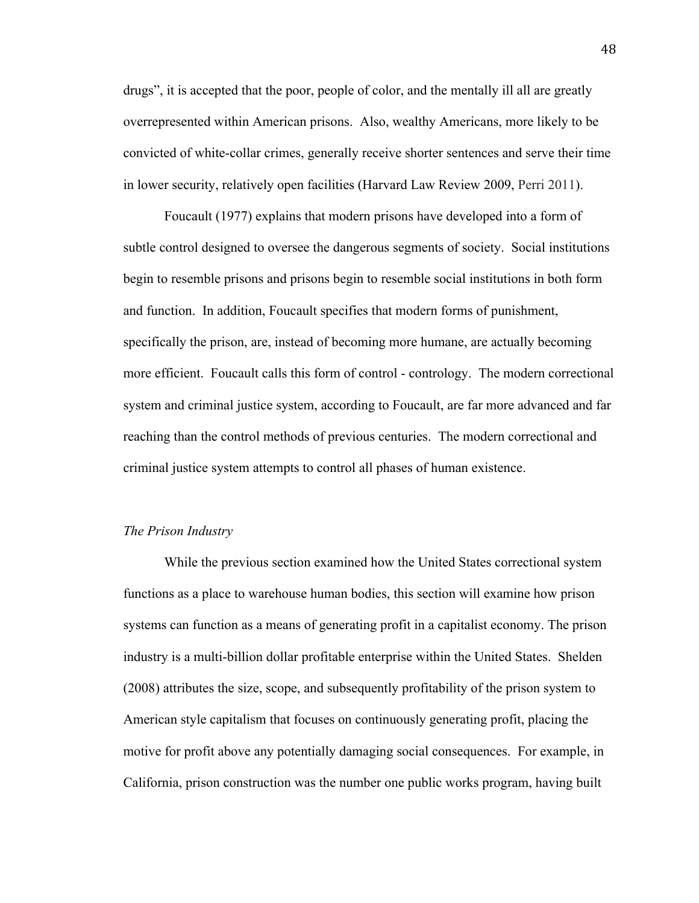drugs", it is accepted that the poor, people of color, and the mentally ill all are greatly overrepresented within American prisons. Also, wealthy Americans, more likely to be convicted of white-collar crimes, generally receive shorter sentences and serve their time in lower security, relatively open facilities (Harvard Law Review 2009, Perri 2011).

Foucault (1977) explains that modern prisons have developed into a form of subtle control designed to oversee the dangerous segments of society. Social institutions begin to resemble prisons and prisons begin to resemble social institutions in both form and function. In addition, Foucault specifies that modern forms of punishment, specifically the prison, are, instead of becoming more humane, are actually becoming more efficient. Foucault calls this form of control - contrology. The modern correctional system and criminal justice system, according to Foucault, are far more advanced and far reaching than the control methods of previous centuries. The modern correctional and criminal justice system attempts to control all phases of human existence.

*The Prison Industry*

While the previous section examined how the United States correctional system functions as a place to warehouse human bodies, this section will examine how prison systems can function as a means of generating profit in a capitalist economy. The prison industry is a multi-billion dollar profitable enterprise within the United States. Shelden (2008) attributes the size, scope, and subsequently profitability of the prison system to American style capitalism that focuses on continuously generating profit, placing the motive for profit above any potentially damaging social consequences. For example, in California, prison construction was the number one public works program, having built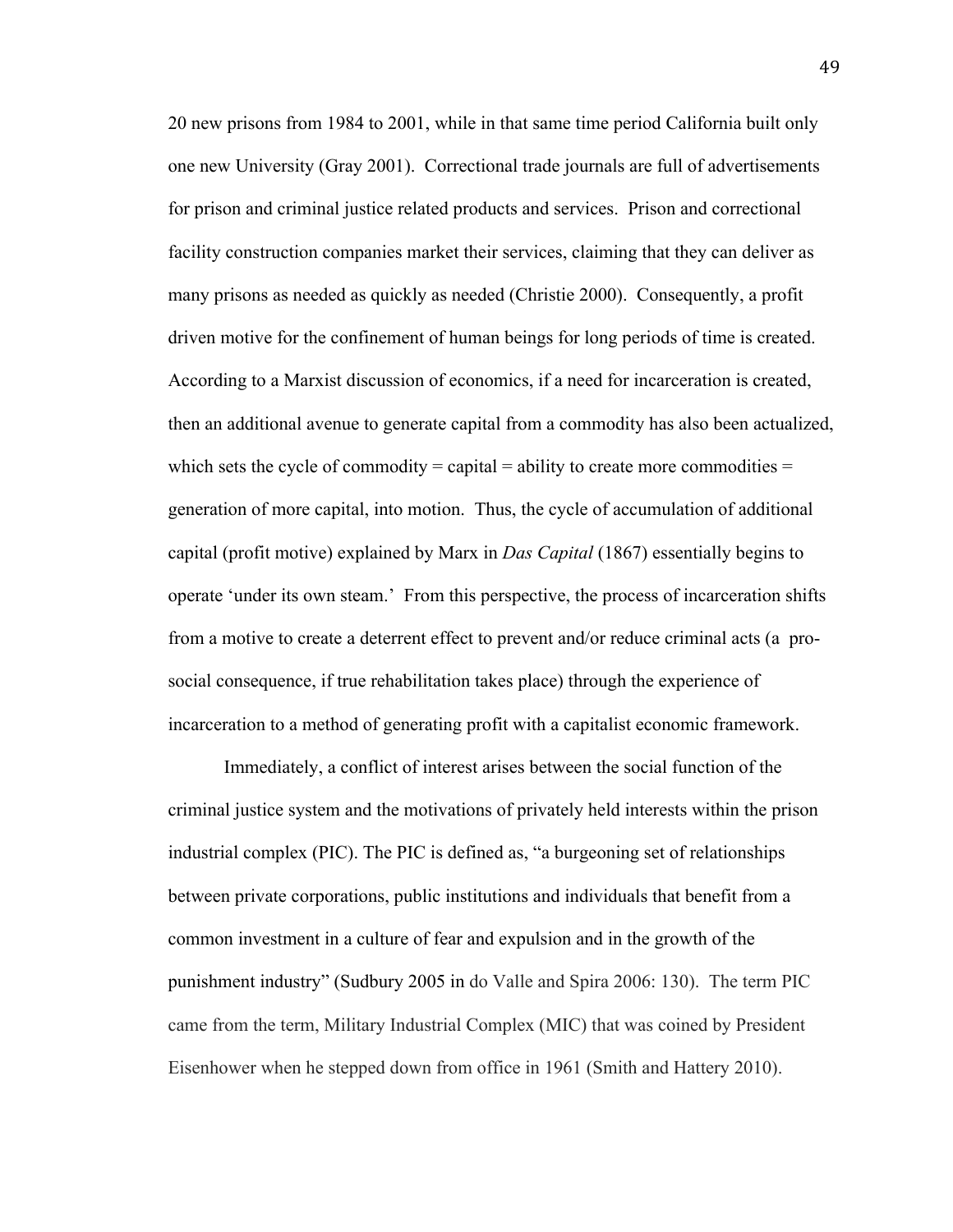20 new prisons from 1984 to 2001, while in that same time period California built only one new University (Gray 2001). Correctional trade journals are full of advertisements for prison and criminal justice related products and services. Prison and correctional facility construction companies market their services, claiming that they can deliver as many prisons as needed as quickly as needed (Christie 2000). Consequently, a profit driven motive for the confinement of human beings for long periods of time is created. According to a Marxist discussion of economics, if a need for incarceration is created, then an additional avenue to generate capital from a commodity has also been actualized, which sets the cycle of commodity = capital = ability to create more commodities = generation of more capital, into motion. Thus, the cycle of accumulation of additional capital (profit motive) explained by Marx in *Das Capital* (1867) essentially begins to operate 'under its own steam.' From this perspective, the process of incarceration shifts from a motive to create a deterrent effect to prevent and/or reduce criminal acts (a pro-social consequence, if true rehabilitation takes place) through the experience of incarceration to a method of generating profit with a capitalist economic framework.

Immediately, a conflict of interest arises between the social function of the criminal justice system and the motivations of privately held interests within the prison industrial complex (PIC). The PIC is defined as, "a burgeoning set of relationships between private corporations, public institutions and individuals that benefit from a common investment in a culture of fear and expulsion and in the growth of the punishment industry" (Sudbury 2005 in do Valle and Spira 2006: 130). The term PIC came from the term, Military Industrial Complex (MIC) that was coined by President Eisenhower when he stepped down from office in 1961 (Smith and Hattery 2010).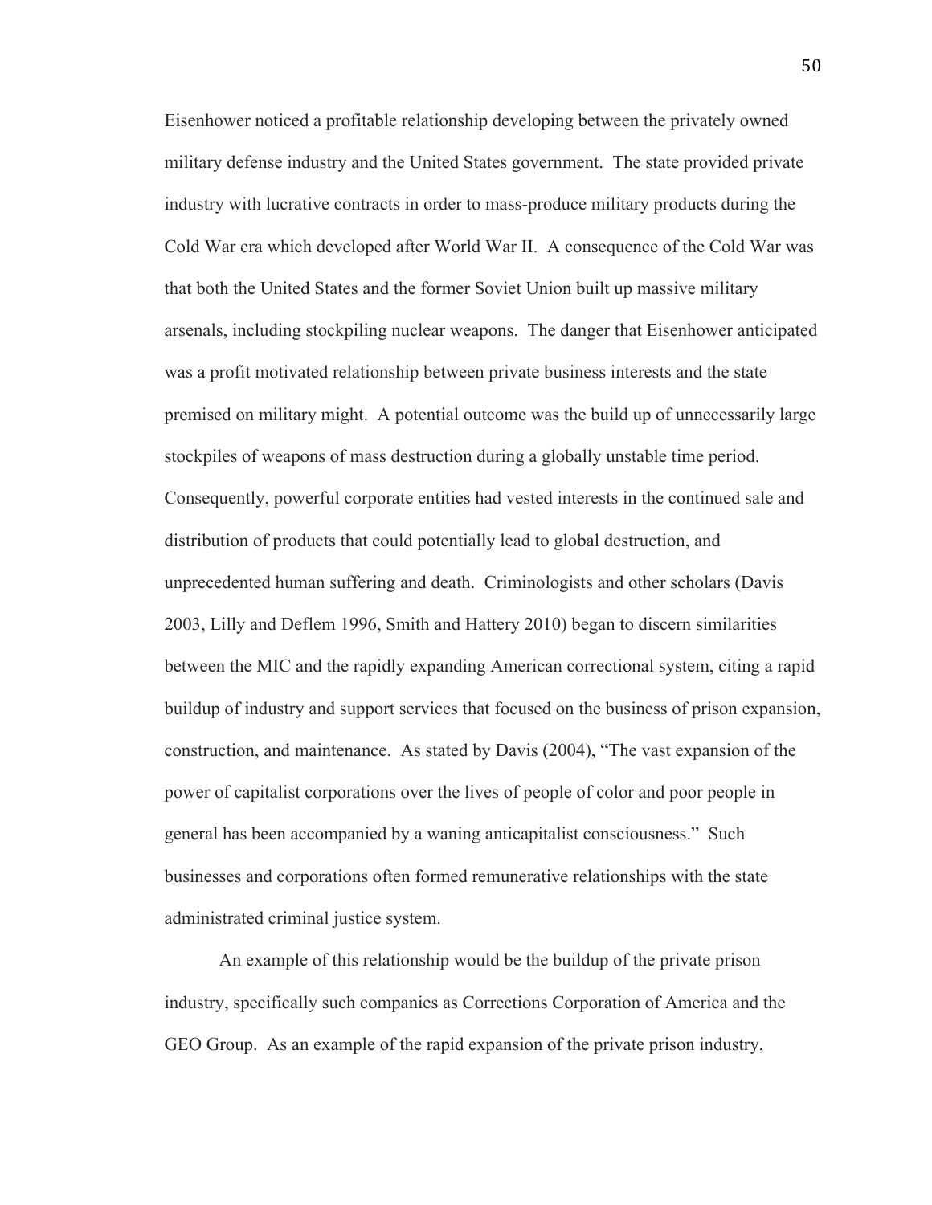Eisenhower noticed a profitable relationship developing between the privately owned military defense industry and the United States government. The state provided private industry with lucrative contracts in order to mass-produce military products during the Cold War era which developed after World War II. A consequence of the Cold War was that both the United States and the former Soviet Union built up massive military arsenals, including stockpiling nuclear weapons. The danger that Eisenhower anticipated was a profit motivated relationship between private business interests and the state premised on military might. A potential outcome was the build up of unnecessarily large stockpiles of weapons of mass destruction during a globally unstable time period. Consequently, powerful corporate entities had vested interests in the continued sale and distribution of products that could potentially lead to global destruction, and unprecedented human suffering and death. Criminologists and other scholars (Davis 2003, Lilly and Deflem 1996, Smith and Hattery 2010) began to discern similarities between the MIC and the rapidly expanding American correctional system, citing a rapid buildup of industry and support services that focused on the business of prison expansion, construction, and maintenance. As stated by Davis (2004), "The vast expansion of the power of capitalist corporations over the lives of people of color and poor people in general has been accompanied by a waning anticapitalist consciousness." Such businesses and corporations often formed remunerative relationships with the state administrated criminal justice system.

An example of this relationship would be the buildup of the private prison industry, specifically such companies as Corrections Corporation of America and the GEO Group. As an example of the rapid expansion of the private prison industry,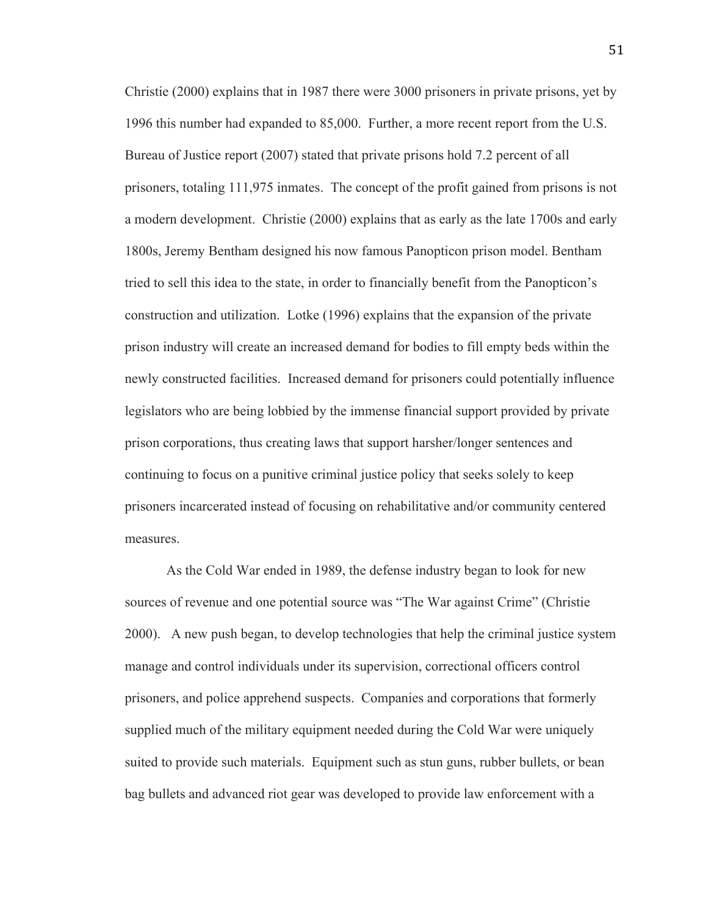Christie (2000) explains that in 1987 there were 3000 prisoners in private prisons, yet by 1996 this number had expanded to 85,000. Further, a more recent report from the U.S. Bureau of Justice report (2007) stated that private prisons hold 7.2 percent of all prisoners, totaling 111,975 inmates. The concept of the profit gained from prisons is not a modern development. Christie (2000) explains that as early as the late 1700s and early 1800s, Jeremy Bentham designed his now famous Panopticon prison model. Bentham tried to sell this idea to the state, in order to financially benefit from the Panopticon's construction and utilization. Lotke (1996) explains that the expansion of the private prison industry will create an increased demand for bodies to fill empty beds within the newly constructed facilities. Increased demand for prisoners could potentially influence legislators who are being lobbied by the immense financial support provided by private prison corporations, thus creating laws that support harsher/longer sentences and continuing to focus on a punitive criminal justice policy that seeks solely to keep prisoners incarcerated instead of focusing on rehabilitative and/or community centered measures.

As the Cold War ended in 1989, the defense industry began to look for new sources of revenue and one potential source was "The War against Crime" (Christie 2000). A new push began, to develop technologies that help the criminal justice system manage and control individuals under its supervision, correctional officers control prisoners, and police apprehend suspects. Companies and corporations that formerly supplied much of the military equipment needed during the Cold War were uniquely suited to provide such materials. Equipment such as stun guns, rubber bullets, or bean bag bullets and advanced riot gear was developed to provide law enforcement with a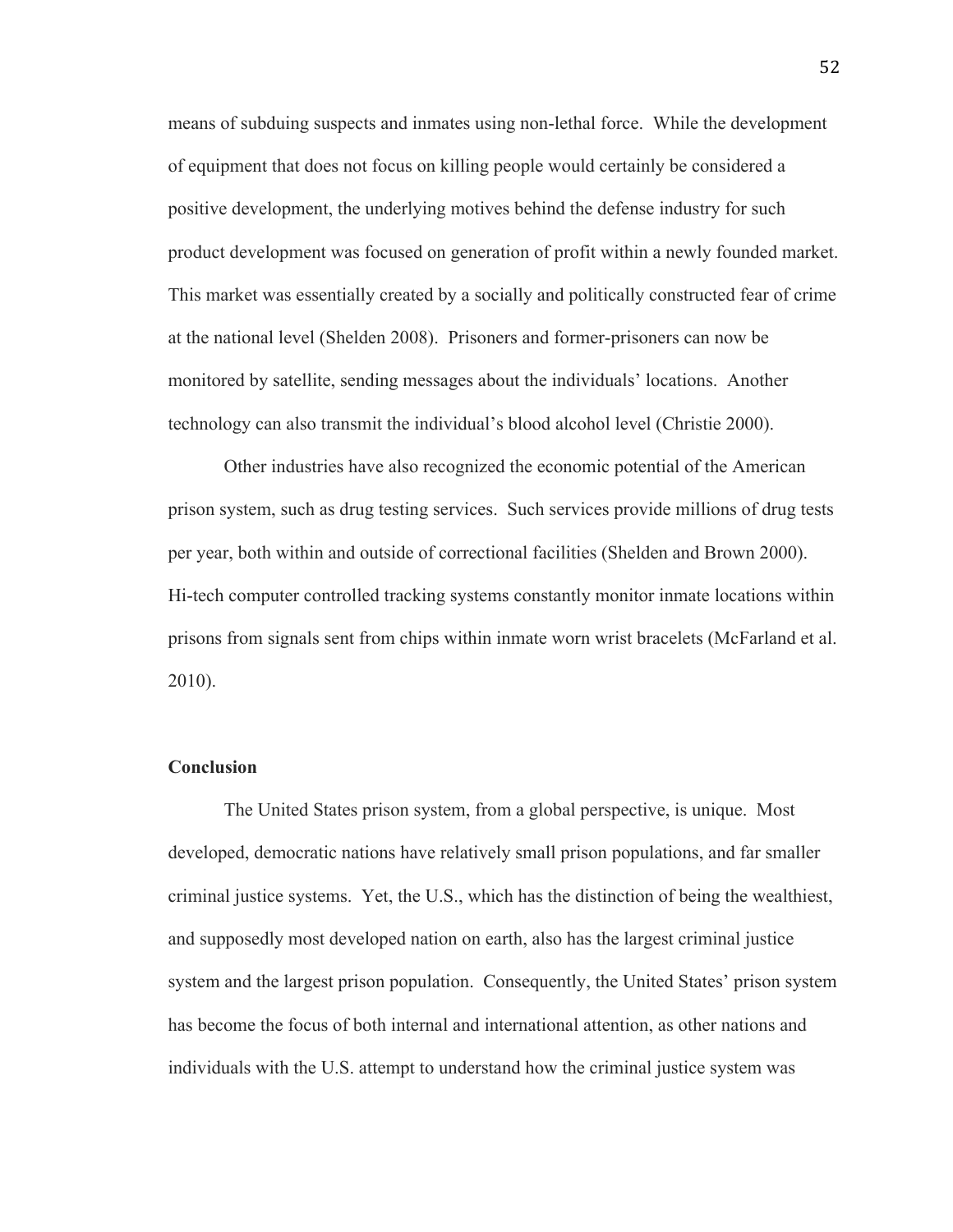means of subduing suspects and inmates using non-lethal force. While the development of equipment that does not focus on killing people would certainly be considered a positive development, the underlying motives behind the defense industry for such product development was focused on generation of profit within a newly founded market. This market was essentially created by a socially and politically constructed fear of crime at the national level (Shelden 2008). Prisoners and former-prisoners can now be monitored by satellite, sending messages about the individuals' locations. Another technology can also transmit the individual's blood alcohol level (Christie 2000).

Other industries have also recognized the economic potential of the American prison system, such as drug testing services. Such services provide millions of drug tests per year, both within and outside of correctional facilities (Shelden and Brown 2000). Hi-tech computer controlled tracking systems constantly monitor inmate locations within prisons from signals sent from chips within inmate worn wrist bracelets (McFarland et al. 2010).

## Conclusion

The United States prison system, from a global perspective, is unique. Most developed, democratic nations have relatively small prison populations, and far smaller criminal justice systems. Yet, the U.S., which has the distinction of being the wealthiest, and supposedly most developed nation on earth, also has the largest criminal justice system and the largest prison population. Consequently, the United States' prison system has become the focus of both internal and international attention, as other nations and individuals with the U.S. attempt to understand how the criminal justice system was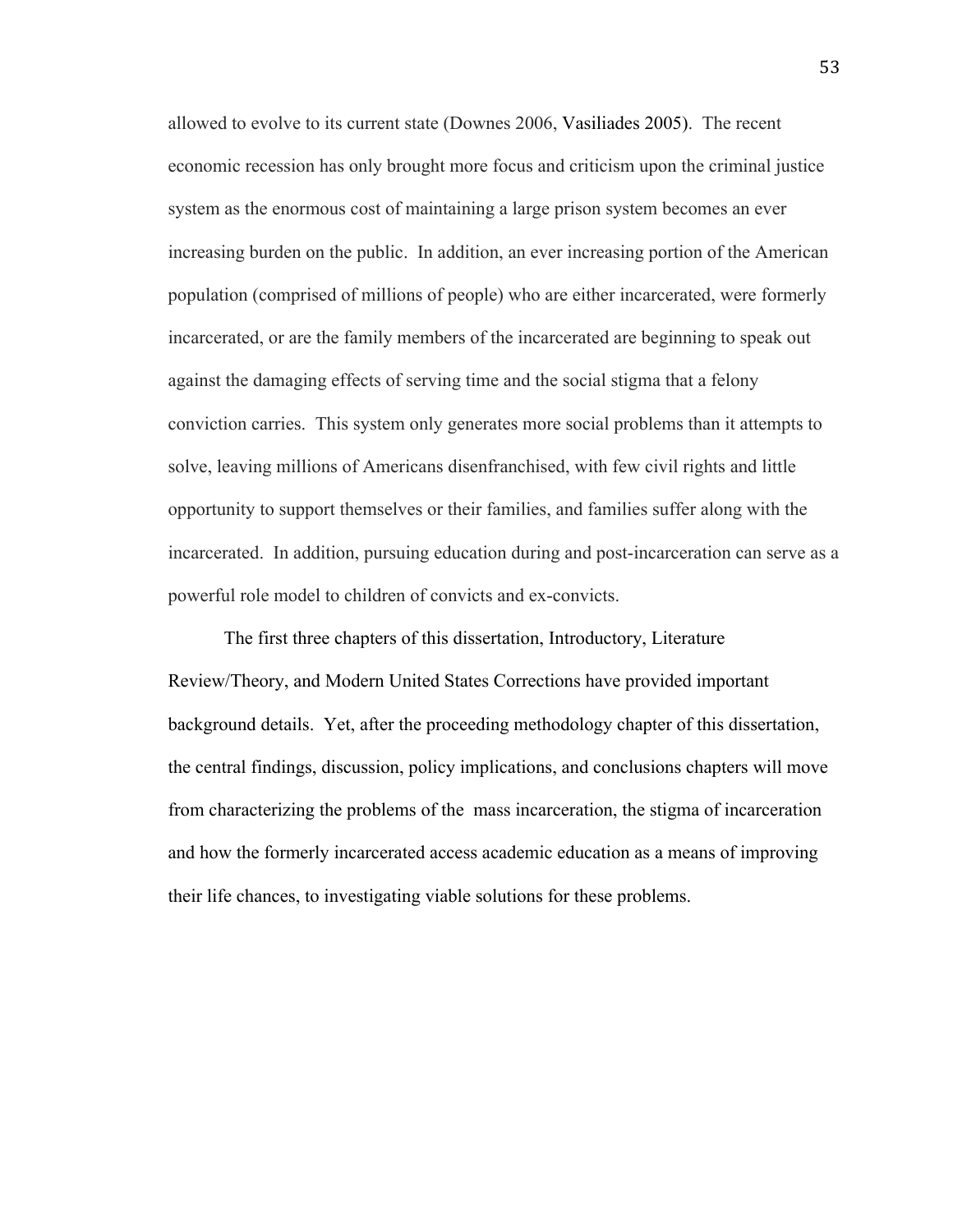allowed to evolve to its current state (Downes 2006, Vasiliades 2005). The recent economic recession has only brought more focus and criticism upon the criminal justice system as the enormous cost of maintaining a large prison system becomes an ever increasing burden on the public. In addition, an ever increasing portion of the American population (comprised of millions of people) who are either incarcerated, were formerly incarcerated, or are the family members of the incarcerated are beginning to speak out against the damaging effects of serving time and the social stigma that a felony conviction carries. This system only generates more social problems than it attempts to solve, leaving millions of Americans disenfranchised, with few civil rights and little opportunity to support themselves or their families, and families suffer along with the incarcerated. In addition, pursuing education during and post-incarceration can serve as a powerful role model to children of convicts and ex-convicts.

The first three chapters of this dissertation, Introductory, Literature Review/Theory, and Modern United States Corrections have provided important background details. Yet, after the proceeding methodology chapter of this dissertation, the central findings, discussion, policy implications, and conclusions chapters will move from characterizing the problems of the mass incarceration, the stigma of incarceration and how the formerly incarcerated access academic education as a means of improving their life chances, to investigating viable solutions for these problems.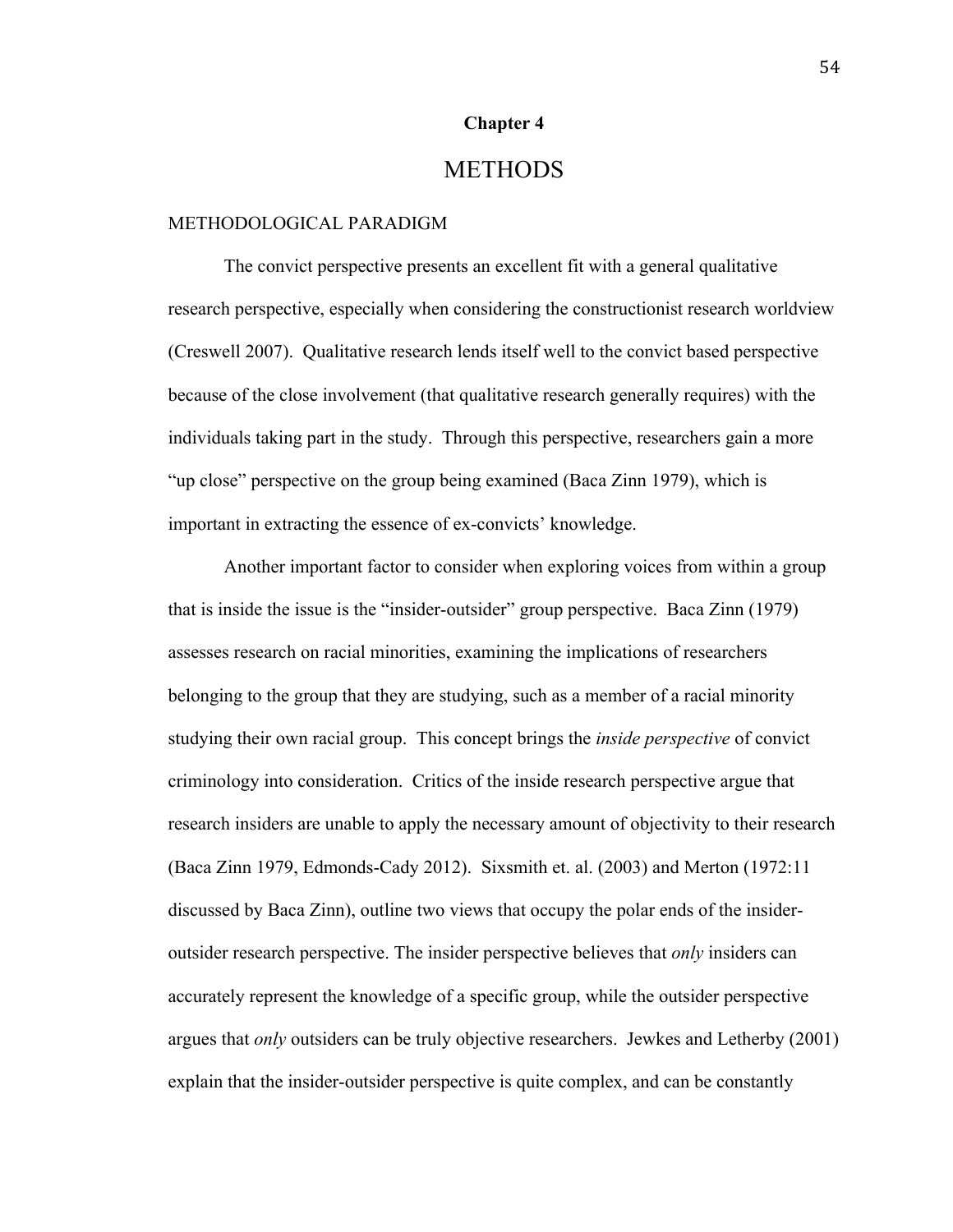# Chapter 4

# METHODS

## METHODOLOGICAL PARADIGM

The convict perspective presents an excellent fit with a general qualitative research perspective, especially when considering the constructionist research worldview (Creswell 2007). Qualitative research lends itself well to the convict based perspective because of the close involvement (that qualitative research generally requires) with the individuals taking part in the study. Through this perspective, researchers gain a more "up close" perspective on the group being examined (Baca Zinn 1979), which is important in extracting the essence of ex-convicts' knowledge.

Another important factor to consider when exploring voices from within a group that is inside the issue is the "insider-outsider" group perspective. Baca Zinn (1979) assesses research on racial minorities, examining the implications of researchers belonging to the group that they are studying, such as a member of a racial minority studying their own racial group. This concept brings the *inside perspective* of convict criminology into consideration. Critics of the inside research perspective argue that research insiders are unable to apply the necessary amount of objectivity to their research (Baca Zinn 1979, Edmonds-Cady 2012). Sixsmith et. al. (2003) and Merton (1972:11 discussed by Baca Zinn), outline two views that occupy the polar ends of the insider-outsider research perspective. The insider perspective believes that *only* insiders can accurately represent the knowledge of a specific group, while the outsider perspective argues that *only* outsiders can be truly objective researchers. Jewkes and Letherby (2001) explain that the insider-outsider perspective is quite complex, and can be constantly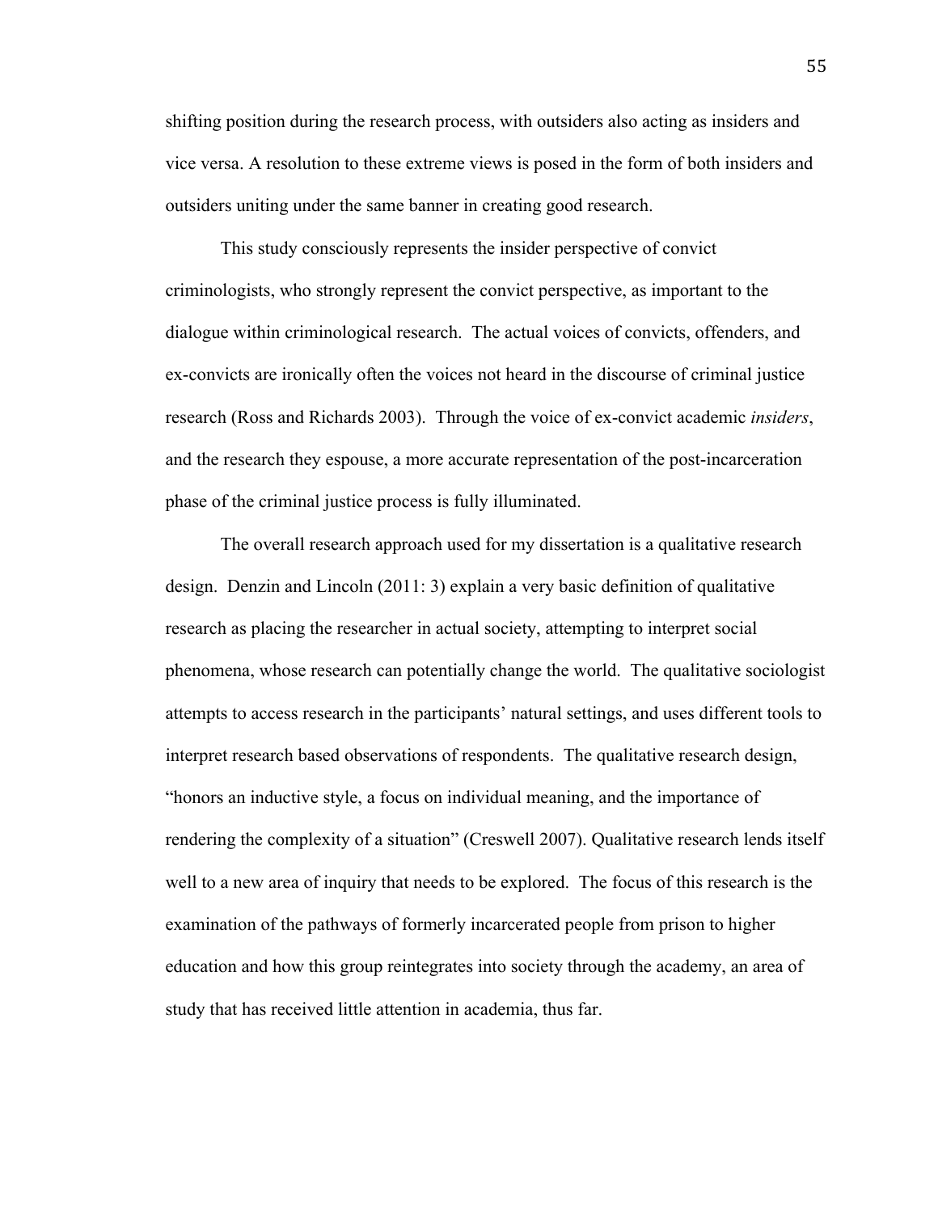shifting position during the research process, with outsiders also acting as insiders and vice versa. A resolution to these extreme views is posed in the form of both insiders and outsiders uniting under the same banner in creating good research.

This study consciously represents the insider perspective of convict criminologists, who strongly represent the convict perspective, as important to the dialogue within criminological research. The actual voices of convicts, offenders, and ex-convicts are ironically often the voices not heard in the discourse of criminal justice research (Ross and Richards 2003). Through the voice of ex-convict academic *insiders*, and the research they espouse, a more accurate representation of the post-incarceration phase of the criminal justice process is fully illuminated.

The overall research approach used for my dissertation is a qualitative research design. Denzin and Lincoln (2011: 3) explain a very basic definition of qualitative research as placing the researcher in actual society, attempting to interpret social phenomena, whose research can potentially change the world. The qualitative sociologist attempts to access research in the participants' natural settings, and uses different tools to interpret research based observations of respondents. The qualitative research design, "honors an inductive style, a focus on individual meaning, and the importance of rendering the complexity of a situation" (Creswell 2007). Qualitative research lends itself well to a new area of inquiry that needs to be explored. The focus of this research is the examination of the pathways of formerly incarcerated people from prison to higher education and how this group reintegrates into society through the academy, an area of study that has received little attention in academia, thus far.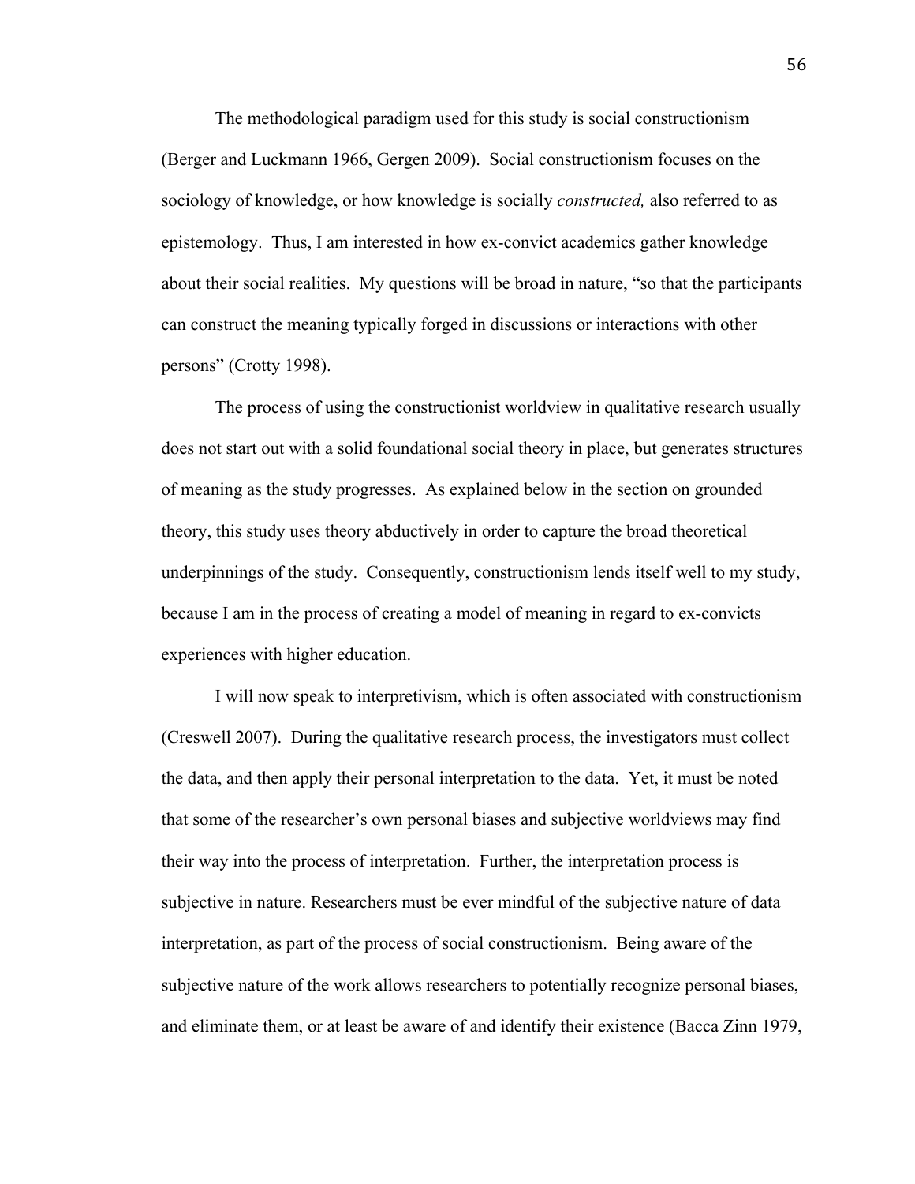The methodological paradigm used for this study is social constructionism (Berger and Luckmann 1966, Gergen 2009). Social constructionism focuses on the sociology of knowledge, or how knowledge is socially *constructed,* also referred to as epistemology. Thus, I am interested in how ex-convict academics gather knowledge about their social realities. My questions will be broad in nature, "so that the participants can construct the meaning typically forged in discussions or interactions with other persons" (Crotty 1998).

The process of using the constructionist worldview in qualitative research usually does not start out with a solid foundational social theory in place, but generates structures of meaning as the study progresses. As explained below in the section on grounded theory, this study uses theory abductively in order to capture the broad theoretical underpinnings of the study. Consequently, constructionism lends itself well to my study, because I am in the process of creating a model of meaning in regard to ex-convicts experiences with higher education.

I will now speak to interpretivism, which is often associated with constructionism (Creswell 2007). During the qualitative research process, the investigators must collect the data, and then apply their personal interpretation to the data. Yet, it must be noted that some of the researcher's own personal biases and subjective worldviews may find their way into the process of interpretation. Further, the interpretation process is subjective in nature. Researchers must be ever mindful of the subjective nature of data interpretation, as part of the process of social constructionism. Being aware of the subjective nature of the work allows researchers to potentially recognize personal biases, and eliminate them, or at least be aware of and identify their existence (Bacca Zinn 1979,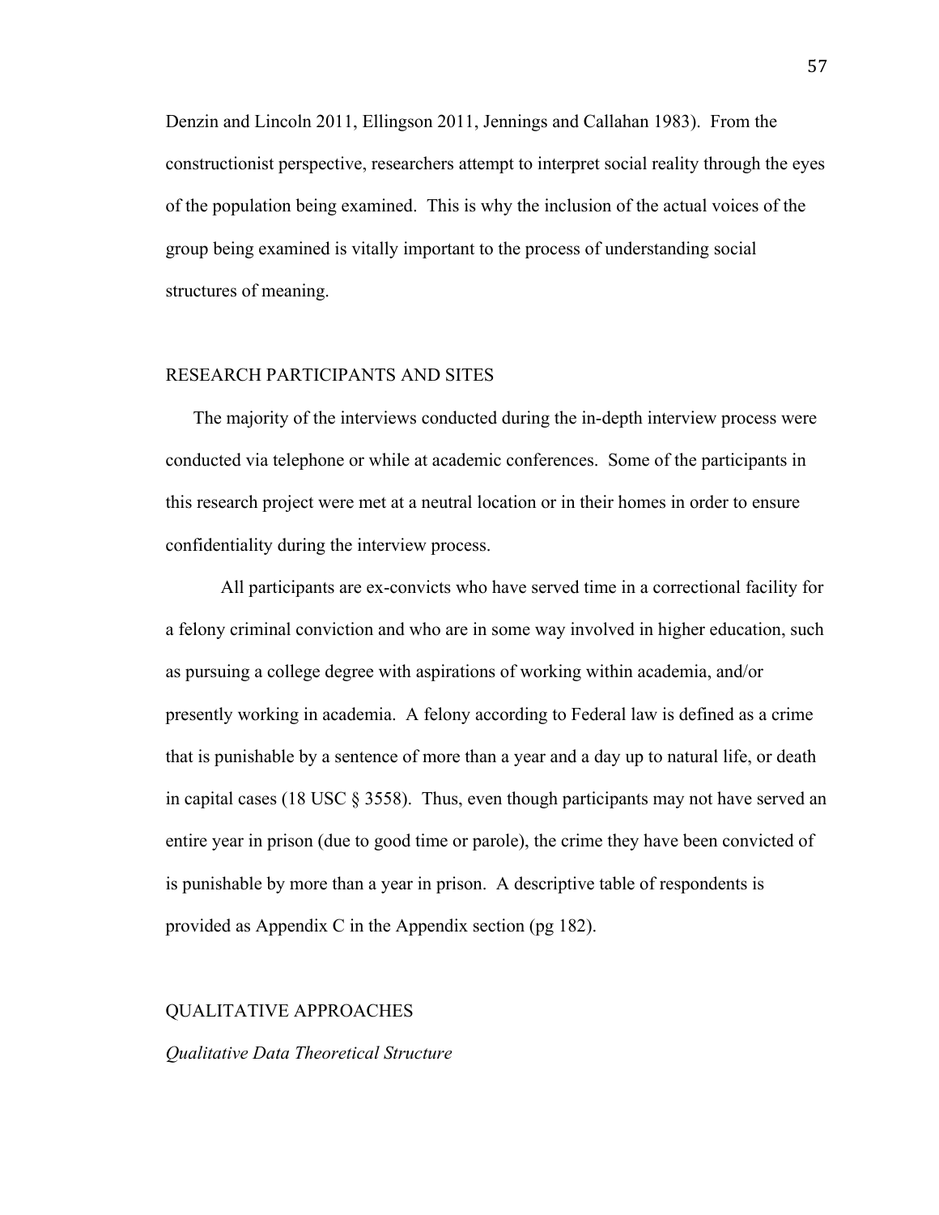Denzin and Lincoln 2011, Ellingson 2011, Jennings and Callahan 1983). From the constructionist perspective, researchers attempt to interpret social reality through the eyes of the population being examined. This is why the inclusion of the actual voices of the group being examined is vitally important to the process of understanding social structures of meaning.

## RESEARCH PARTICIPANTS AND SITES

The majority of the interviews conducted during the in-depth interview process were conducted via telephone or while at academic conferences. Some of the participants in this research project were met at a neutral location or in their homes in order to ensure confidentiality during the interview process.

All participants are ex-convicts who have served time in a correctional facility for a felony criminal conviction and who are in some way involved in higher education, such as pursuing a college degree with aspirations of working within academia, and/or presently working in academia. A felony according to Federal law is defined as a crime that is punishable by a sentence of more than a year and a day up to natural life, or death in capital cases (18 USC § 3558). Thus, even though participants may not have served an entire year in prison (due to good time or parole), the crime they have been convicted of is punishable by more than a year in prison. A descriptive table of respondents is provided as Appendix C in the Appendix section (pg 182).

## QUALITATIVE APPROACHES

### *Qualitative Data Theoretical Structure*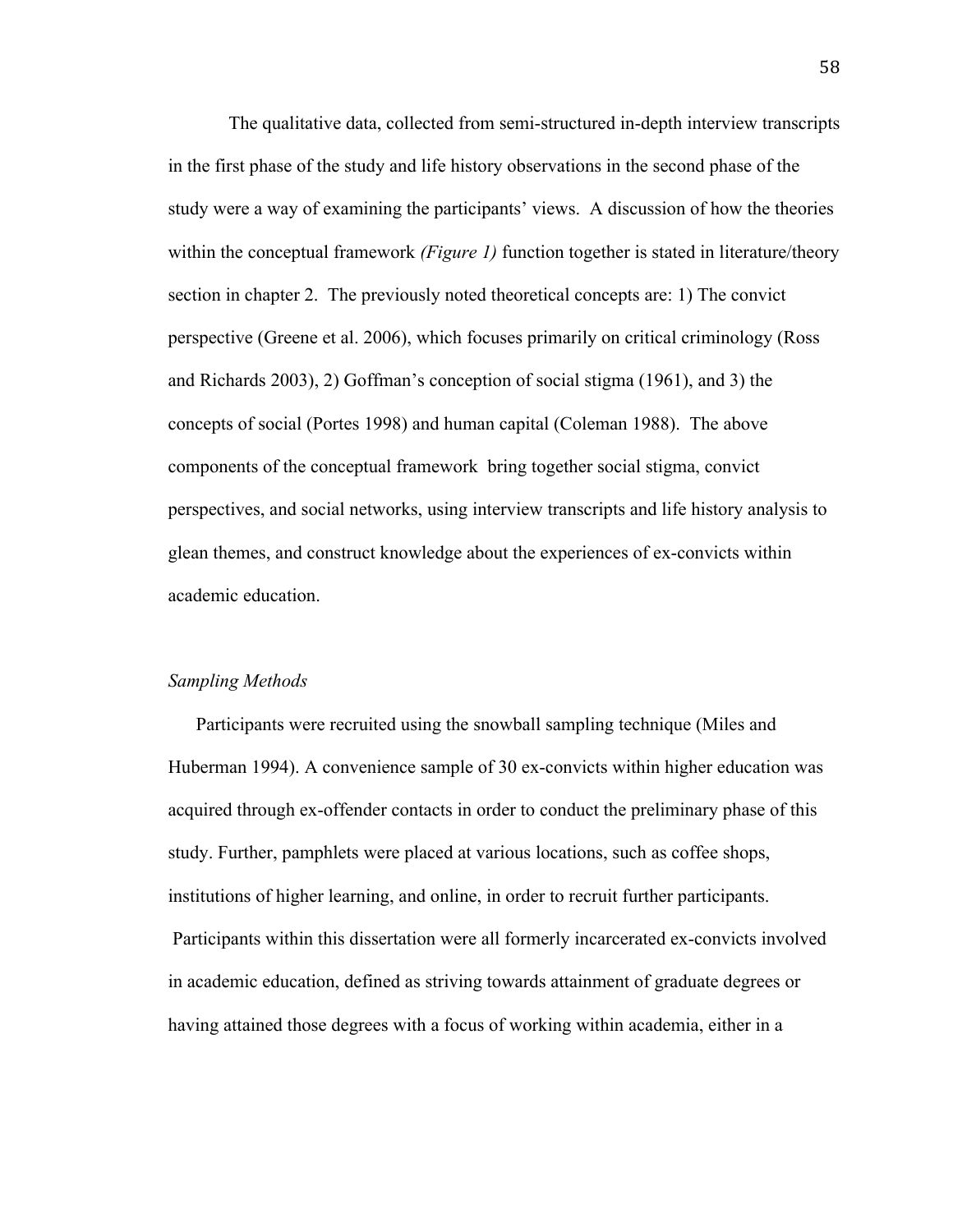The qualitative data, collected from semi-structured in-depth interview transcripts in the first phase of the study and life history observations in the second phase of the study were a way of examining the participants' views. A discussion of how the theories within the conceptual framework *(Figure 1)* function together is stated in literature/theory section in chapter 2. The previously noted theoretical concepts are: 1) The convict perspective (Greene et al. 2006), which focuses primarily on critical criminology (Ross and Richards 2003), 2) Goffman's conception of social stigma (1961), and 3) the concepts of social (Portes 1998) and human capital (Coleman 1988). The above components of the conceptual framework bring together social stigma, convict perspectives, and social networks, using interview transcripts and life history analysis to glean themes, and construct knowledge about the experiences of ex-convicts within academic education.

*Sampling Methods*

Participants were recruited using the snowball sampling technique (Miles and Huberman 1994). A convenience sample of 30 ex-convicts within higher education was acquired through ex-offender contacts in order to conduct the preliminary phase of this study. Further, pamphlets were placed at various locations, such as coffee shops, institutions of higher learning, and online, in order to recruit further participants. Participants within this dissertation were all formerly incarcerated ex-convicts involved in academic education, defined as striving towards attainment of graduate degrees or having attained those degrees with a focus of working within academia, either in a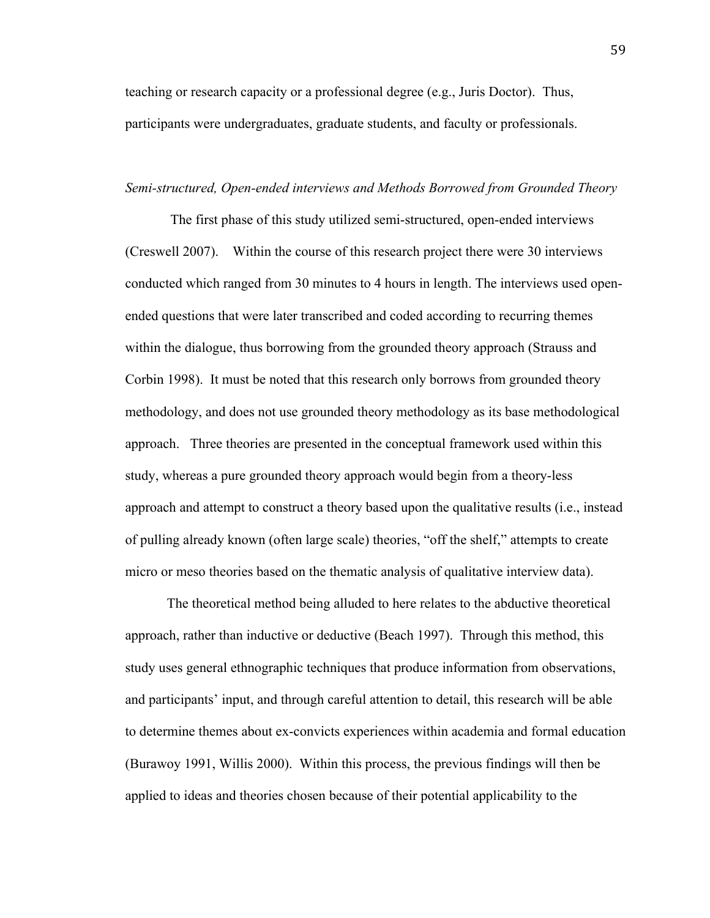teaching or research capacity or a professional degree (e.g., Juris Doctor). Thus, participants were undergraduates, graduate students, and faculty or professionals.

*Semi-structured, Open-ended interviews and Methods Borrowed from Grounded Theory*

The first phase of this study utilized semi-structured, open-ended interviews (Creswell 2007). Within the course of this research project there were 30 interviews conducted which ranged from 30 minutes to 4 hours in length. The interviews used open-ended questions that were later transcribed and coded according to recurring themes within the dialogue, thus borrowing from the grounded theory approach (Strauss and Corbin 1998). It must be noted that this research only borrows from grounded theory methodology, and does not use grounded theory methodology as its base methodological approach. Three theories are presented in the conceptual framework used within this study, whereas a pure grounded theory approach would begin from a theory-less approach and attempt to construct a theory based upon the qualitative results (i.e., instead of pulling already known (often large scale) theories, "off the shelf," attempts to create micro or meso theories based on the thematic analysis of qualitative interview data).

The theoretical method being alluded to here relates to the abductive theoretical approach, rather than inductive or deductive (Beach 1997). Through this method, this study uses general ethnographic techniques that produce information from observations, and participants' input, and through careful attention to detail, this research will be able to determine themes about ex-convicts experiences within academia and formal education (Burawoy 1991, Willis 2000). Within this process, the previous findings will then be applied to ideas and theories chosen because of their potential applicability to the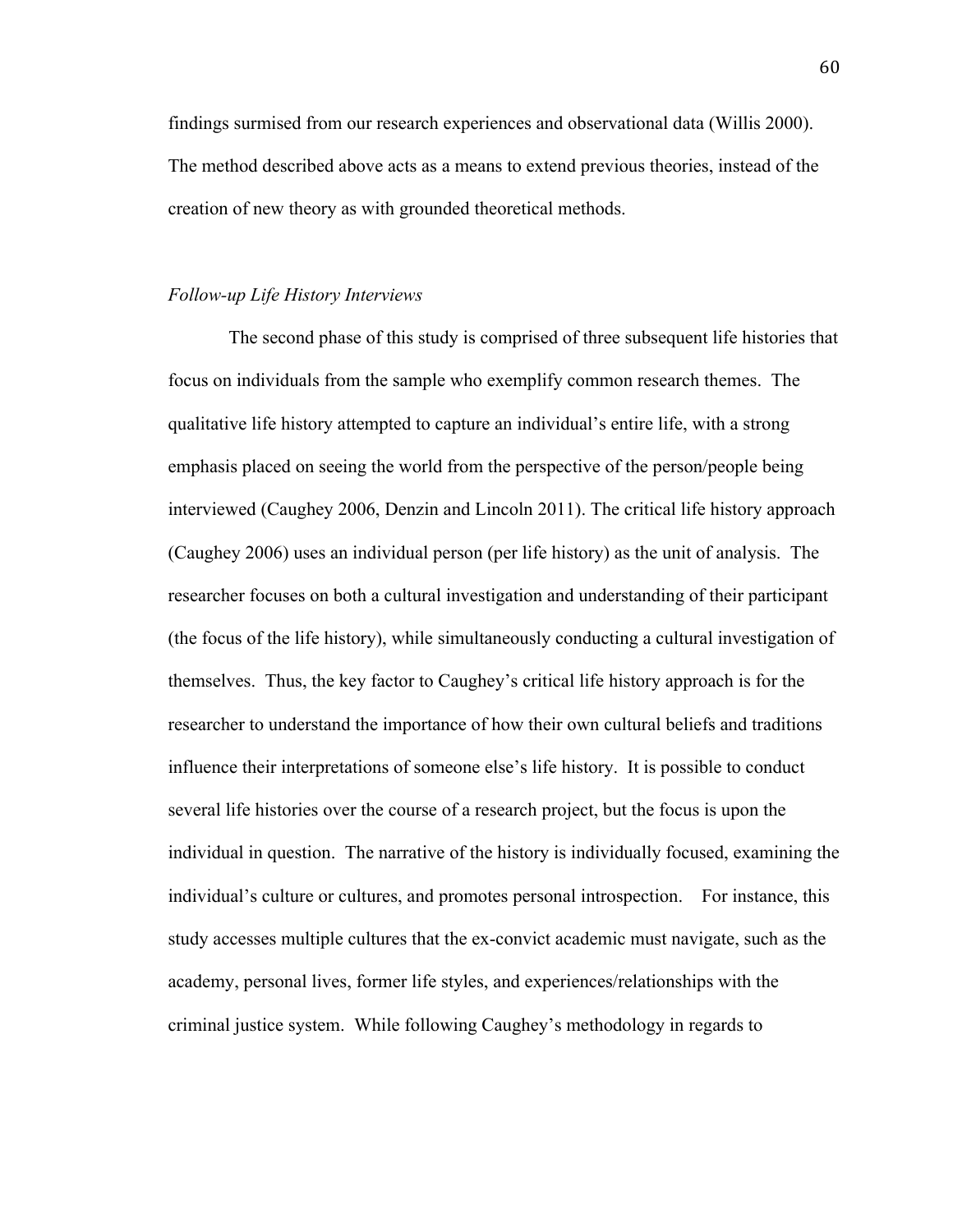findings surmised from our research experiences and observational data (Willis 2000). The method described above acts as a means to extend previous theories, instead of the creation of new theory as with grounded theoretical methods.

*Follow-up Life History Interviews*

The second phase of this study is comprised of three subsequent life histories that focus on individuals from the sample who exemplify common research themes. The qualitative life history attempted to capture an individual's entire life, with a strong emphasis placed on seeing the world from the perspective of the person/people being interviewed (Caughey 2006, Denzin and Lincoln 2011). The critical life history approach (Caughey 2006) uses an individual person (per life history) as the unit of analysis. The researcher focuses on both a cultural investigation and understanding of their participant (the focus of the life history), while simultaneously conducting a cultural investigation of themselves. Thus, the key factor to Caughey's critical life history approach is for the researcher to understand the importance of how their own cultural beliefs and traditions influence their interpretations of someone else's life history. It is possible to conduct several life histories over the course of a research project, but the focus is upon the individual in question. The narrative of the history is individually focused, examining the individual's culture or cultures, and promotes personal introspection. For instance, this study accesses multiple cultures that the ex-convict academic must navigate, such as the academy, personal lives, former life styles, and experiences/relationships with the criminal justice system. While following Caughey's methodology in regards to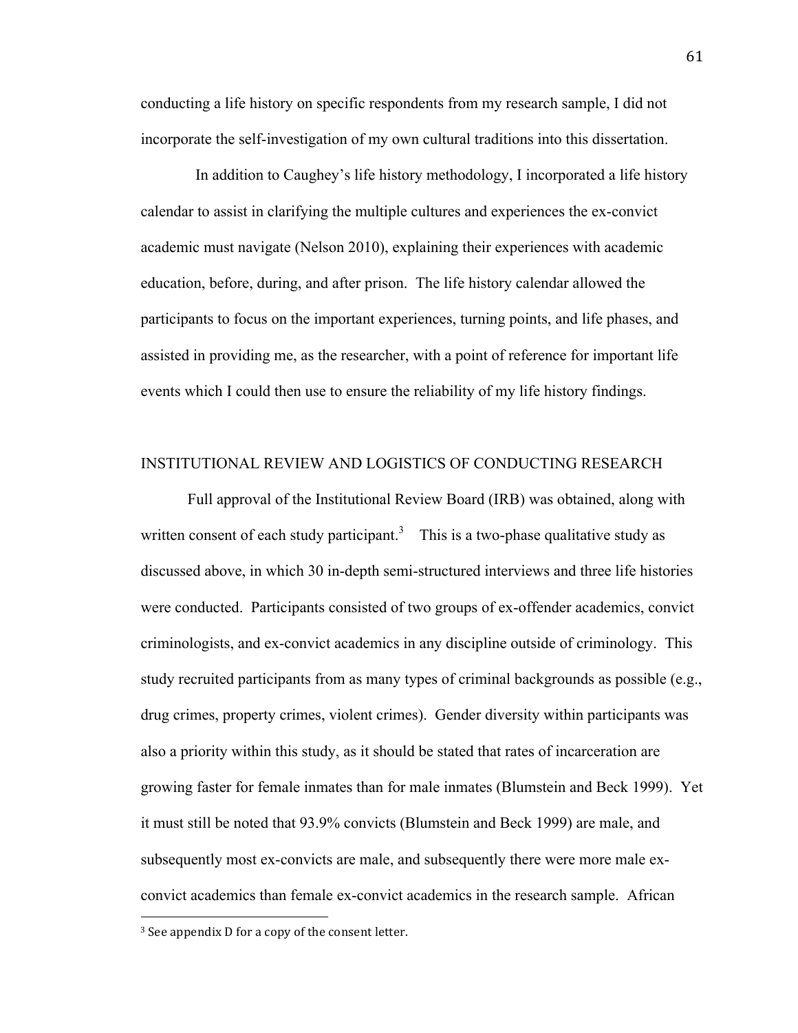conducting a life history on specific respondents from my research sample, I did not incorporate the self-investigation of my own cultural traditions into this dissertation.

In addition to Caughey's life history methodology, I incorporated a life history calendar to assist in clarifying the multiple cultures and experiences the ex-convict academic must navigate (Nelson 2010), explaining their experiences with academic education, before, during, and after prison. The life history calendar allowed the participants to focus on the important experiences, turning points, and life phases, and assisted in providing me, as the researcher, with a point of reference for important life events which I could then use to ensure the reliability of my life history findings.

## INSTITUTIONAL REVIEW AND LOGISTICS OF CONDUCTING RESEARCH

Full approval of the Institutional Review Board (IRB) was obtained, along with written consent of each study participant.[3] This is a two-phase qualitative study as discussed above, in which 30 in-depth semi-structured interviews and three life histories were conducted. Participants consisted of two groups of ex-offender academics, convict criminologists, and ex-convict academics in any discipline outside of criminology. This study recruited participants from as many types of criminal backgrounds as possible (e.g., drug crimes, property crimes, violent crimes). Gender diversity within participants was also a priority within this study, as it should be stated that rates of incarceration are growing faster for female inmates than for male inmates (Blumstein and Beck 1999). Yet it must still be noted that 93.9% convicts (Blumstein and Beck 1999) are male, and subsequently most ex-convicts are male, and subsequently there were more male ex-convict academics than female ex-convict academics in the research sample. African

[3] See appendix D for a copy of the consent letter.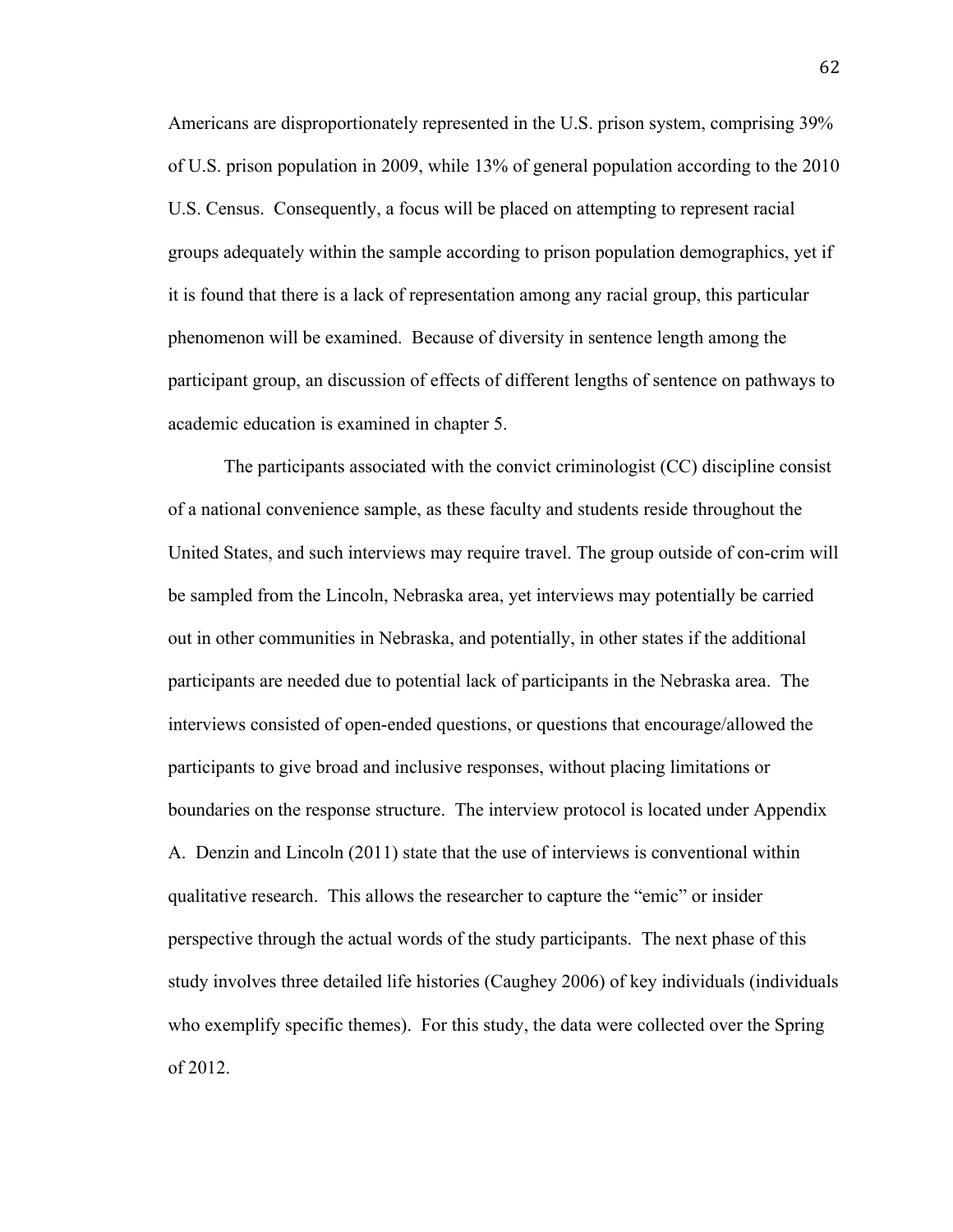Americans are disproportionately represented in the U.S. prison system, comprising 39% of U.S. prison population in 2009, while 13% of general population according to the 2010 U.S. Census. Consequently, a focus will be placed on attempting to represent racial groups adequately within the sample according to prison population demographics, yet if it is found that there is a lack of representation among any racial group, this particular phenomenon will be examined. Because of diversity in sentence length among the participant group, an discussion of effects of different lengths of sentence on pathways to academic education is examined in chapter 5.

The participants associated with the convict criminologist (CC) discipline consist of a national convenience sample, as these faculty and students reside throughout the United States, and such interviews may require travel. The group outside of con-crim will be sampled from the Lincoln, Nebraska area, yet interviews may potentially be carried out in other communities in Nebraska, and potentially, in other states if the additional participants are needed due to potential lack of participants in the Nebraska area. The interviews consisted of open-ended questions, or questions that encourage/allowed the participants to give broad and inclusive responses, without placing limitations or boundaries on the response structure. The interview protocol is located under Appendix A. Denzin and Lincoln (2011) state that the use of interviews is conventional within qualitative research. This allows the researcher to capture the "emic" or insider perspective through the actual words of the study participants. The next phase of this study involves three detailed life histories (Caughey 2006) of key individuals (individuals who exemplify specific themes). For this study, the data were collected over the Spring of 2012.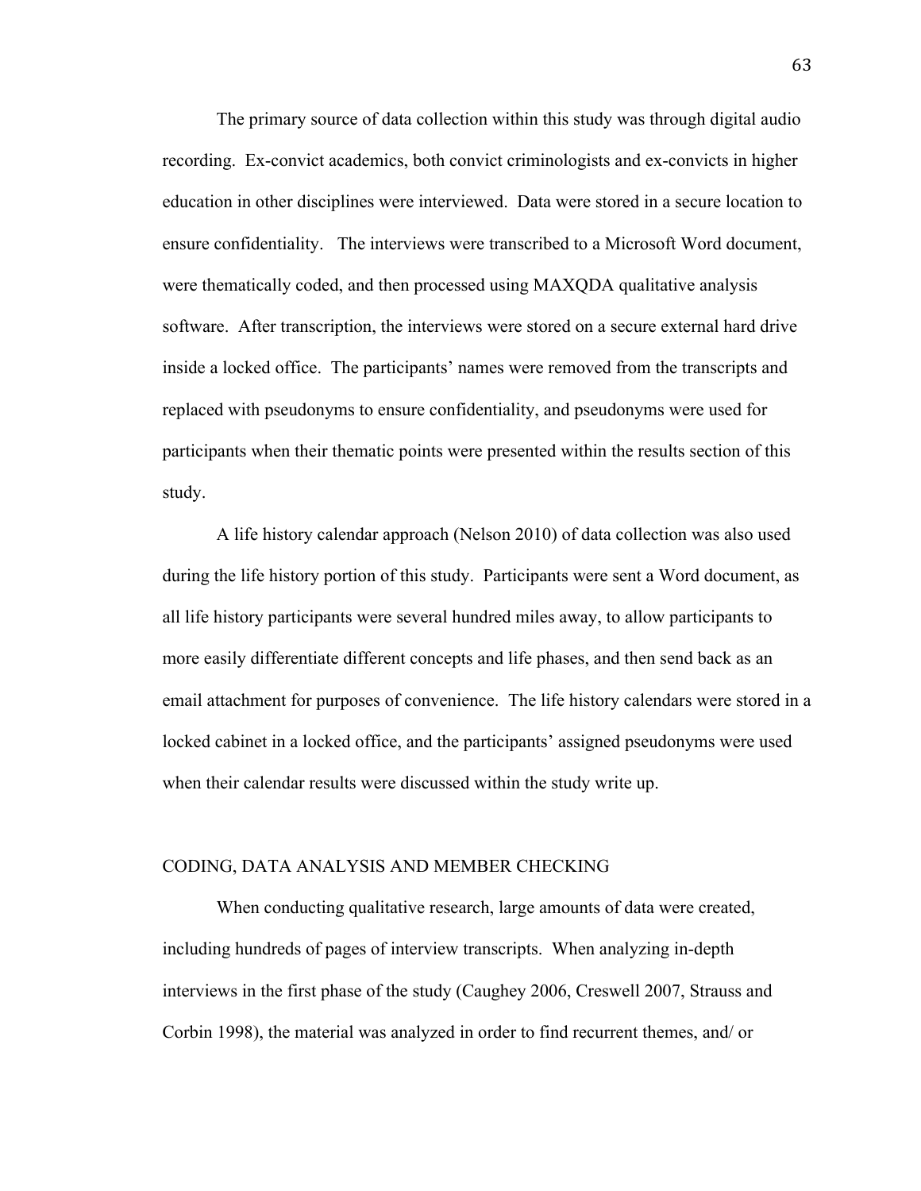The primary source of data collection within this study was through digital audio recording. Ex-convict academics, both convict criminologists and ex-convicts in higher education in other disciplines were interviewed. Data were stored in a secure location to ensure confidentiality. The interviews were transcribed to a Microsoft Word document, were thematically coded, and then processed using MAXQDA qualitative analysis software. After transcription, the interviews were stored on a secure external hard drive inside a locked office. The participants' names were removed from the transcripts and replaced with pseudonyms to ensure confidentiality, and pseudonyms were used for participants when their thematic points were presented within the results section of this study.

A life history calendar approach (Nelson 2010) of data collection was also used during the life history portion of this study. Participants were sent a Word document, as all life history participants were several hundred miles away, to allow participants to more easily differentiate different concepts and life phases, and then send back as an email attachment for purposes of convenience. The life history calendars were stored in a locked cabinet in a locked office, and the participants' assigned pseudonyms were used when their calendar results were discussed within the study write up.

## CODING, DATA ANALYSIS AND MEMBER CHECKING

When conducting qualitative research, large amounts of data were created, including hundreds of pages of interview transcripts. When analyzing in-depth interviews in the first phase of the study (Caughey 2006, Creswell 2007, Strauss and Corbin 1998), the material was analyzed in order to find recurrent themes, and/ or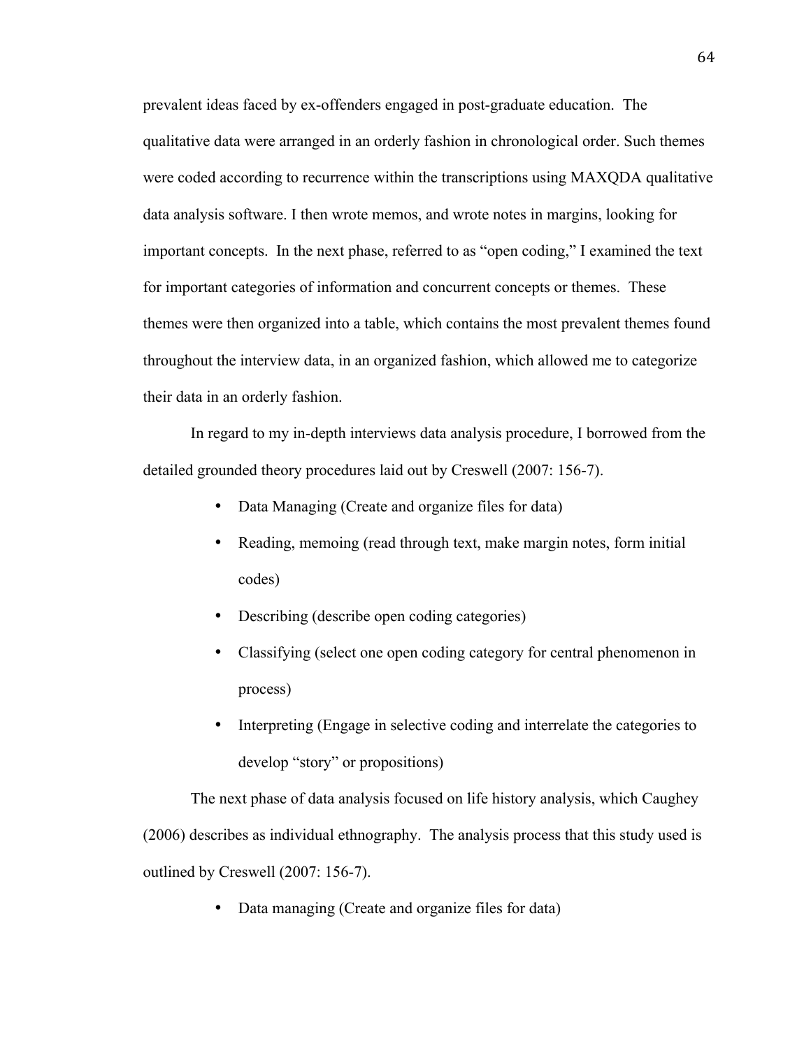prevalent ideas faced by ex-offenders engaged in post-graduate education. The qualitative data were arranged in an orderly fashion in chronological order. Such themes were coded according to recurrence within the transcriptions using MAXQDA qualitative data analysis software. I then wrote memos, and wrote notes in margins, looking for important concepts. In the next phase, referred to as "open coding," I examined the text for important categories of information and concurrent concepts or themes. These themes were then organized into a table, which contains the most prevalent themes found throughout the interview data, in an organized fashion, which allowed me to categorize their data in an orderly fashion.

In regard to my in-depth interviews data analysis procedure, I borrowed from the detailed grounded theory procedures laid out by Creswell (2007: 156-7).

- Data Managing (Create and organize files for data)
- Reading, memoing (read through text, make margin notes, form initial codes)
- Describing (describe open coding categories)
- Classifying (select one open coding category for central phenomenon in process)
- Interpreting (Engage in selective coding and interrelate the categories to develop "story" or propositions)

The next phase of data analysis focused on life history analysis, which Caughey (2006) describes as individual ethnography. The analysis process that this study used is outlined by Creswell (2007: 156-7).

- Data managing (Create and organize files for data)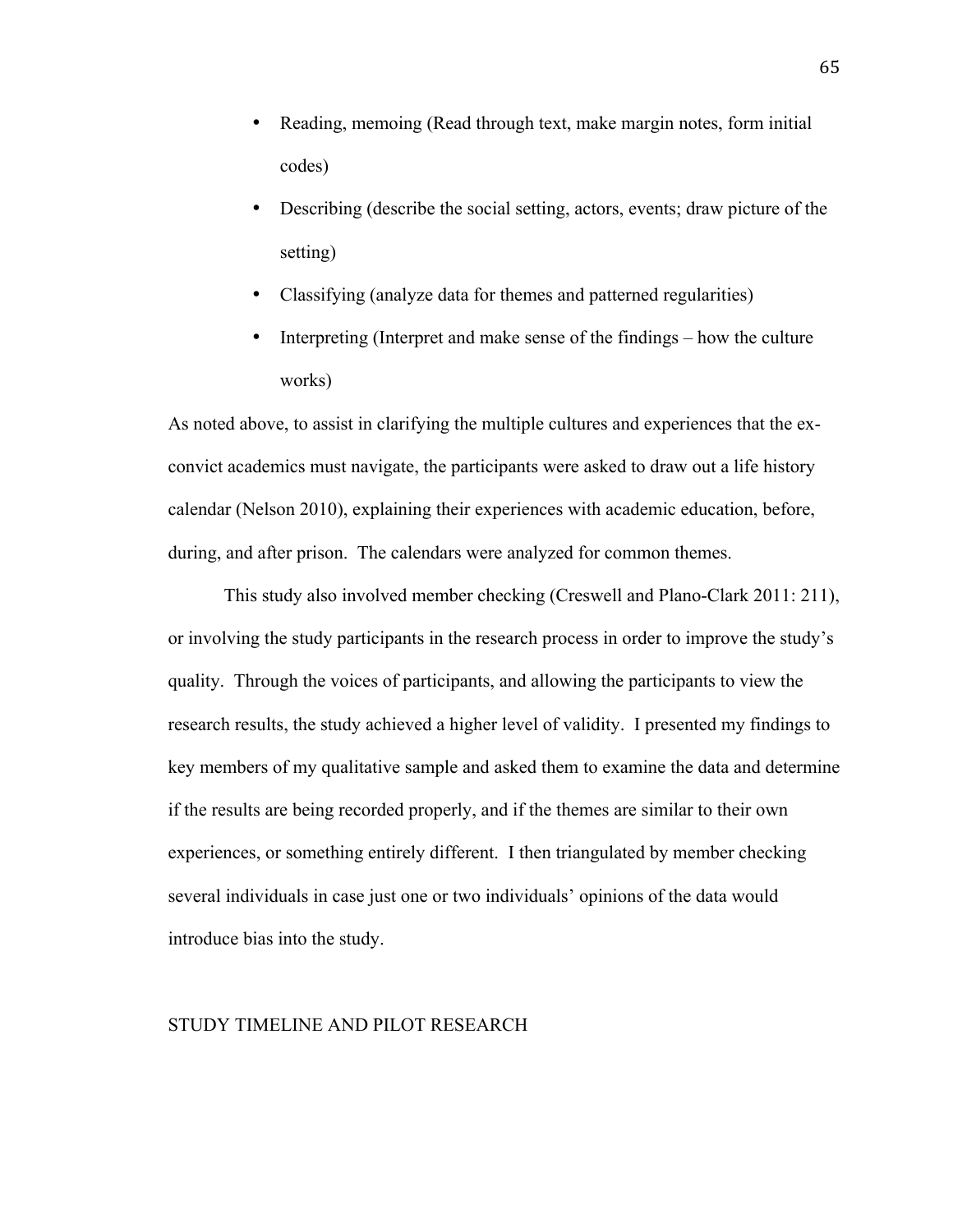- Reading, memoing (Read through text, make margin notes, form initial codes)
- Describing (describe the social setting, actors, events; draw picture of the setting)
- Classifying (analyze data for themes and patterned regularities)
- Interpreting (Interpret and make sense of the findings – how the culture works)

As noted above, to assist in clarifying the multiple cultures and experiences that the ex-convict academics must navigate, the participants were asked to draw out a life history calendar (Nelson 2010), explaining their experiences with academic education, before, during, and after prison. The calendars were analyzed for common themes.

This study also involved member checking (Creswell and Plano-Clark 2011: 211), or involving the study participants in the research process in order to improve the study's quality. Through the voices of participants, and allowing the participants to view the research results, the study achieved a higher level of validity. I presented my findings to key members of my qualitative sample and asked them to examine the data and determine if the results are being recorded properly, and if the themes are similar to their own experiences, or something entirely different. I then triangulated by member checking several individuals in case just one or two individuals' opinions of the data would introduce bias into the study.

## STUDY TIMELINE AND PILOT RESEARCH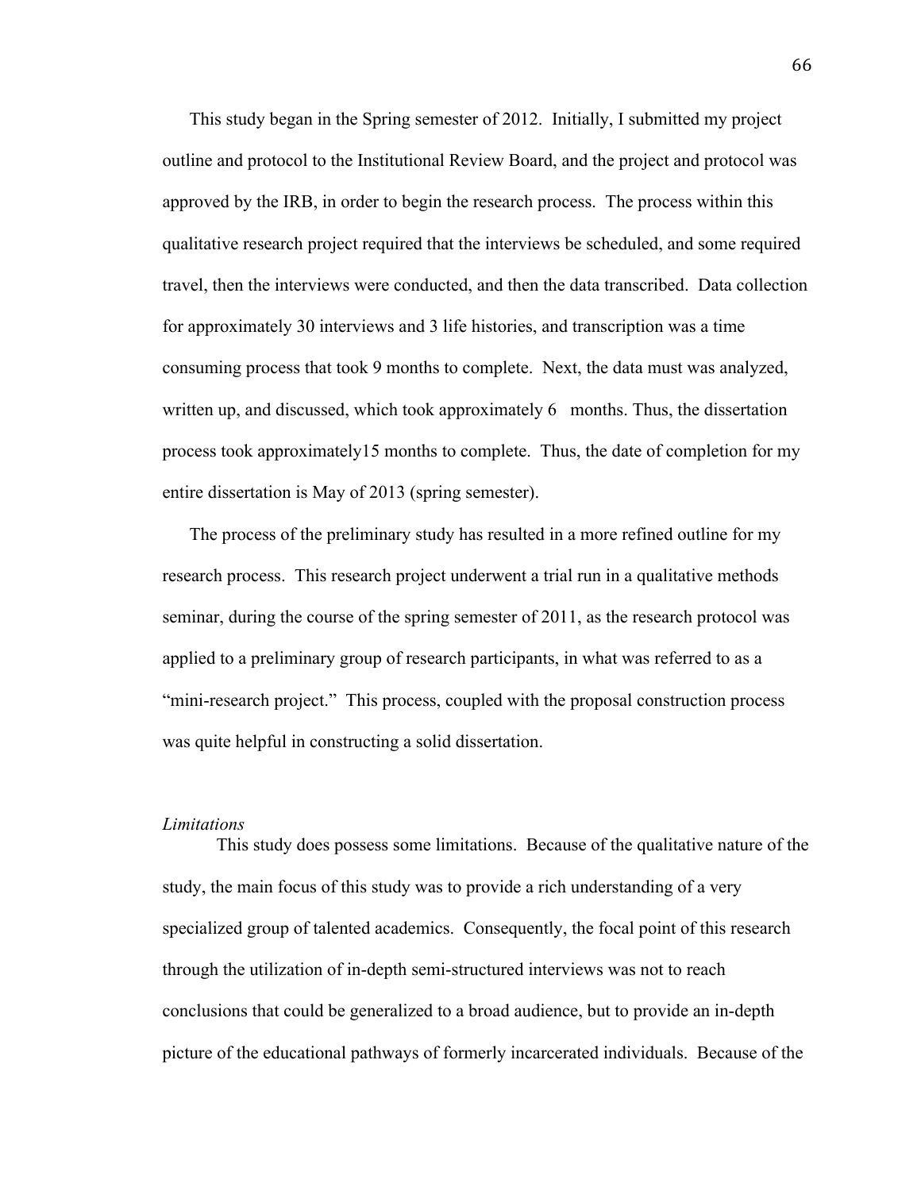This study began in the Spring semester of 2012. Initially, I submitted my project outline and protocol to the Institutional Review Board, and the project and protocol was approved by the IRB, in order to begin the research process. The process within this qualitative research project required that the interviews be scheduled, and some required travel, then the interviews were conducted, and then the data transcribed. Data collection for approximately 30 interviews and 3 life histories, and transcription was a time consuming process that took 9 months to complete. Next, the data must was analyzed, written up, and discussed, which took approximately 6 months. Thus, the dissertation process took approximately15 months to complete. Thus, the date of completion for my entire dissertation is May of 2013 (spring semester).

The process of the preliminary study has resulted in a more refined outline for my research process. This research project underwent a trial run in a qualitative methods seminar, during the course of the spring semester of 2011, as the research protocol was applied to a preliminary group of research participants, in what was referred to as a "mini-research project." This process, coupled with the proposal construction process was quite helpful in constructing a solid dissertation.

*Limitations*

This study does possess some limitations. Because of the qualitative nature of the study, the main focus of this study was to provide a rich understanding of a very specialized group of talented academics. Consequently, the focal point of this research through the utilization of in-depth semi-structured interviews was not to reach conclusions that could be generalized to a broad audience, but to provide an in-depth picture of the educational pathways of formerly incarcerated individuals. Because of the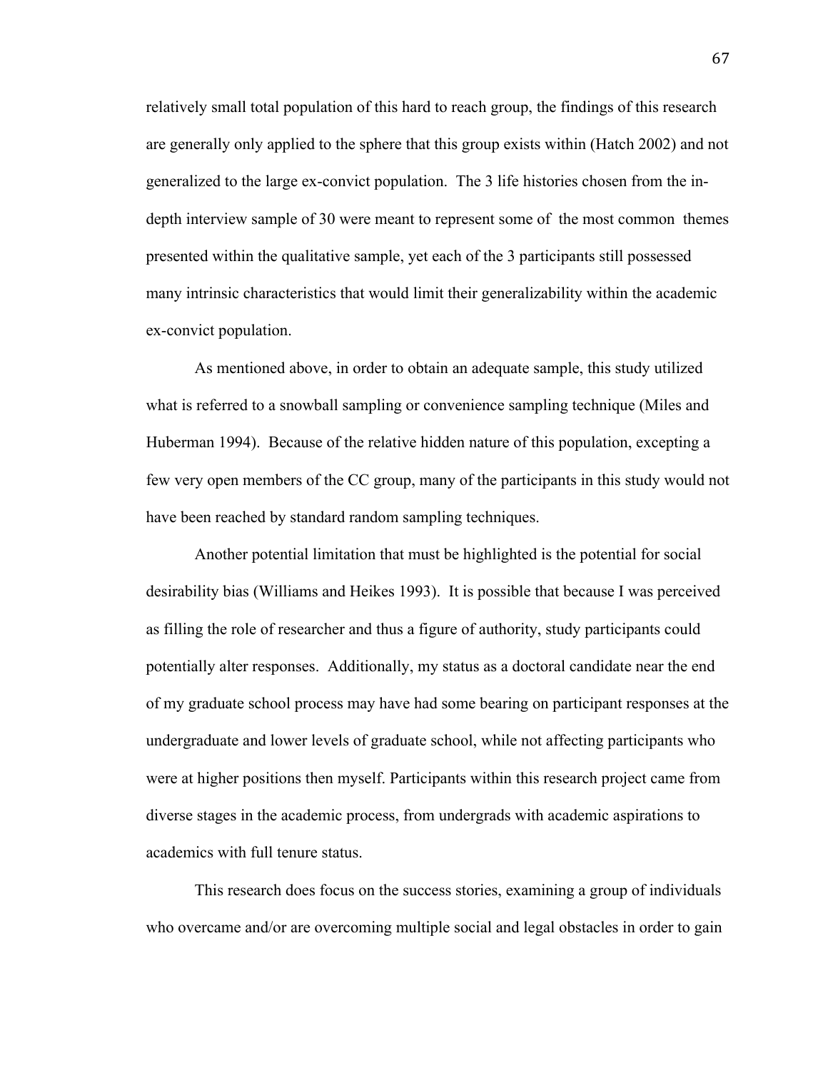relatively small total population of this hard to reach group, the findings of this research are generally only applied to the sphere that this group exists within (Hatch 2002) and not generalized to the large ex-convict population. The 3 life histories chosen from the in-depth interview sample of 30 were meant to represent some of the most common themes presented within the qualitative sample, yet each of the 3 participants still possessed many intrinsic characteristics that would limit their generalizability within the academic ex-convict population.

As mentioned above, in order to obtain an adequate sample, this study utilized what is referred to a snowball sampling or convenience sampling technique (Miles and Huberman 1994). Because of the relative hidden nature of this population, excepting a few very open members of the CC group, many of the participants in this study would not have been reached by standard random sampling techniques.

Another potential limitation that must be highlighted is the potential for social desirability bias (Williams and Heikes 1993). It is possible that because I was perceived as filling the role of researcher and thus a figure of authority, study participants could potentially alter responses. Additionally, my status as a doctoral candidate near the end of my graduate school process may have had some bearing on participant responses at the undergraduate and lower levels of graduate school, while not affecting participants who were at higher positions then myself. Participants within this research project came from diverse stages in the academic process, from undergrads with academic aspirations to academics with full tenure status.

This research does focus on the success stories, examining a group of individuals who overcame and/or are overcoming multiple social and legal obstacles in order to gain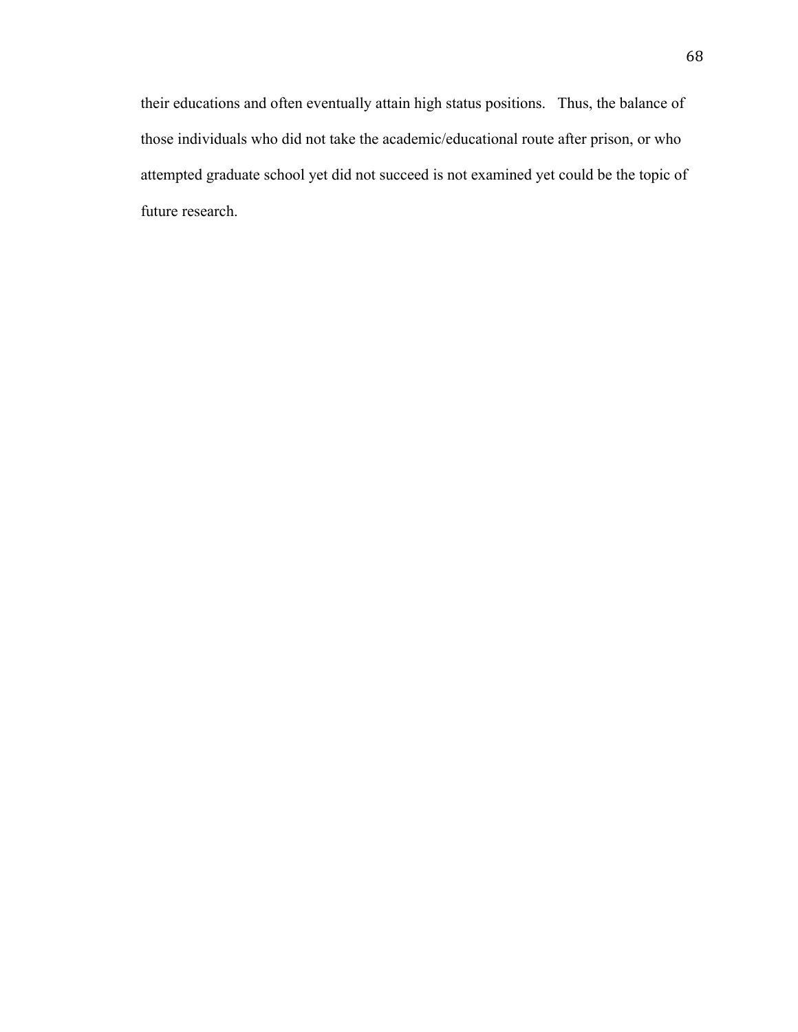their educations and often eventually attain high status positions. Thus, the balance of those individuals who did not take the academic/educational route after prison, or who attempted graduate school yet did not succeed is not examined yet could be the topic of future research.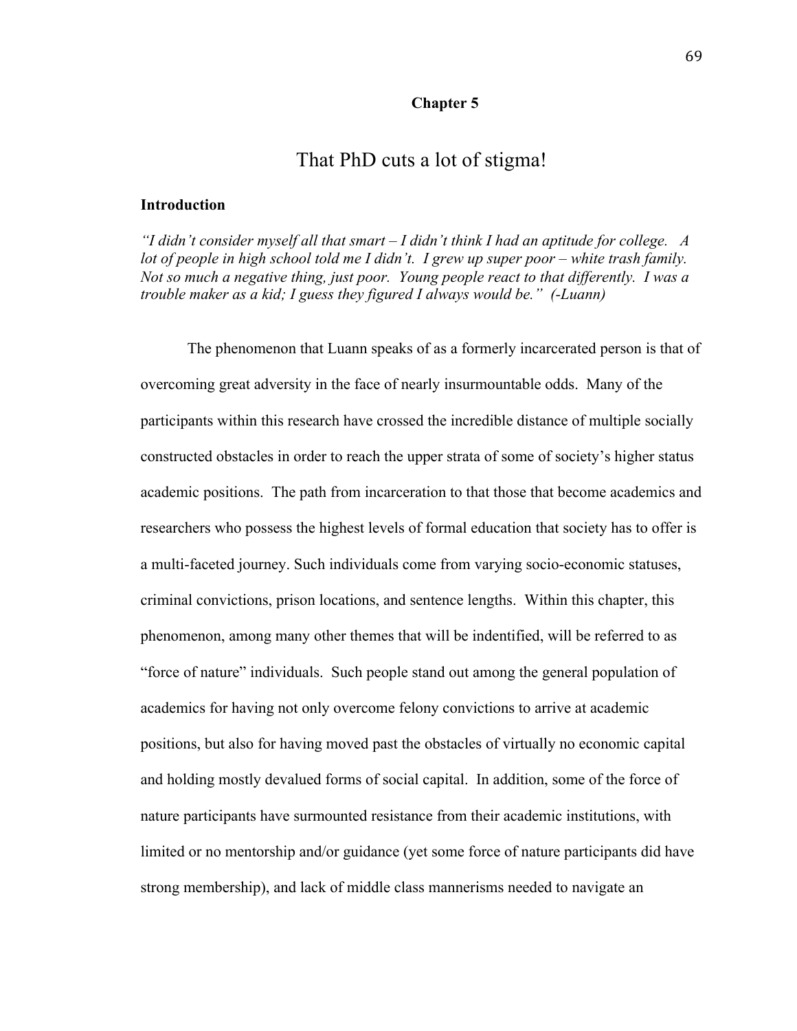# Chapter 5

## That PhD cuts a lot of stigma!

### Introduction

*"I didn't consider myself all that smart – I didn't think I had an aptitude for college. A lot of people in high school told me I didn't. I grew up super poor – white trash family. Not so much a negative thing, just poor. Young people react to that differently. I was a trouble maker as a kid; I guess they figured I always would be." (-Luann)*

The phenomenon that Luann speaks of as a formerly incarcerated person is that of overcoming great adversity in the face of nearly insurmountable odds. Many of the participants within this research have crossed the incredible distance of multiple socially constructed obstacles in order to reach the upper strata of some of society's higher status academic positions. The path from incarceration to that those that become academics and researchers who possess the highest levels of formal education that society has to offer is a multi-faceted journey. Such individuals come from varying socio-economic statuses, criminal convictions, prison locations, and sentence lengths. Within this chapter, this phenomenon, among many other themes that will be indentified, will be referred to as "force of nature" individuals. Such people stand out among the general population of academics for having not only overcome felony convictions to arrive at academic positions, but also for having moved past the obstacles of virtually no economic capital and holding mostly devalued forms of social capital. In addition, some of the force of nature participants have surmounted resistance from their academic institutions, with limited or no mentorship and/or guidance (yet some force of nature participants did have strong membership), and lack of middle class mannerisms needed to navigate an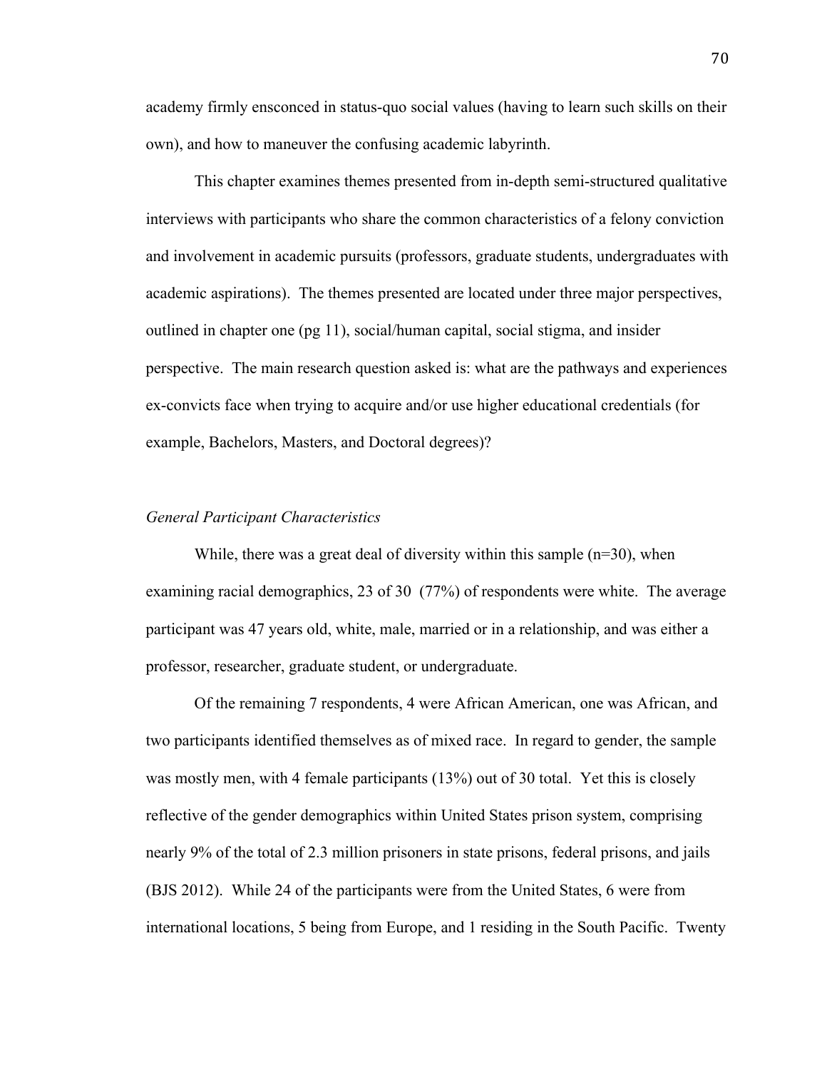academy firmly ensconced in status-quo social values (having to learn such skills on their own), and how to maneuver the confusing academic labyrinth.

This chapter examines themes presented from in-depth semi-structured qualitative interviews with participants who share the common characteristics of a felony conviction and involvement in academic pursuits (professors, graduate students, undergraduates with academic aspirations). The themes presented are located under three major perspectives, outlined in chapter one (pg 11), social/human capital, social stigma, and insider perspective. The main research question asked is: what are the pathways and experiences ex-convicts face when trying to acquire and/or use higher educational credentials (for example, Bachelors, Masters, and Doctoral degrees)?

*General Participant Characteristics*

While, there was a great deal of diversity within this sample (n=30), when examining racial demographics, 23 of 30 (77%) of respondents were white. The average participant was 47 years old, white, male, married or in a relationship, and was either a professor, researcher, graduate student, or undergraduate.

Of the remaining 7 respondents, 4 were African American, one was African, and two participants identified themselves as of mixed race. In regard to gender, the sample was mostly men, with 4 female participants (13%) out of 30 total. Yet this is closely reflective of the gender demographics within United States prison system, comprising nearly 9% of the total of 2.3 million prisoners in state prisons, federal prisons, and jails (BJS 2012). While 24 of the participants were from the United States, 6 were from international locations, 5 being from Europe, and 1 residing in the South Pacific. Twenty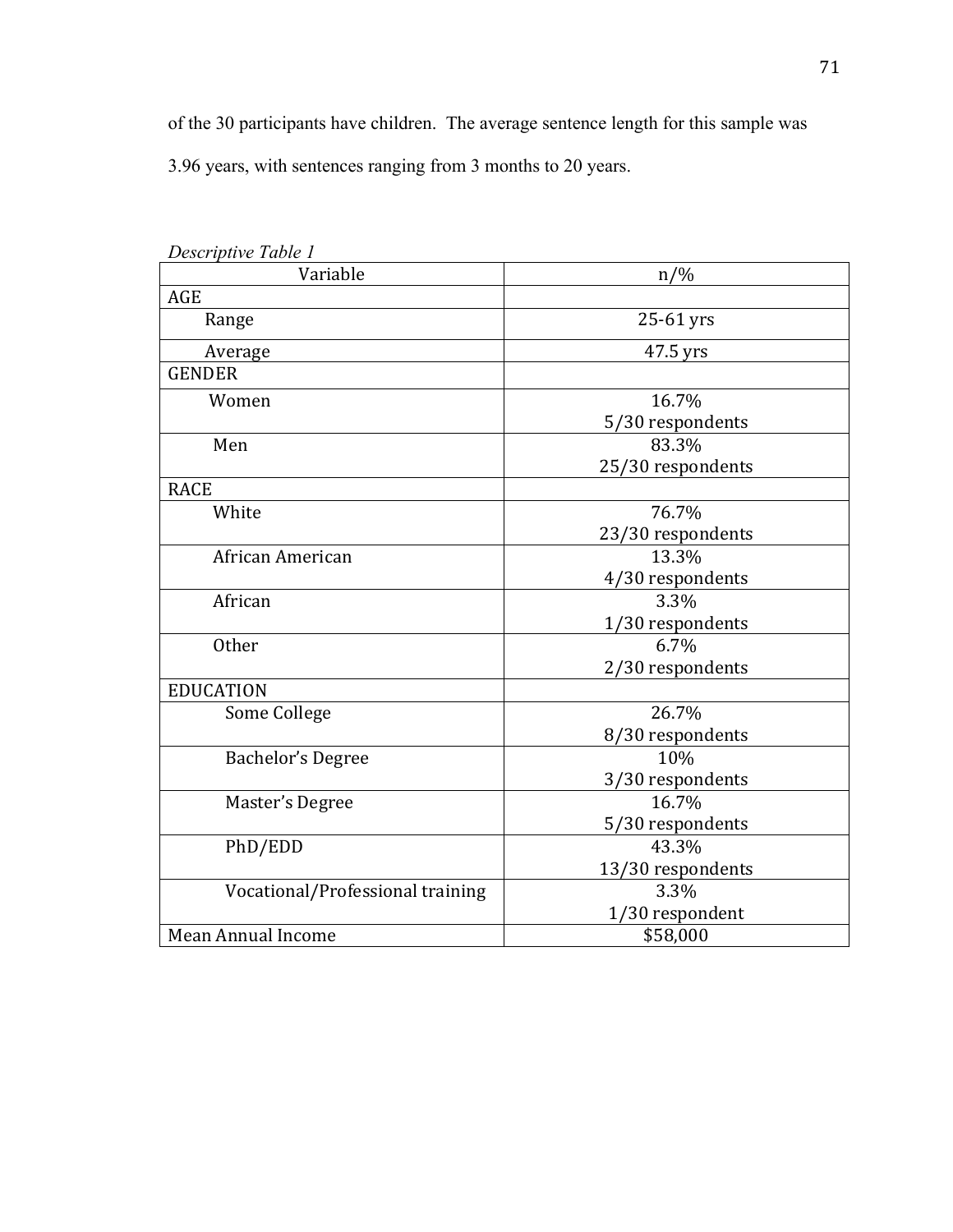of the 30 participants have children. The average sentence length for this sample was 3.96 years, with sentences ranging from 3 months to 20 years.

*Descriptive Table 1*

| Variable | n/% |
| --- | --- |
| AGE | |
| Range | 25-61 yrs |
| Average | 47.5 yrs |
| GENDER | |
| Women | 16.7%<br>5/30 respondents |
| Men | 83.3%<br>25/30 respondents |
| RACE | |
| White | 76.7%<br>23/30 respondents |
| African American | 13.3%<br>4/30 respondents |
| African | 3.3%<br>1/30 respondents |
| Other | 6.7%<br>2/30 respondents |
| EDUCATION | |
| Some College | 26.7%<br>8/30 respondents |
| Bachelor's Degree | 10%<br>3/30 respondents |
| Master's Degree | 16.7%<br>5/30 respondents |
| PhD/EDD | 43.3%<br>13/30 respondents |
| Vocational/Professional training | 3.3%<br>1/30 respondent |
| Mean Annual Income | $58,000 |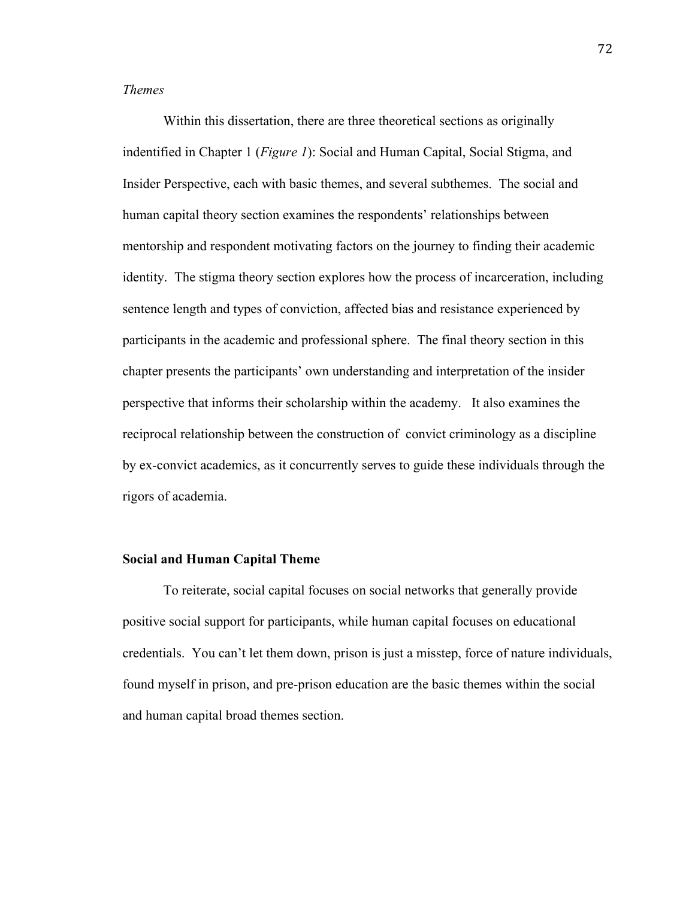*Themes*

Within this dissertation, there are three theoretical sections as originally indentified in Chapter 1 (*Figure 1*): Social and Human Capital, Social Stigma, and Insider Perspective, each with basic themes, and several subthemes. The social and human capital theory section examines the respondents' relationships between mentorship and respondent motivating factors on the journey to finding their academic identity. The stigma theory section explores how the process of incarceration, including sentence length and types of conviction, affected bias and resistance experienced by participants in the academic and professional sphere. The final theory section in this chapter presents the participants' own understanding and interpretation of the insider perspective that informs their scholarship within the academy. It also examines the reciprocal relationship between the construction of convict criminology as a discipline by ex-convict academics, as it concurrently serves to guide these individuals through the rigors of academia.

**Social and Human Capital Theme**

To reiterate, social capital focuses on social networks that generally provide positive social support for participants, while human capital focuses on educational credentials. You can't let them down, prison is just a misstep, force of nature individuals, found myself in prison, and pre-prison education are the basic themes within the social and human capital broad themes section.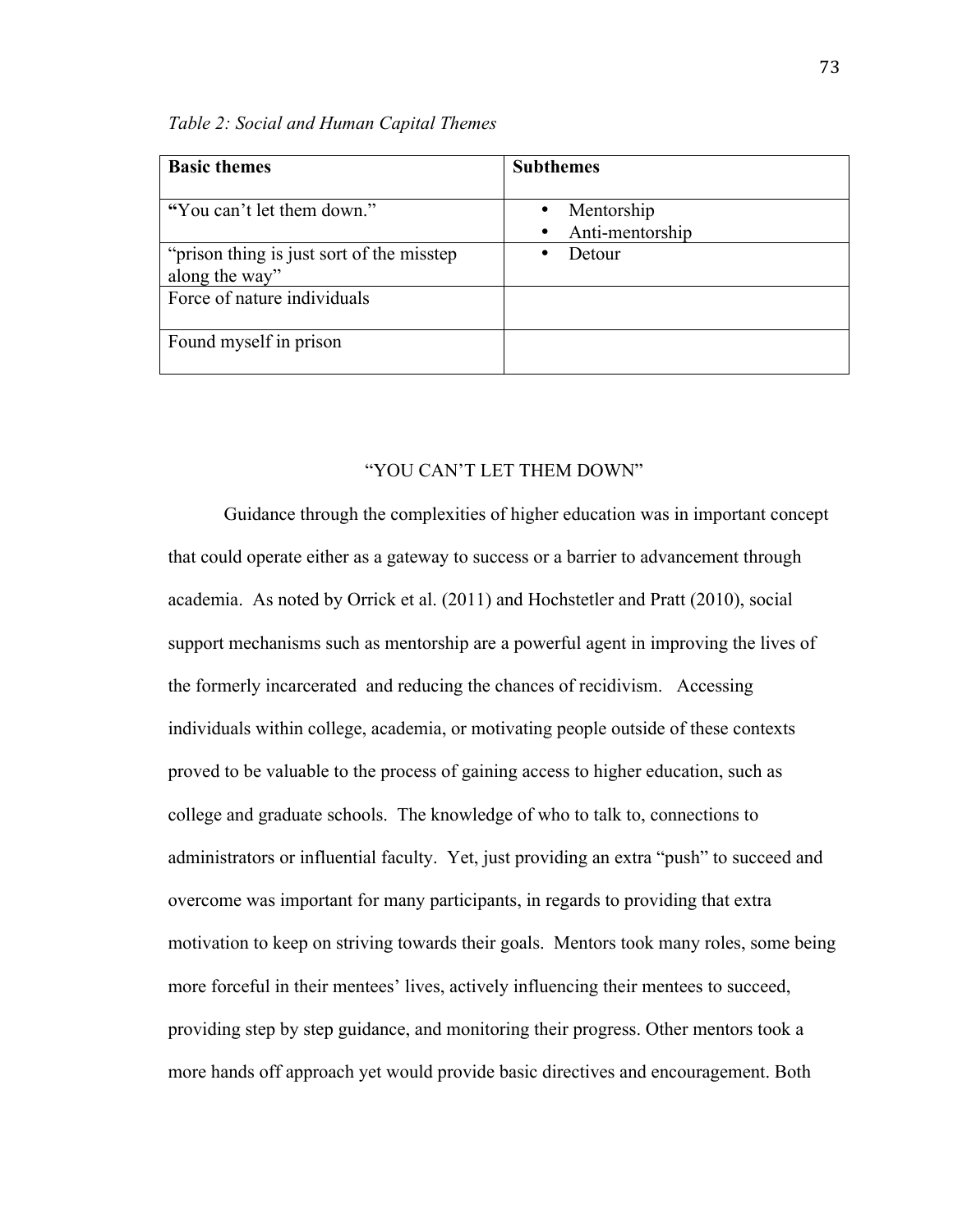*Table 2: Social and Human Capital Themes*

| Basic themes | Subthemes |
| --- | --- |
| **"**You can't let them down." | • Mentorship<br>• Anti-mentorship |
| "prison thing is just sort of the misstep along the way" | • Detour |
| Force of nature individuals | |
| Found myself in prison | |

## "YOU CAN'T LET THEM DOWN"

Guidance through the complexities of higher education was in important concept that could operate either as a gateway to success or a barrier to advancement through academia. As noted by Orrick et al. (2011) and Hochstetler and Pratt (2010), social support mechanisms such as mentorship are a powerful agent in improving the lives of the formerly incarcerated and reducing the chances of recidivism. Accessing individuals within college, academia, or motivating people outside of these contexts proved to be valuable to the process of gaining access to higher education, such as college and graduate schools. The knowledge of who to talk to, connections to administrators or influential faculty. Yet, just providing an extra "push" to succeed and overcome was important for many participants, in regards to providing that extra motivation to keep on striving towards their goals. Mentors took many roles, some being more forceful in their mentees' lives, actively influencing their mentees to succeed, providing step by step guidance, and monitoring their progress. Other mentors took a more hands off approach yet would provide basic directives and encouragement. Both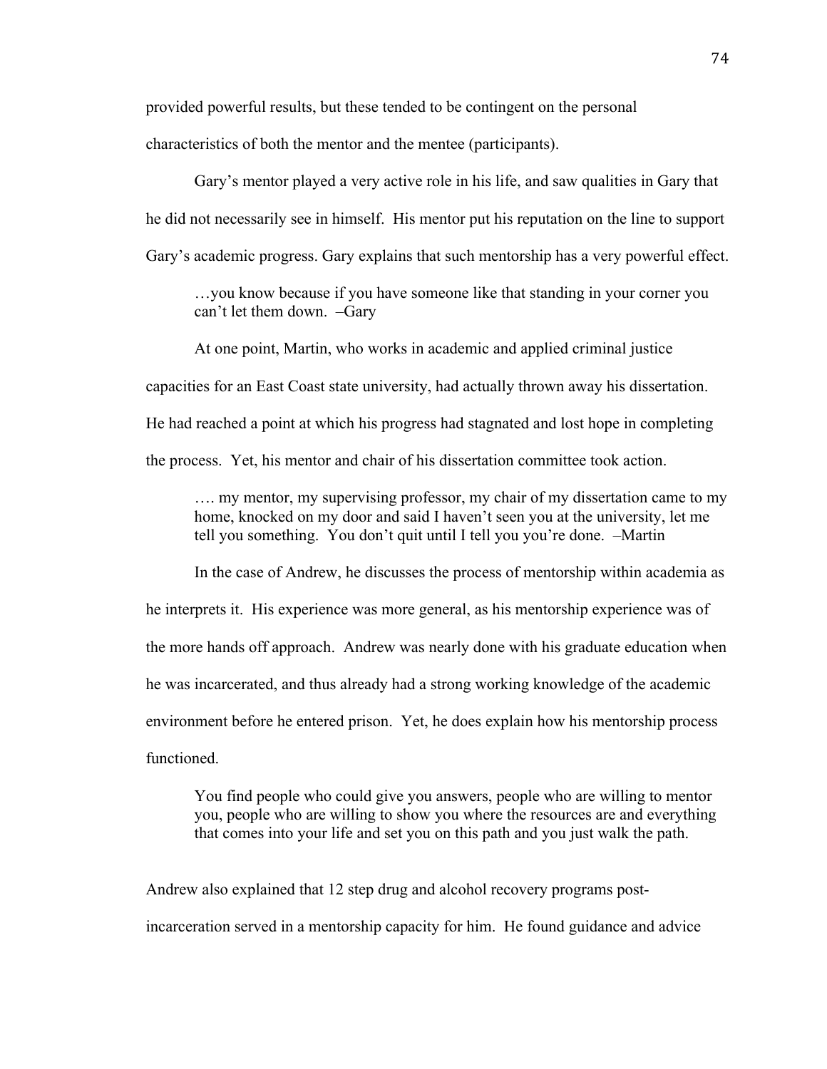provided powerful results, but these tended to be contingent on the personal characteristics of both the mentor and the mentee (participants).

Gary's mentor played a very active role in his life, and saw qualities in Gary that he did not necessarily see in himself. His mentor put his reputation on the line to support Gary's academic progress. Gary explains that such mentorship has a very powerful effect.

> …you know because if you have someone like that standing in your corner you can't let them down. –Gary

At one point, Martin, who works in academic and applied criminal justice capacities for an East Coast state university, had actually thrown away his dissertation. He had reached a point at which his progress had stagnated and lost hope in completing the process. Yet, his mentor and chair of his dissertation committee took action.

> …. my mentor, my supervising professor, my chair of my dissertation came to my home, knocked on my door and said I haven't seen you at the university, let me tell you something. You don't quit until I tell you you're done. –Martin

In the case of Andrew, he discusses the process of mentorship within academia as he interprets it. His experience was more general, as his mentorship experience was of the more hands off approach. Andrew was nearly done with his graduate education when he was incarcerated, and thus already had a strong working knowledge of the academic environment before he entered prison. Yet, he does explain how his mentorship process functioned.

> You find people who could give you answers, people who are willing to mentor you, people who are willing to show you where the resources are and everything that comes into your life and set you on this path and you just walk the path.

Andrew also explained that 12 step drug and alcohol recovery programs post-incarceration served in a mentorship capacity for him. He found guidance and advice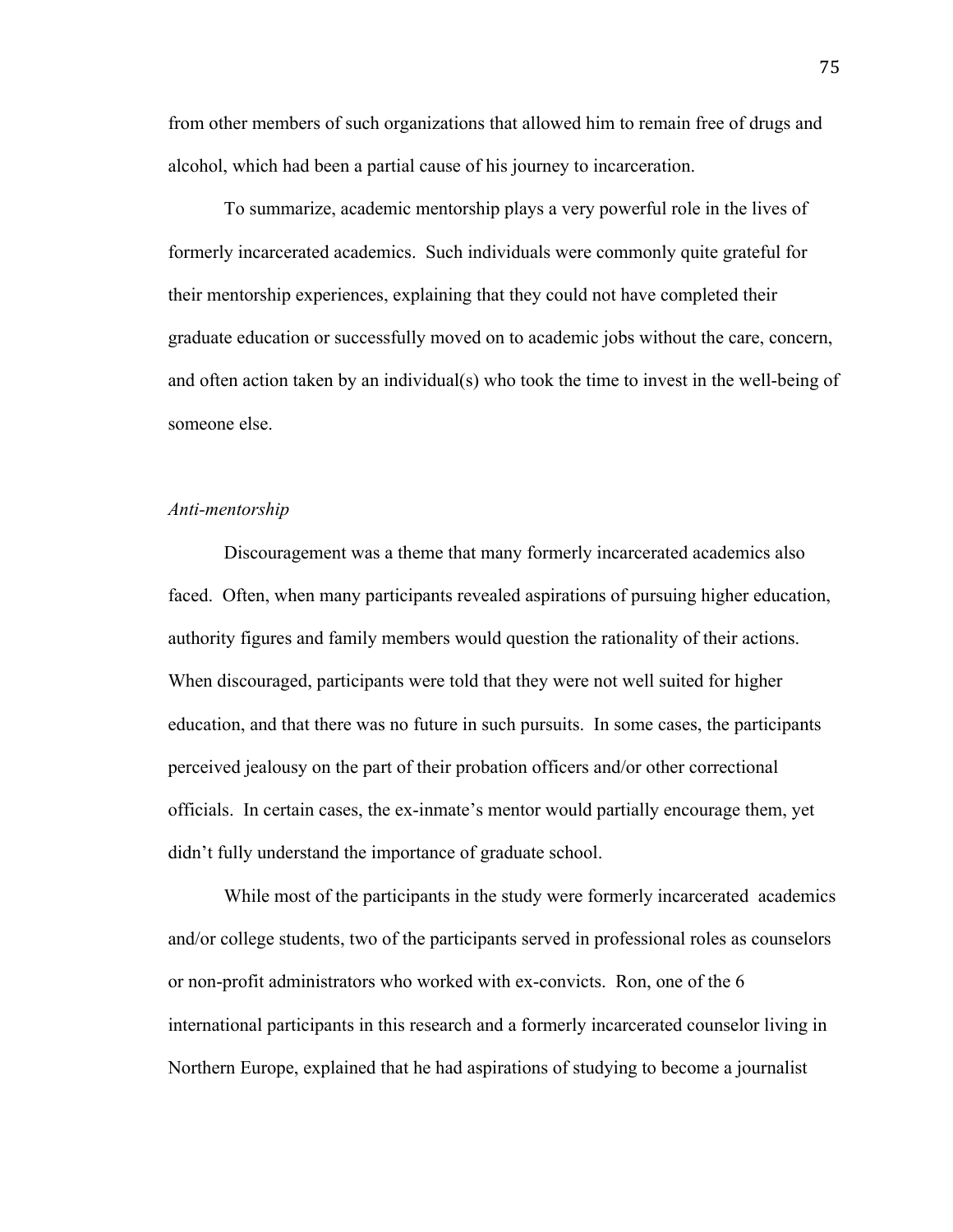from other members of such organizations that allowed him to remain free of drugs and alcohol, which had been a partial cause of his journey to incarceration.

To summarize, academic mentorship plays a very powerful role in the lives of formerly incarcerated academics. Such individuals were commonly quite grateful for their mentorship experiences, explaining that they could not have completed their graduate education or successfully moved on to academic jobs without the care, concern, and often action taken by an individual(s) who took the time to invest in the well-being of someone else.

*Anti-mentorship*

Discouragement was a theme that many formerly incarcerated academics also faced. Often, when many participants revealed aspirations of pursuing higher education, authority figures and family members would question the rationality of their actions. When discouraged, participants were told that they were not well suited for higher education, and that there was no future in such pursuits. In some cases, the participants perceived jealousy on the part of their probation officers and/or other correctional officials. In certain cases, the ex-inmate's mentor would partially encourage them, yet didn't fully understand the importance of graduate school.

While most of the participants in the study were formerly incarcerated academics and/or college students, two of the participants served in professional roles as counselors or non-profit administrators who worked with ex-convicts. Ron, one of the 6 international participants in this research and a formerly incarcerated counselor living in Northern Europe, explained that he had aspirations of studying to become a journalist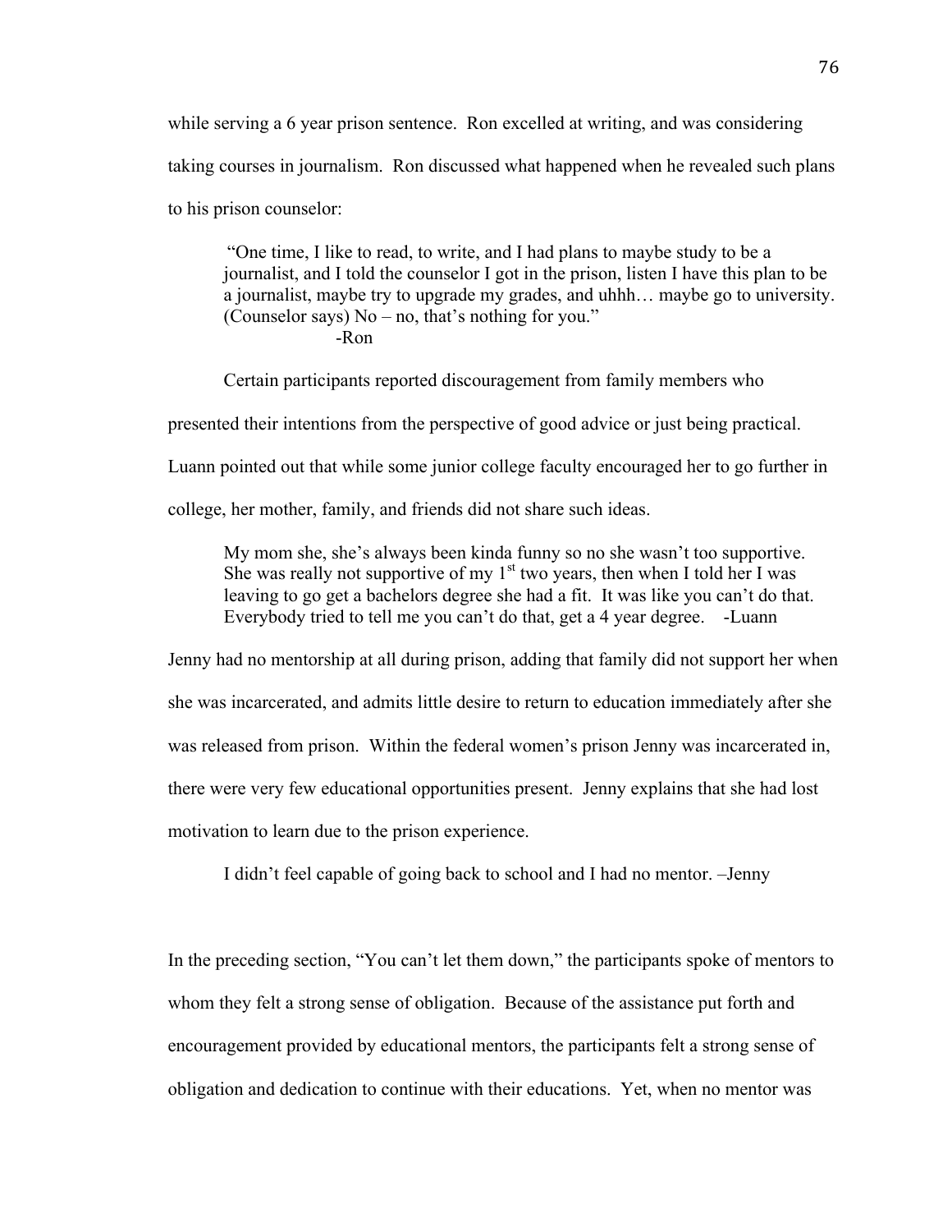while serving a 6 year prison sentence. Ron excelled at writing, and was considering taking courses in journalism. Ron discussed what happened when he revealed such plans to his prison counselor:

> "One time, I like to read, to write, and I had plans to maybe study to be a journalist, and I told the counselor I got in the prison, listen I have this plan to be a journalist, maybe try to upgrade my grades, and uhhh… maybe go to university. (Counselor says) No – no, that's nothing for you."
>
> -Ron

Certain participants reported discouragement from family members who presented their intentions from the perspective of good advice or just being practical. Luann pointed out that while some junior college faculty encouraged her to go further in college, her mother, family, and friends did not share such ideas.

> My mom she, she's always been kinda funny so no she wasn't too supportive. She was really not supportive of my 1st two years, then when I told her I was leaving to go get a bachelors degree she had a fit. It was like you can't do that. Everybody tried to tell me you can't do that, get a 4 year degree. -Luann

Jenny had no mentorship at all during prison, adding that family did not support her when she was incarcerated, and admits little desire to return to education immediately after she was released from prison. Within the federal women's prison Jenny was incarcerated in, there were very few educational opportunities present. Jenny explains that she had lost motivation to learn due to the prison experience.

> I didn't feel capable of going back to school and I had no mentor. –Jenny

In the preceding section, "You can't let them down," the participants spoke of mentors to whom they felt a strong sense of obligation. Because of the assistance put forth and encouragement provided by educational mentors, the participants felt a strong sense of obligation and dedication to continue with their educations. Yet, when no mentor was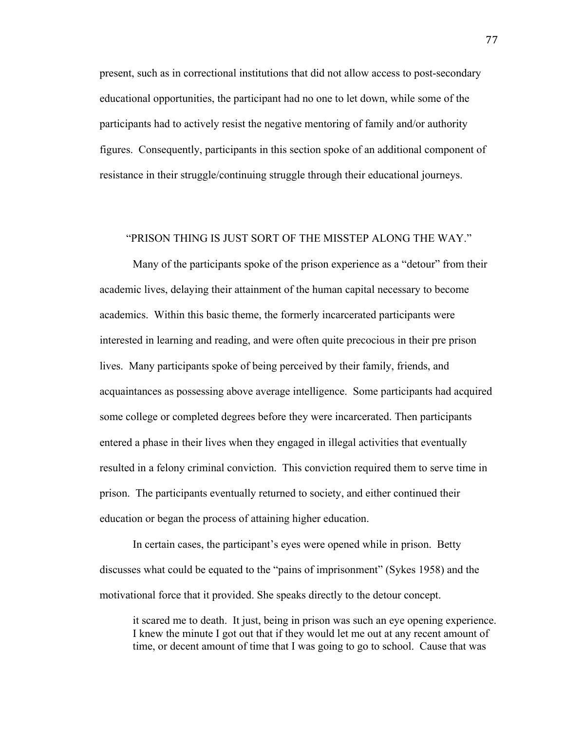present, such as in correctional institutions that did not allow access to post-secondary educational opportunities, the participant had no one to let down, while some of the participants had to actively resist the negative mentoring of family and/or authority figures. Consequently, participants in this section spoke of an additional component of resistance in their struggle/continuing struggle through their educational journeys.

### "PRISON THING IS JUST SORT OF THE MISSTEP ALONG THE WAY."

Many of the participants spoke of the prison experience as a "detour" from their academic lives, delaying their attainment of the human capital necessary to become academics. Within this basic theme, the formerly incarcerated participants were interested in learning and reading, and were often quite precocious in their pre prison lives. Many participants spoke of being perceived by their family, friends, and acquaintances as possessing above average intelligence. Some participants had acquired some college or completed degrees before they were incarcerated. Then participants entered a phase in their lives when they engaged in illegal activities that eventually resulted in a felony criminal conviction. This conviction required them to serve time in prison. The participants eventually returned to society, and either continued their education or began the process of attaining higher education.

In certain cases, the participant's eyes were opened while in prison. Betty discusses what could be equated to the "pains of imprisonment" (Sykes 1958) and the motivational force that it provided. She speaks directly to the detour concept.

> it scared me to death. It just, being in prison was such an eye opening experience. I knew the minute I got out that if they would let me out at any recent amount of time, or decent amount of time that I was going to go to school. Cause that was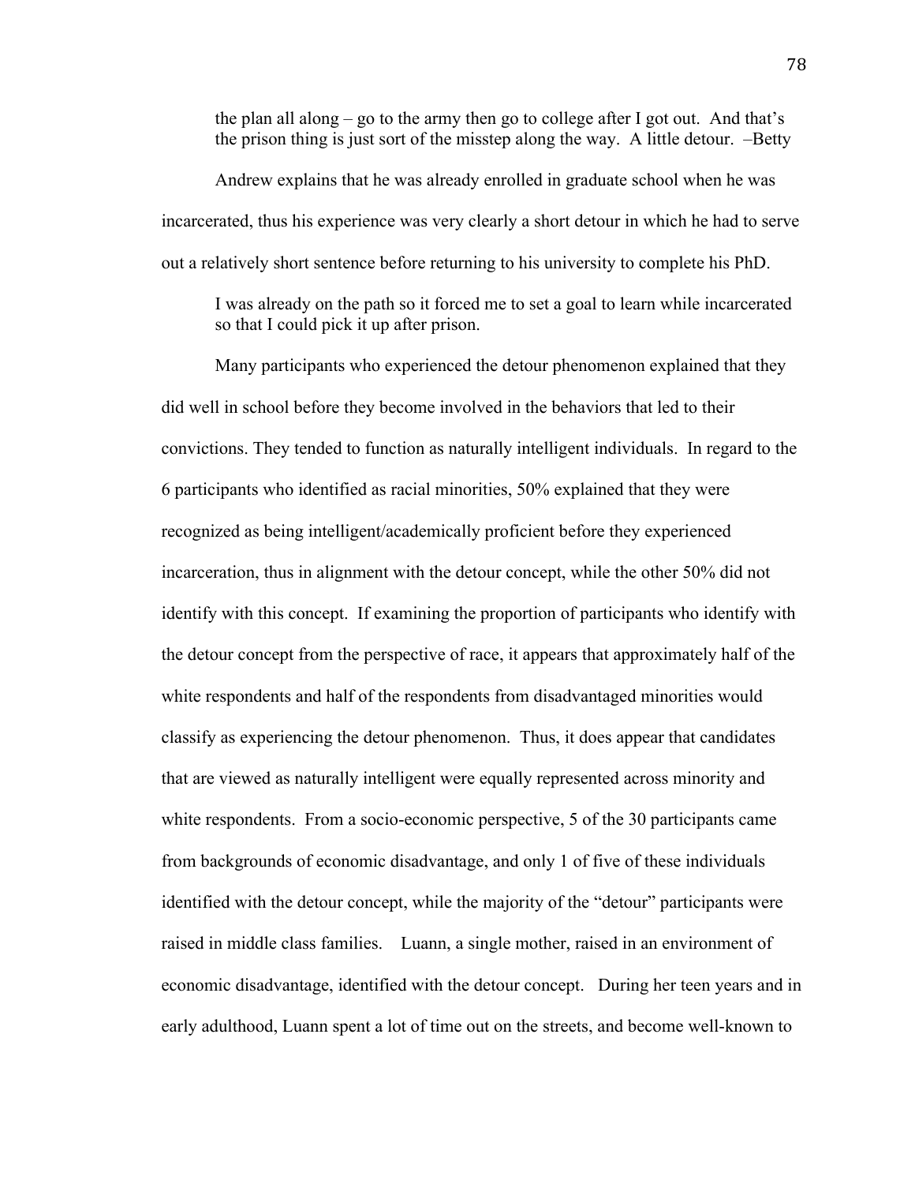> the plan all along – go to the army then go to college after I got out. And that's the prison thing is just sort of the misstep along the way. A little detour. –Betty

Andrew explains that he was already enrolled in graduate school when he was incarcerated, thus his experience was very clearly a short detour in which he had to serve out a relatively short sentence before returning to his university to complete his PhD.

> I was already on the path so it forced me to set a goal to learn while incarcerated so that I could pick it up after prison.

Many participants who experienced the detour phenomenon explained that they did well in school before they become involved in the behaviors that led to their convictions. They tended to function as naturally intelligent individuals. In regard to the 6 participants who identified as racial minorities, 50% explained that they were recognized as being intelligent/academically proficient before they experienced incarceration, thus in alignment with the detour concept, while the other 50% did not identify with this concept. If examining the proportion of participants who identify with the detour concept from the perspective of race, it appears that approximately half of the white respondents and half of the respondents from disadvantaged minorities would classify as experiencing the detour phenomenon. Thus, it does appear that candidates that are viewed as naturally intelligent were equally represented across minority and white respondents. From a socio-economic perspective, 5 of the 30 participants came from backgrounds of economic disadvantage, and only 1 of five of these individuals identified with the detour concept, while the majority of the "detour" participants were raised in middle class families. Luann, a single mother, raised in an environment of economic disadvantage, identified with the detour concept. During her teen years and in early adulthood, Luann spent a lot of time out on the streets, and become well-known to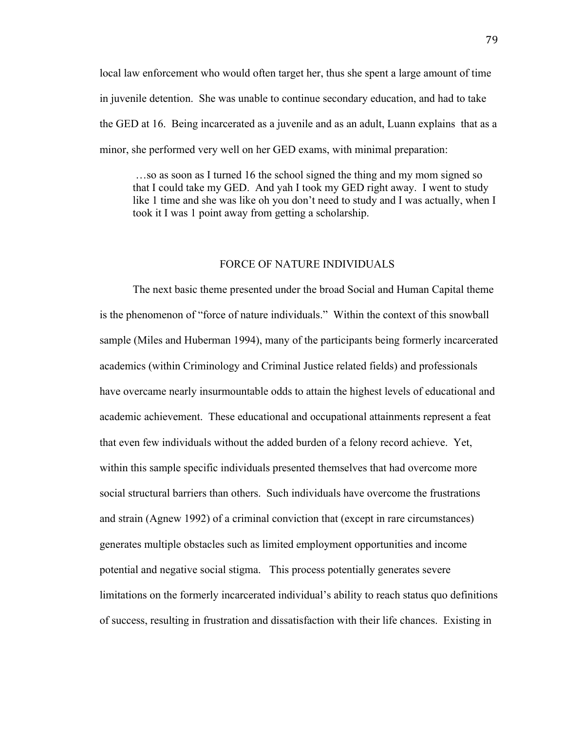local law enforcement who would often target her, thus she spent a large amount of time in juvenile detention. She was unable to continue secondary education, and had to take the GED at 16. Being incarcerated as a juvenile and as an adult, Luann explains that as a minor, she performed very well on her GED exams, with minimal preparation:

> …so as soon as I turned 16 the school signed the thing and my mom signed so that I could take my GED. And yah I took my GED right away. I went to study like 1 time and she was like oh you don't need to study and I was actually, when I took it I was 1 point away from getting a scholarship.

## FORCE OF NATURE INDIVIDUALS

The next basic theme presented under the broad Social and Human Capital theme is the phenomenon of "force of nature individuals." Within the context of this snowball sample (Miles and Huberman 1994), many of the participants being formerly incarcerated academics (within Criminology and Criminal Justice related fields) and professionals have overcame nearly insurmountable odds to attain the highest levels of educational and academic achievement. These educational and occupational attainments represent a feat that even few individuals without the added burden of a felony record achieve. Yet, within this sample specific individuals presented themselves that had overcome more social structural barriers than others. Such individuals have overcome the frustrations and strain (Agnew 1992) of a criminal conviction that (except in rare circumstances) generates multiple obstacles such as limited employment opportunities and income potential and negative social stigma. This process potentially generates severe limitations on the formerly incarcerated individual's ability to reach status quo definitions of success, resulting in frustration and dissatisfaction with their life chances. Existing in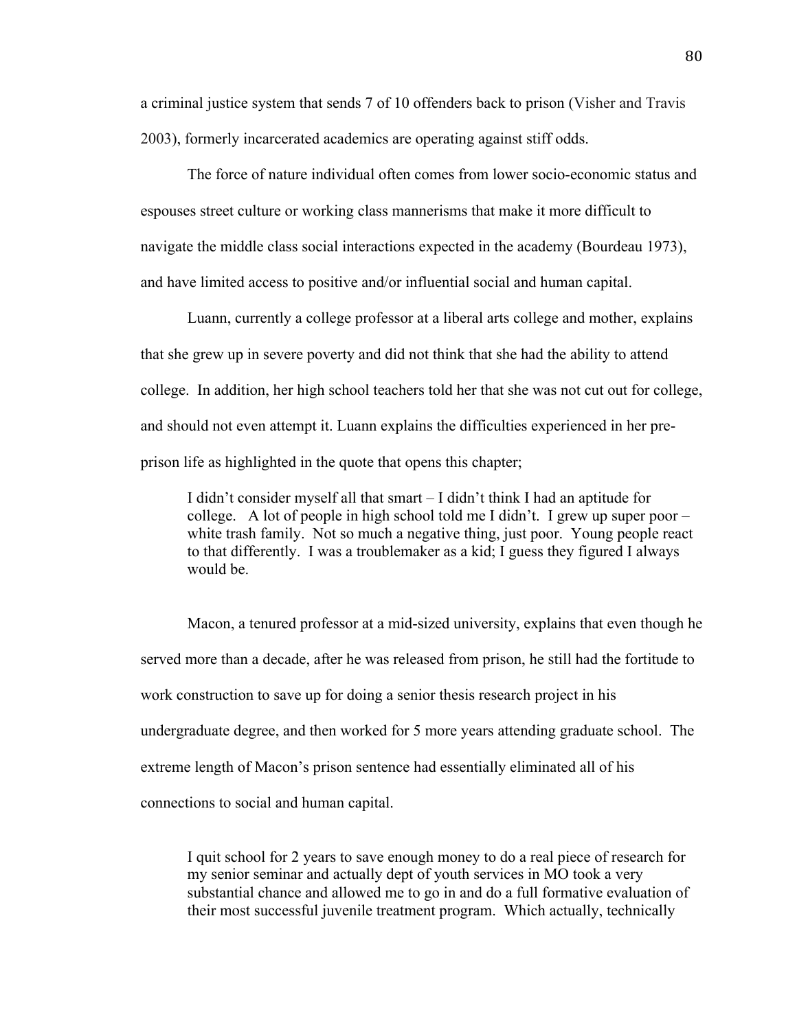a criminal justice system that sends 7 of 10 offenders back to prison (Visher and Travis 2003), formerly incarcerated academics are operating against stiff odds.

The force of nature individual often comes from lower socio-economic status and espouses street culture or working class mannerisms that make it more difficult to navigate the middle class social interactions expected in the academy (Bourdeau 1973), and have limited access to positive and/or influential social and human capital.

Luann, currently a college professor at a liberal arts college and mother, explains that she grew up in severe poverty and did not think that she had the ability to attend college. In addition, her high school teachers told her that she was not cut out for college, and should not even attempt it. Luann explains the difficulties experienced in her pre-prison life as highlighted in the quote that opens this chapter;

> I didn't consider myself all that smart – I didn't think I had an aptitude for college. A lot of people in high school told me I didn't. I grew up super poor – white trash family. Not so much a negative thing, just poor. Young people react to that differently. I was a troublemaker as a kid; I guess they figured I always would be.

Macon, a tenured professor at a mid-sized university, explains that even though he served more than a decade, after he was released from prison, he still had the fortitude to work construction to save up for doing a senior thesis research project in his undergraduate degree, and then worked for 5 more years attending graduate school. The extreme length of Macon's prison sentence had essentially eliminated all of his connections to social and human capital.

> I quit school for 2 years to save enough money to do a real piece of research for my senior seminar and actually dept of youth services in MO took a very substantial chance and allowed me to go in and do a full formative evaluation of their most successful juvenile treatment program. Which actually, technically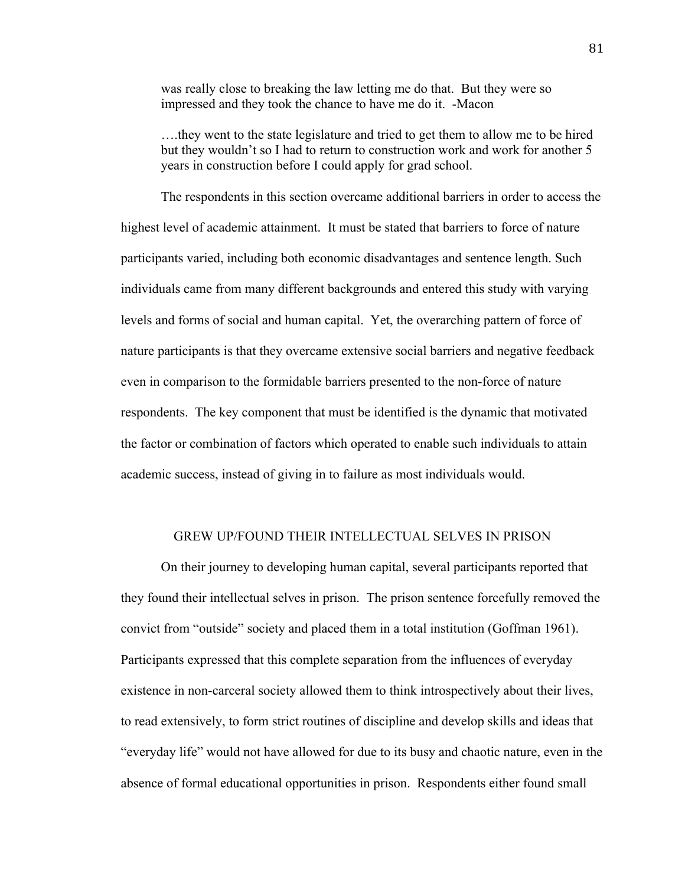> was really close to breaking the law letting me do that. But they were so impressed and they took the chance to have me do it. -Macon

> ….they went to the state legislature and tried to get them to allow me to be hired but they wouldn't so I had to return to construction work and work for another 5 years in construction before I could apply for grad school.

The respondents in this section overcame additional barriers in order to access the highest level of academic attainment. It must be stated that barriers to force of nature participants varied, including both economic disadvantages and sentence length. Such individuals came from many different backgrounds and entered this study with varying levels and forms of social and human capital. Yet, the overarching pattern of force of nature participants is that they overcame extensive social barriers and negative feedback even in comparison to the formidable barriers presented to the non-force of nature respondents. The key component that must be identified is the dynamic that motivated the factor or combination of factors which operated to enable such individuals to attain academic success, instead of giving in to failure as most individuals would.

## GREW UP/FOUND THEIR INTELLECTUAL SELVES IN PRISON

On their journey to developing human capital, several participants reported that they found their intellectual selves in prison. The prison sentence forcefully removed the convict from "outside" society and placed them in a total institution (Goffman 1961). Participants expressed that this complete separation from the influences of everyday existence in non-carceral society allowed them to think introspectively about their lives, to read extensively, to form strict routines of discipline and develop skills and ideas that "everyday life" would not have allowed for due to its busy and chaotic nature, even in the absence of formal educational opportunities in prison. Respondents either found small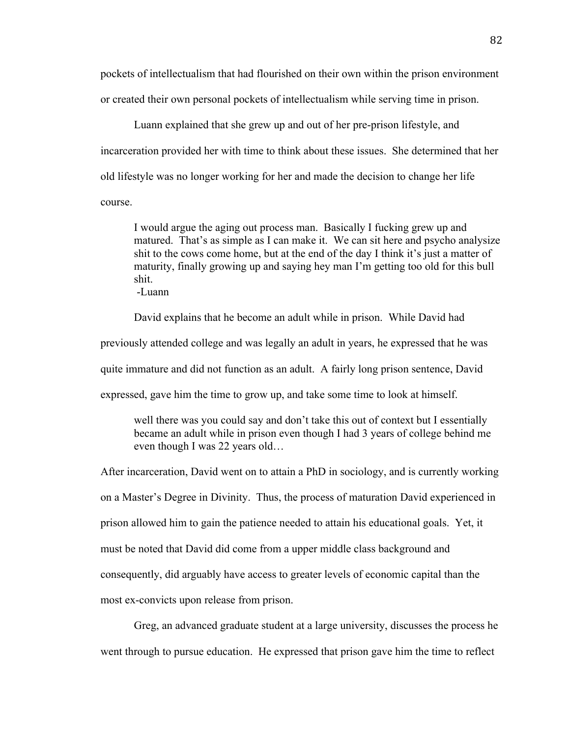pockets of intellectualism that had flourished on their own within the prison environment or created their own personal pockets of intellectualism while serving time in prison.

Luann explained that she grew up and out of her pre-prison lifestyle, and incarceration provided her with time to think about these issues. She determined that her old lifestyle was no longer working for her and made the decision to change her life course.

> I would argue the aging out process man. Basically I fucking grew up and matured. That's as simple as I can make it. We can sit here and psycho analysize shit to the cows come home, but at the end of the day I think it's just a matter of maturity, finally growing up and saying hey man I'm getting too old for this bull shit.
> -Luann

David explains that he become an adult while in prison. While David had previously attended college and was legally an adult in years, he expressed that he was quite immature and did not function as an adult. A fairly long prison sentence, David expressed, gave him the time to grow up, and take some time to look at himself.

> well there was you could say and don't take this out of context but I essentially became an adult while in prison even though I had 3 years of college behind me even though I was 22 years old…

After incarceration, David went on to attain a PhD in sociology, and is currently working on a Master's Degree in Divinity. Thus, the process of maturation David experienced in prison allowed him to gain the patience needed to attain his educational goals. Yet, it must be noted that David did come from a upper middle class background and consequently, did arguably have access to greater levels of economic capital than the most ex-convicts upon release from prison.

Greg, an advanced graduate student at a large university, discusses the process he went through to pursue education. He expressed that prison gave him the time to reflect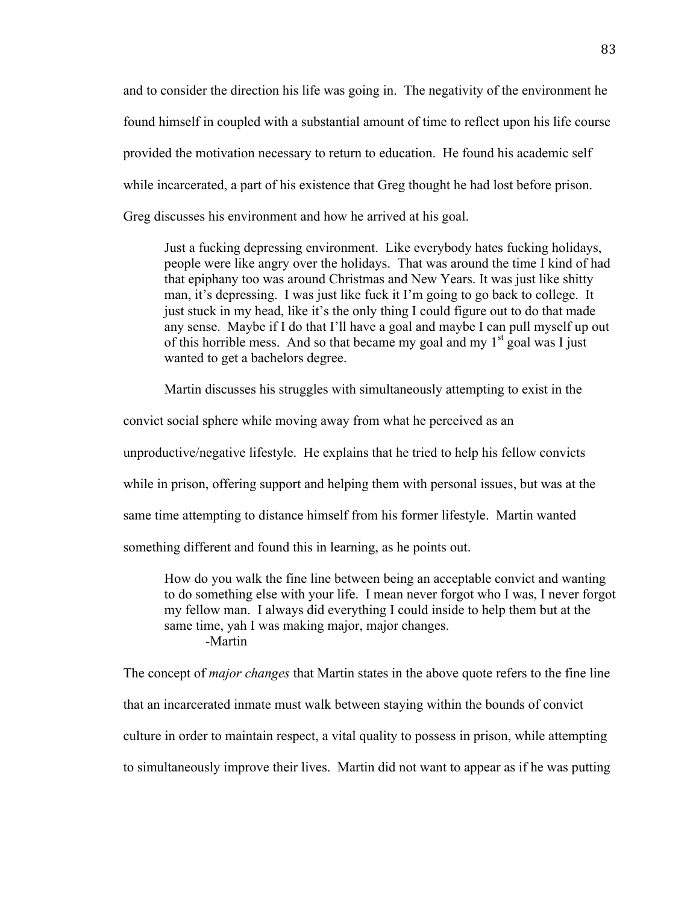and to consider the direction his life was going in. The negativity of the environment he found himself in coupled with a substantial amount of time to reflect upon his life course provided the motivation necessary to return to education. He found his academic self while incarcerated, a part of his existence that Greg thought he had lost before prison. Greg discusses his environment and how he arrived at his goal.

> Just a fucking depressing environment. Like everybody hates fucking holidays, people were like angry over the holidays. That was around the time I kind of had that epiphany too was around Christmas and New Years. It was just like shitty man, it's depressing. I was just like fuck it I'm going to go back to college. It just stuck in my head, like it's the only thing I could figure out to do that made any sense. Maybe if I do that I'll have a goal and maybe I can pull myself up out of this horrible mess. And so that became my goal and my 1st goal was I just wanted to get a bachelors degree.

Martin discusses his struggles with simultaneously attempting to exist in the convict social sphere while moving away from what he perceived as an unproductive/negative lifestyle. He explains that he tried to help his fellow convicts while in prison, offering support and helping them with personal issues, but was at the same time attempting to distance himself from his former lifestyle. Martin wanted something different and found this in learning, as he points out.

> How do you walk the fine line between being an acceptable convict and wanting to do something else with your life. I mean never forgot who I was, I never forgot my fellow man. I always did everything I could inside to help them but at the same time, yah I was making major, major changes.
>
> -Martin

The concept of *major changes* that Martin states in the above quote refers to the fine line that an incarcerated inmate must walk between staying within the bounds of convict culture in order to maintain respect, a vital quality to possess in prison, while attempting to simultaneously improve their lives. Martin did not want to appear as if he was putting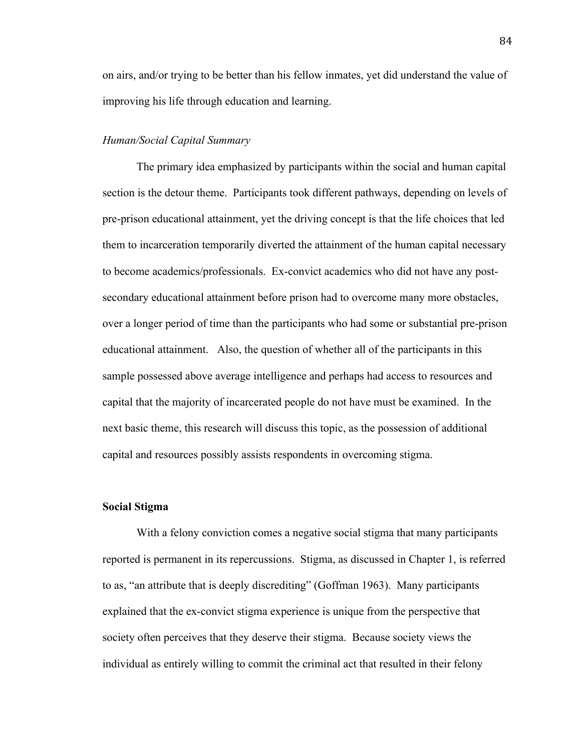on airs, and/or trying to be better than his fellow inmates, yet did understand the value of improving his life through education and learning.

*Human/Social Capital Summary*

The primary idea emphasized by participants within the social and human capital section is the detour theme. Participants took different pathways, depending on levels of pre-prison educational attainment, yet the driving concept is that the life choices that led them to incarceration temporarily diverted the attainment of the human capital necessary to become academics/professionals. Ex-convict academics who did not have any post-secondary educational attainment before prison had to overcome many more obstacles, over a longer period of time than the participants who had some or substantial pre-prison educational attainment. Also, the question of whether all of the participants in this sample possessed above average intelligence and perhaps had access to resources and capital that the majority of incarcerated people do not have must be examined. In the next basic theme, this research will discuss this topic, as the possession of additional capital and resources possibly assists respondents in overcoming stigma.

**Social Stigma**

With a felony conviction comes a negative social stigma that many participants reported is permanent in its repercussions. Stigma, as discussed in Chapter 1, is referred to as, "an attribute that is deeply discrediting" (Goffman 1963). Many participants explained that the ex-convict stigma experience is unique from the perspective that society often perceives that they deserve their stigma. Because society views the individual as entirely willing to commit the criminal act that resulted in their felony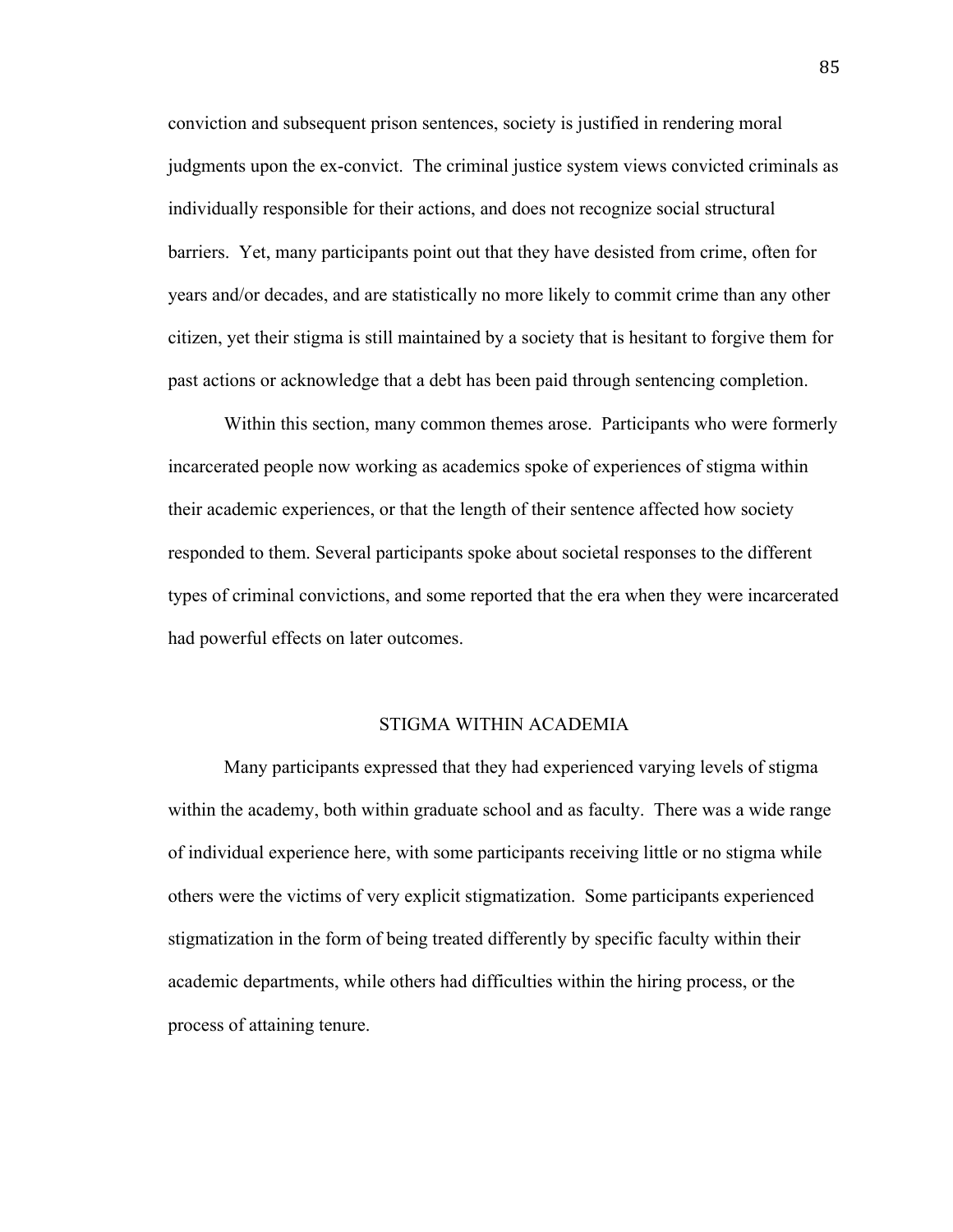conviction and subsequent prison sentences, society is justified in rendering moral judgments upon the ex-convict. The criminal justice system views convicted criminals as individually responsible for their actions, and does not recognize social structural barriers. Yet, many participants point out that they have desisted from crime, often for years and/or decades, and are statistically no more likely to commit crime than any other citizen, yet their stigma is still maintained by a society that is hesitant to forgive them for past actions or acknowledge that a debt has been paid through sentencing completion.

Within this section, many common themes arose. Participants who were formerly incarcerated people now working as academics spoke of experiences of stigma within their academic experiences, or that the length of their sentence affected how society responded to them. Several participants spoke about societal responses to the different types of criminal convictions, and some reported that the era when they were incarcerated had powerful effects on later outcomes.

## STIGMA WITHIN ACADEMIA

Many participants expressed that they had experienced varying levels of stigma within the academy, both within graduate school and as faculty. There was a wide range of individual experience here, with some participants receiving little or no stigma while others were the victims of very explicit stigmatization. Some participants experienced stigmatization in the form of being treated differently by specific faculty within their academic departments, while others had difficulties within the hiring process, or the process of attaining tenure.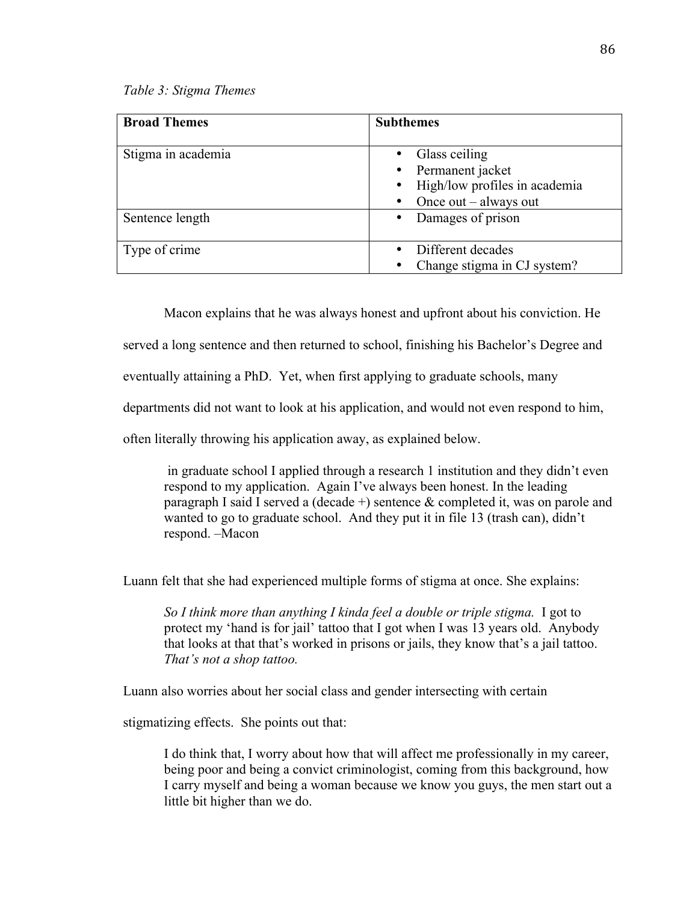*Table 3: Stigma Themes*

| **Broad Themes** | **Subthemes** |
|---|---|
| Stigma in academia | • Glass ceiling<br>• Permanent jacket<br>• High/low profiles in academia<br>• Once out – always out |
| Sentence length | • Damages of prison |
| Type of crime | • Different decades<br>• Change stigma in CJ system? |

Macon explains that he was always honest and upfront about his conviction. He served a long sentence and then returned to school, finishing his Bachelor's Degree and eventually attaining a PhD. Yet, when first applying to graduate schools, many departments did not want to look at his application, and would not even respond to him, often literally throwing his application away, as explained below.

> in graduate school I applied through a research 1 institution and they didn't even respond to my application. Again I've always been honest. In the leading paragraph I said I served a (decade +) sentence & completed it, was on parole and wanted to go to graduate school. And they put it in file 13 (trash can), didn't respond. –Macon

Luann felt that she had experienced multiple forms of stigma at once. She explains:

> *So I think more than anything I kinda feel a double or triple stigma.* I got to protect my 'hand is for jail' tattoo that I got when I was 13 years old. Anybody that looks at that that's worked in prisons or jails, they know that's a jail tattoo. *That's not a shop tattoo.*

Luann also worries about her social class and gender intersecting with certain stigmatizing effects. She points out that:

> I do think that, I worry about how that will affect me professionally in my career, being poor and being a convict criminologist, coming from this background, how I carry myself and being a woman because we know you guys, the men start out a little bit higher than we do.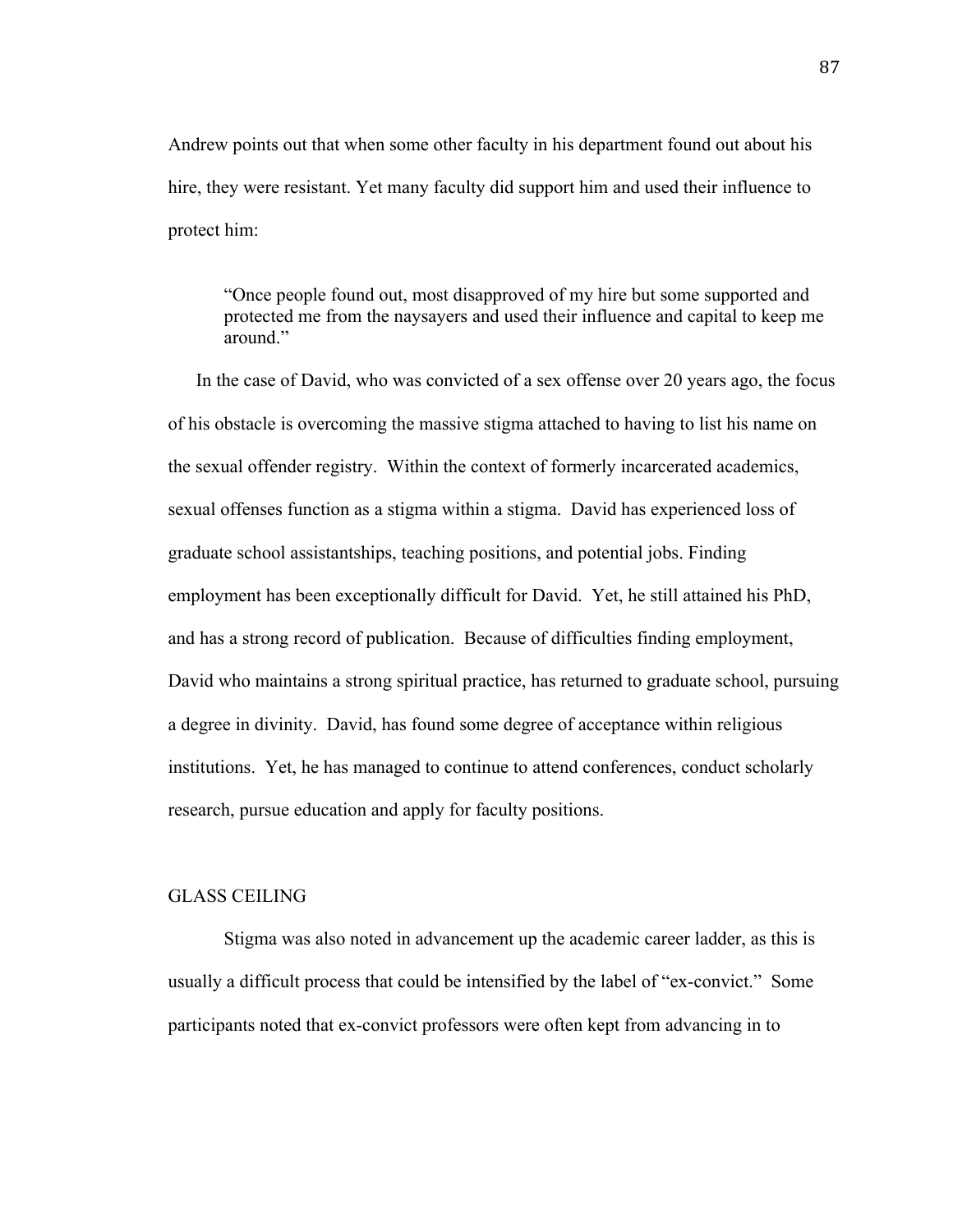Andrew points out that when some other faculty in his department found out about his hire, they were resistant. Yet many faculty did support him and used their influence to protect him:

> "Once people found out, most disapproved of my hire but some supported and protected me from the naysayers and used their influence and capital to keep me around."

In the case of David, who was convicted of a sex offense over 20 years ago, the focus of his obstacle is overcoming the massive stigma attached to having to list his name on the sexual offender registry. Within the context of formerly incarcerated academics, sexual offenses function as a stigma within a stigma. David has experienced loss of graduate school assistantships, teaching positions, and potential jobs. Finding employment has been exceptionally difficult for David. Yet, he still attained his PhD, and has a strong record of publication. Because of difficulties finding employment, David who maintains a strong spiritual practice, has returned to graduate school, pursuing a degree in divinity. David, has found some degree of acceptance within religious institutions. Yet, he has managed to continue to attend conferences, conduct scholarly research, pursue education and apply for faculty positions.

## GLASS CEILING

Stigma was also noted in advancement up the academic career ladder, as this is usually a difficult process that could be intensified by the label of "ex-convict." Some participants noted that ex-convict professors were often kept from advancing in to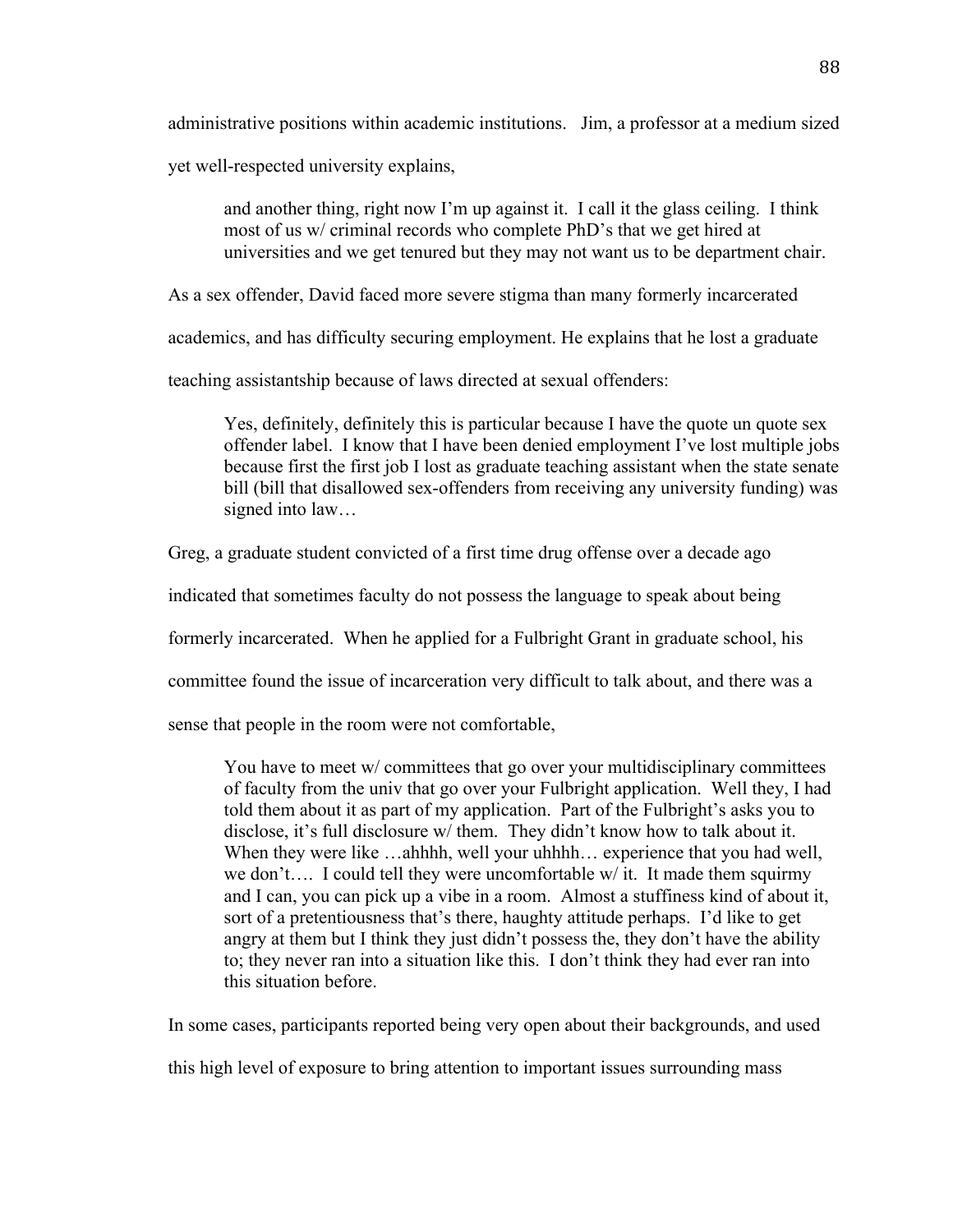administrative positions within academic institutions. Jim, a professor at a medium sized yet well-respected university explains,

> and another thing, right now I'm up against it. I call it the glass ceiling. I think most of us w/ criminal records who complete PhD's that we get hired at universities and we get tenured but they may not want us to be department chair.

As a sex offender, David faced more severe stigma than many formerly incarcerated academics, and has difficulty securing employment. He explains that he lost a graduate teaching assistantship because of laws directed at sexual offenders:

> Yes, definitely, definitely this is particular because I have the quote un quote sex offender label. I know that I have been denied employment I've lost multiple jobs because first the first job I lost as graduate teaching assistant when the state senate bill (bill that disallowed sex-offenders from receiving any university funding) was signed into law…

Greg, a graduate student convicted of a first time drug offense over a decade ago indicated that sometimes faculty do not possess the language to speak about being formerly incarcerated. When he applied for a Fulbright Grant in graduate school, his committee found the issue of incarceration very difficult to talk about, and there was a sense that people in the room were not comfortable,

> You have to meet w/ committees that go over your multidisciplinary committees of faculty from the univ that go over your Fulbright application. Well they, I had told them about it as part of my application. Part of the Fulbright's asks you to disclose, it's full disclosure w/ them. They didn't know how to talk about it. When they were like …ahhhh, well your uhhhh… experience that you had well, we don't…. I could tell they were uncomfortable w/ it. It made them squirmy and I can, you can pick up a vibe in a room. Almost a stuffiness kind of about it, sort of a pretentiousness that's there, haughty attitude perhaps. I'd like to get angry at them but I think they just didn't possess the, they don't have the ability to; they never ran into a situation like this. I don't think they had ever ran into this situation before.

In some cases, participants reported being very open about their backgrounds, and used this high level of exposure to bring attention to important issues surrounding mass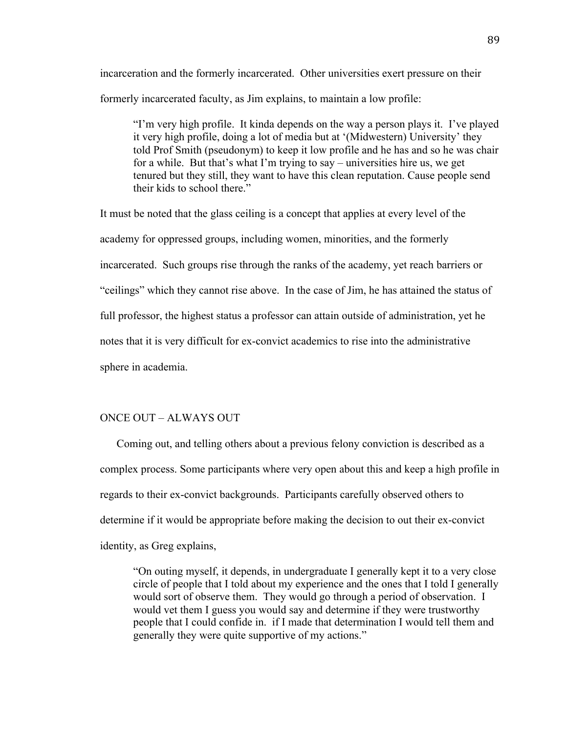incarceration and the formerly incarcerated. Other universities exert pressure on their formerly incarcerated faculty, as Jim explains, to maintain a low profile:

> "I'm very high profile. It kinda depends on the way a person plays it. I've played it very high profile, doing a lot of media but at '(Midwestern) University' they told Prof Smith (pseudonym) to keep it low profile and he has and so he was chair for a while. But that's what I'm trying to say – universities hire us, we get tenured but they still, they want to have this clean reputation. Cause people send their kids to school there."

It must be noted that the glass ceiling is a concept that applies at every level of the academy for oppressed groups, including women, minorities, and the formerly incarcerated. Such groups rise through the ranks of the academy, yet reach barriers or "ceilings" which they cannot rise above. In the case of Jim, he has attained the status of full professor, the highest status a professor can attain outside of administration, yet he notes that it is very difficult for ex-convict academics to rise into the administrative sphere in academia.

## ONCE OUT – ALWAYS OUT

Coming out, and telling others about a previous felony conviction is described as a complex process. Some participants where very open about this and keep a high profile in regards to their ex-convict backgrounds. Participants carefully observed others to determine if it would be appropriate before making the decision to out their ex-convict identity, as Greg explains,

> "On outing myself, it depends, in undergraduate I generally kept it to a very close circle of people that I told about my experience and the ones that I told I generally would sort of observe them. They would go through a period of observation. I would vet them I guess you would say and determine if they were trustworthy people that I could confide in. if I made that determination I would tell them and generally they were quite supportive of my actions."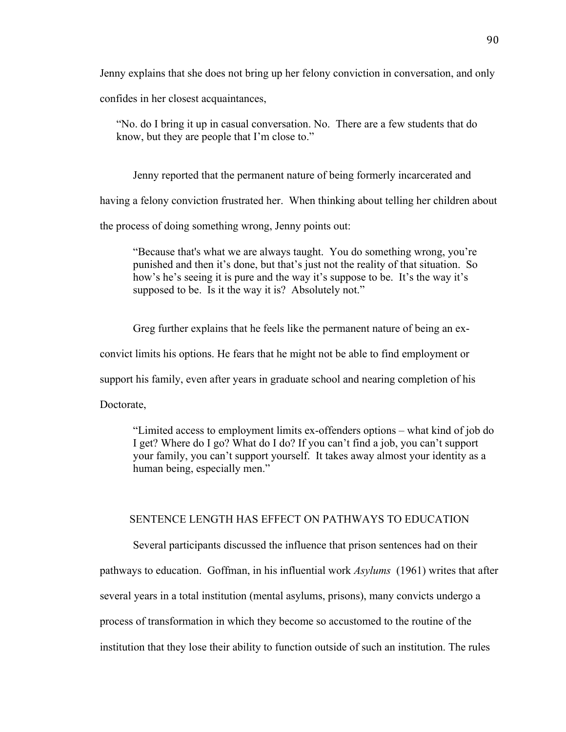Jenny explains that she does not bring up her felony conviction in conversation, and only confides in her closest acquaintances,

> "No. do I bring it up in casual conversation. No. There are a few students that do know, but they are people that I'm close to."

Jenny reported that the permanent nature of being formerly incarcerated and having a felony conviction frustrated her. When thinking about telling her children about the process of doing something wrong, Jenny points out:

> "Because that's what we are always taught. You do something wrong, you're punished and then it's done, but that's just not the reality of that situation. So how's he's seeing it is pure and the way it's suppose to be. It's the way it's supposed to be. Is it the way it is? Absolutely not."

Greg further explains that he feels like the permanent nature of being an ex-convict limits his options. He fears that he might not be able to find employment or support his family, even after years in graduate school and nearing completion of his Doctorate,

> "Limited access to employment limits ex-offenders options – what kind of job do I get? Where do I go? What do I do? If you can't find a job, you can't support your family, you can't support yourself. It takes away almost your identity as a human being, especially men."

## SENTENCE LENGTH HAS EFFECT ON PATHWAYS TO EDUCATION

Several participants discussed the influence that prison sentences had on their pathways to education. Goffman, in his influential work *Asylums* (1961) writes that after several years in a total institution (mental asylums, prisons), many convicts undergo a process of transformation in which they become so accustomed to the routine of the institution that they lose their ability to function outside of such an institution. The rules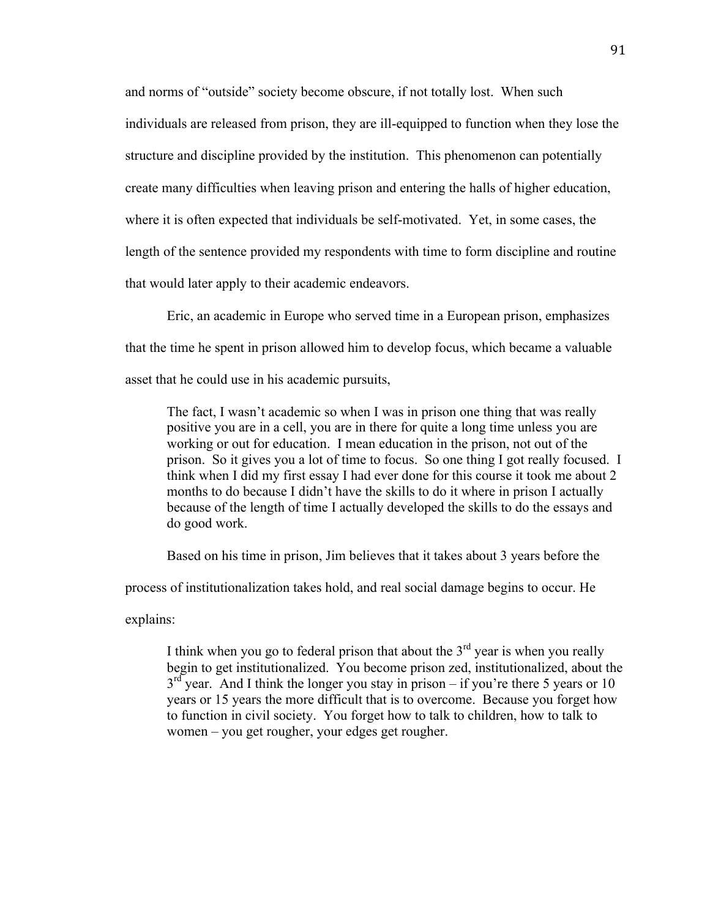and norms of "outside" society become obscure, if not totally lost. When such individuals are released from prison, they are ill-equipped to function when they lose the structure and discipline provided by the institution. This phenomenon can potentially create many difficulties when leaving prison and entering the halls of higher education, where it is often expected that individuals be self-motivated. Yet, in some cases, the length of the sentence provided my respondents with time to form discipline and routine that would later apply to their academic endeavors.

Eric, an academic in Europe who served time in a European prison, emphasizes that the time he spent in prison allowed him to develop focus, which became a valuable asset that he could use in his academic pursuits,

> The fact, I wasn't academic so when I was in prison one thing that was really positive you are in a cell, you are in there for quite a long time unless you are working or out for education. I mean education in the prison, not out of the prison. So it gives you a lot of time to focus. So one thing I got really focused. I think when I did my first essay I had ever done for this course it took me about 2 months to do because I didn't have the skills to do it where in prison I actually because of the length of time I actually developed the skills to do the essays and do good work.

Based on his time in prison, Jim believes that it takes about 3 years before the process of institutionalization takes hold, and real social damage begins to occur. He explains:

> I think when you go to federal prison that about the 3rd year is when you really begin to get institutionalized. You become prison zed, institutionalized, about the 3rd year. And I think the longer you stay in prison – if you're there 5 years or 10 years or 15 years the more difficult that is to overcome. Because you forget how to function in civil society. You forget how to talk to children, how to talk to women – you get rougher, your edges get rougher.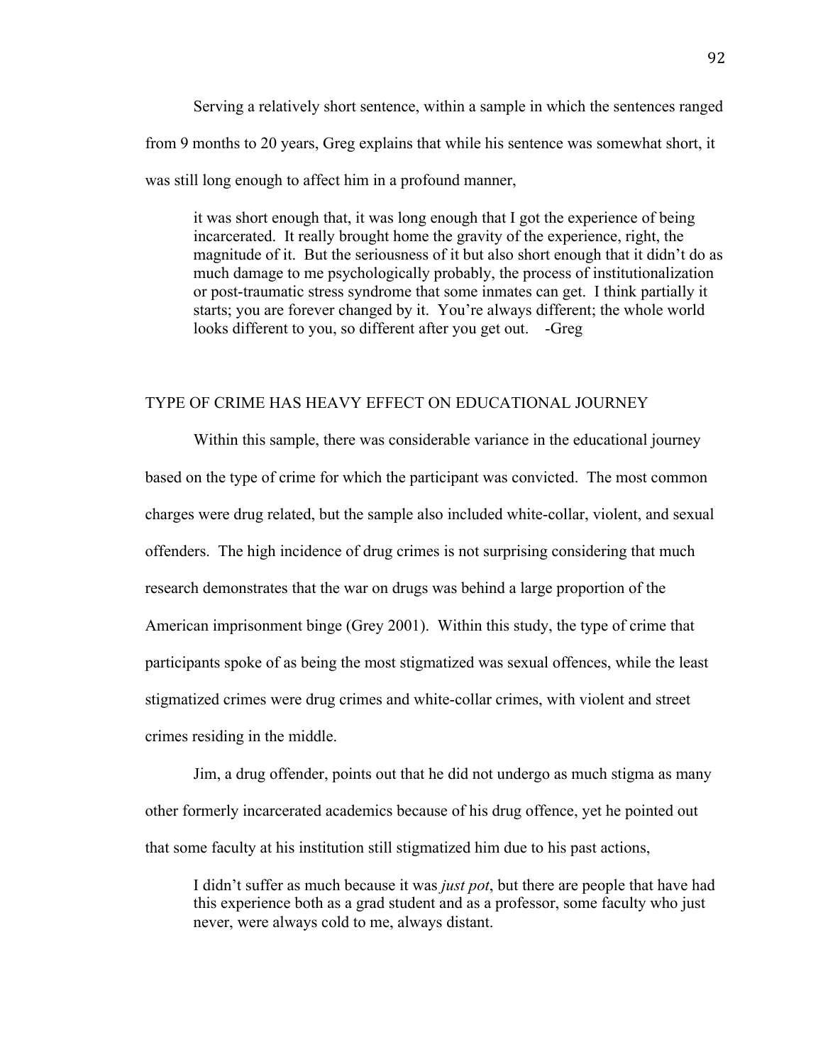Serving a relatively short sentence, within a sample in which the sentences ranged from 9 months to 20 years, Greg explains that while his sentence was somewhat short, it was still long enough to affect him in a profound manner,

> it was short enough that, it was long enough that I got the experience of being incarcerated. It really brought home the gravity of the experience, right, the magnitude of it. But the seriousness of it but also short enough that it didn't do as much damage to me psychologically probably, the process of institutionalization or post-traumatic stress syndrome that some inmates can get. I think partially it starts; you are forever changed by it. You're always different; the whole world looks different to you, so different after you get out. -Greg

## TYPE OF CRIME HAS HEAVY EFFECT ON EDUCATIONAL JOURNEY

Within this sample, there was considerable variance in the educational journey based on the type of crime for which the participant was convicted. The most common charges were drug related, but the sample also included white-collar, violent, and sexual offenders. The high incidence of drug crimes is not surprising considering that much research demonstrates that the war on drugs was behind a large proportion of the American imprisonment binge (Grey 2001). Within this study, the type of crime that participants spoke of as being the most stigmatized was sexual offences, while the least stigmatized crimes were drug crimes and white-collar crimes, with violent and street crimes residing in the middle.

Jim, a drug offender, points out that he did not undergo as much stigma as many other formerly incarcerated academics because of his drug offence, yet he pointed out that some faculty at his institution still stigmatized him due to his past actions,

> I didn't suffer as much because it was *just pot*, but there are people that have had this experience both as a grad student and as a professor, some faculty who just never, were always cold to me, always distant.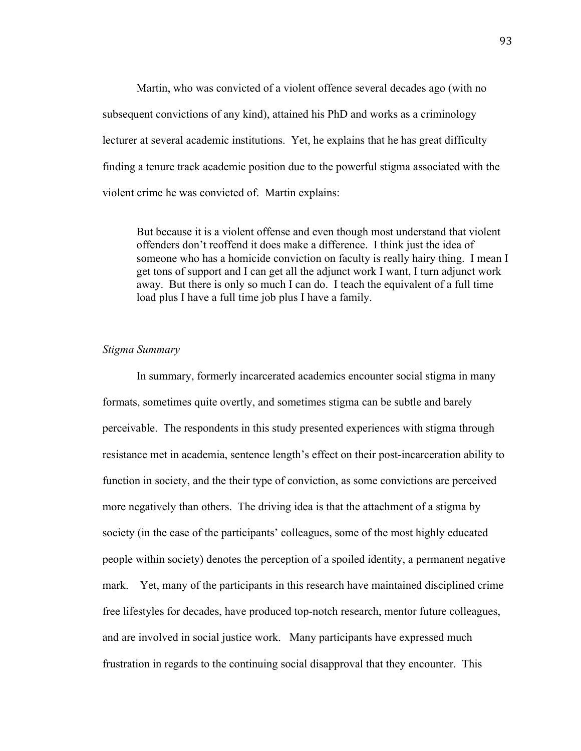Martin, who was convicted of a violent offence several decades ago (with no subsequent convictions of any kind), attained his PhD and works as a criminology lecturer at several academic institutions. Yet, he explains that he has great difficulty finding a tenure track academic position due to the powerful stigma associated with the violent crime he was convicted of. Martin explains:

> But because it is a violent offense and even though most understand that violent offenders don't reoffend it does make a difference. I think just the idea of someone who has a homicide conviction on faculty is really hairy thing. I mean I get tons of support and I can get all the adjunct work I want, I turn adjunct work away. But there is only so much I can do. I teach the equivalent of a full time load plus I have a full time job plus I have a family.

*Stigma Summary*

In summary, formerly incarcerated academics encounter social stigma in many formats, sometimes quite overtly, and sometimes stigma can be subtle and barely perceivable. The respondents in this study presented experiences with stigma through resistance met in academia, sentence length's effect on their post-incarceration ability to function in society, and the their type of conviction, as some convictions are perceived more negatively than others. The driving idea is that the attachment of a stigma by society (in the case of the participants' colleagues, some of the most highly educated people within society) denotes the perception of a spoiled identity, a permanent negative mark. Yet, many of the participants in this research have maintained disciplined crime free lifestyles for decades, have produced top-notch research, mentor future colleagues, and are involved in social justice work. Many participants have expressed much frustration in regards to the continuing social disapproval that they encounter. This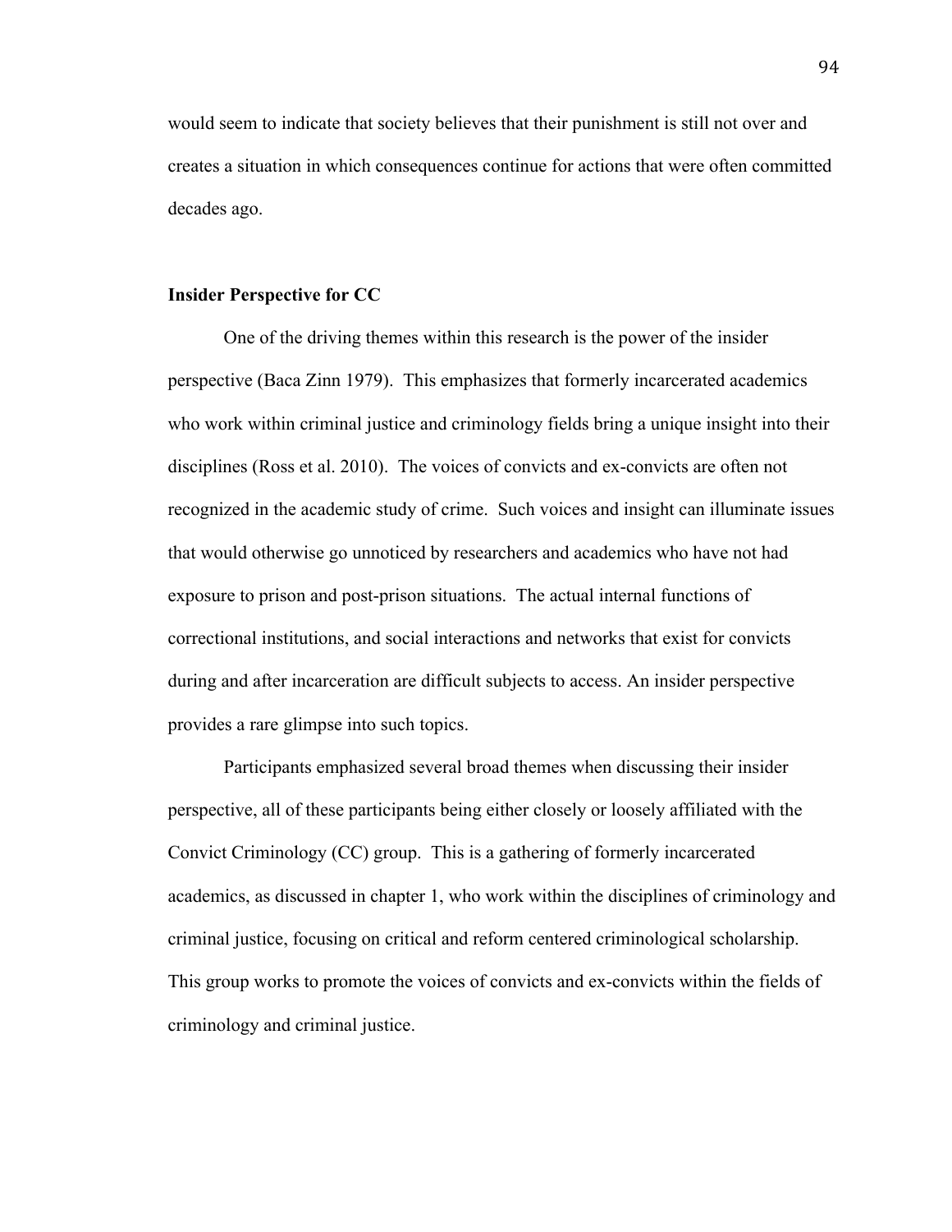would seem to indicate that society believes that their punishment is still not over and creates a situation in which consequences continue for actions that were often committed decades ago.

### Insider Perspective for CC

One of the driving themes within this research is the power of the insider perspective (Baca Zinn 1979). This emphasizes that formerly incarcerated academics who work within criminal justice and criminology fields bring a unique insight into their disciplines (Ross et al. 2010). The voices of convicts and ex-convicts are often not recognized in the academic study of crime. Such voices and insight can illuminate issues that would otherwise go unnoticed by researchers and academics who have not had exposure to prison and post-prison situations. The actual internal functions of correctional institutions, and social interactions and networks that exist for convicts during and after incarceration are difficult subjects to access. An insider perspective provides a rare glimpse into such topics.

Participants emphasized several broad themes when discussing their insider perspective, all of these participants being either closely or loosely affiliated with the Convict Criminology (CC) group. This is a gathering of formerly incarcerated academics, as discussed in chapter 1, who work within the disciplines of criminology and criminal justice, focusing on critical and reform centered criminological scholarship. This group works to promote the voices of convicts and ex-convicts within the fields of criminology and criminal justice.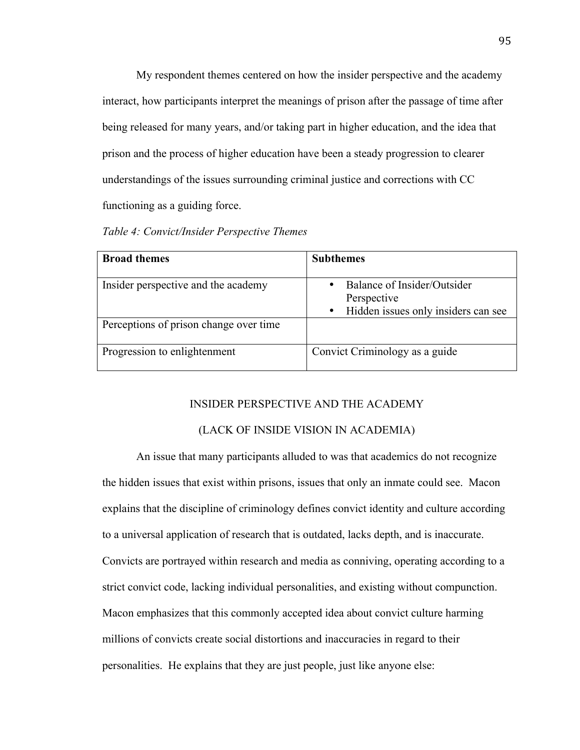My respondent themes centered on how the insider perspective and the academy interact, how participants interpret the meanings of prison after the passage of time after being released for many years, and/or taking part in higher education, and the idea that prison and the process of higher education have been a steady progression to clearer understandings of the issues surrounding criminal justice and corrections with CC functioning as a guiding force.

*Table 4: Convict/Insider Perspective Themes*

| **Broad themes** | **Subthemes** |
| --- | --- |
| Insider perspective and the academy | • Balance of Insider/Outsider Perspective<br>• Hidden issues only insiders can see |
| Perceptions of prison change over time | |
| Progression to enlightenment | Convict Criminology as a guide |

## INSIDER PERSPECTIVE AND THE ACADEMY

## (LACK OF INSIDE VISION IN ACADEMIA)

An issue that many participants alluded to was that academics do not recognize the hidden issues that exist within prisons, issues that only an inmate could see. Macon explains that the discipline of criminology defines convict identity and culture according to a universal application of research that is outdated, lacks depth, and is inaccurate. Convicts are portrayed within research and media as conniving, operating according to a strict convict code, lacking individual personalities, and existing without compunction. Macon emphasizes that this commonly accepted idea about convict culture harming millions of convicts create social distortions and inaccuracies in regard to their personalities. He explains that they are just people, just like anyone else: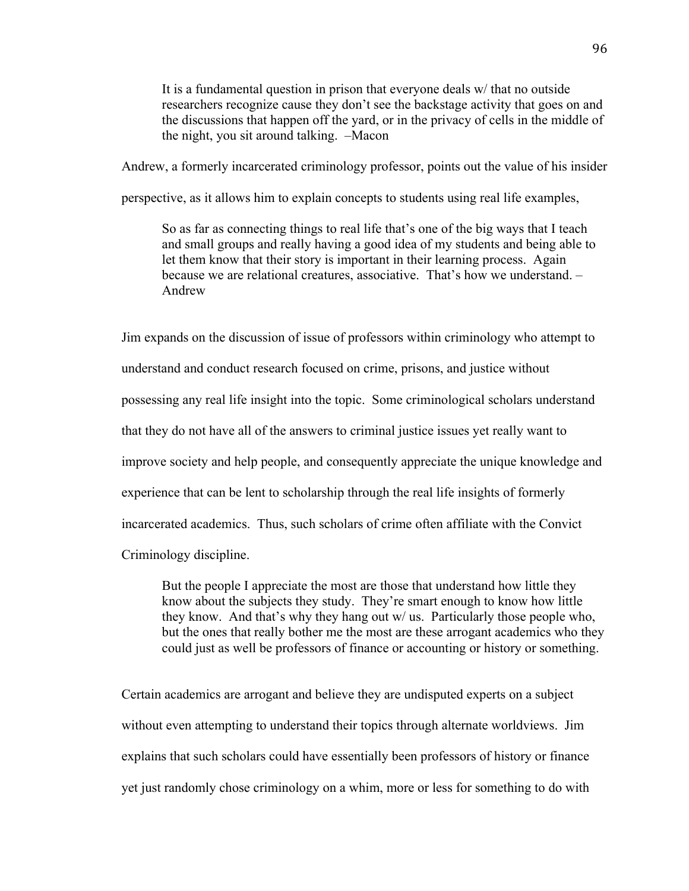> It is a fundamental question in prison that everyone deals w/ that no outside researchers recognize cause they don't see the backstage activity that goes on and the discussions that happen off the yard, or in the privacy of cells in the middle of the night, you sit around talking. –Macon

Andrew, a formerly incarcerated criminology professor, points out the value of his insider perspective, as it allows him to explain concepts to students using real life examples,

> So as far as connecting things to real life that's one of the big ways that I teach and small groups and really having a good idea of my students and being able to let them know that their story is important in their learning process. Again because we are relational creatures, associative. That's how we understand. – Andrew

Jim expands on the discussion of issue of professors within criminology who attempt to understand and conduct research focused on crime, prisons, and justice without possessing any real life insight into the topic. Some criminological scholars understand that they do not have all of the answers to criminal justice issues yet really want to improve society and help people, and consequently appreciate the unique knowledge and experience that can be lent to scholarship through the real life insights of formerly incarcerated academics. Thus, such scholars of crime often affiliate with the Convict Criminology discipline.

> But the people I appreciate the most are those that understand how little they know about the subjects they study. They're smart enough to know how little they know. And that's why they hang out w/ us. Particularly those people who, but the ones that really bother me the most are these arrogant academics who they could just as well be professors of finance or accounting or history or something.

Certain academics are arrogant and believe they are undisputed experts on a subject without even attempting to understand their topics through alternate worldviews. Jim explains that such scholars could have essentially been professors of history or finance yet just randomly chose criminology on a whim, more or less for something to do with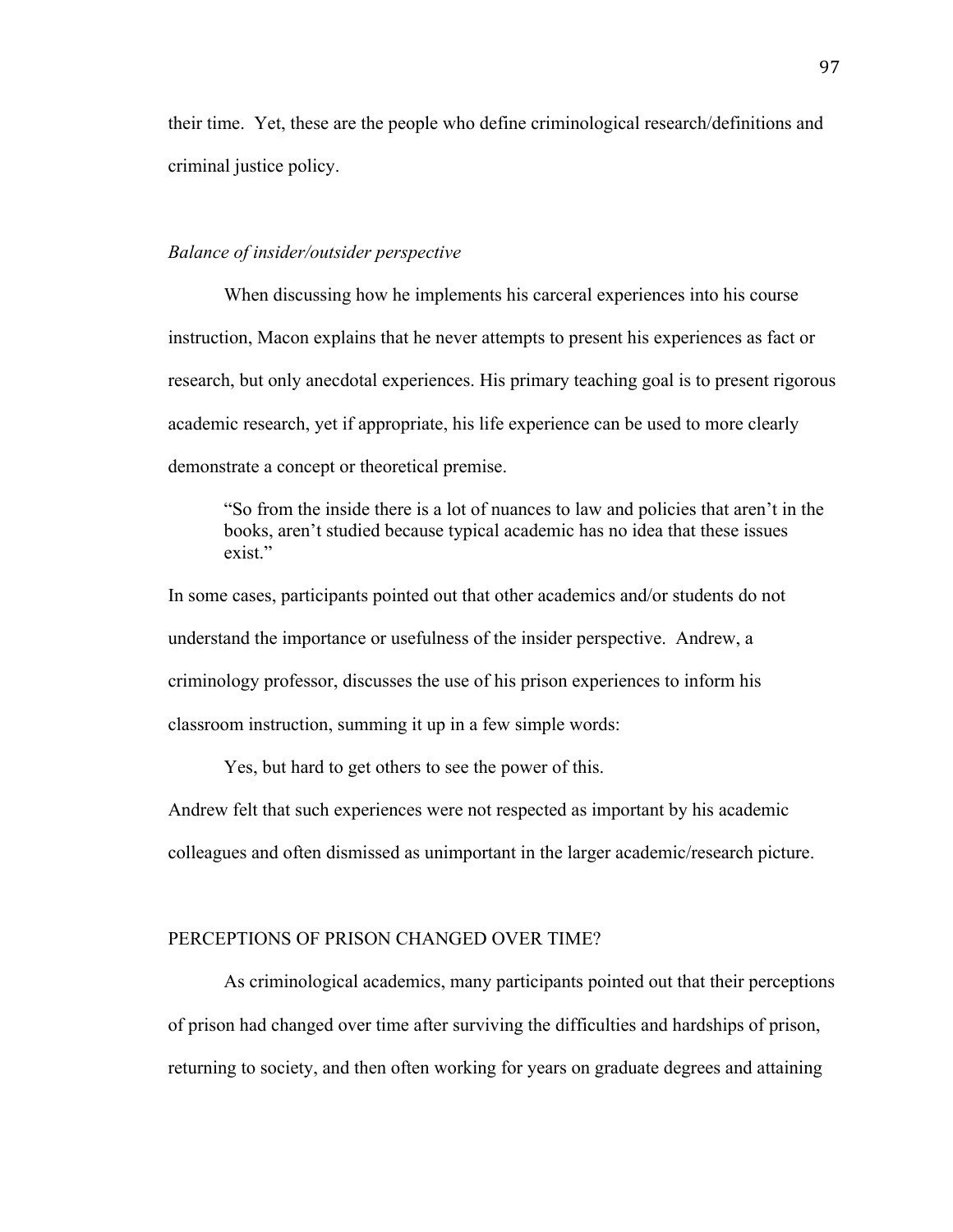their time. Yet, these are the people who define criminological research/definitions and criminal justice policy.

### *Balance of insider/outsider perspective*

When discussing how he implements his carceral experiences into his course instruction, Macon explains that he never attempts to present his experiences as fact or research, but only anecdotal experiences. His primary teaching goal is to present rigorous academic research, yet if appropriate, his life experience can be used to more clearly demonstrate a concept or theoretical premise.

> "So from the inside there is a lot of nuances to law and policies that aren't in the books, aren't studied because typical academic has no idea that these issues exist."

In some cases, participants pointed out that other academics and/or students do not understand the importance or usefulness of the insider perspective. Andrew, a criminology professor, discusses the use of his prison experiences to inform his classroom instruction, summing it up in a few simple words:

> Yes, but hard to get others to see the power of this.

Andrew felt that such experiences were not respected as important by his academic colleagues and often dismissed as unimportant in the larger academic/research picture.

## PERCEPTIONS OF PRISON CHANGED OVER TIME?

As criminological academics, many participants pointed out that their perceptions of prison had changed over time after surviving the difficulties and hardships of prison, returning to society, and then often working for years on graduate degrees and attaining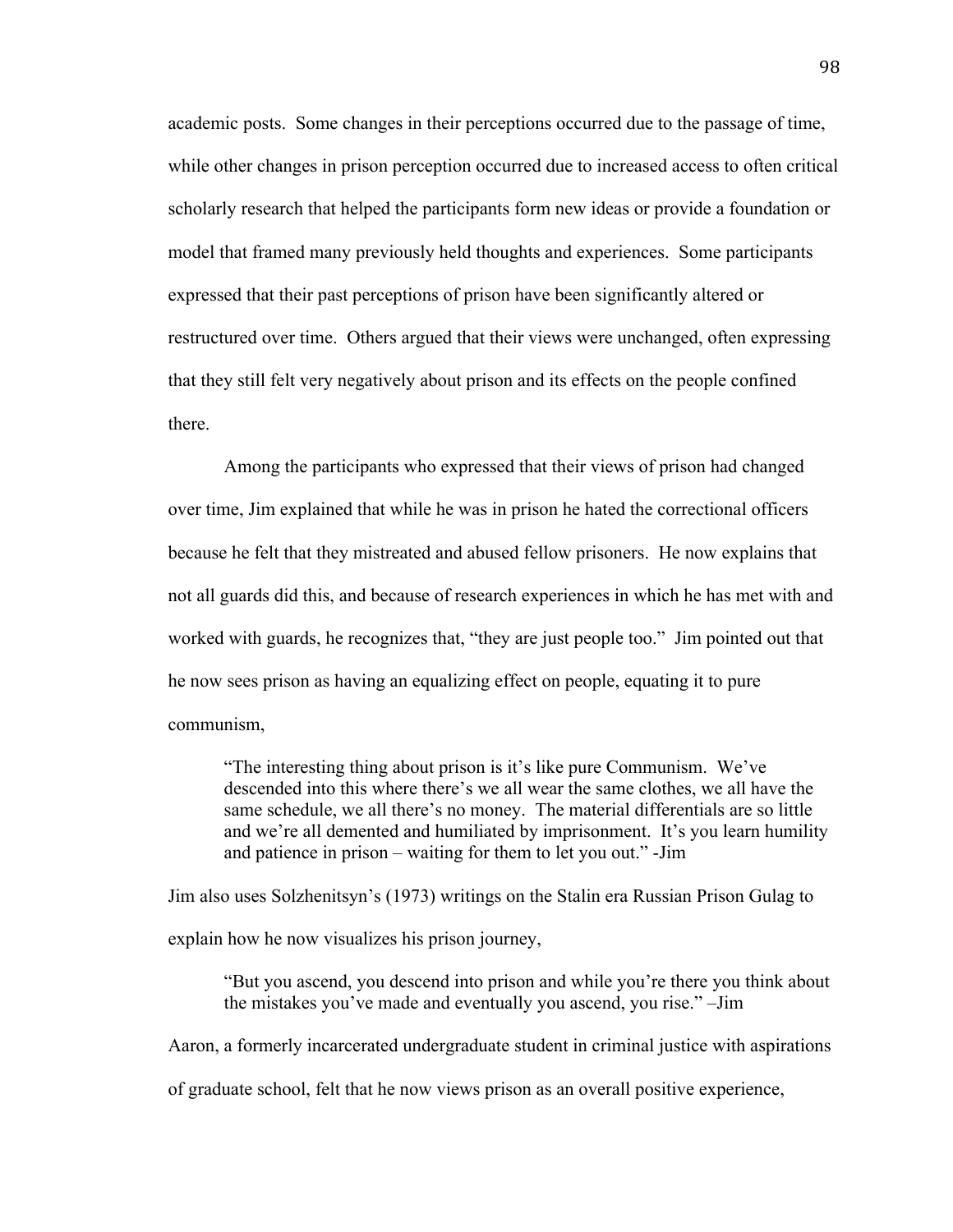academic posts. Some changes in their perceptions occurred due to the passage of time, while other changes in prison perception occurred due to increased access to often critical scholarly research that helped the participants form new ideas or provide a foundation or model that framed many previously held thoughts and experiences. Some participants expressed that their past perceptions of prison have been significantly altered or restructured over time. Others argued that their views were unchanged, often expressing that they still felt very negatively about prison and its effects on the people confined there.

Among the participants who expressed that their views of prison had changed over time, Jim explained that while he was in prison he hated the correctional officers because he felt that they mistreated and abused fellow prisoners. He now explains that not all guards did this, and because of research experiences in which he has met with and worked with guards, he recognizes that, "they are just people too." Jim pointed out that he now sees prison as having an equalizing effect on people, equating it to pure communism,

> "The interesting thing about prison is it's like pure Communism. We've descended into this where there's we all wear the same clothes, we all have the same schedule, we all there's no money. The material differentials are so little and we're all demented and humiliated by imprisonment. It's you learn humility and patience in prison – waiting for them to let you out." -Jim

Jim also uses Solzhenitsyn's (1973) writings on the Stalin era Russian Prison Gulag to explain how he now visualizes his prison journey,

> "But you ascend, you descend into prison and while you're there you think about the mistakes you've made and eventually you ascend, you rise." –Jim

Aaron, a formerly incarcerated undergraduate student in criminal justice with aspirations of graduate school, felt that he now views prison as an overall positive experience,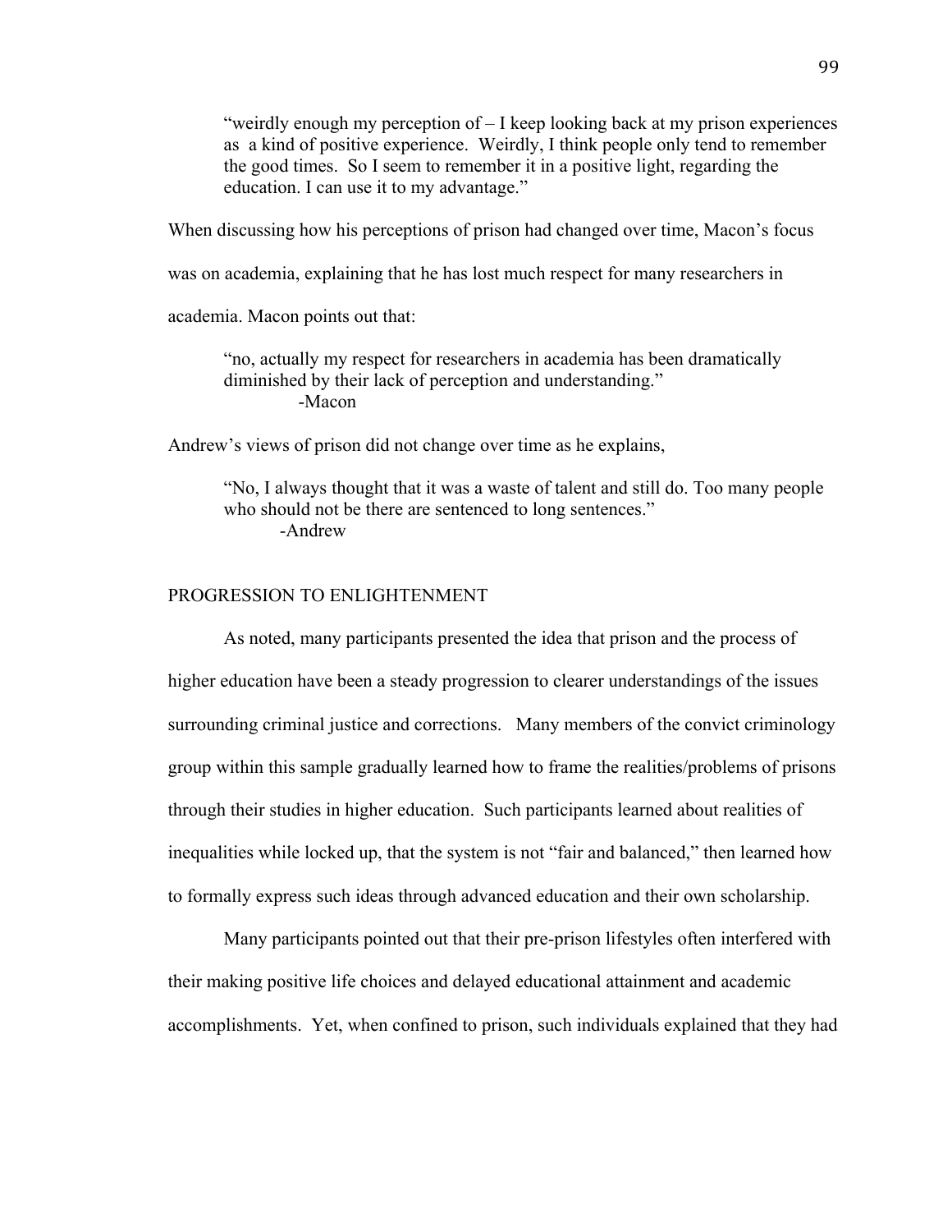> "weirdly enough my perception of – I keep looking back at my prison experiences as a kind of positive experience. Weirdly, I think people only tend to remember the good times. So I seem to remember it in a positive light, regarding the education. I can use it to my advantage."

When discussing how his perceptions of prison had changed over time, Macon's focus was on academia, explaining that he has lost much respect for many researchers in academia. Macon points out that:

> "no, actually my respect for researchers in academia has been dramatically diminished by their lack of perception and understanding."
>
> -Macon

Andrew's views of prison did not change over time as he explains,

> "No, I always thought that it was a waste of talent and still do. Too many people who should not be there are sentenced to long sentences."
>
> -Andrew

## PROGRESSION TO ENLIGHTENMENT

As noted, many participants presented the idea that prison and the process of higher education have been a steady progression to clearer understandings of the issues surrounding criminal justice and corrections. Many members of the convict criminology group within this sample gradually learned how to frame the realities/problems of prisons through their studies in higher education. Such participants learned about realities of inequalities while locked up, that the system is not "fair and balanced," then learned how to formally express such ideas through advanced education and their own scholarship.

Many participants pointed out that their pre-prison lifestyles often interfered with their making positive life choices and delayed educational attainment and academic accomplishments. Yet, when confined to prison, such individuals explained that they had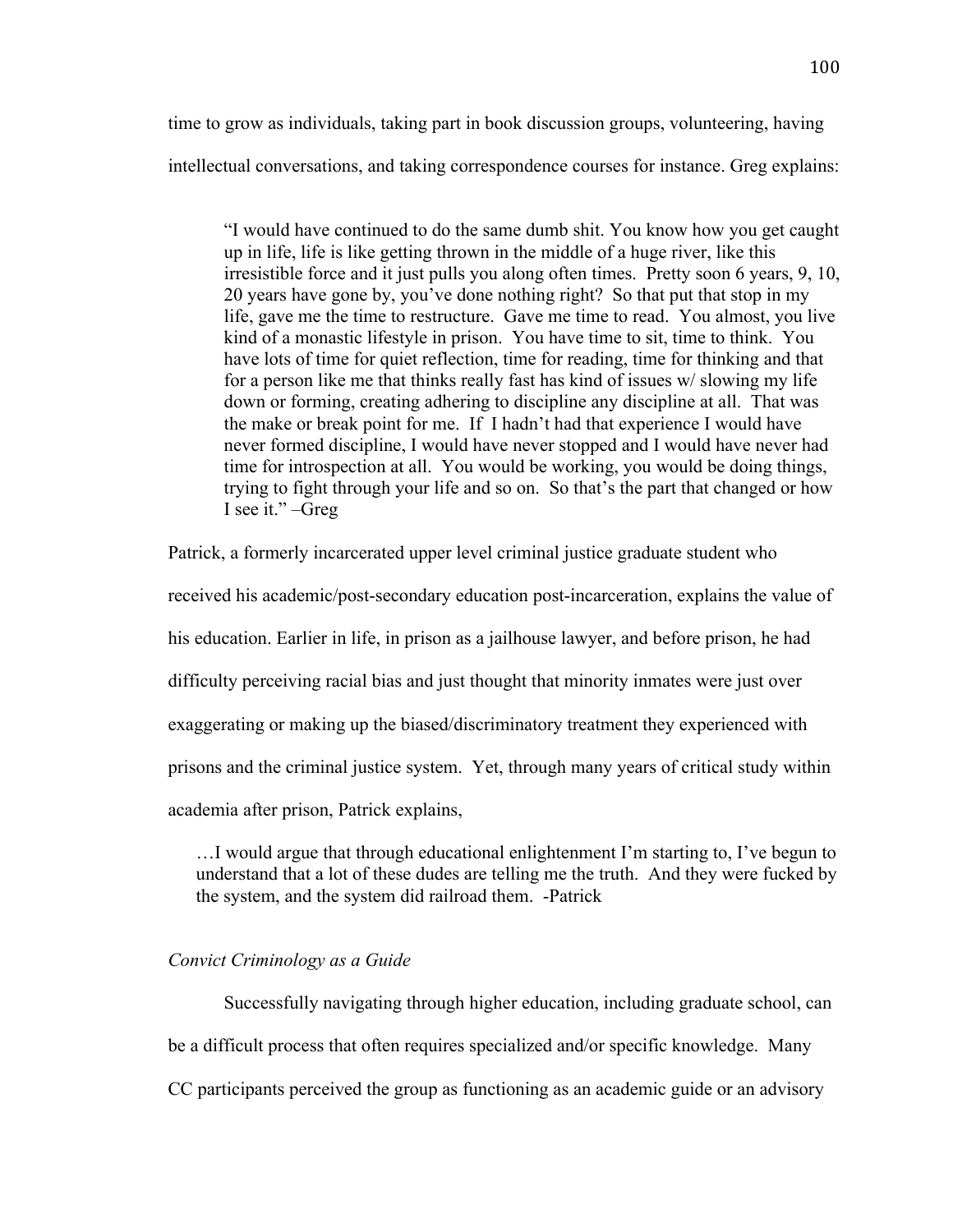time to grow as individuals, taking part in book discussion groups, volunteering, having intellectual conversations, and taking correspondence courses for instance. Greg explains:

> "I would have continued to do the same dumb shit. You know how you get caught up in life, life is like getting thrown in the middle of a huge river, like this irresistible force and it just pulls you along often times. Pretty soon 6 years, 9, 10, 20 years have gone by, you've done nothing right? So that put that stop in my life, gave me the time to restructure. Gave me time to read. You almost, you live kind of a monastic lifestyle in prison. You have time to sit, time to think. You have lots of time for quiet reflection, time for reading, time for thinking and that for a person like me that thinks really fast has kind of issues w/ slowing my life down or forming, creating adhering to discipline any discipline at all. That was the make or break point for me. If I hadn't had that experience I would have never formed discipline, I would have never stopped and I would have never had time for introspection at all. You would be working, you would be doing things, trying to fight through your life and so on. So that's the part that changed or how I see it." –Greg

Patrick, a formerly incarcerated upper level criminal justice graduate student who received his academic/post-secondary education post-incarceration, explains the value of his education. Earlier in life, in prison as a jailhouse lawyer, and before prison, he had difficulty perceiving racial bias and just thought that minority inmates were just over exaggerating or making up the biased/discriminatory treatment they experienced with prisons and the criminal justice system. Yet, through many years of critical study within academia after prison, Patrick explains,

> …I would argue that through educational enlightenment I'm starting to, I've begun to understand that a lot of these dudes are telling me the truth. And they were fucked by the system, and the system did railroad them. -Patrick

*Convict Criminology as a Guide*

Successfully navigating through higher education, including graduate school, can be a difficult process that often requires specialized and/or specific knowledge. Many CC participants perceived the group as functioning as an academic guide or an advisory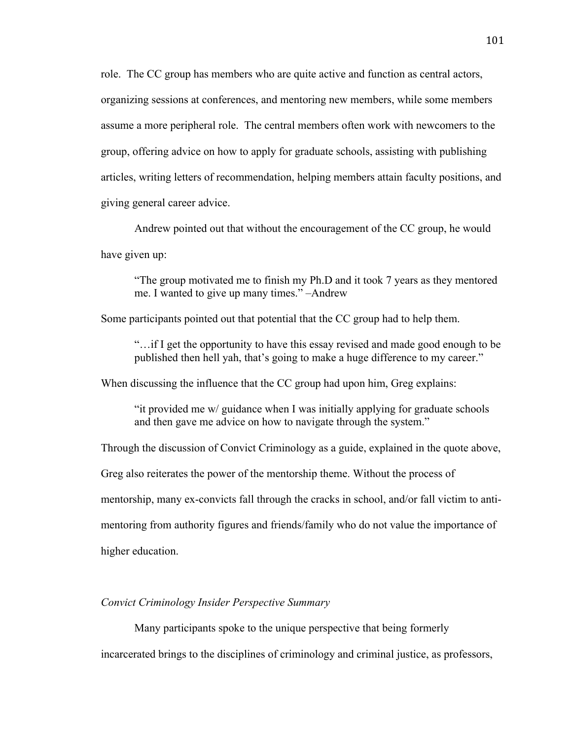role. The CC group has members who are quite active and function as central actors, organizing sessions at conferences, and mentoring new members, while some members assume a more peripheral role. The central members often work with newcomers to the group, offering advice on how to apply for graduate schools, assisting with publishing articles, writing letters of recommendation, helping members attain faculty positions, and giving general career advice.

Andrew pointed out that without the encouragement of the CC group, he would have given up:

> "The group motivated me to finish my Ph.D and it took 7 years as they mentored me. I wanted to give up many times." –Andrew

Some participants pointed out that potential that the CC group had to help them.

> "…if I get the opportunity to have this essay revised and made good enough to be published then hell yah, that's going to make a huge difference to my career."

When discussing the influence that the CC group had upon him, Greg explains:

> "it provided me w/ guidance when I was initially applying for graduate schools and then gave me advice on how to navigate through the system."

Through the discussion of Convict Criminology as a guide, explained in the quote above, Greg also reiterates the power of the mentorship theme. Without the process of mentorship, many ex-convicts fall through the cracks in school, and/or fall victim to anti-mentoring from authority figures and friends/family who do not value the importance of higher education.

*Convict Criminology Insider Perspective Summary*

Many participants spoke to the unique perspective that being formerly incarcerated brings to the disciplines of criminology and criminal justice, as professors,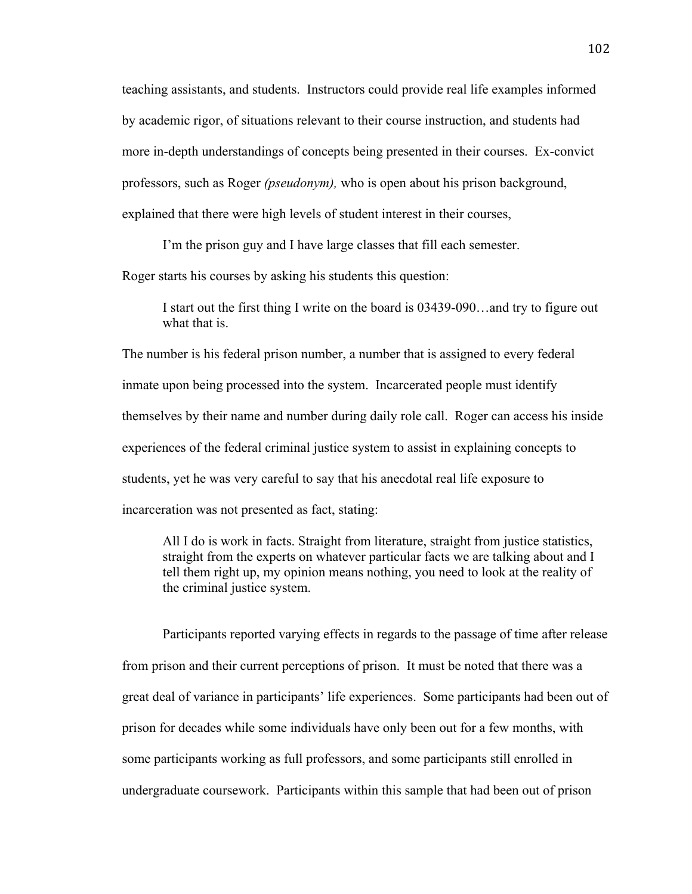teaching assistants, and students. Instructors could provide real life examples informed by academic rigor, of situations relevant to their course instruction, and students had more in-depth understandings of concepts being presented in their courses. Ex-convict professors, such as Roger *(pseudonym),* who is open about his prison background, explained that there were high levels of student interest in their courses,

> I'm the prison guy and I have large classes that fill each semester.

Roger starts his courses by asking his students this question:

> I start out the first thing I write on the board is 03439-090…and try to figure out what that is.

The number is his federal prison number, a number that is assigned to every federal inmate upon being processed into the system. Incarcerated people must identify themselves by their name and number during daily role call. Roger can access his inside experiences of the federal criminal justice system to assist in explaining concepts to students, yet he was very careful to say that his anecdotal real life exposure to incarceration was not presented as fact, stating:

> All I do is work in facts. Straight from literature, straight from justice statistics, straight from the experts on whatever particular facts we are talking about and I tell them right up, my opinion means nothing, you need to look at the reality of the criminal justice system.

Participants reported varying effects in regards to the passage of time after release from prison and their current perceptions of prison. It must be noted that there was a great deal of variance in participants' life experiences. Some participants had been out of prison for decades while some individuals have only been out for a few months, with some participants working as full professors, and some participants still enrolled in undergraduate coursework. Participants within this sample that had been out of prison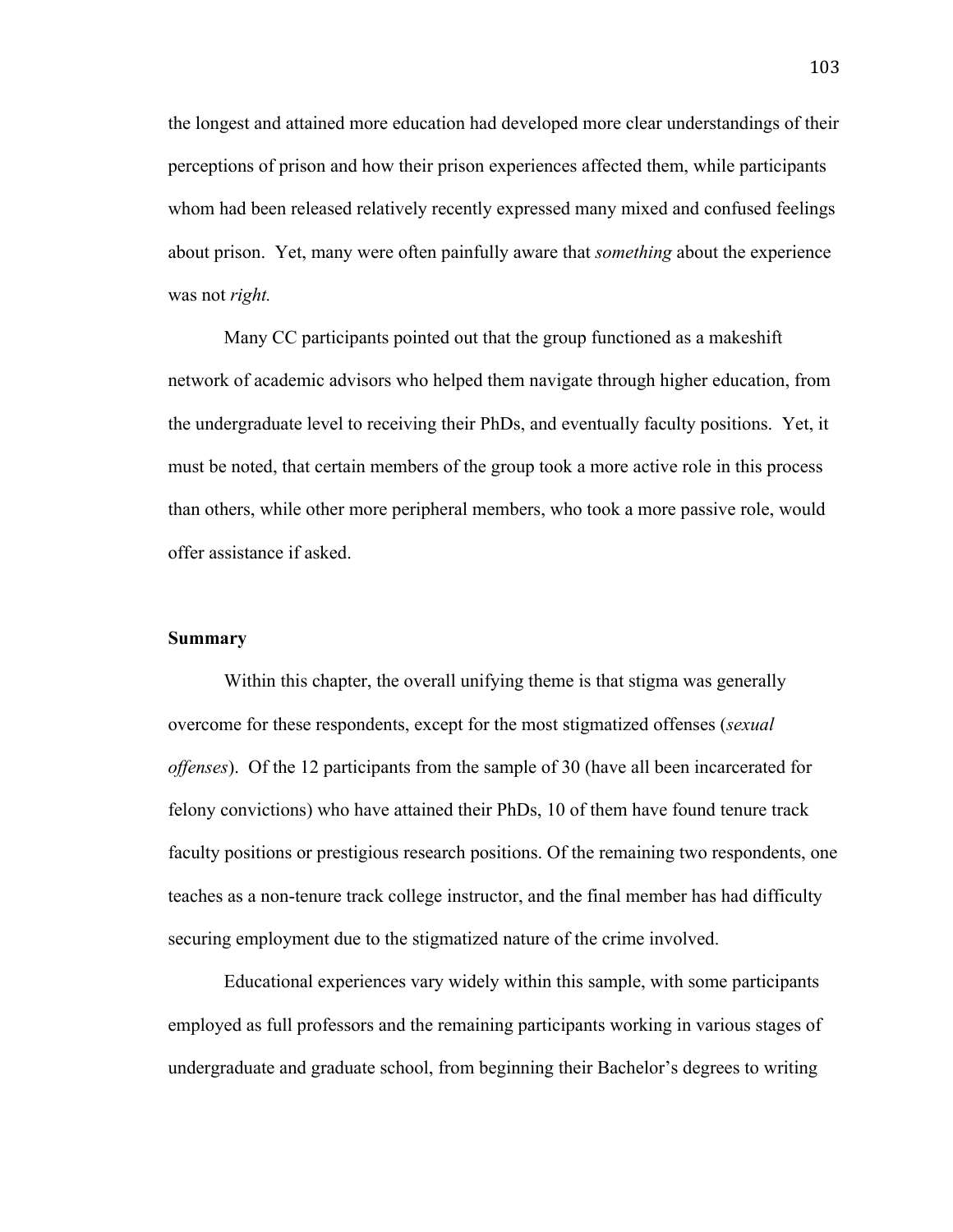the longest and attained more education had developed more clear understandings of their perceptions of prison and how their prison experiences affected them, while participants whom had been released relatively recently expressed many mixed and confused feelings about prison. Yet, many were often painfully aware that *something* about the experience was not *right.*

Many CC participants pointed out that the group functioned as a makeshift network of academic advisors who helped them navigate through higher education, from the undergraduate level to receiving their PhDs, and eventually faculty positions. Yet, it must be noted, that certain members of the group took a more active role in this process than others, while other more peripheral members, who took a more passive role, would offer assistance if asked.

## Summary

Within this chapter, the overall unifying theme is that stigma was generally overcome for these respondents, except for the most stigmatized offenses (*sexual offenses*). Of the 12 participants from the sample of 30 (have all been incarcerated for felony convictions) who have attained their PhDs, 10 of them have found tenure track faculty positions or prestigious research positions. Of the remaining two respondents, one teaches as a non-tenure track college instructor, and the final member has had difficulty securing employment due to the stigmatized nature of the crime involved.

Educational experiences vary widely within this sample, with some participants employed as full professors and the remaining participants working in various stages of undergraduate and graduate school, from beginning their Bachelor's degrees to writing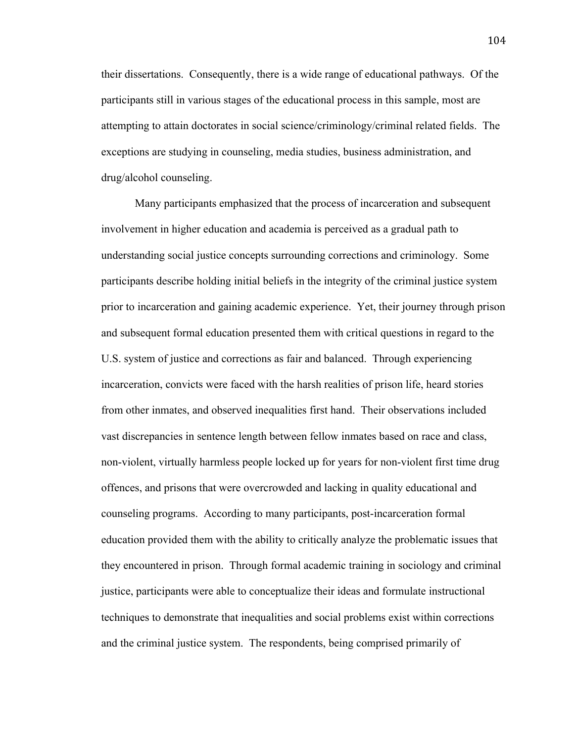their dissertations. Consequently, there is a wide range of educational pathways. Of the participants still in various stages of the educational process in this sample, most are attempting to attain doctorates in social science/criminology/criminal related fields. The exceptions are studying in counseling, media studies, business administration, and drug/alcohol counseling.

Many participants emphasized that the process of incarceration and subsequent involvement in higher education and academia is perceived as a gradual path to understanding social justice concepts surrounding corrections and criminology. Some participants describe holding initial beliefs in the integrity of the criminal justice system prior to incarceration and gaining academic experience. Yet, their journey through prison and subsequent formal education presented them with critical questions in regard to the U.S. system of justice and corrections as fair and balanced. Through experiencing incarceration, convicts were faced with the harsh realities of prison life, heard stories from other inmates, and observed inequalities first hand. Their observations included vast discrepancies in sentence length between fellow inmates based on race and class, non-violent, virtually harmless people locked up for years for non-violent first time drug offences, and prisons that were overcrowded and lacking in quality educational and counseling programs. According to many participants, post-incarceration formal education provided them with the ability to critically analyze the problematic issues that they encountered in prison. Through formal academic training in sociology and criminal justice, participants were able to conceptualize their ideas and formulate instructional techniques to demonstrate that inequalities and social problems exist within corrections and the criminal justice system. The respondents, being comprised primarily of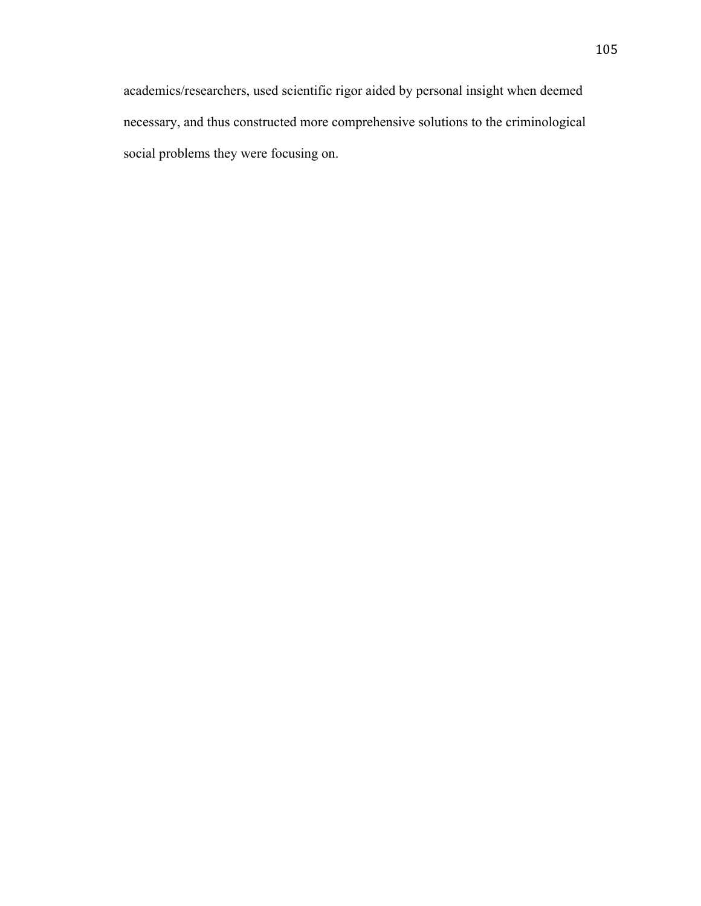academics/researchers, used scientific rigor aided by personal insight when deemed necessary, and thus constructed more comprehensive solutions to the criminological social problems they were focusing on.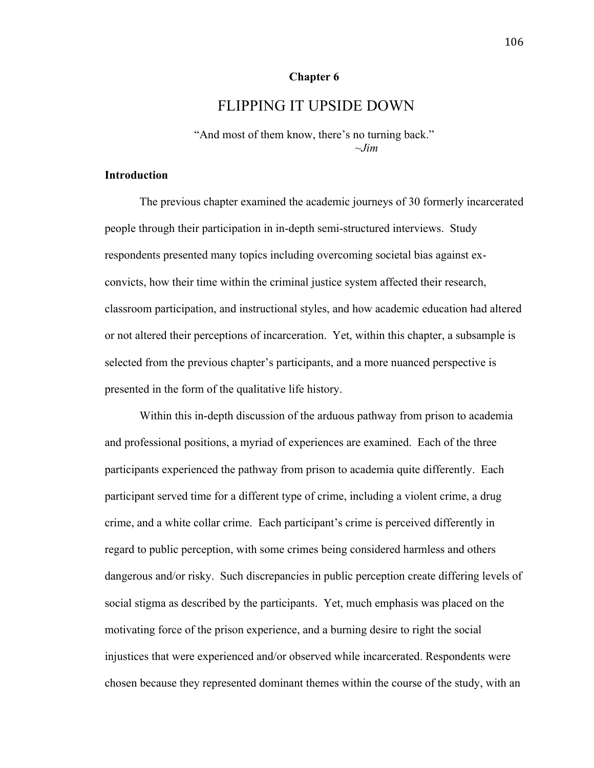**Chapter 6**

# FLIPPING IT UPSIDE DOWN

"And most of them know, there's no turning back."
*~Jim*

## Introduction

The previous chapter examined the academic journeys of 30 formerly incarcerated people through their participation in in-depth semi-structured interviews. Study respondents presented many topics including overcoming societal bias against ex-convicts, how their time within the criminal justice system affected their research, classroom participation, and instructional styles, and how academic education had altered or not altered their perceptions of incarceration. Yet, within this chapter, a subsample is selected from the previous chapter's participants, and a more nuanced perspective is presented in the form of the qualitative life history.

Within this in-depth discussion of the arduous pathway from prison to academia and professional positions, a myriad of experiences are examined. Each of the three participants experienced the pathway from prison to academia quite differently. Each participant served time for a different type of crime, including a violent crime, a drug crime, and a white collar crime. Each participant's crime is perceived differently in regard to public perception, with some crimes being considered harmless and others dangerous and/or risky. Such discrepancies in public perception create differing levels of social stigma as described by the participants. Yet, much emphasis was placed on the motivating force of the prison experience, and a burning desire to right the social injustices that were experienced and/or observed while incarcerated. Respondents were chosen because they represented dominant themes within the course of the study, with an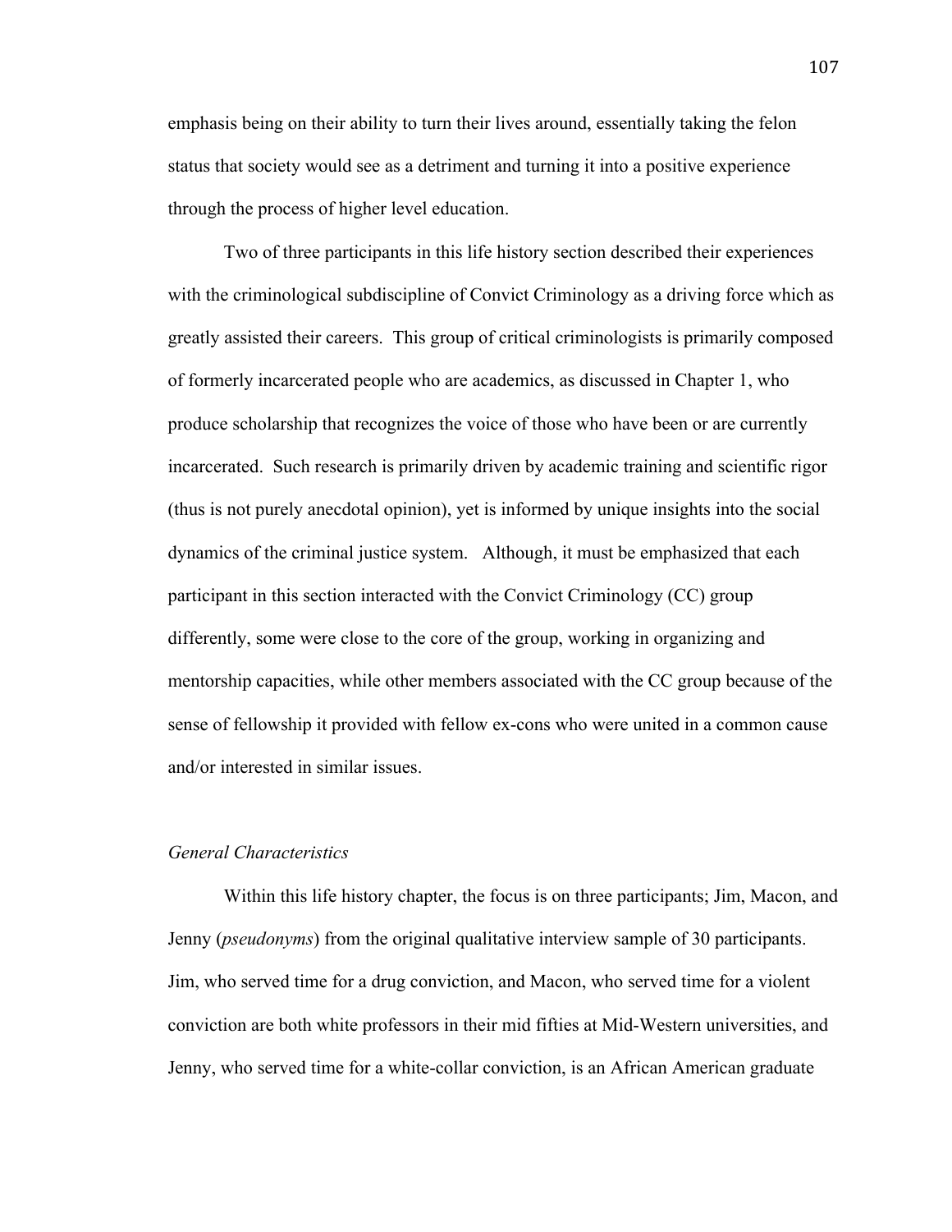emphasis being on their ability to turn their lives around, essentially taking the felon status that society would see as a detriment and turning it into a positive experience through the process of higher level education.

Two of three participants in this life history section described their experiences with the criminological subdiscipline of Convict Criminology as a driving force which as greatly assisted their careers. This group of critical criminologists is primarily composed of formerly incarcerated people who are academics, as discussed in Chapter 1, who produce scholarship that recognizes the voice of those who have been or are currently incarcerated. Such research is primarily driven by academic training and scientific rigor (thus is not purely anecdotal opinion), yet is informed by unique insights into the social dynamics of the criminal justice system. Although, it must be emphasized that each participant in this section interacted with the Convict Criminology (CC) group differently, some were close to the core of the group, working in organizing and mentorship capacities, while other members associated with the CC group because of the sense of fellowship it provided with fellow ex-cons who were united in a common cause and/or interested in similar issues.

### *General Characteristics*

Within this life history chapter, the focus is on three participants; Jim, Macon, and Jenny (*pseudonyms*) from the original qualitative interview sample of 30 participants. Jim, who served time for a drug conviction, and Macon, who served time for a violent conviction are both white professors in their mid fifties at Mid-Western universities, and Jenny, who served time for a white-collar conviction, is an African American graduate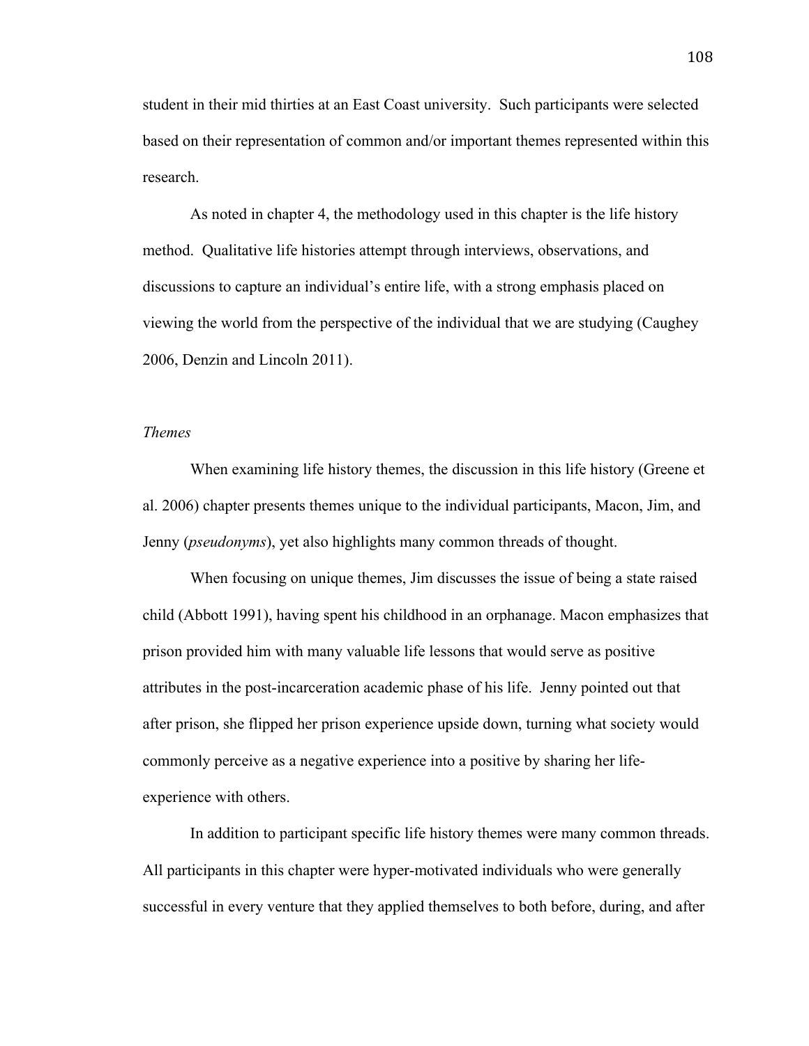student in their mid thirties at an East Coast university. Such participants were selected based on their representation of common and/or important themes represented within this research.

As noted in chapter 4, the methodology used in this chapter is the life history method. Qualitative life histories attempt through interviews, observations, and discussions to capture an individual's entire life, with a strong emphasis placed on viewing the world from the perspective of the individual that we are studying (Caughey 2006, Denzin and Lincoln 2011).

*Themes*

When examining life history themes, the discussion in this life history (Greene et al. 2006) chapter presents themes unique to the individual participants, Macon, Jim, and Jenny (*pseudonyms*), yet also highlights many common threads of thought.

When focusing on unique themes, Jim discusses the issue of being a state raised child (Abbott 1991), having spent his childhood in an orphanage. Macon emphasizes that prison provided him with many valuable life lessons that would serve as positive attributes in the post-incarceration academic phase of his life. Jenny pointed out that after prison, she flipped her prison experience upside down, turning what society would commonly perceive as a negative experience into a positive by sharing her life-experience with others.

In addition to participant specific life history themes were many common threads. All participants in this chapter were hyper-motivated individuals who were generally successful in every venture that they applied themselves to both before, during, and after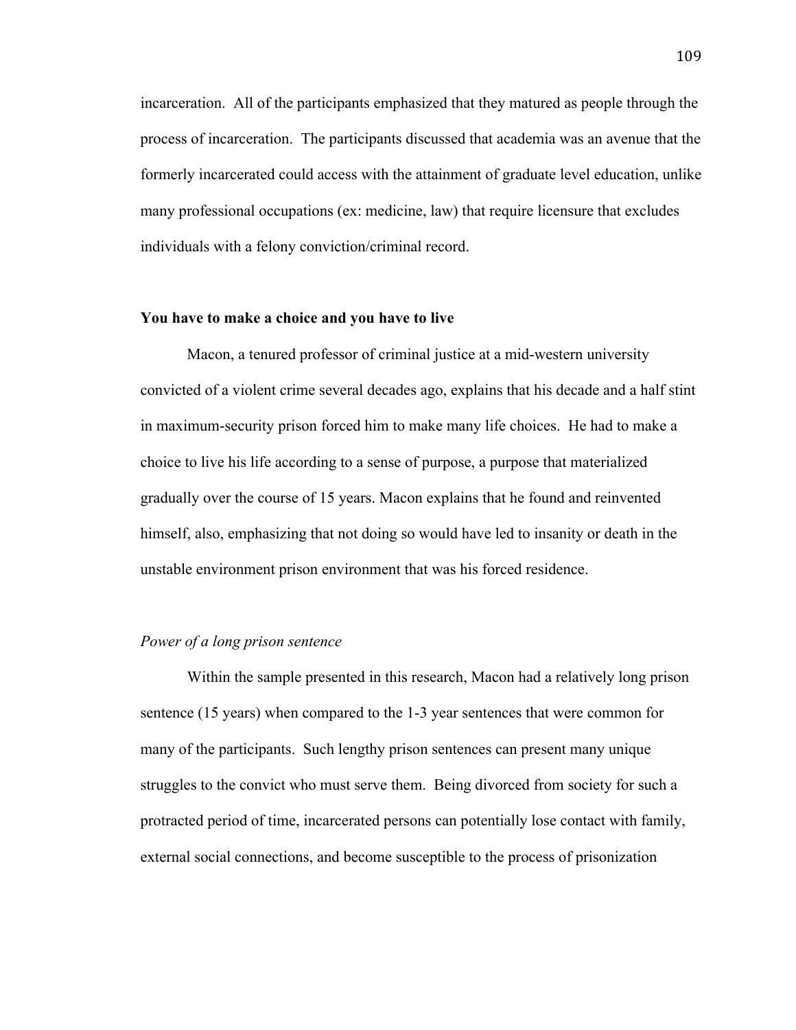incarceration. All of the participants emphasized that they matured as people through the process of incarceration. The participants discussed that academia was an avenue that the formerly incarcerated could access with the attainment of graduate level education, unlike many professional occupations (ex: medicine, law) that require licensure that excludes individuals with a felony conviction/criminal record.

**You have to make a choice and you have to live**

Macon, a tenured professor of criminal justice at a mid-western university convicted of a violent crime several decades ago, explains that his decade and a half stint in maximum-security prison forced him to make many life choices. He had to make a choice to live his life according to a sense of purpose, a purpose that materialized gradually over the course of 15 years. Macon explains that he found and reinvented himself, also, emphasizing that not doing so would have led to insanity or death in the unstable environment prison environment that was his forced residence.

*Power of a long prison sentence*

Within the sample presented in this research, Macon had a relatively long prison sentence (15 years) when compared to the 1-3 year sentences that were common for many of the participants. Such lengthy prison sentences can present many unique struggles to the convict who must serve them. Being divorced from society for such a protracted period of time, incarcerated persons can potentially lose contact with family, external social connections, and become susceptible to the process of prisonization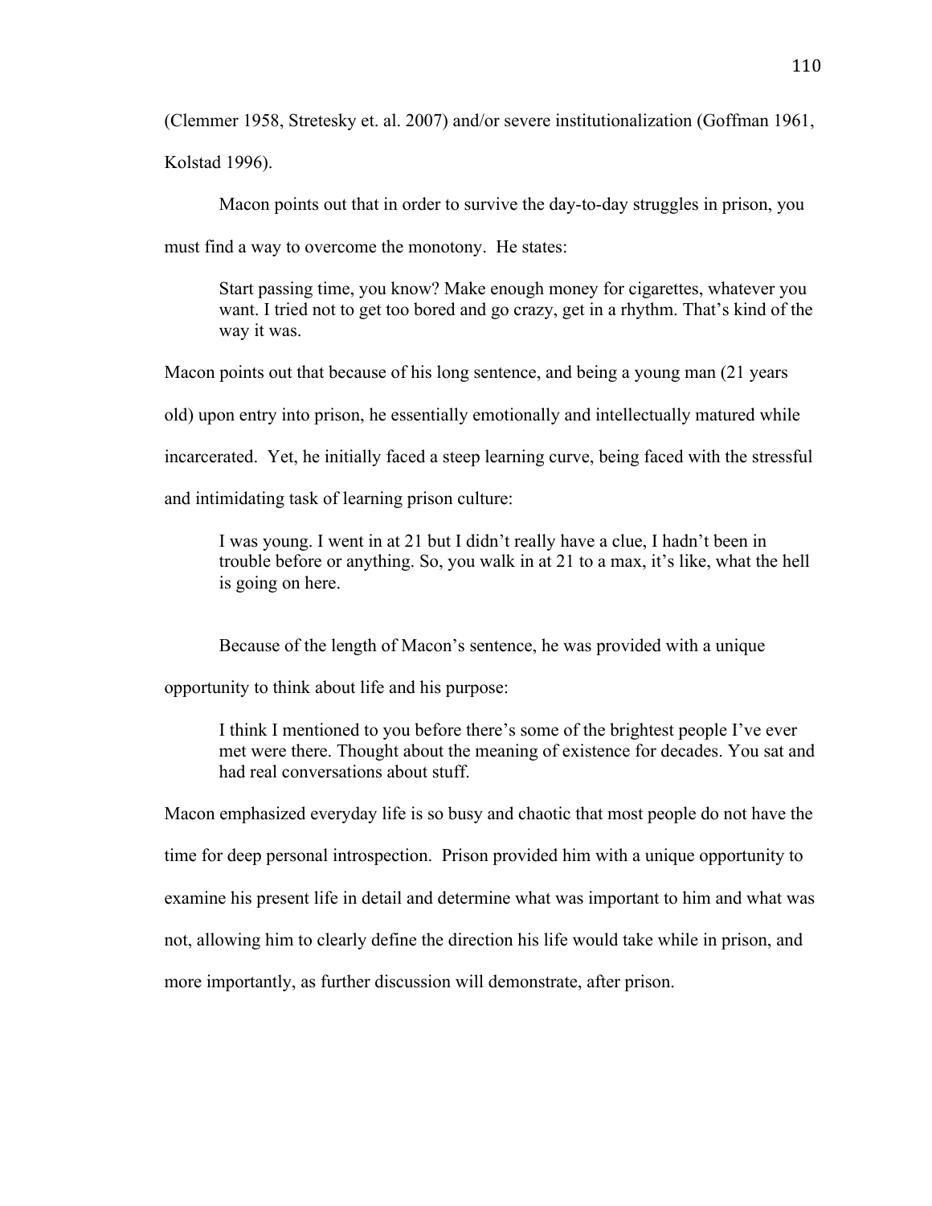(Clemmer 1958, Stretesky et. al. 2007) and/or severe institutionalization (Goffman 1961, Kolstad 1996).

Macon points out that in order to survive the day-to-day struggles in prison, you must find a way to overcome the monotony. He states:

> Start passing time, you know? Make enough money for cigarettes, whatever you want. I tried not to get too bored and go crazy, get in a rhythm. That's kind of the way it was.

Macon points out that because of his long sentence, and being a young man (21 years old) upon entry into prison, he essentially emotionally and intellectually matured while incarcerated. Yet, he initially faced a steep learning curve, being faced with the stressful and intimidating task of learning prison culture:

> I was young. I went in at 21 but I didn't really have a clue, I hadn't been in trouble before or anything. So, you walk in at 21 to a max, it's like, what the hell is going on here.

Because of the length of Macon's sentence, he was provided with a unique opportunity to think about life and his purpose:

> I think I mentioned to you before there's some of the brightest people I've ever met were there. Thought about the meaning of existence for decades. You sat and had real conversations about stuff.

Macon emphasized everyday life is so busy and chaotic that most people do not have the time for deep personal introspection. Prison provided him with a unique opportunity to examine his present life in detail and determine what was important to him and what was not, allowing him to clearly define the direction his life would take while in prison, and more importantly, as further discussion will demonstrate, after prison.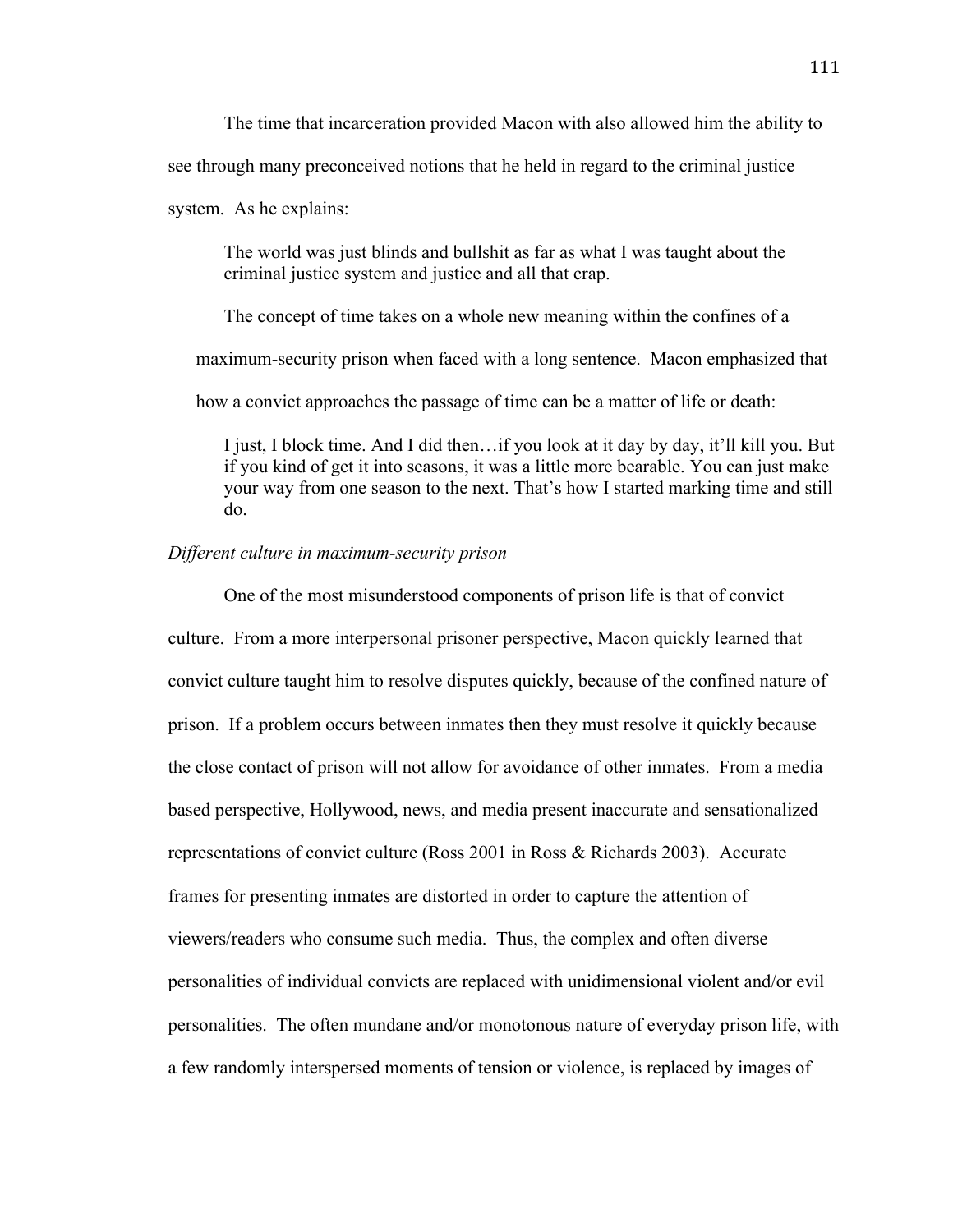The time that incarceration provided Macon with also allowed him the ability to see through many preconceived notions that he held in regard to the criminal justice system. As he explains:

> The world was just blinds and bullshit as far as what I was taught about the criminal justice system and justice and all that crap.

The concept of time takes on a whole new meaning within the confines of a maximum-security prison when faced with a long sentence. Macon emphasized that how a convict approaches the passage of time can be a matter of life or death:

> I just, I block time. And I did then…if you look at it day by day, it'll kill you. But if you kind of get it into seasons, it was a little more bearable. You can just make your way from one season to the next. That's how I started marking time and still do.

*Different culture in maximum-security prison*

One of the most misunderstood components of prison life is that of convict culture. From a more interpersonal prisoner perspective, Macon quickly learned that convict culture taught him to resolve disputes quickly, because of the confined nature of prison. If a problem occurs between inmates then they must resolve it quickly because the close contact of prison will not allow for avoidance of other inmates. From a media based perspective, Hollywood, news, and media present inaccurate and sensationalized representations of convict culture (Ross 2001 in Ross & Richards 2003). Accurate frames for presenting inmates are distorted in order to capture the attention of viewers/readers who consume such media. Thus, the complex and often diverse personalities of individual convicts are replaced with unidimensional violent and/or evil personalities. The often mundane and/or monotonous nature of everyday prison life, with a few randomly interspersed moments of tension or violence, is replaced by images of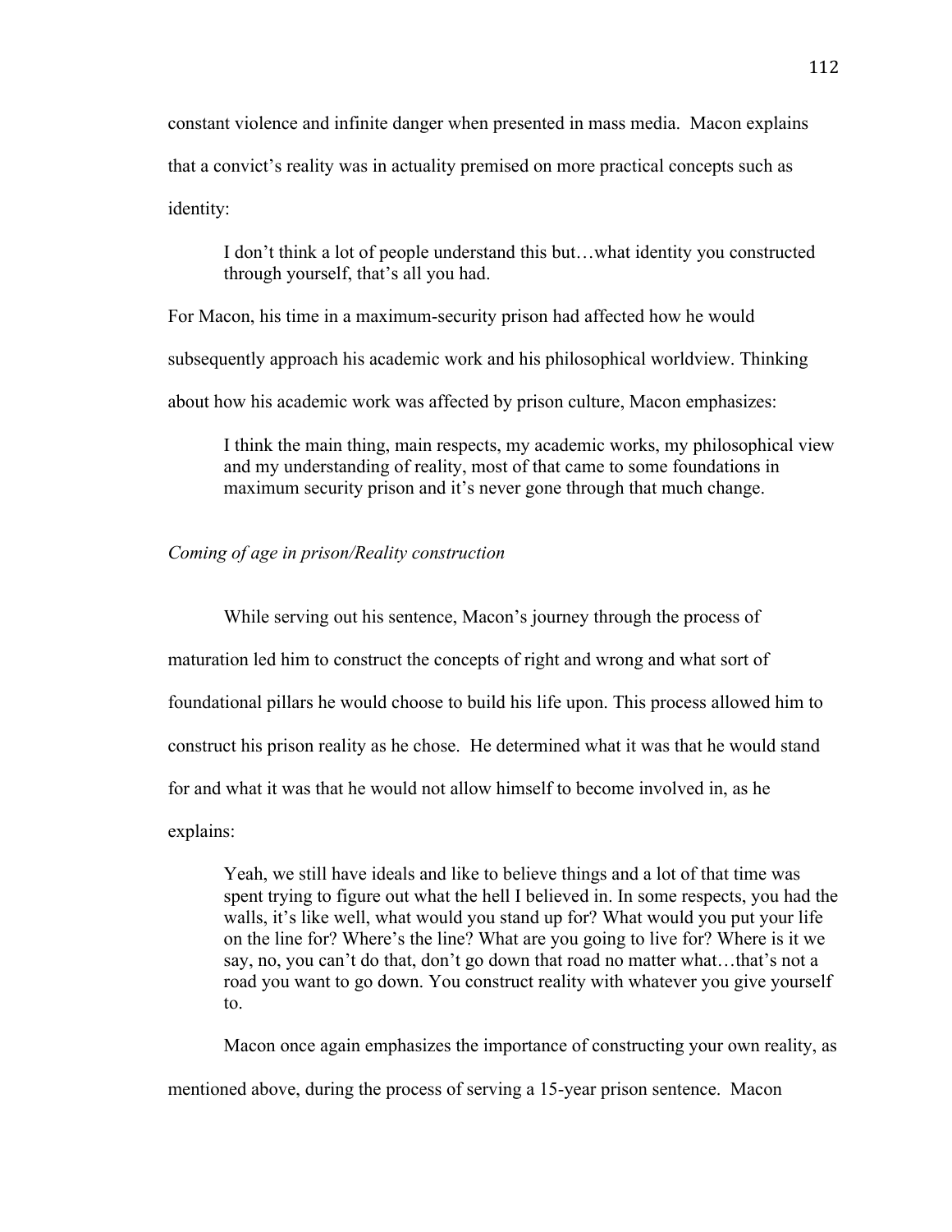constant violence and infinite danger when presented in mass media. Macon explains that a convict's reality was in actuality premised on more practical concepts such as identity:

> I don't think a lot of people understand this but…what identity you constructed through yourself, that's all you had.

For Macon, his time in a maximum-security prison had affected how he would subsequently approach his academic work and his philosophical worldview. Thinking about how his academic work was affected by prison culture, Macon emphasizes:

> I think the main thing, main respects, my academic works, my philosophical view and my understanding of reality, most of that came to some foundations in maximum security prison and it's never gone through that much change.

*Coming of age in prison/Reality construction*

While serving out his sentence, Macon's journey through the process of maturation led him to construct the concepts of right and wrong and what sort of foundational pillars he would choose to build his life upon. This process allowed him to construct his prison reality as he chose. He determined what it was that he would stand for and what it was that he would not allow himself to become involved in, as he explains:

> Yeah, we still have ideals and like to believe things and a lot of that time was spent trying to figure out what the hell I believed in. In some respects, you had the walls, it's like well, what would you stand up for? What would you put your life on the line for? Where's the line? What are you going to live for? Where is it we say, no, you can't do that, don't go down that road no matter what…that's not a road you want to go down. You construct reality with whatever you give yourself to.

Macon once again emphasizes the importance of constructing your own reality, as mentioned above, during the process of serving a 15-year prison sentence. Macon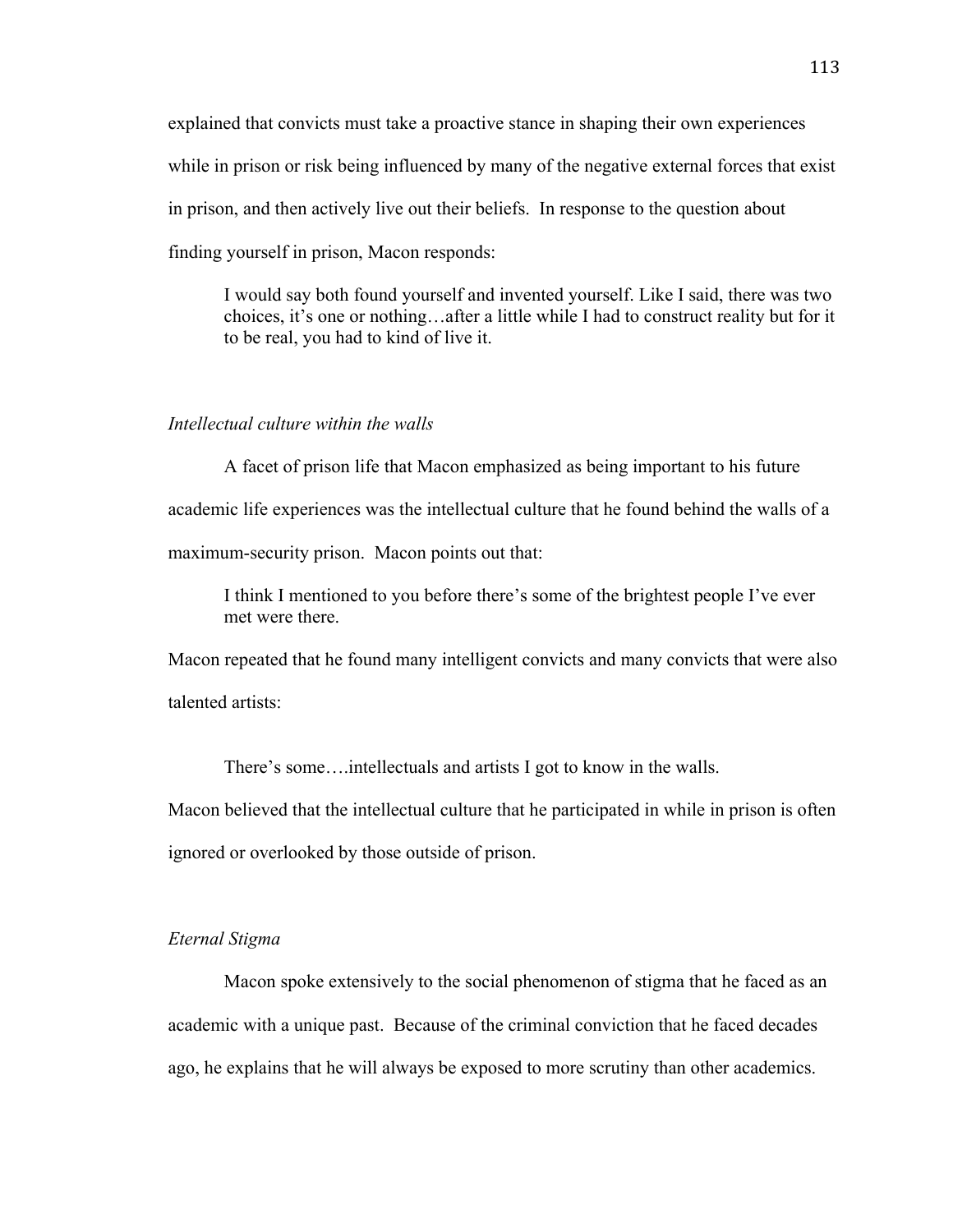explained that convicts must take a proactive stance in shaping their own experiences while in prison or risk being influenced by many of the negative external forces that exist in prison, and then actively live out their beliefs. In response to the question about finding yourself in prison, Macon responds:

> I would say both found yourself and invented yourself. Like I said, there was two choices, it's one or nothing…after a little while I had to construct reality but for it to be real, you had to kind of live it.

*Intellectual culture within the walls*

A facet of prison life that Macon emphasized as being important to his future academic life experiences was the intellectual culture that he found behind the walls of a maximum-security prison. Macon points out that:

> I think I mentioned to you before there's some of the brightest people I've ever met were there.

Macon repeated that he found many intelligent convicts and many convicts that were also talented artists:

> There's some….intellectuals and artists I got to know in the walls.

Macon believed that the intellectual culture that he participated in while in prison is often ignored or overlooked by those outside of prison.

*Eternal Stigma*

Macon spoke extensively to the social phenomenon of stigma that he faced as an academic with a unique past. Because of the criminal conviction that he faced decades ago, he explains that he will always be exposed to more scrutiny than other academics.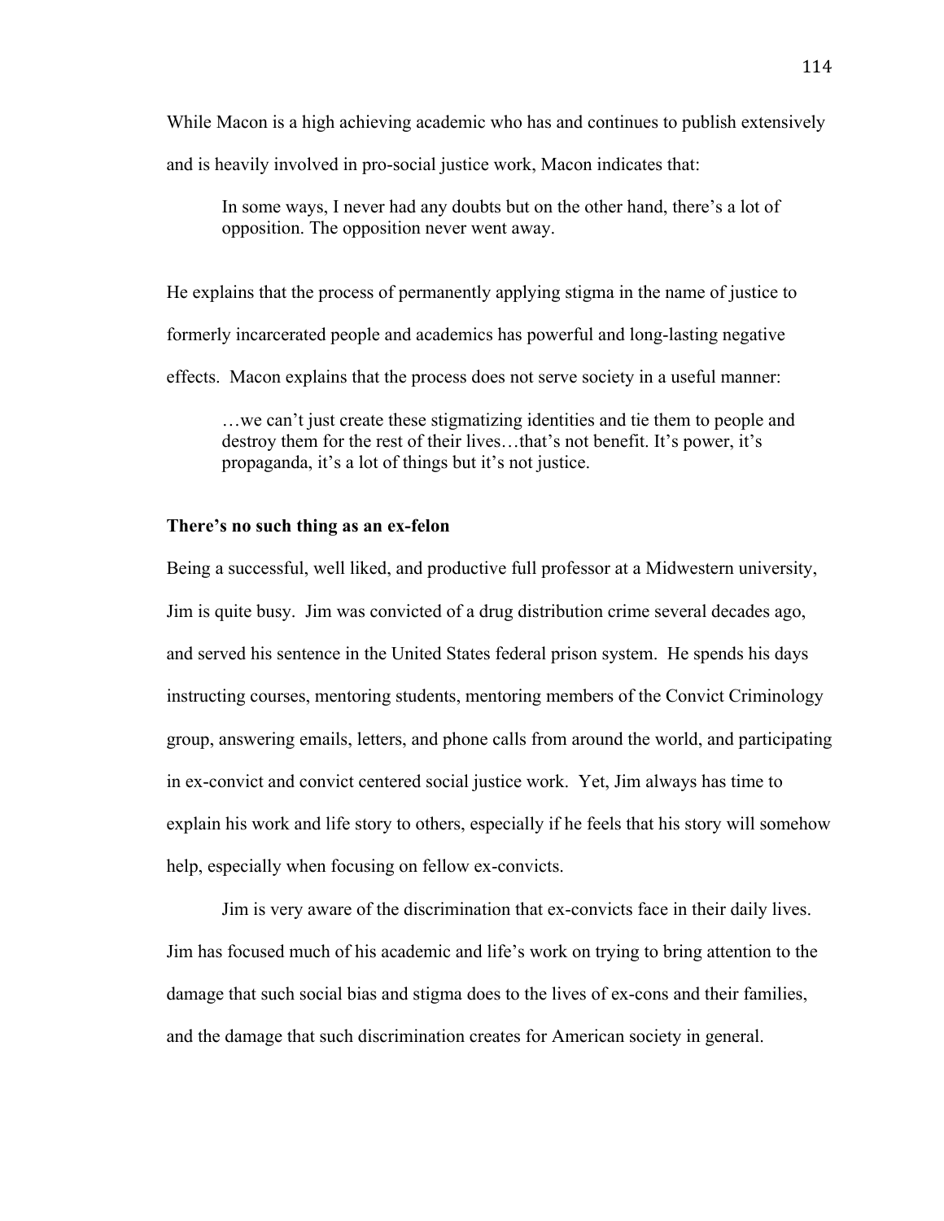While Macon is a high achieving academic who has and continues to publish extensively and is heavily involved in pro-social justice work, Macon indicates that:

> In some ways, I never had any doubts but on the other hand, there's a lot of opposition. The opposition never went away.

He explains that the process of permanently applying stigma in the name of justice to formerly incarcerated people and academics has powerful and long-lasting negative effects. Macon explains that the process does not serve society in a useful manner:

> …we can't just create these stigmatizing identities and tie them to people and destroy them for the rest of their lives…that's not benefit. It's power, it's propaganda, it's a lot of things but it's not justice.

**There's no such thing as an ex-felon**

Being a successful, well liked, and productive full professor at a Midwestern university, Jim is quite busy. Jim was convicted of a drug distribution crime several decades ago, and served his sentence in the United States federal prison system. He spends his days instructing courses, mentoring students, mentoring members of the Convict Criminology group, answering emails, letters, and phone calls from around the world, and participating in ex-convict and convict centered social justice work. Yet, Jim always has time to explain his work and life story to others, especially if he feels that his story will somehow help, especially when focusing on fellow ex-convicts.

Jim is very aware of the discrimination that ex-convicts face in their daily lives. Jim has focused much of his academic and life's work on trying to bring attention to the damage that such social bias and stigma does to the lives of ex-cons and their families, and the damage that such discrimination creates for American society in general.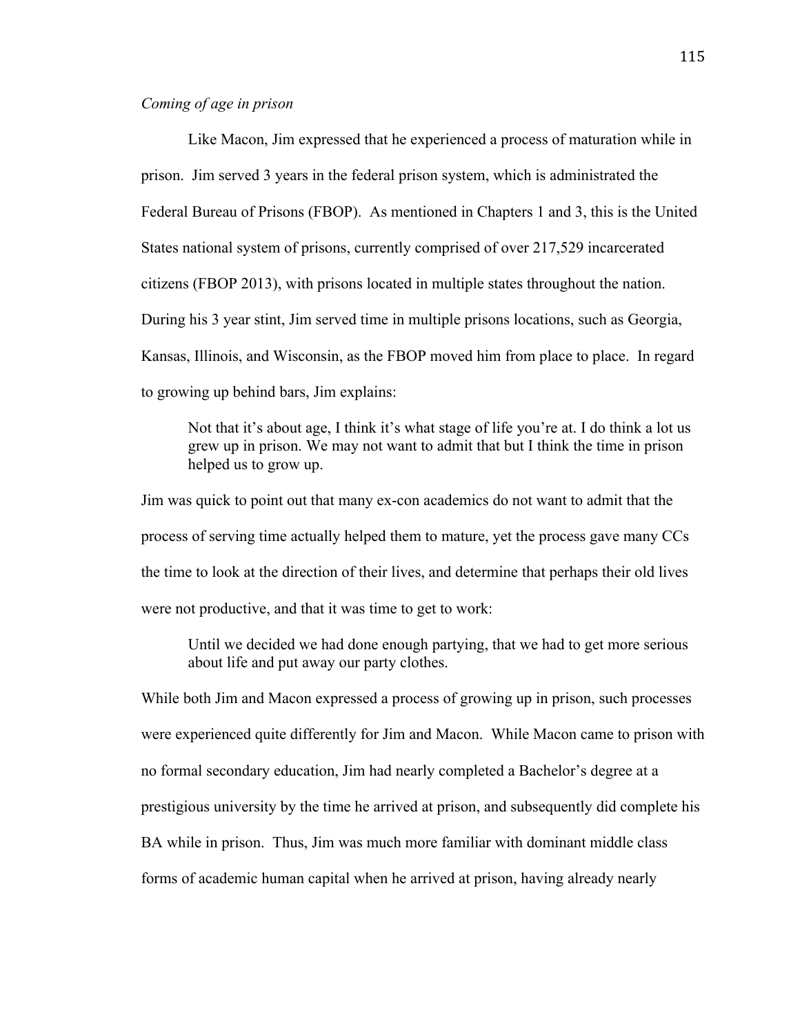*Coming of age in prison*

Like Macon, Jim expressed that he experienced a process of maturation while in prison. Jim served 3 years in the federal prison system, which is administrated the Federal Bureau of Prisons (FBOP). As mentioned in Chapters 1 and 3, this is the United States national system of prisons, currently comprised of over 217,529 incarcerated citizens (FBOP 2013), with prisons located in multiple states throughout the nation. During his 3 year stint, Jim served time in multiple prisons locations, such as Georgia, Kansas, Illinois, and Wisconsin, as the FBOP moved him from place to place. In regard to growing up behind bars, Jim explains:

> Not that it's about age, I think it's what stage of life you're at. I do think a lot us grew up in prison. We may not want to admit that but I think the time in prison helped us to grow up.

Jim was quick to point out that many ex-con academics do not want to admit that the process of serving time actually helped them to mature, yet the process gave many CCs the time to look at the direction of their lives, and determine that perhaps their old lives were not productive, and that it was time to get to work:

> Until we decided we had done enough partying, that we had to get more serious about life and put away our party clothes.

While both Jim and Macon expressed a process of growing up in prison, such processes were experienced quite differently for Jim and Macon. While Macon came to prison with no formal secondary education, Jim had nearly completed a Bachelor's degree at a prestigious university by the time he arrived at prison, and subsequently did complete his BA while in prison. Thus, Jim was much more familiar with dominant middle class forms of academic human capital when he arrived at prison, having already nearly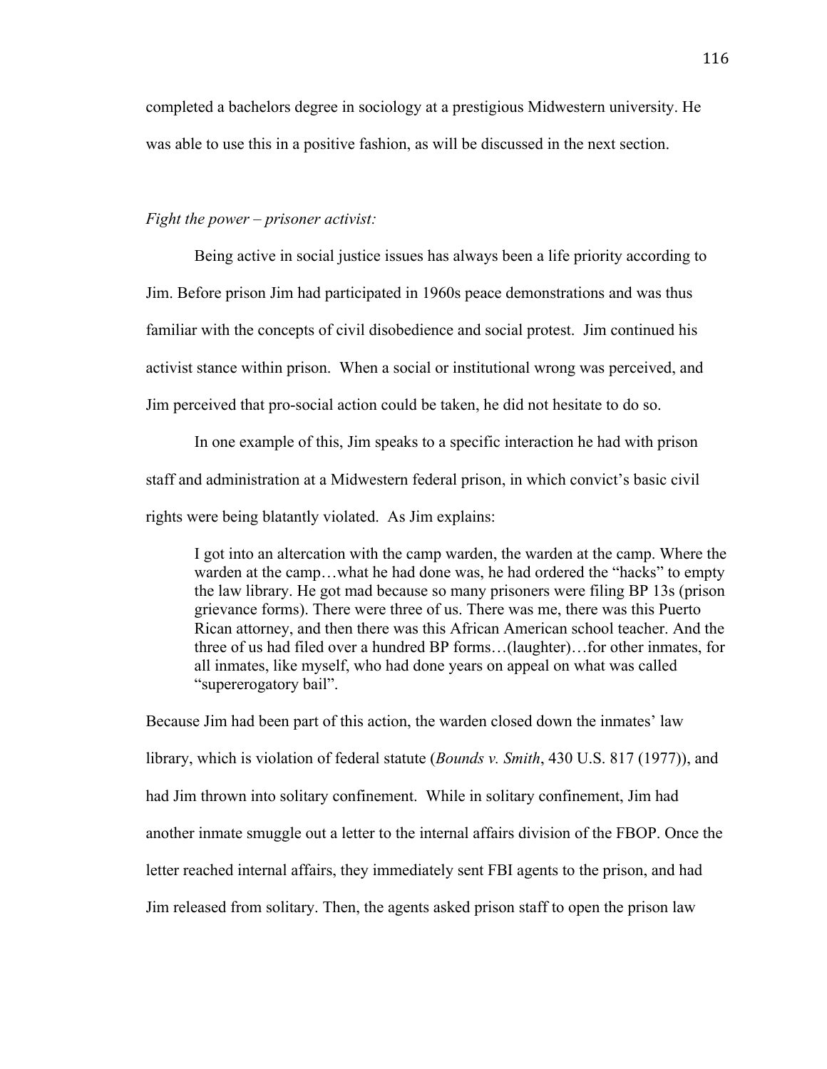completed a bachelors degree in sociology at a prestigious Midwestern university. He was able to use this in a positive fashion, as will be discussed in the next section.

*Fight the power – prisoner activist:*

Being active in social justice issues has always been a life priority according to Jim. Before prison Jim had participated in 1960s peace demonstrations and was thus familiar with the concepts of civil disobedience and social protest. Jim continued his activist stance within prison. When a social or institutional wrong was perceived, and Jim perceived that pro-social action could be taken, he did not hesitate to do so.

In one example of this, Jim speaks to a specific interaction he had with prison staff and administration at a Midwestern federal prison, in which convict's basic civil rights were being blatantly violated. As Jim explains:

> I got into an altercation with the camp warden, the warden at the camp. Where the warden at the camp…what he had done was, he had ordered the "hacks" to empty the law library. He got mad because so many prisoners were filing BP 13s (prison grievance forms). There were three of us. There was me, there was this Puerto Rican attorney, and then there was this African American school teacher. And the three of us had filed over a hundred BP forms…(laughter)…for other inmates, for all inmates, like myself, who had done years on appeal on what was called "supererogatory bail".

Because Jim had been part of this action, the warden closed down the inmates' law library, which is violation of federal statute (*Bounds v. Smith*, 430 U.S. 817 (1977)), and had Jim thrown into solitary confinement. While in solitary confinement, Jim had another inmate smuggle out a letter to the internal affairs division of the FBOP. Once the letter reached internal affairs, they immediately sent FBI agents to the prison, and had Jim released from solitary. Then, the agents asked prison staff to open the prison law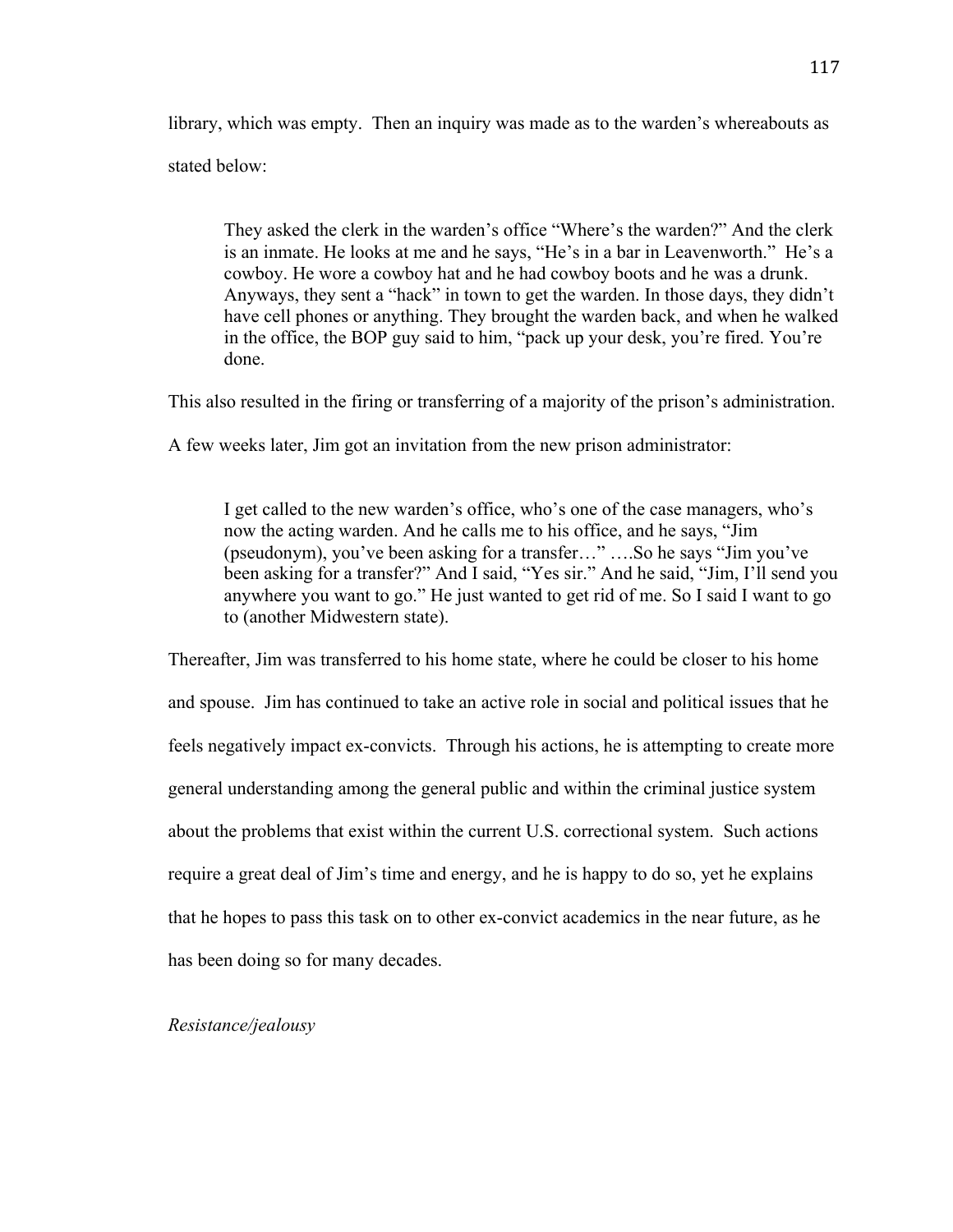library, which was empty. Then an inquiry was made as to the warden's whereabouts as stated below:

> They asked the clerk in the warden's office "Where's the warden?" And the clerk is an inmate. He looks at me and he says, "He's in a bar in Leavenworth." He's a cowboy. He wore a cowboy hat and he had cowboy boots and he was a drunk. Anyways, they sent a "hack" in town to get the warden. In those days, they didn't have cell phones or anything. They brought the warden back, and when he walked in the office, the BOP guy said to him, "pack up your desk, you're fired. You're done.

This also resulted in the firing or transferring of a majority of the prison's administration. A few weeks later, Jim got an invitation from the new prison administrator:

> I get called to the new warden's office, who's one of the case managers, who's now the acting warden. And he calls me to his office, and he says, "Jim (pseudonym), you've been asking for a transfer…" ….So he says "Jim you've been asking for a transfer?" And I said, "Yes sir." And he said, "Jim, I'll send you anywhere you want to go." He just wanted to get rid of me. So I said I want to go to (another Midwestern state).

Thereafter, Jim was transferred to his home state, where he could be closer to his home and spouse. Jim has continued to take an active role in social and political issues that he feels negatively impact ex-convicts. Through his actions, he is attempting to create more general understanding among the general public and within the criminal justice system about the problems that exist within the current U.S. correctional system. Such actions require a great deal of Jim's time and energy, and he is happy to do so, yet he explains that he hopes to pass this task on to other ex-convict academics in the near future, as he has been doing so for many decades.

*Resistance/jealousy*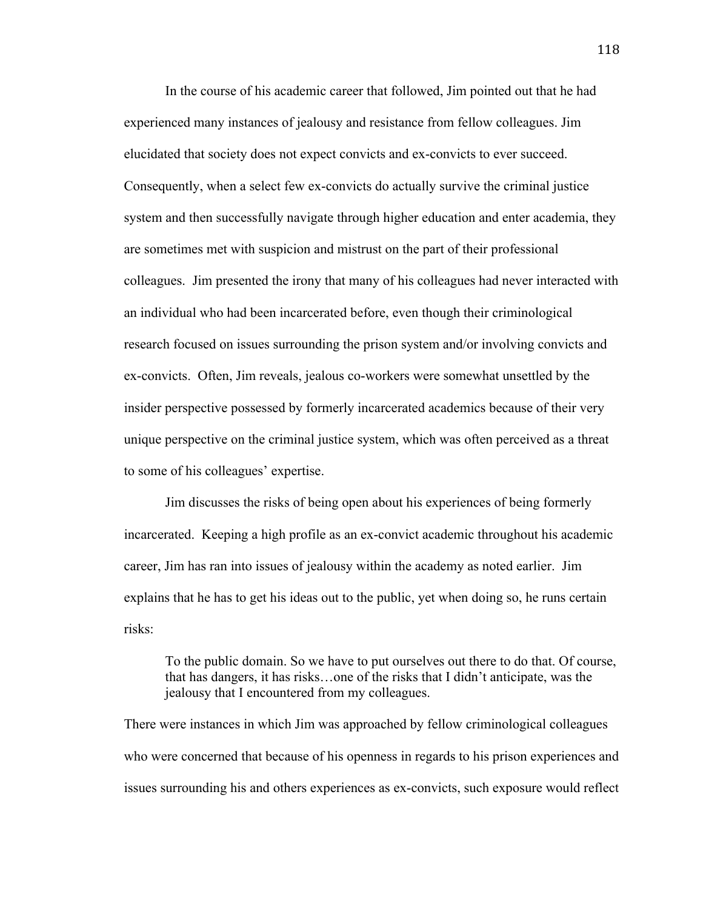In the course of his academic career that followed, Jim pointed out that he had experienced many instances of jealousy and resistance from fellow colleagues. Jim elucidated that society does not expect convicts and ex-convicts to ever succeed. Consequently, when a select few ex-convicts do actually survive the criminal justice system and then successfully navigate through higher education and enter academia, they are sometimes met with suspicion and mistrust on the part of their professional colleagues. Jim presented the irony that many of his colleagues had never interacted with an individual who had been incarcerated before, even though their criminological research focused on issues surrounding the prison system and/or involving convicts and ex-convicts. Often, Jim reveals, jealous co-workers were somewhat unsettled by the insider perspective possessed by formerly incarcerated academics because of their very unique perspective on the criminal justice system, which was often perceived as a threat to some of his colleagues' expertise.

Jim discusses the risks of being open about his experiences of being formerly incarcerated. Keeping a high profile as an ex-convict academic throughout his academic career, Jim has ran into issues of jealousy within the academy as noted earlier. Jim explains that he has to get his ideas out to the public, yet when doing so, he runs certain risks:

> To the public domain. So we have to put ourselves out there to do that. Of course, that has dangers, it has risks…one of the risks that I didn't anticipate, was the jealousy that I encountered from my colleagues.

There were instances in which Jim was approached by fellow criminological colleagues who were concerned that because of his openness in regards to his prison experiences and issues surrounding his and others experiences as ex-convicts, such exposure would reflect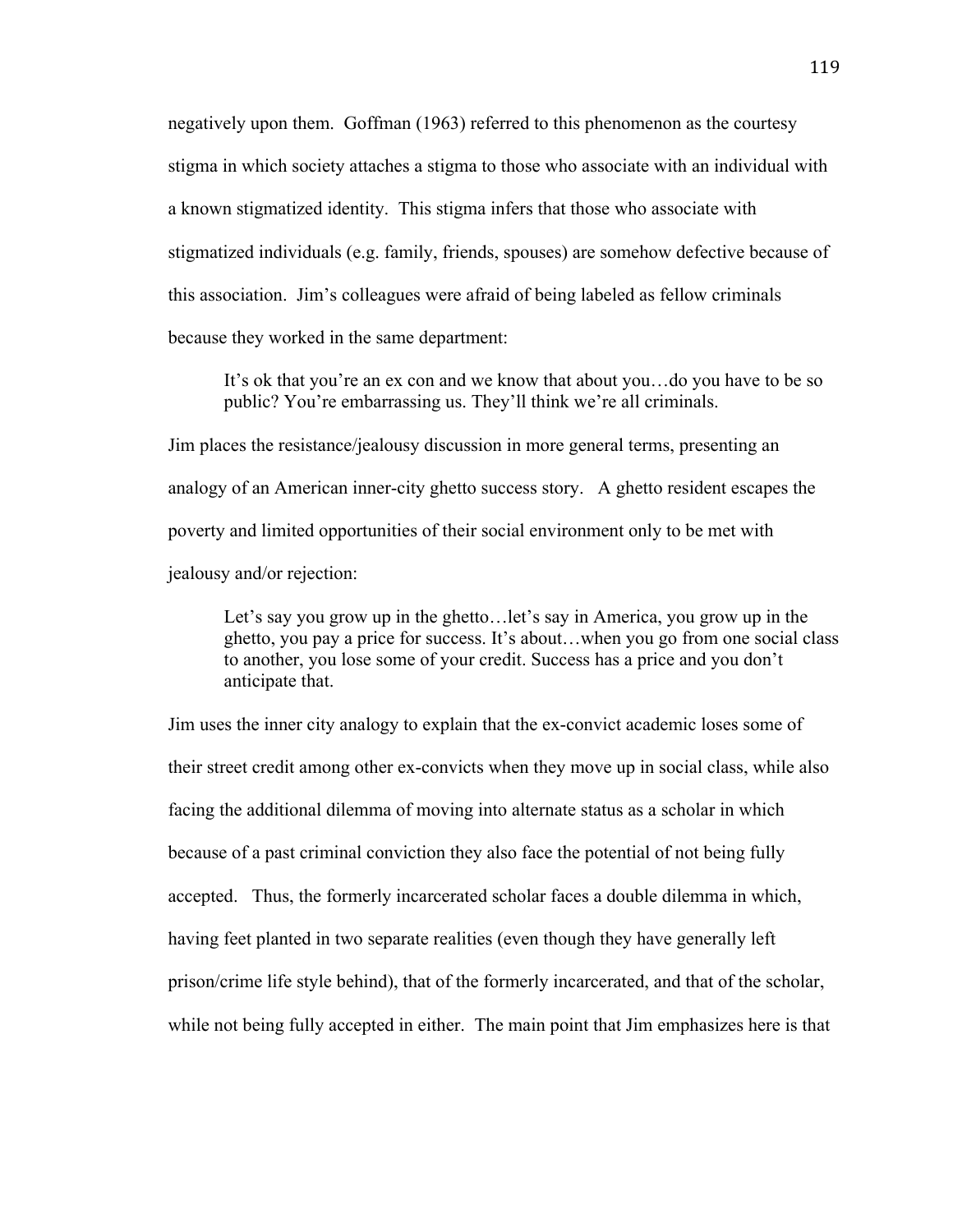negatively upon them. Goffman (1963) referred to this phenomenon as the courtesy stigma in which society attaches a stigma to those who associate with an individual with a known stigmatized identity. This stigma infers that those who associate with stigmatized individuals (e.g. family, friends, spouses) are somehow defective because of this association. Jim's colleagues were afraid of being labeled as fellow criminals because they worked in the same department:

> It's ok that you're an ex con and we know that about you…do you have to be so public? You're embarrassing us. They'll think we're all criminals.

Jim places the resistance/jealousy discussion in more general terms, presenting an analogy of an American inner-city ghetto success story. A ghetto resident escapes the poverty and limited opportunities of their social environment only to be met with jealousy and/or rejection:

> Let's say you grow up in the ghetto…let's say in America, you grow up in the ghetto, you pay a price for success. It's about…when you go from one social class to another, you lose some of your credit. Success has a price and you don't anticipate that.

Jim uses the inner city analogy to explain that the ex-convict academic loses some of their street credit among other ex-convicts when they move up in social class, while also facing the additional dilemma of moving into alternate status as a scholar in which because of a past criminal conviction they also face the potential of not being fully accepted. Thus, the formerly incarcerated scholar faces a double dilemma in which, having feet planted in two separate realities (even though they have generally left prison/crime life style behind), that of the formerly incarcerated, and that of the scholar, while not being fully accepted in either. The main point that Jim emphasizes here is that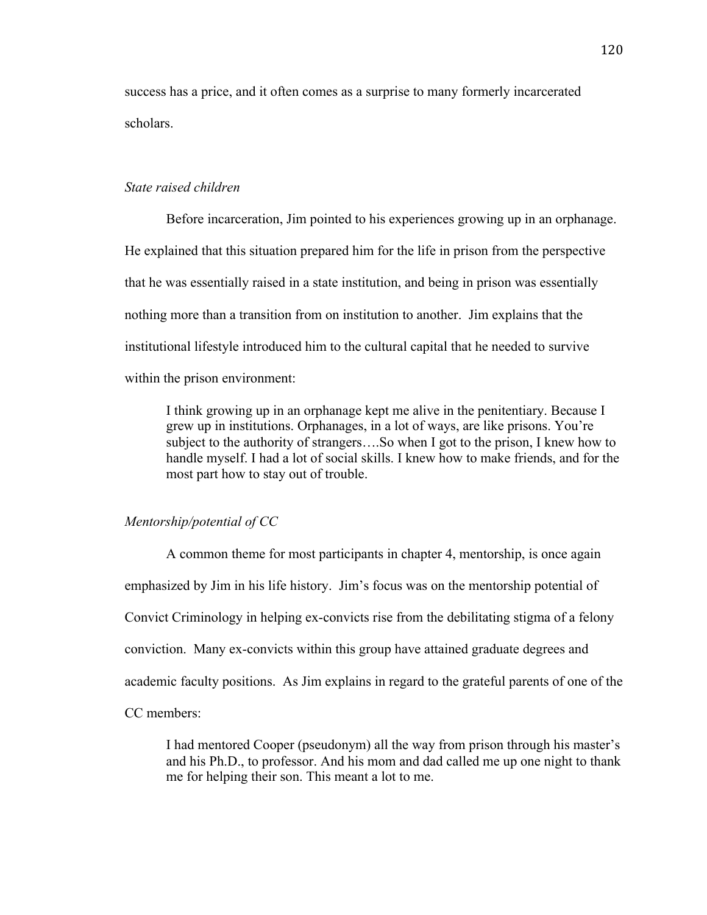success has a price, and it often comes as a surprise to many formerly incarcerated scholars.

*State raised children*

Before incarceration, Jim pointed to his experiences growing up in an orphanage. He explained that this situation prepared him for the life in prison from the perspective that he was essentially raised in a state institution, and being in prison was essentially nothing more than a transition from on institution to another. Jim explains that the institutional lifestyle introduced him to the cultural capital that he needed to survive within the prison environment:

> I think growing up in an orphanage kept me alive in the penitentiary. Because I grew up in institutions. Orphanages, in a lot of ways, are like prisons. You're subject to the authority of strangers….So when I got to the prison, I knew how to handle myself. I had a lot of social skills. I knew how to make friends, and for the most part how to stay out of trouble.

*Mentorship/potential of CC*

A common theme for most participants in chapter 4, mentorship, is once again emphasized by Jim in his life history. Jim's focus was on the mentorship potential of Convict Criminology in helping ex-convicts rise from the debilitating stigma of a felony conviction. Many ex-convicts within this group have attained graduate degrees and academic faculty positions. As Jim explains in regard to the grateful parents of one of the CC members:

> I had mentored Cooper (pseudonym) all the way from prison through his master's and his Ph.D., to professor. And his mom and dad called me up one night to thank me for helping their son. This meant a lot to me.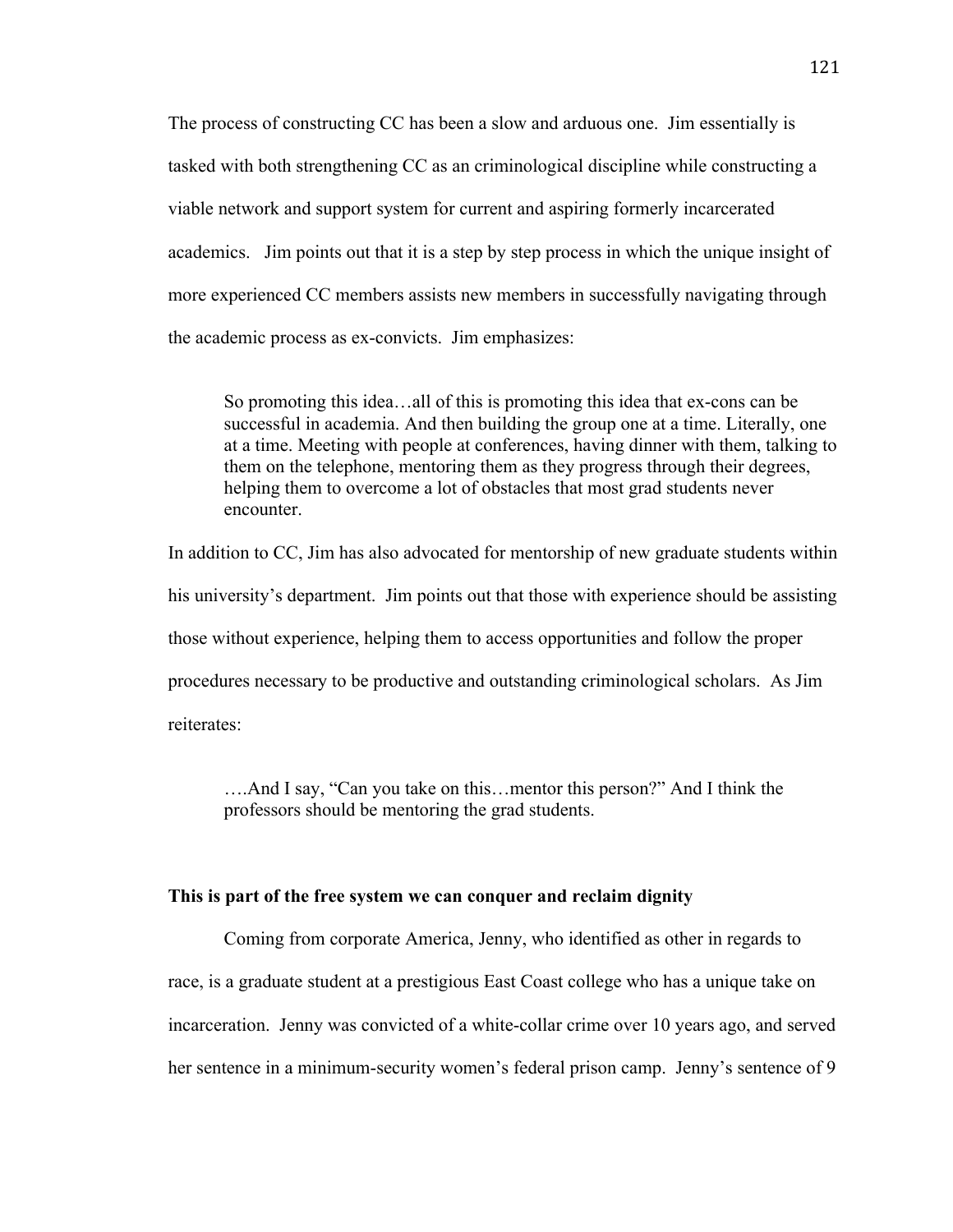The process of constructing CC has been a slow and arduous one. Jim essentially is tasked with both strengthening CC as an criminological discipline while constructing a viable network and support system for current and aspiring formerly incarcerated academics. Jim points out that it is a step by step process in which the unique insight of more experienced CC members assists new members in successfully navigating through the academic process as ex-convicts. Jim emphasizes:

> So promoting this idea…all of this is promoting this idea that ex-cons can be successful in academia. And then building the group one at a time. Literally, one at a time. Meeting with people at conferences, having dinner with them, talking to them on the telephone, mentoring them as they progress through their degrees, helping them to overcome a lot of obstacles that most grad students never encounter.

In addition to CC, Jim has also advocated for mentorship of new graduate students within his university's department. Jim points out that those with experience should be assisting those without experience, helping them to access opportunities and follow the proper procedures necessary to be productive and outstanding criminological scholars. As Jim reiterates:

> ….And I say, "Can you take on this…mentor this person?" And I think the professors should be mentoring the grad students.

**This is part of the free system we can conquer and reclaim dignity**

Coming from corporate America, Jenny, who identified as other in regards to race, is a graduate student at a prestigious East Coast college who has a unique take on incarceration. Jenny was convicted of a white-collar crime over 10 years ago, and served her sentence in a minimum-security women's federal prison camp. Jenny's sentence of 9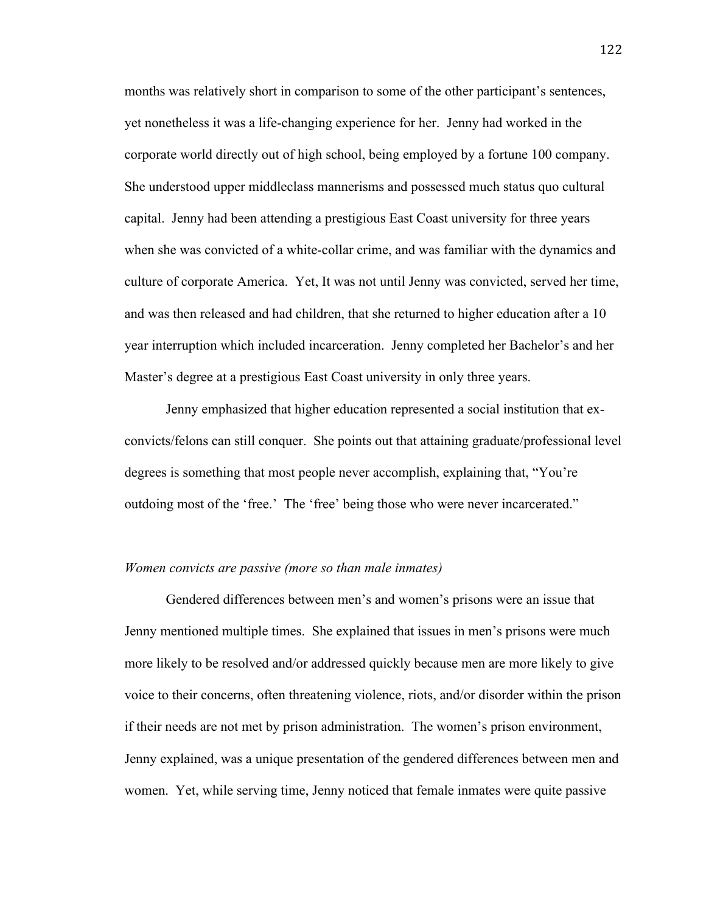months was relatively short in comparison to some of the other participant's sentences, yet nonetheless it was a life-changing experience for her. Jenny had worked in the corporate world directly out of high school, being employed by a fortune 100 company. She understood upper middleclass mannerisms and possessed much status quo cultural capital. Jenny had been attending a prestigious East Coast university for three years when she was convicted of a white-collar crime, and was familiar with the dynamics and culture of corporate America. Yet, It was not until Jenny was convicted, served her time, and was then released and had children, that she returned to higher education after a 10 year interruption which included incarceration. Jenny completed her Bachelor's and her Master's degree at a prestigious East Coast university in only three years.

Jenny emphasized that higher education represented a social institution that ex-convicts/felons can still conquer. She points out that attaining graduate/professional level degrees is something that most people never accomplish, explaining that, "You're outdoing most of the 'free.' The 'free' being those who were never incarcerated."

*Women convicts are passive (more so than male inmates)*

Gendered differences between men's and women's prisons were an issue that Jenny mentioned multiple times. She explained that issues in men's prisons were much more likely to be resolved and/or addressed quickly because men are more likely to give voice to their concerns, often threatening violence, riots, and/or disorder within the prison if their needs are not met by prison administration. The women's prison environment, Jenny explained, was a unique presentation of the gendered differences between men and women. Yet, while serving time, Jenny noticed that female inmates were quite passive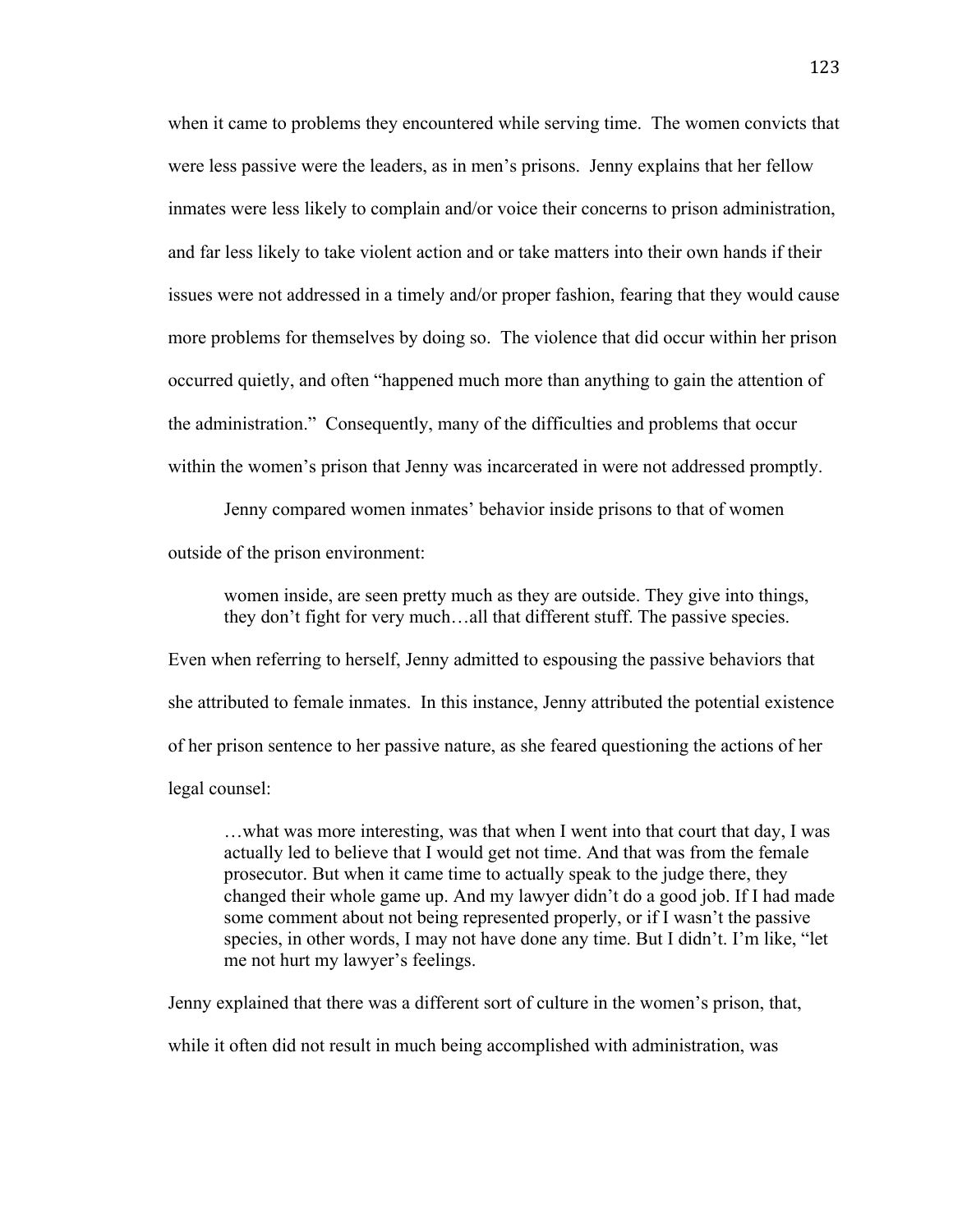when it came to problems they encountered while serving time. The women convicts that were less passive were the leaders, as in men's prisons. Jenny explains that her fellow inmates were less likely to complain and/or voice their concerns to prison administration, and far less likely to take violent action and or take matters into their own hands if their issues were not addressed in a timely and/or proper fashion, fearing that they would cause more problems for themselves by doing so. The violence that did occur within her prison occurred quietly, and often "happened much more than anything to gain the attention of the administration." Consequently, many of the difficulties and problems that occur within the women's prison that Jenny was incarcerated in were not addressed promptly.

Jenny compared women inmates' behavior inside prisons to that of women outside of the prison environment:

> women inside, are seen pretty much as they are outside. They give into things, they don't fight for very much…all that different stuff. The passive species.

Even when referring to herself, Jenny admitted to espousing the passive behaviors that she attributed to female inmates. In this instance, Jenny attributed the potential existence of her prison sentence to her passive nature, as she feared questioning the actions of her legal counsel:

> …what was more interesting, was that when I went into that court that day, I was actually led to believe that I would get not time. And that was from the female prosecutor. But when it came time to actually speak to the judge there, they changed their whole game up. And my lawyer didn't do a good job. If I had made some comment about not being represented properly, or if I wasn't the passive species, in other words, I may not have done any time. But I didn't. I'm like, "let me not hurt my lawyer's feelings.

Jenny explained that there was a different sort of culture in the women's prison, that, while it often did not result in much being accomplished with administration, was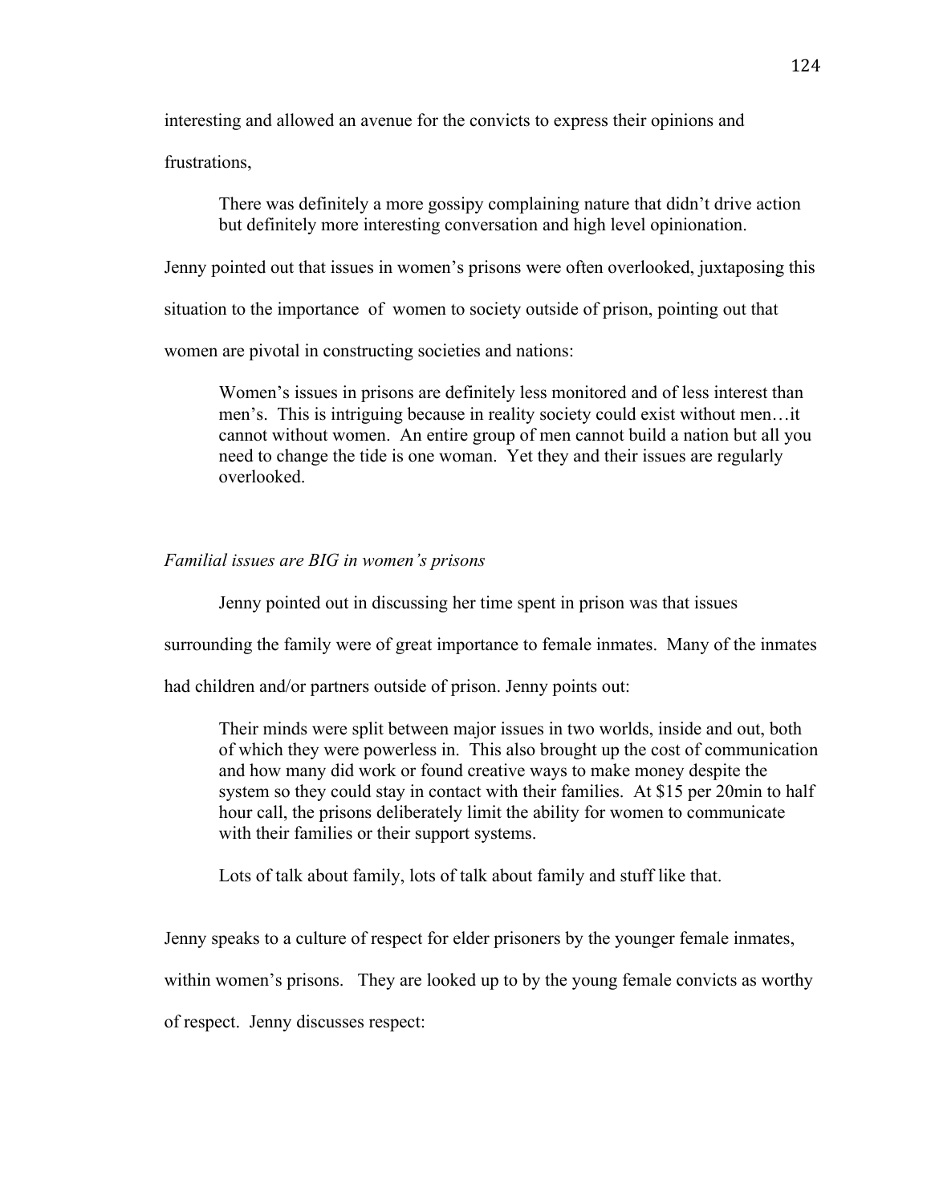interesting and allowed an avenue for the convicts to express their opinions and frustrations,

> There was definitely a more gossipy complaining nature that didn't drive action but definitely more interesting conversation and high level opinionation.

Jenny pointed out that issues in women's prisons were often overlooked, juxtaposing this situation to the importance of women to society outside of prison, pointing out that women are pivotal in constructing societies and nations:

> Women's issues in prisons are definitely less monitored and of less interest than men's. This is intriguing because in reality society could exist without men…it cannot without women. An entire group of men cannot build a nation but all you need to change the tide is one woman. Yet they and their issues are regularly overlooked.

*Familial issues are BIG in women's prisons*

Jenny pointed out in discussing her time spent in prison was that issues surrounding the family were of great importance to female inmates. Many of the inmates had children and/or partners outside of prison. Jenny points out:

> Their minds were split between major issues in two worlds, inside and out, both of which they were powerless in. This also brought up the cost of communication and how many did work or found creative ways to make money despite the system so they could stay in contact with their families. At $15 per 20min to half hour call, the prisons deliberately limit the ability for women to communicate with their families or their support systems.
>
> Lots of talk about family, lots of talk about family and stuff like that.

Jenny speaks to a culture of respect for elder prisoners by the younger female inmates, within women's prisons. They are looked up to by the young female convicts as worthy of respect. Jenny discusses respect: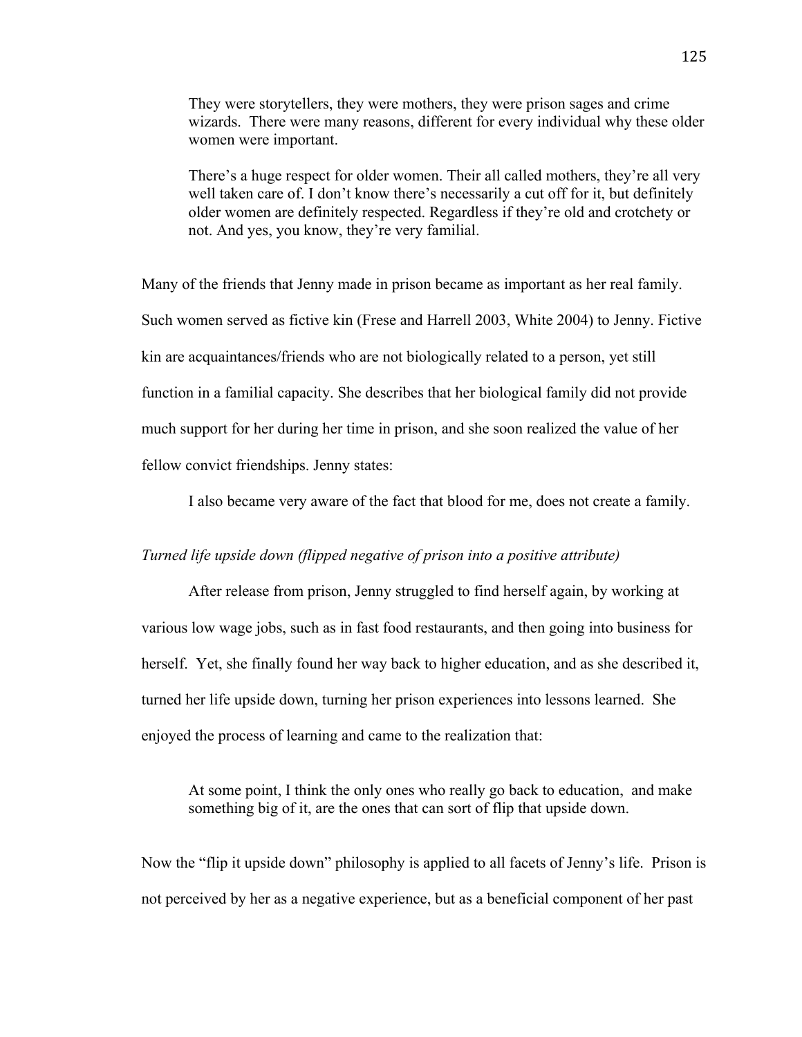> They were storytellers, they were mothers, they were prison sages and crime wizards. There were many reasons, different for every individual why these older women were important.
>
> There's a huge respect for older women. Their all called mothers, they're all very well taken care of. I don't know there's necessarily a cut off for it, but definitely older women are definitely respected. Regardless if they're old and crotchety or not. And yes, you know, they're very familial.

Many of the friends that Jenny made in prison became as important as her real family. Such women served as fictive kin (Frese and Harrell 2003, White 2004) to Jenny. Fictive kin are acquaintances/friends who are not biologically related to a person, yet still function in a familial capacity. She describes that her biological family did not provide much support for her during her time in prison, and she soon realized the value of her fellow convict friendships. Jenny states:

> I also became very aware of the fact that blood for me, does not create a family.

*Turned life upside down (flipped negative of prison into a positive attribute)*

After release from prison, Jenny struggled to find herself again, by working at various low wage jobs, such as in fast food restaurants, and then going into business for herself. Yet, she finally found her way back to higher education, and as she described it, turned her life upside down, turning her prison experiences into lessons learned. She enjoyed the process of learning and came to the realization that:

> At some point, I think the only ones who really go back to education, and make something big of it, are the ones that can sort of flip that upside down.

Now the "flip it upside down" philosophy is applied to all facets of Jenny's life. Prison is not perceived by her as a negative experience, but as a beneficial component of her past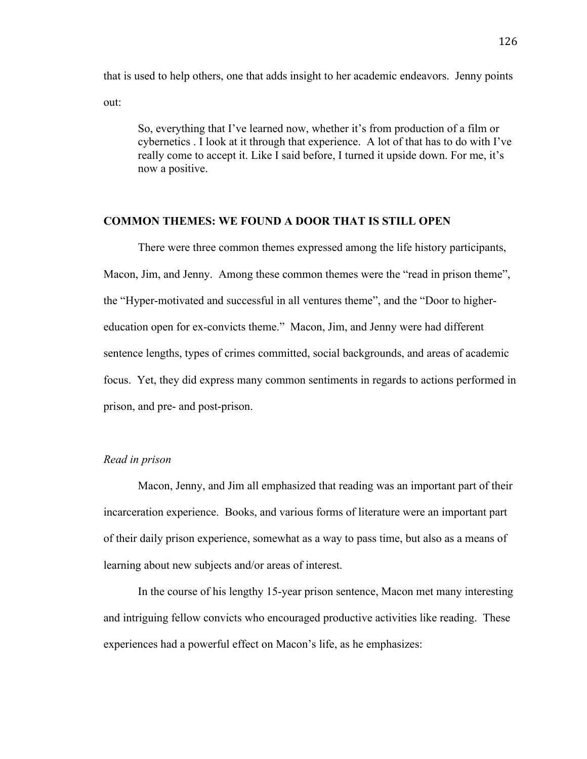that is used to help others, one that adds insight to her academic endeavors. Jenny points out:

> So, everything that I've learned now, whether it's from production of a film or cybernetics . I look at it through that experience. A lot of that has to do with I've really come to accept it. Like I said before, I turned it upside down. For me, it's now a positive.

## COMMON THEMES: WE FOUND A DOOR THAT IS STILL OPEN

There were three common themes expressed among the life history participants, Macon, Jim, and Jenny. Among these common themes were the "read in prison theme", the "Hyper-motivated and successful in all ventures theme", and the "Door to higher-education open for ex-convicts theme." Macon, Jim, and Jenny were had different sentence lengths, types of crimes committed, social backgrounds, and areas of academic focus. Yet, they did express many common sentiments in regards to actions performed in prison, and pre- and post-prison.

### *Read in prison*

Macon, Jenny, and Jim all emphasized that reading was an important part of their incarceration experience. Books, and various forms of literature were an important part of their daily prison experience, somewhat as a way to pass time, but also as a means of learning about new subjects and/or areas of interest.

In the course of his lengthy 15-year prison sentence, Macon met many interesting and intriguing fellow convicts who encouraged productive activities like reading. These experiences had a powerful effect on Macon's life, as he emphasizes: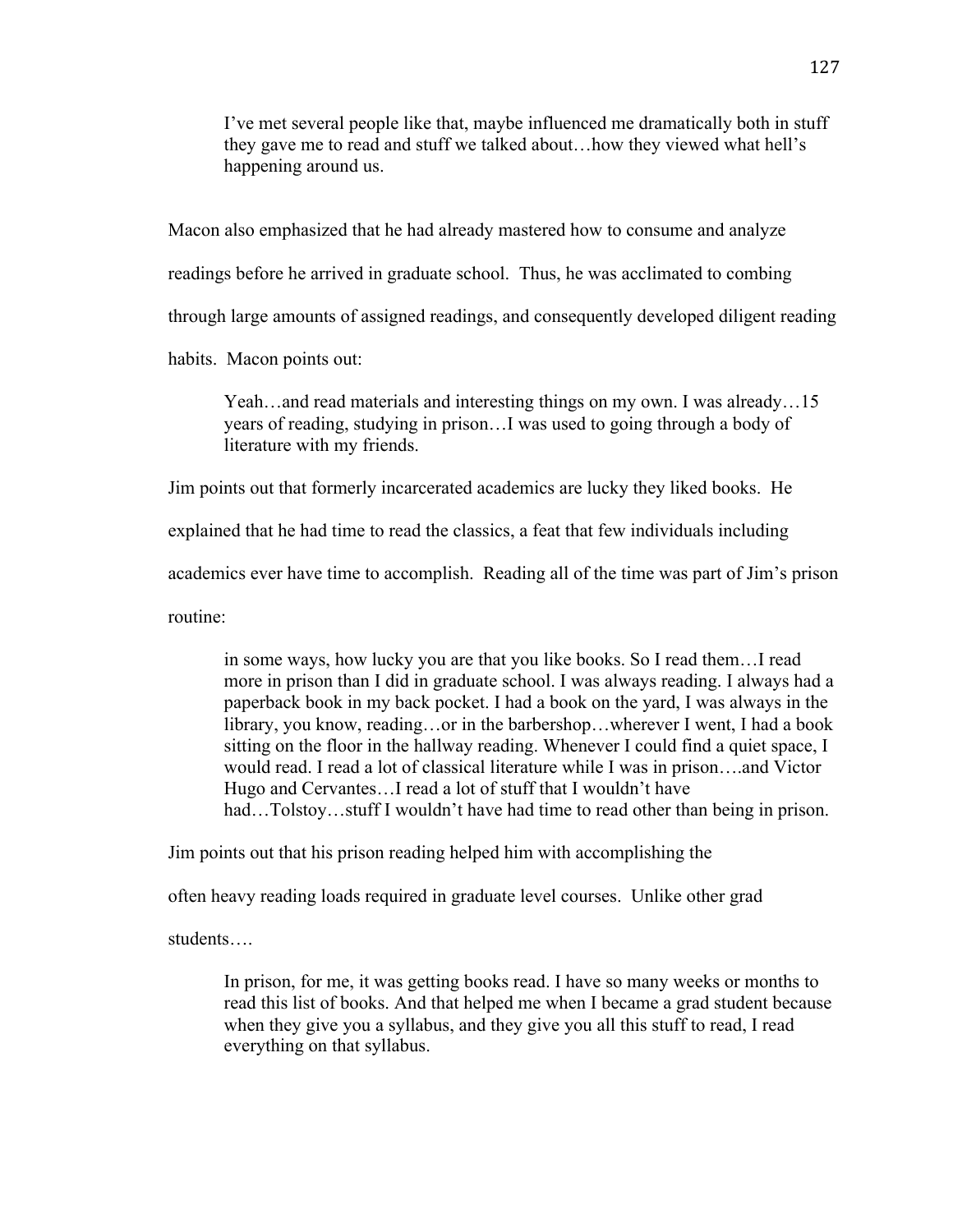> I've met several people like that, maybe influenced me dramatically both in stuff they gave me to read and stuff we talked about…how they viewed what hell's happening around us.

Macon also emphasized that he had already mastered how to consume and analyze readings before he arrived in graduate school. Thus, he was acclimated to combing through large amounts of assigned readings, and consequently developed diligent reading habits. Macon points out:

> Yeah…and read materials and interesting things on my own. I was already…15 years of reading, studying in prison…I was used to going through a body of literature with my friends.

Jim points out that formerly incarcerated academics are lucky they liked books. He explained that he had time to read the classics, a feat that few individuals including academics ever have time to accomplish. Reading all of the time was part of Jim's prison routine:

> in some ways, how lucky you are that you like books. So I read them…I read more in prison than I did in graduate school. I was always reading. I always had a paperback book in my back pocket. I had a book on the yard, I was always in the library, you know, reading…or in the barbershop…wherever I went, I had a book sitting on the floor in the hallway reading. Whenever I could find a quiet space, I would read. I read a lot of classical literature while I was in prison….and Victor Hugo and Cervantes…I read a lot of stuff that I wouldn't have had…Tolstoy…stuff I wouldn't have had time to read other than being in prison.

Jim points out that his prison reading helped him with accomplishing the often heavy reading loads required in graduate level courses. Unlike other grad students….

> In prison, for me, it was getting books read. I have so many weeks or months to read this list of books. And that helped me when I became a grad student because when they give you a syllabus, and they give you all this stuff to read, I read everything on that syllabus.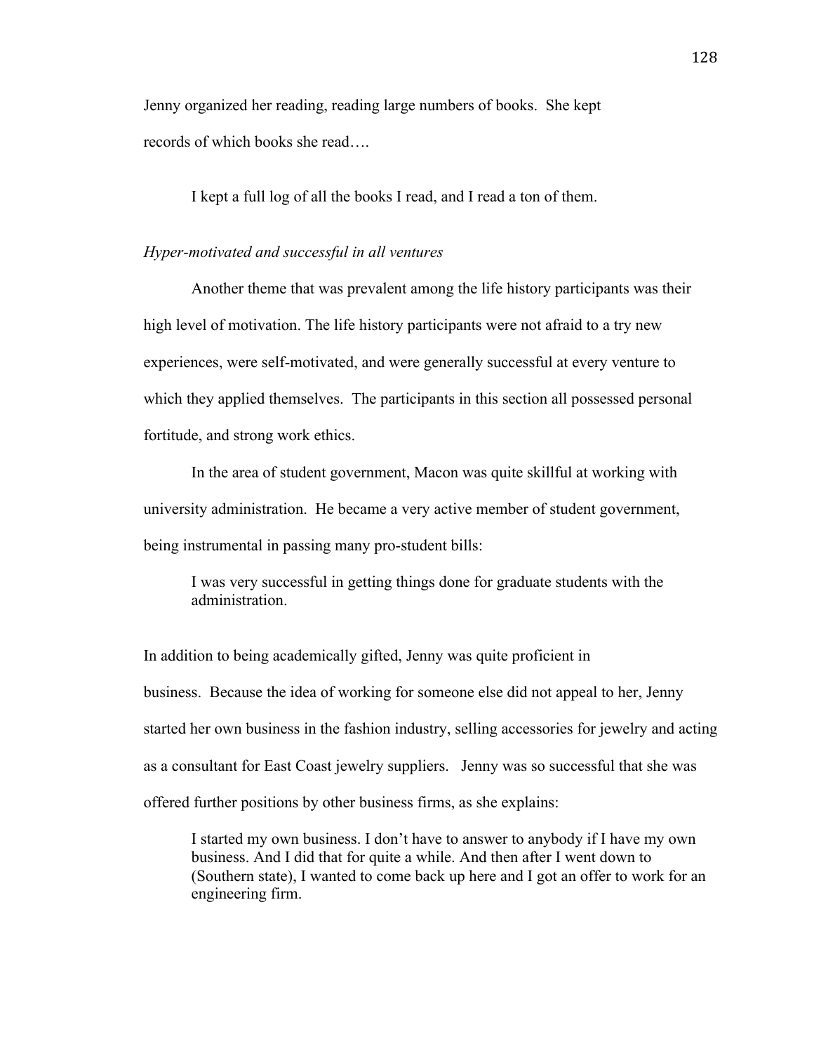Jenny organized her reading, reading large numbers of books. She kept records of which books she read….

> I kept a full log of all the books I read, and I read a ton of them.

*Hyper-motivated and successful in all ventures*

Another theme that was prevalent among the life history participants was their high level of motivation. The life history participants were not afraid to a try new experiences, were self-motivated, and were generally successful at every venture to which they applied themselves. The participants in this section all possessed personal fortitude, and strong work ethics.

In the area of student government, Macon was quite skillful at working with university administration. He became a very active member of student government, being instrumental in passing many pro-student bills:

> I was very successful in getting things done for graduate students with the administration.

In addition to being academically gifted, Jenny was quite proficient in business. Because the idea of working for someone else did not appeal to her, Jenny started her own business in the fashion industry, selling accessories for jewelry and acting as a consultant for East Coast jewelry suppliers. Jenny was so successful that she was offered further positions by other business firms, as she explains:

> I started my own business. I don't have to answer to anybody if I have my own business. And I did that for quite a while. And then after I went down to (Southern state), I wanted to come back up here and I got an offer to work for an engineering firm.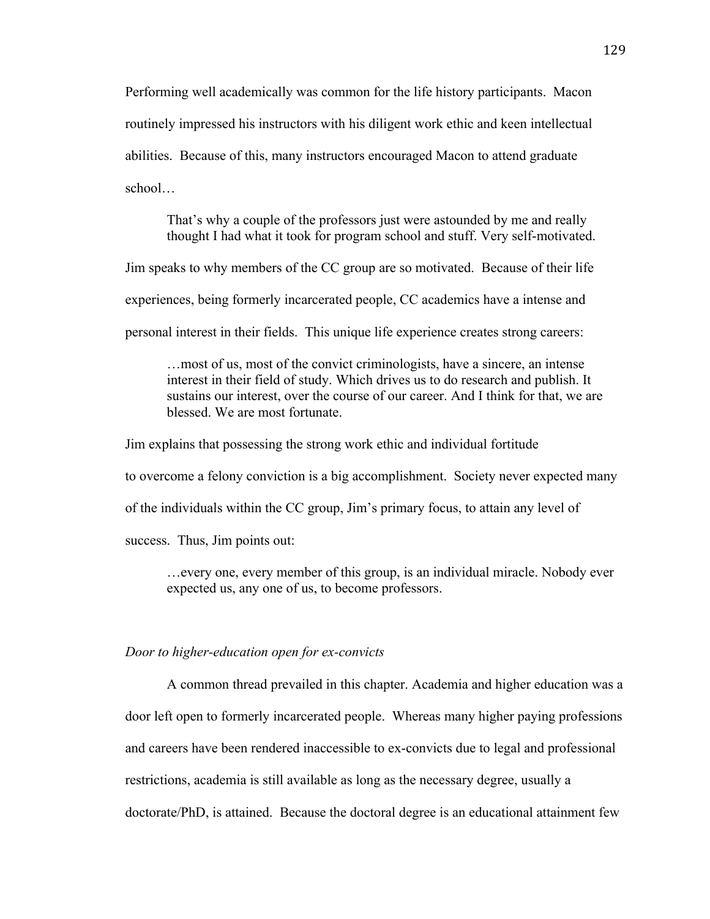Performing well academically was common for the life history participants. Macon routinely impressed his instructors with his diligent work ethic and keen intellectual abilities. Because of this, many instructors encouraged Macon to attend graduate school…

> That's why a couple of the professors just were astounded by me and really thought I had what it took for program school and stuff. Very self-motivated.

Jim speaks to why members of the CC group are so motivated. Because of their life experiences, being formerly incarcerated people, CC academics have a intense and personal interest in their fields. This unique life experience creates strong careers:

> …most of us, most of the convict criminologists, have a sincere, an intense interest in their field of study. Which drives us to do research and publish. It sustains our interest, over the course of our career. And I think for that, we are blessed. We are most fortunate.

Jim explains that possessing the strong work ethic and individual fortitude to overcome a felony conviction is a big accomplishment. Society never expected many of the individuals within the CC group, Jim's primary focus, to attain any level of success. Thus, Jim points out:

> …every one, every member of this group, is an individual miracle. Nobody ever expected us, any one of us, to become professors.

*Door to higher-education open for ex-convicts*

A common thread prevailed in this chapter. Academia and higher education was a door left open to formerly incarcerated people. Whereas many higher paying professions and careers have been rendered inaccessible to ex-convicts due to legal and professional restrictions, academia is still available as long as the necessary degree, usually a doctorate/PhD, is attained. Because the doctoral degree is an educational attainment few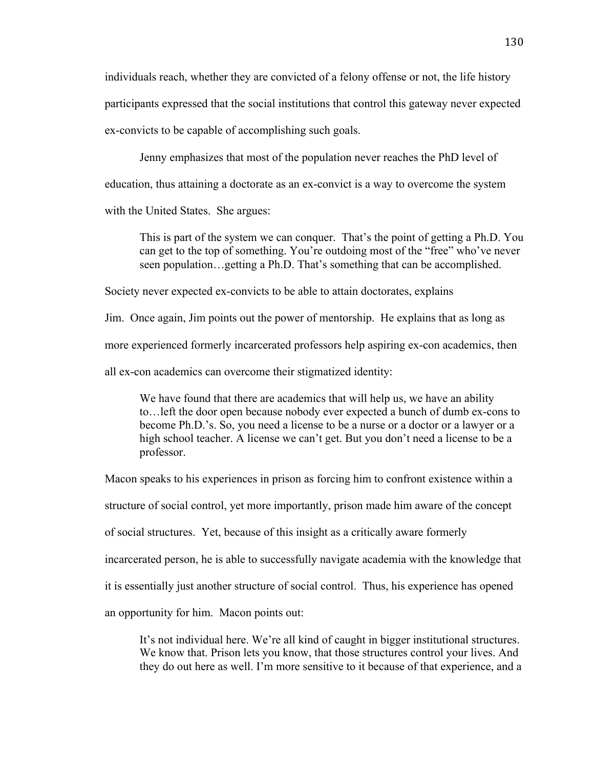individuals reach, whether they are convicted of a felony offense or not, the life history participants expressed that the social institutions that control this gateway never expected ex-convicts to be capable of accomplishing such goals.

Jenny emphasizes that most of the population never reaches the PhD level of education, thus attaining a doctorate as an ex-convict is a way to overcome the system with the United States. She argues:

> This is part of the system we can conquer. That's the point of getting a Ph.D. You can get to the top of something. You're outdoing most of the "free" who've never seen population…getting a Ph.D. That's something that can be accomplished.

Society never expected ex-convicts to be able to attain doctorates, explains Jim. Once again, Jim points out the power of mentorship. He explains that as long as more experienced formerly incarcerated professors help aspiring ex-con academics, then all ex-con academics can overcome their stigmatized identity:

> We have found that there are academics that will help us, we have an ability to…left the door open because nobody ever expected a bunch of dumb ex-cons to become Ph.D.'s. So, you need a license to be a nurse or a doctor or a lawyer or a high school teacher. A license we can't get. But you don't need a license to be a professor.

Macon speaks to his experiences in prison as forcing him to confront existence within a structure of social control, yet more importantly, prison made him aware of the concept of social structures. Yet, because of this insight as a critically aware formerly incarcerated person, he is able to successfully navigate academia with the knowledge that it is essentially just another structure of social control. Thus, his experience has opened an opportunity for him. Macon points out:

> It's not individual here. We're all kind of caught in bigger institutional structures. We know that. Prison lets you know, that those structures control your lives. And they do out here as well. I'm more sensitive to it because of that experience, and a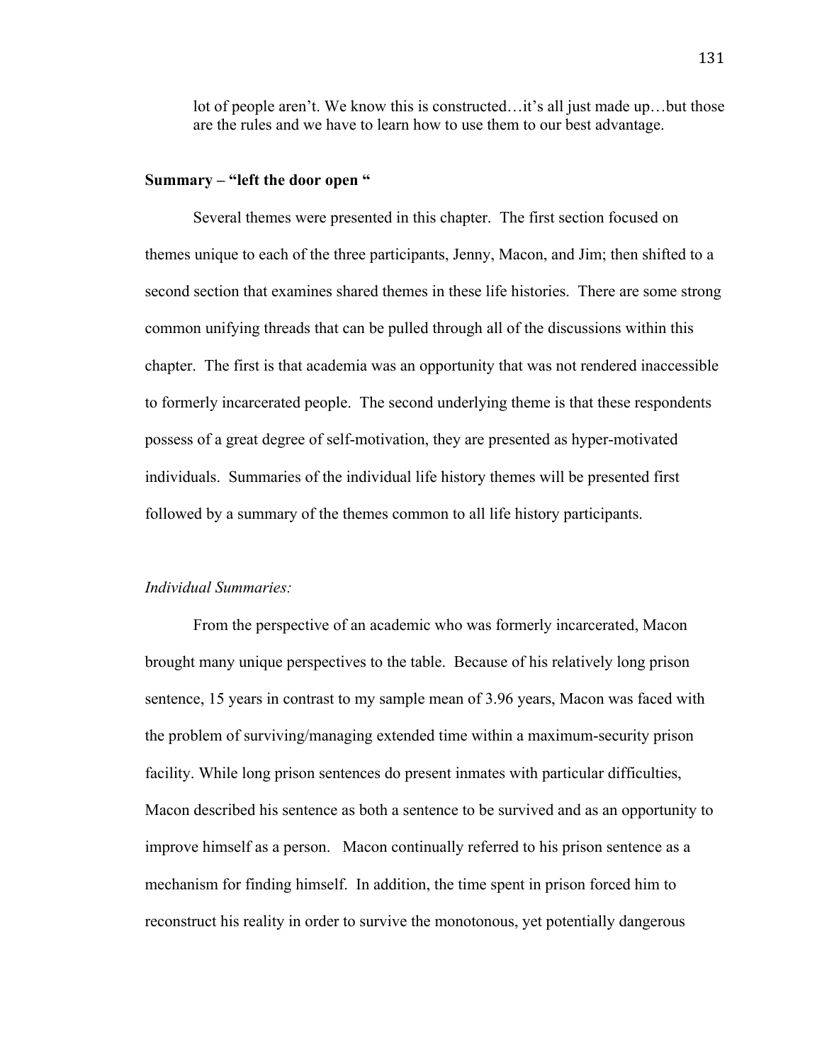lot of people aren't. We know this is constructed…it's all just made up…but those are the rules and we have to learn how to use them to our best advantage.

**Summary – "left the door open "**

Several themes were presented in this chapter. The first section focused on themes unique to each of the three participants, Jenny, Macon, and Jim; then shifted to a second section that examines shared themes in these life histories. There are some strong common unifying threads that can be pulled through all of the discussions within this chapter. The first is that academia was an opportunity that was not rendered inaccessible to formerly incarcerated people. The second underlying theme is that these respondents possess of a great degree of self-motivation, they are presented as hyper-motivated individuals. Summaries of the individual life history themes will be presented first followed by a summary of the themes common to all life history participants.

*Individual Summaries:*

From the perspective of an academic who was formerly incarcerated, Macon brought many unique perspectives to the table. Because of his relatively long prison sentence, 15 years in contrast to my sample mean of 3.96 years, Macon was faced with the problem of surviving/managing extended time within a maximum-security prison facility. While long prison sentences do present inmates with particular difficulties, Macon described his sentence as both a sentence to be survived and as an opportunity to improve himself as a person. Macon continually referred to his prison sentence as a mechanism for finding himself. In addition, the time spent in prison forced him to reconstruct his reality in order to survive the monotonous, yet potentially dangerous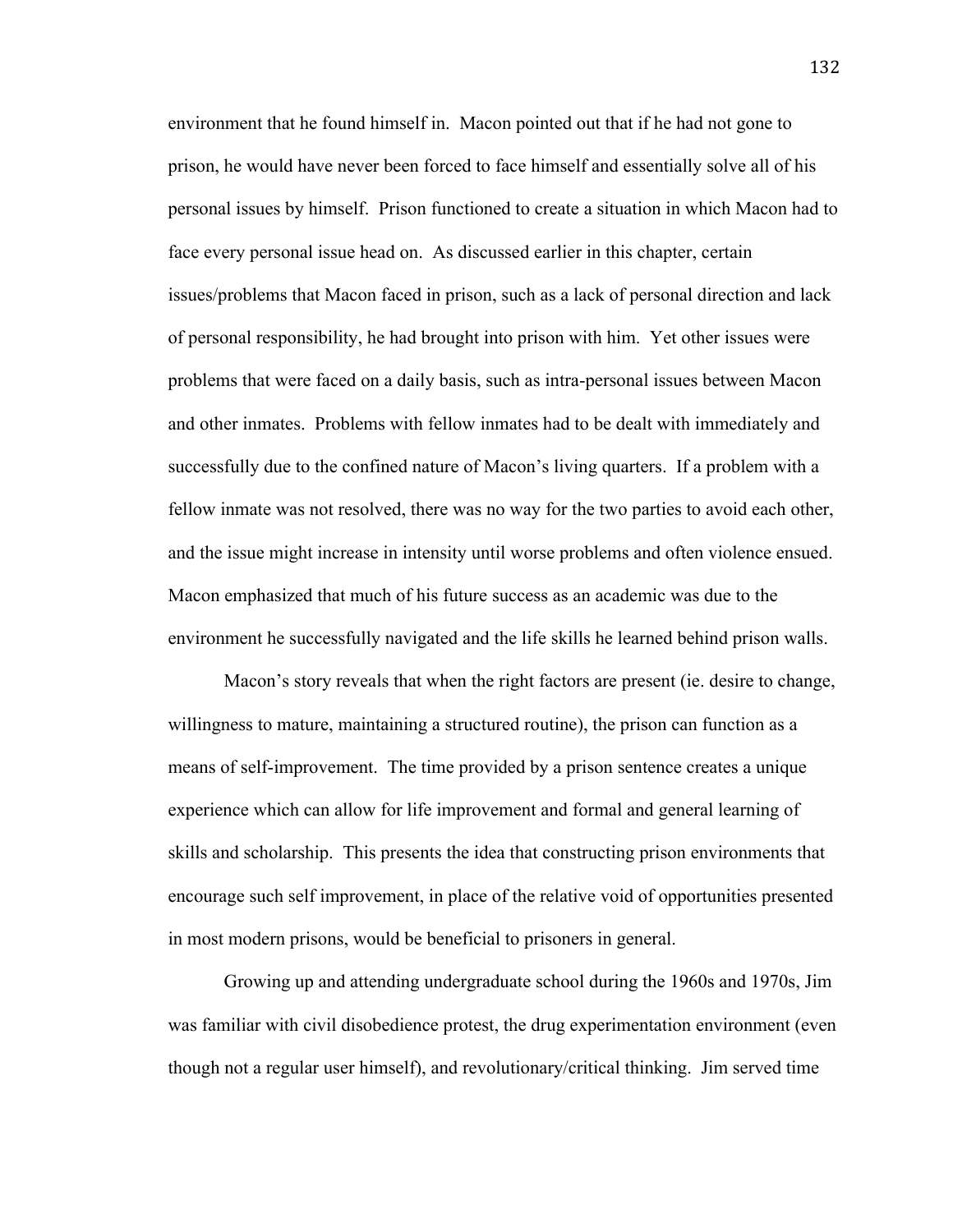environment that he found himself in. Macon pointed out that if he had not gone to prison, he would have never been forced to face himself and essentially solve all of his personal issues by himself. Prison functioned to create a situation in which Macon had to face every personal issue head on. As discussed earlier in this chapter, certain issues/problems that Macon faced in prison, such as a lack of personal direction and lack of personal responsibility, he had brought into prison with him. Yet other issues were problems that were faced on a daily basis, such as intra-personal issues between Macon and other inmates. Problems with fellow inmates had to be dealt with immediately and successfully due to the confined nature of Macon's living quarters. If a problem with a fellow inmate was not resolved, there was no way for the two parties to avoid each other, and the issue might increase in intensity until worse problems and often violence ensued. Macon emphasized that much of his future success as an academic was due to the environment he successfully navigated and the life skills he learned behind prison walls.

Macon's story reveals that when the right factors are present (ie. desire to change, willingness to mature, maintaining a structured routine), the prison can function as a means of self-improvement. The time provided by a prison sentence creates a unique experience which can allow for life improvement and formal and general learning of skills and scholarship. This presents the idea that constructing prison environments that encourage such self improvement, in place of the relative void of opportunities presented in most modern prisons, would be beneficial to prisoners in general.

Growing up and attending undergraduate school during the 1960s and 1970s, Jim was familiar with civil disobedience protest, the drug experimentation environment (even though not a regular user himself), and revolutionary/critical thinking. Jim served time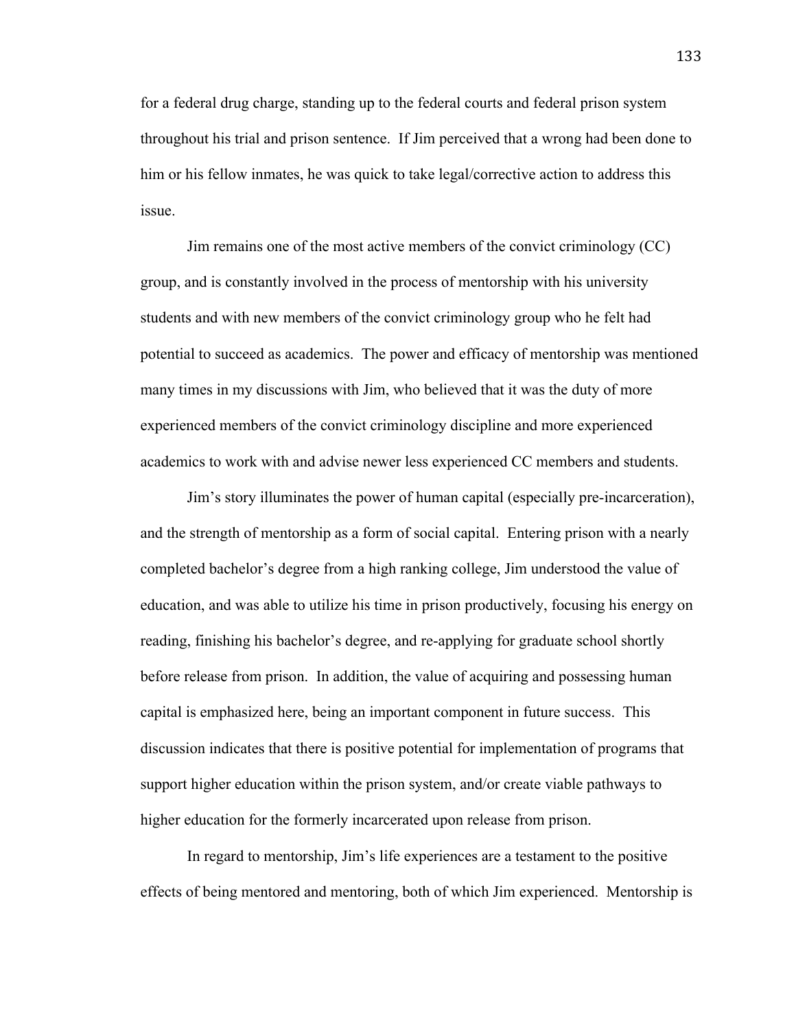for a federal drug charge, standing up to the federal courts and federal prison system throughout his trial and prison sentence. If Jim perceived that a wrong had been done to him or his fellow inmates, he was quick to take legal/corrective action to address this issue.

Jim remains one of the most active members of the convict criminology (CC) group, and is constantly involved in the process of mentorship with his university students and with new members of the convict criminology group who he felt had potential to succeed as academics. The power and efficacy of mentorship was mentioned many times in my discussions with Jim, who believed that it was the duty of more experienced members of the convict criminology discipline and more experienced academics to work with and advise newer less experienced CC members and students.

Jim's story illuminates the power of human capital (especially pre-incarceration), and the strength of mentorship as a form of social capital. Entering prison with a nearly completed bachelor's degree from a high ranking college, Jim understood the value of education, and was able to utilize his time in prison productively, focusing his energy on reading, finishing his bachelor's degree, and re-applying for graduate school shortly before release from prison. In addition, the value of acquiring and possessing human capital is emphasized here, being an important component in future success. This discussion indicates that there is positive potential for implementation of programs that support higher education within the prison system, and/or create viable pathways to higher education for the formerly incarcerated upon release from prison.

In regard to mentorship, Jim's life experiences are a testament to the positive effects of being mentored and mentoring, both of which Jim experienced. Mentorship is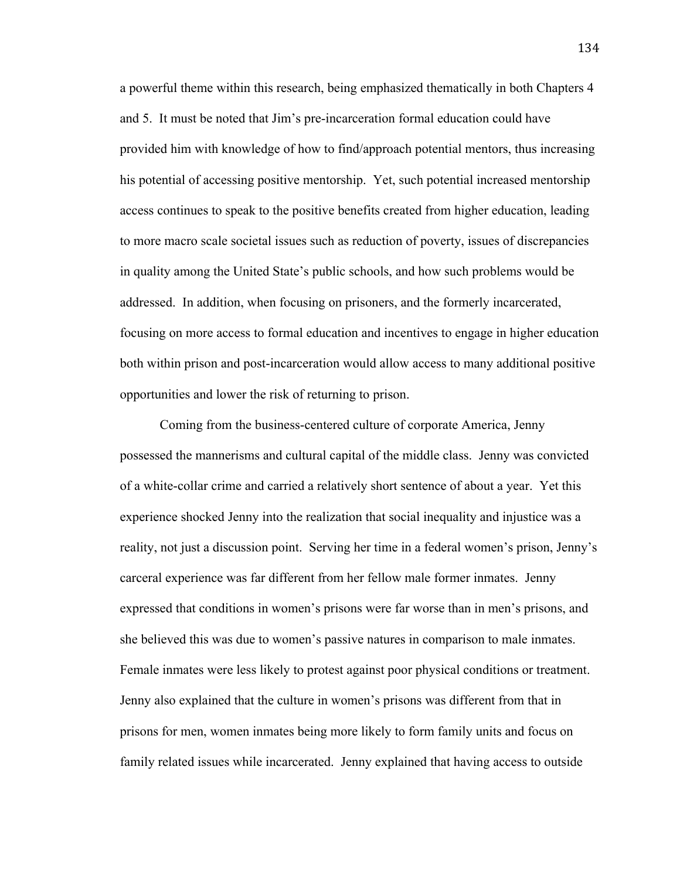a powerful theme within this research, being emphasized thematically in both Chapters 4 and 5. It must be noted that Jim's pre-incarceration formal education could have provided him with knowledge of how to find/approach potential mentors, thus increasing his potential of accessing positive mentorship. Yet, such potential increased mentorship access continues to speak to the positive benefits created from higher education, leading to more macro scale societal issues such as reduction of poverty, issues of discrepancies in quality among the United State's public schools, and how such problems would be addressed. In addition, when focusing on prisoners, and the formerly incarcerated, focusing on more access to formal education and incentives to engage in higher education both within prison and post-incarceration would allow access to many additional positive opportunities and lower the risk of returning to prison.

Coming from the business-centered culture of corporate America, Jenny possessed the mannerisms and cultural capital of the middle class. Jenny was convicted of a white-collar crime and carried a relatively short sentence of about a year. Yet this experience shocked Jenny into the realization that social inequality and injustice was a reality, not just a discussion point. Serving her time in a federal women's prison, Jenny's carceral experience was far different from her fellow male former inmates. Jenny expressed that conditions in women's prisons were far worse than in men's prisons, and she believed this was due to women's passive natures in comparison to male inmates. Female inmates were less likely to protest against poor physical conditions or treatment. Jenny also explained that the culture in women's prisons was different from that in prisons for men, women inmates being more likely to form family units and focus on family related issues while incarcerated. Jenny explained that having access to outside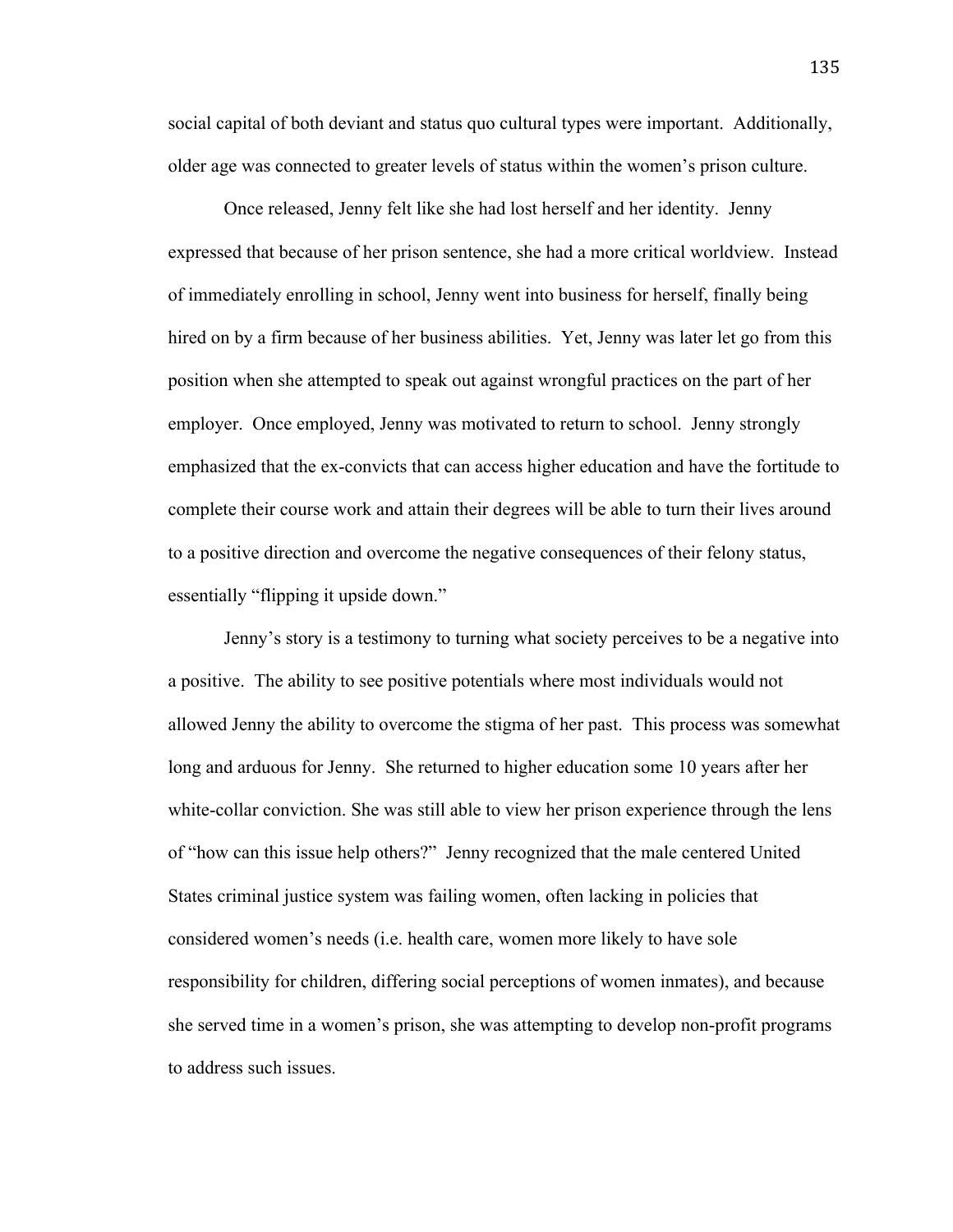social capital of both deviant and status quo cultural types were important. Additionally, older age was connected to greater levels of status within the women's prison culture.

Once released, Jenny felt like she had lost herself and her identity. Jenny expressed that because of her prison sentence, she had a more critical worldview. Instead of immediately enrolling in school, Jenny went into business for herself, finally being hired on by a firm because of her business abilities. Yet, Jenny was later let go from this position when she attempted to speak out against wrongful practices on the part of her employer. Once employed, Jenny was motivated to return to school. Jenny strongly emphasized that the ex-convicts that can access higher education and have the fortitude to complete their course work and attain their degrees will be able to turn their lives around to a positive direction and overcome the negative consequences of their felony status, essentially "flipping it upside down."

Jenny's story is a testimony to turning what society perceives to be a negative into a positive. The ability to see positive potentials where most individuals would not allowed Jenny the ability to overcome the stigma of her past. This process was somewhat long and arduous for Jenny. She returned to higher education some 10 years after her white-collar conviction. She was still able to view her prison experience through the lens of "how can this issue help others?" Jenny recognized that the male centered United States criminal justice system was failing women, often lacking in policies that considered women's needs (i.e. health care, women more likely to have sole responsibility for children, differing social perceptions of women inmates), and because she served time in a women's prison, she was attempting to develop non-profit programs to address such issues.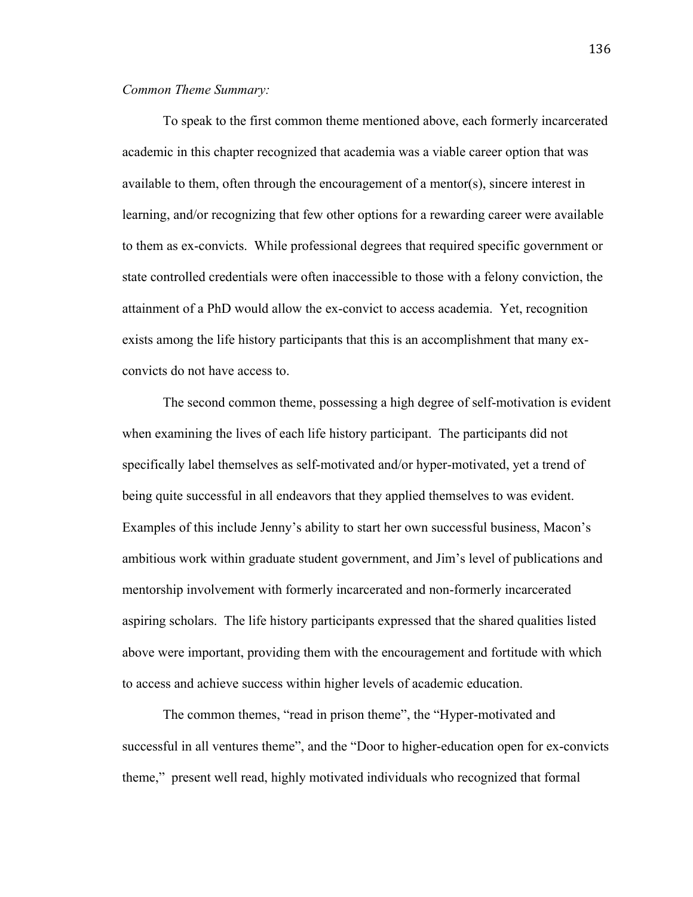*Common Theme Summary:*

To speak to the first common theme mentioned above, each formerly incarcerated academic in this chapter recognized that academia was a viable career option that was available to them, often through the encouragement of a mentor(s), sincere interest in learning, and/or recognizing that few other options for a rewarding career were available to them as ex-convicts. While professional degrees that required specific government or state controlled credentials were often inaccessible to those with a felony conviction, the attainment of a PhD would allow the ex-convict to access academia. Yet, recognition exists among the life history participants that this is an accomplishment that many ex-convicts do not have access to.

The second common theme, possessing a high degree of self-motivation is evident when examining the lives of each life history participant. The participants did not specifically label themselves as self-motivated and/or hyper-motivated, yet a trend of being quite successful in all endeavors that they applied themselves to was evident. Examples of this include Jenny's ability to start her own successful business, Macon's ambitious work within graduate student government, and Jim's level of publications and mentorship involvement with formerly incarcerated and non-formerly incarcerated aspiring scholars. The life history participants expressed that the shared qualities listed above were important, providing them with the encouragement and fortitude with which to access and achieve success within higher levels of academic education.

The common themes, "read in prison theme", the "Hyper-motivated and successful in all ventures theme", and the "Door to higher-education open for ex-convicts theme," present well read, highly motivated individuals who recognized that formal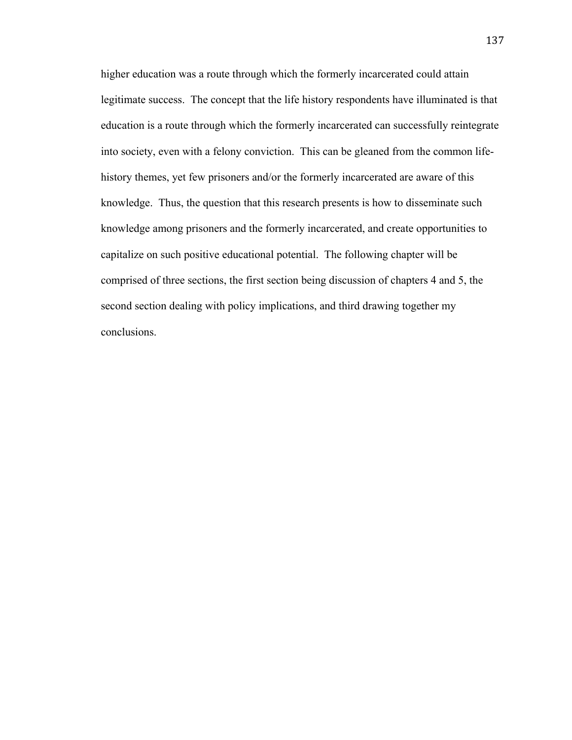higher education was a route through which the formerly incarcerated could attain legitimate success. The concept that the life history respondents have illuminated is that education is a route through which the formerly incarcerated can successfully reintegrate into society, even with a felony conviction. This can be gleaned from the common life-history themes, yet few prisoners and/or the formerly incarcerated are aware of this knowledge. Thus, the question that this research presents is how to disseminate such knowledge among prisoners and the formerly incarcerated, and create opportunities to capitalize on such positive educational potential. The following chapter will be comprised of three sections, the first section being discussion of chapters 4 and 5, the second section dealing with policy implications, and third drawing together my conclusions.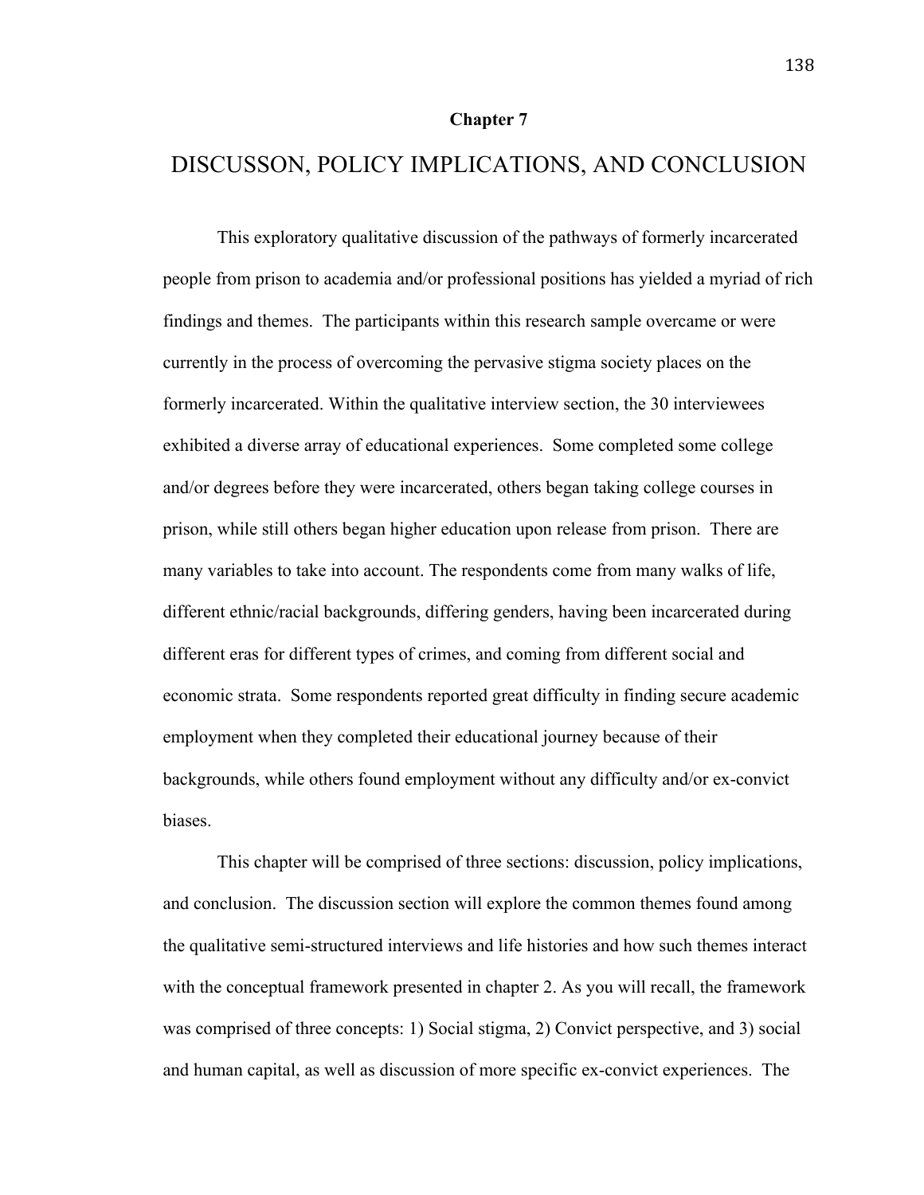**Chapter 7**

# DISCUSSON, POLICY IMPLICATIONS, AND CONCLUSION

This exploratory qualitative discussion of the pathways of formerly incarcerated people from prison to academia and/or professional positions has yielded a myriad of rich findings and themes. The participants within this research sample overcame or were currently in the process of overcoming the pervasive stigma society places on the formerly incarcerated. Within the qualitative interview section, the 30 interviewees exhibited a diverse array of educational experiences. Some completed some college and/or degrees before they were incarcerated, others began taking college courses in prison, while still others began higher education upon release from prison. There are many variables to take into account. The respondents come from many walks of life, different ethnic/racial backgrounds, differing genders, having been incarcerated during different eras for different types of crimes, and coming from different social and economic strata. Some respondents reported great difficulty in finding secure academic employment when they completed their educational journey because of their backgrounds, while others found employment without any difficulty and/or ex-convict biases.

This chapter will be comprised of three sections: discussion, policy implications, and conclusion. The discussion section will explore the common themes found among the qualitative semi-structured interviews and life histories and how such themes interact with the conceptual framework presented in chapter 2. As you will recall, the framework was comprised of three concepts: 1) Social stigma, 2) Convict perspective, and 3) social and human capital, as well as discussion of more specific ex-convict experiences. The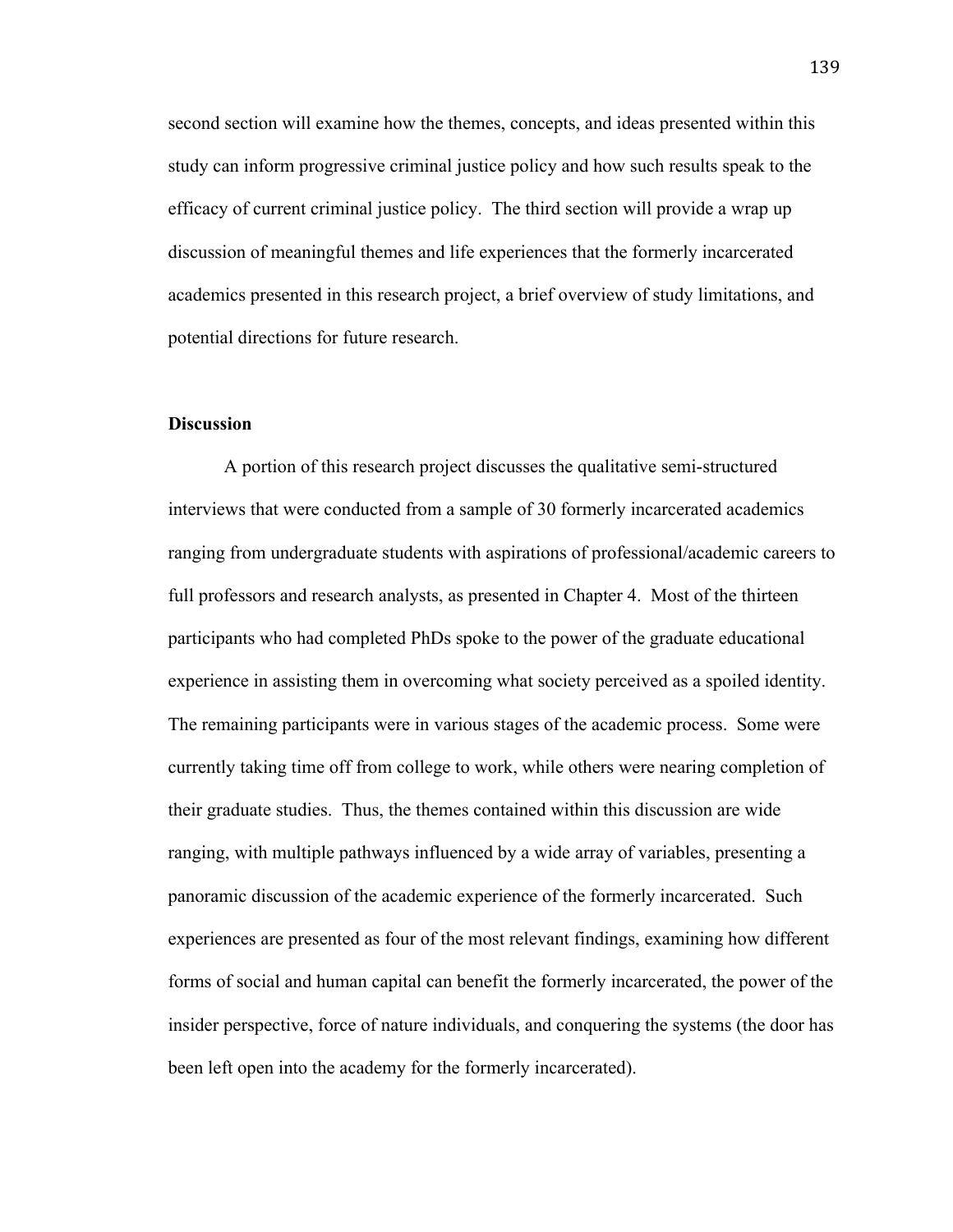second section will examine how the themes, concepts, and ideas presented within this study can inform progressive criminal justice policy and how such results speak to the efficacy of current criminal justice policy. The third section will provide a wrap up discussion of meaningful themes and life experiences that the formerly incarcerated academics presented in this research project, a brief overview of study limitations, and potential directions for future research.

**Discussion**

A portion of this research project discusses the qualitative semi-structured interviews that were conducted from a sample of 30 formerly incarcerated academics ranging from undergraduate students with aspirations of professional/academic careers to full professors and research analysts, as presented in Chapter 4. Most of the thirteen participants who had completed PhDs spoke to the power of the graduate educational experience in assisting them in overcoming what society perceived as a spoiled identity. The remaining participants were in various stages of the academic process. Some were currently taking time off from college to work, while others were nearing completion of their graduate studies. Thus, the themes contained within this discussion are wide ranging, with multiple pathways influenced by a wide array of variables, presenting a panoramic discussion of the academic experience of the formerly incarcerated. Such experiences are presented as four of the most relevant findings, examining how different forms of social and human capital can benefit the formerly incarcerated, the power of the insider perspective, force of nature individuals, and conquering the systems (the door has been left open into the academy for the formerly incarcerated).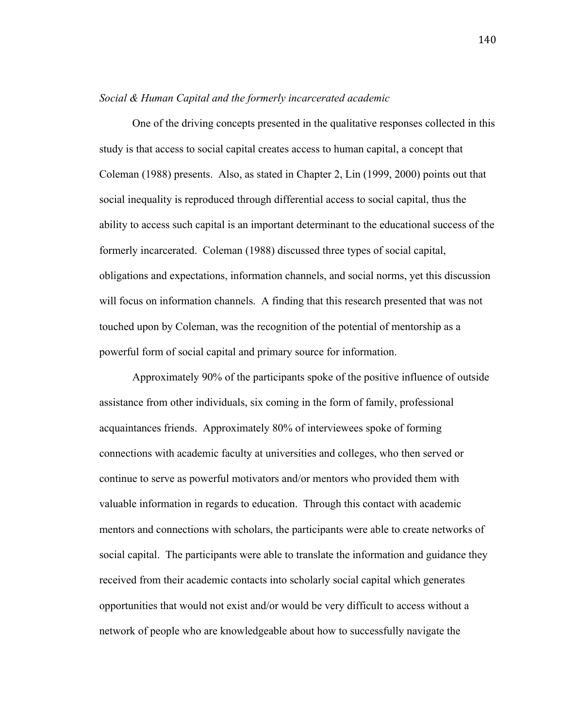*Social & Human Capital and the formerly incarcerated academic*

One of the driving concepts presented in the qualitative responses collected in this study is that access to social capital creates access to human capital, a concept that Coleman (1988) presents. Also, as stated in Chapter 2, Lin (1999, 2000) points out that social inequality is reproduced through differential access to social capital, thus the ability to access such capital is an important determinant to the educational success of the formerly incarcerated. Coleman (1988) discussed three types of social capital, obligations and expectations, information channels, and social norms, yet this discussion will focus on information channels. A finding that this research presented that was not touched upon by Coleman, was the recognition of the potential of mentorship as a powerful form of social capital and primary source for information.

Approximately 90% of the participants spoke of the positive influence of outside assistance from other individuals, six coming in the form of family, professional acquaintances friends. Approximately 80% of interviewees spoke of forming connections with academic faculty at universities and colleges, who then served or continue to serve as powerful motivators and/or mentors who provided them with valuable information in regards to education. Through this contact with academic mentors and connections with scholars, the participants were able to create networks of social capital. The participants were able to translate the information and guidance they received from their academic contacts into scholarly social capital which generates opportunities that would not exist and/or would be very difficult to access without a network of people who are knowledgeable about how to successfully navigate the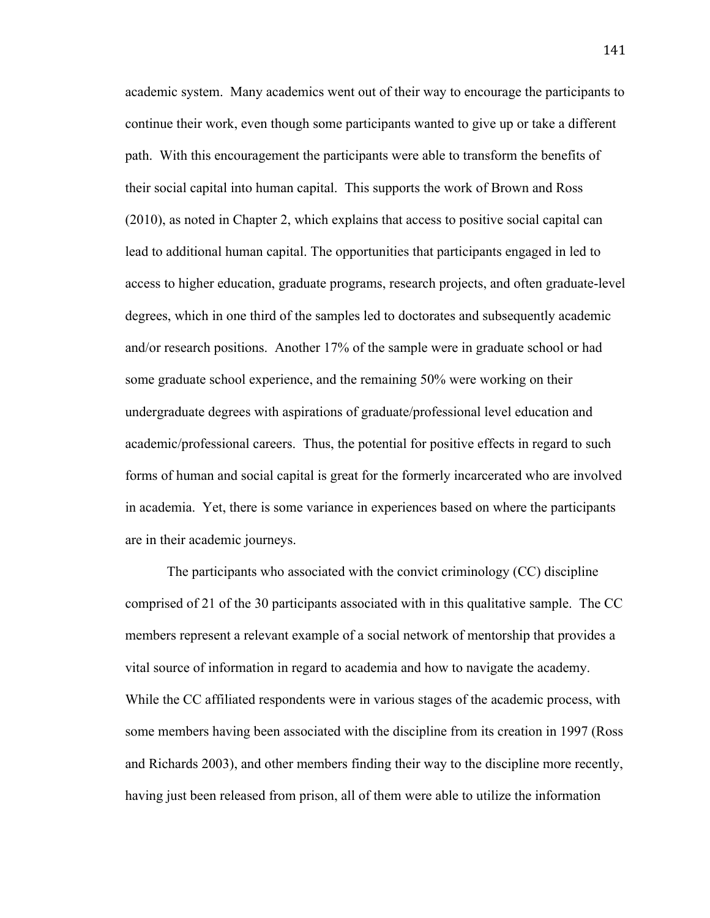academic system. Many academics went out of their way to encourage the participants to continue their work, even though some participants wanted to give up or take a different path. With this encouragement the participants were able to transform the benefits of their social capital into human capital. This supports the work of Brown and Ross (2010), as noted in Chapter 2, which explains that access to positive social capital can lead to additional human capital. The opportunities that participants engaged in led to access to higher education, graduate programs, research projects, and often graduate-level degrees, which in one third of the samples led to doctorates and subsequently academic and/or research positions. Another 17% of the sample were in graduate school or had some graduate school experience, and the remaining 50% were working on their undergraduate degrees with aspirations of graduate/professional level education and academic/professional careers. Thus, the potential for positive effects in regard to such forms of human and social capital is great for the formerly incarcerated who are involved in academia. Yet, there is some variance in experiences based on where the participants are in their academic journeys.

The participants who associated with the convict criminology (CC) discipline comprised of 21 of the 30 participants associated with in this qualitative sample. The CC members represent a relevant example of a social network of mentorship that provides a vital source of information in regard to academia and how to navigate the academy. While the CC affiliated respondents were in various stages of the academic process, with some members having been associated with the discipline from its creation in 1997 (Ross and Richards 2003), and other members finding their way to the discipline more recently, having just been released from prison, all of them were able to utilize the information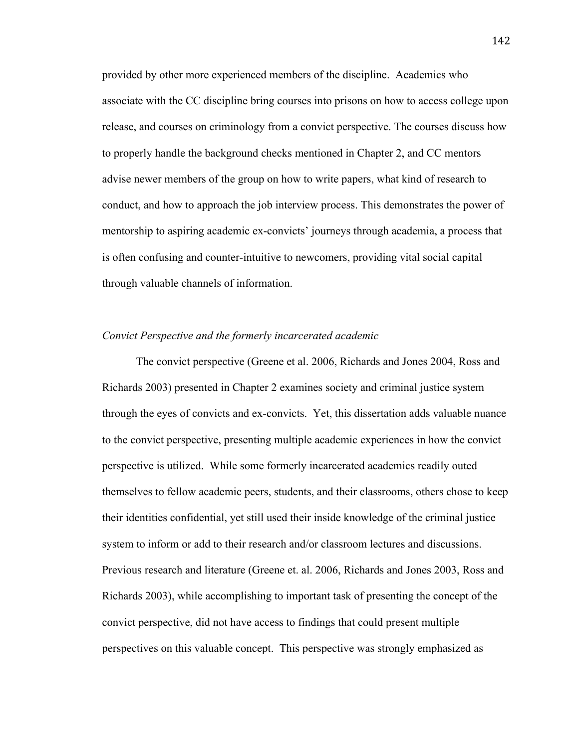provided by other more experienced members of the discipline. Academics who associate with the CC discipline bring courses into prisons on how to access college upon release, and courses on criminology from a convict perspective. The courses discuss how to properly handle the background checks mentioned in Chapter 2, and CC mentors advise newer members of the group on how to write papers, what kind of research to conduct, and how to approach the job interview process. This demonstrates the power of mentorship to aspiring academic ex-convicts' journeys through academia, a process that is often confusing and counter-intuitive to newcomers, providing vital social capital through valuable channels of information.

*Convict Perspective and the formerly incarcerated academic*

The convict perspective (Greene et al. 2006, Richards and Jones 2004, Ross and Richards 2003) presented in Chapter 2 examines society and criminal justice system through the eyes of convicts and ex-convicts. Yet, this dissertation adds valuable nuance to the convict perspective, presenting multiple academic experiences in how the convict perspective is utilized. While some formerly incarcerated academics readily outed themselves to fellow academic peers, students, and their classrooms, others chose to keep their identities confidential, yet still used their inside knowledge of the criminal justice system to inform or add to their research and/or classroom lectures and discussions. Previous research and literature (Greene et. al. 2006, Richards and Jones 2003, Ross and Richards 2003), while accomplishing to important task of presenting the concept of the convict perspective, did not have access to findings that could present multiple perspectives on this valuable concept. This perspective was strongly emphasized as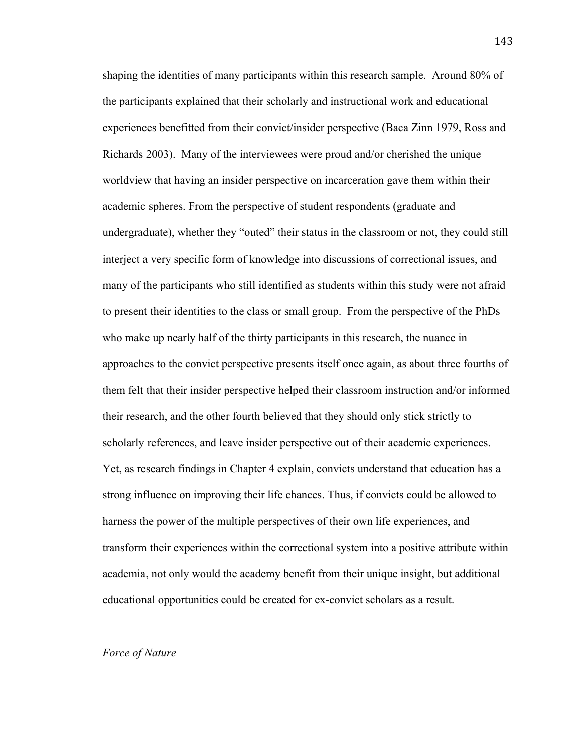shaping the identities of many participants within this research sample. Around 80% of the participants explained that their scholarly and instructional work and educational experiences benefitted from their convict/insider perspective (Baca Zinn 1979, Ross and Richards 2003). Many of the interviewees were proud and/or cherished the unique worldview that having an insider perspective on incarceration gave them within their academic spheres. From the perspective of student respondents (graduate and undergraduate), whether they "outed" their status in the classroom or not, they could still interject a very specific form of knowledge into discussions of correctional issues, and many of the participants who still identified as students within this study were not afraid to present their identities to the class or small group. From the perspective of the PhDs who make up nearly half of the thirty participants in this research, the nuance in approaches to the convict perspective presents itself once again, as about three fourths of them felt that their insider perspective helped their classroom instruction and/or informed their research, and the other fourth believed that they should only stick strictly to scholarly references, and leave insider perspective out of their academic experiences. Yet, as research findings in Chapter 4 explain, convicts understand that education has a strong influence on improving their life chances. Thus, if convicts could be allowed to harness the power of the multiple perspectives of their own life experiences, and transform their experiences within the correctional system into a positive attribute within academia, not only would the academy benefit from their unique insight, but additional educational opportunities could be created for ex-convict scholars as a result.

*Force of Nature*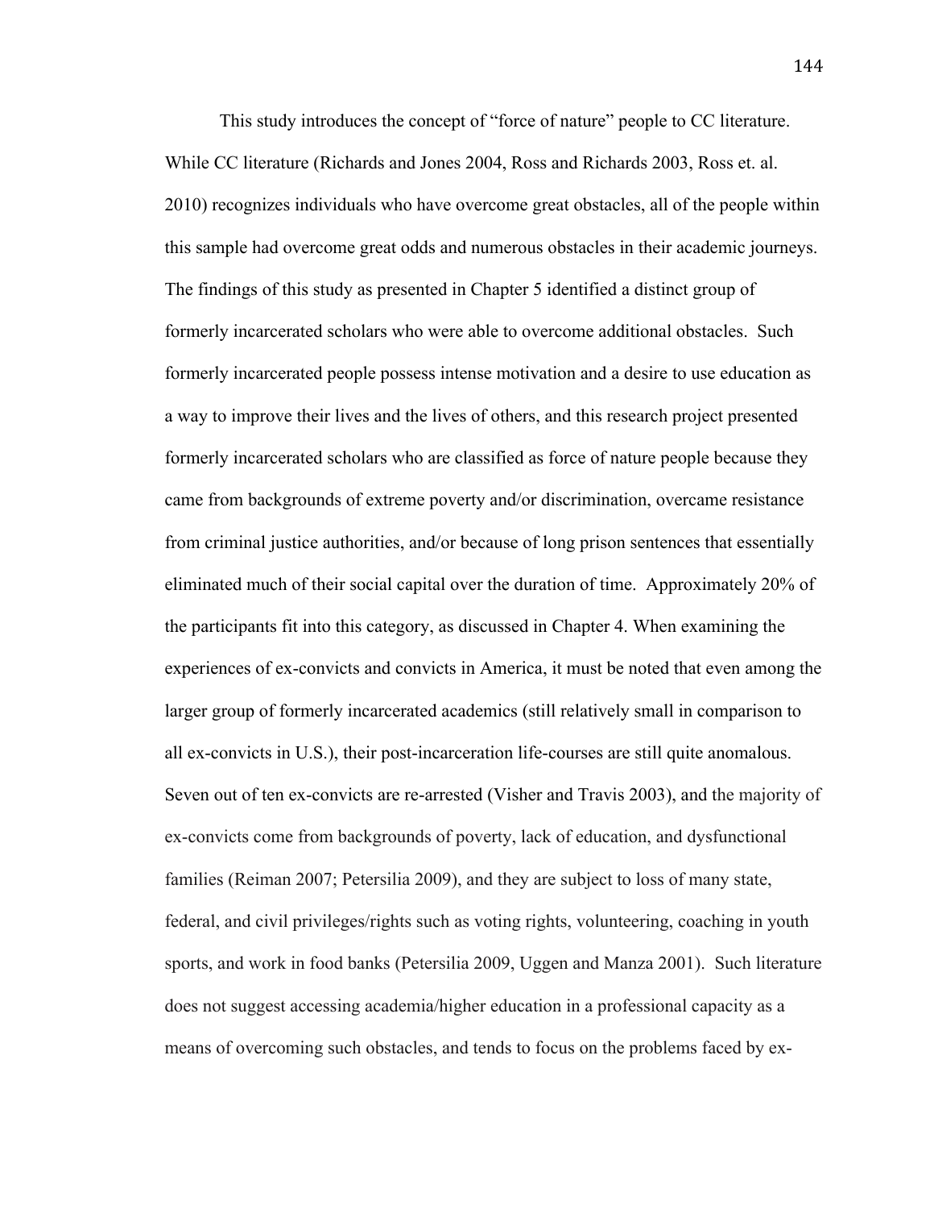This study introduces the concept of "force of nature" people to CC literature. While CC literature (Richards and Jones 2004, Ross and Richards 2003, Ross et. al. 2010) recognizes individuals who have overcome great obstacles, all of the people within this sample had overcome great odds and numerous obstacles in their academic journeys. The findings of this study as presented in Chapter 5 identified a distinct group of formerly incarcerated scholars who were able to overcome additional obstacles. Such formerly incarcerated people possess intense motivation and a desire to use education as a way to improve their lives and the lives of others, and this research project presented formerly incarcerated scholars who are classified as force of nature people because they came from backgrounds of extreme poverty and/or discrimination, overcame resistance from criminal justice authorities, and/or because of long prison sentences that essentially eliminated much of their social capital over the duration of time. Approximately 20% of the participants fit into this category, as discussed in Chapter 4. When examining the experiences of ex-convicts and convicts in America, it must be noted that even among the larger group of formerly incarcerated academics (still relatively small in comparison to all ex-convicts in U.S.), their post-incarceration life-courses are still quite anomalous. Seven out of ten ex-convicts are re-arrested (Visher and Travis 2003), and the majority of ex-convicts come from backgrounds of poverty, lack of education, and dysfunctional families (Reiman 2007; Petersilia 2009), and they are subject to loss of many state, federal, and civil privileges/rights such as voting rights, volunteering, coaching in youth sports, and work in food banks (Petersilia 2009, Uggen and Manza 2001). Such literature does not suggest accessing academia/higher education in a professional capacity as a means of overcoming such obstacles, and tends to focus on the problems faced by ex-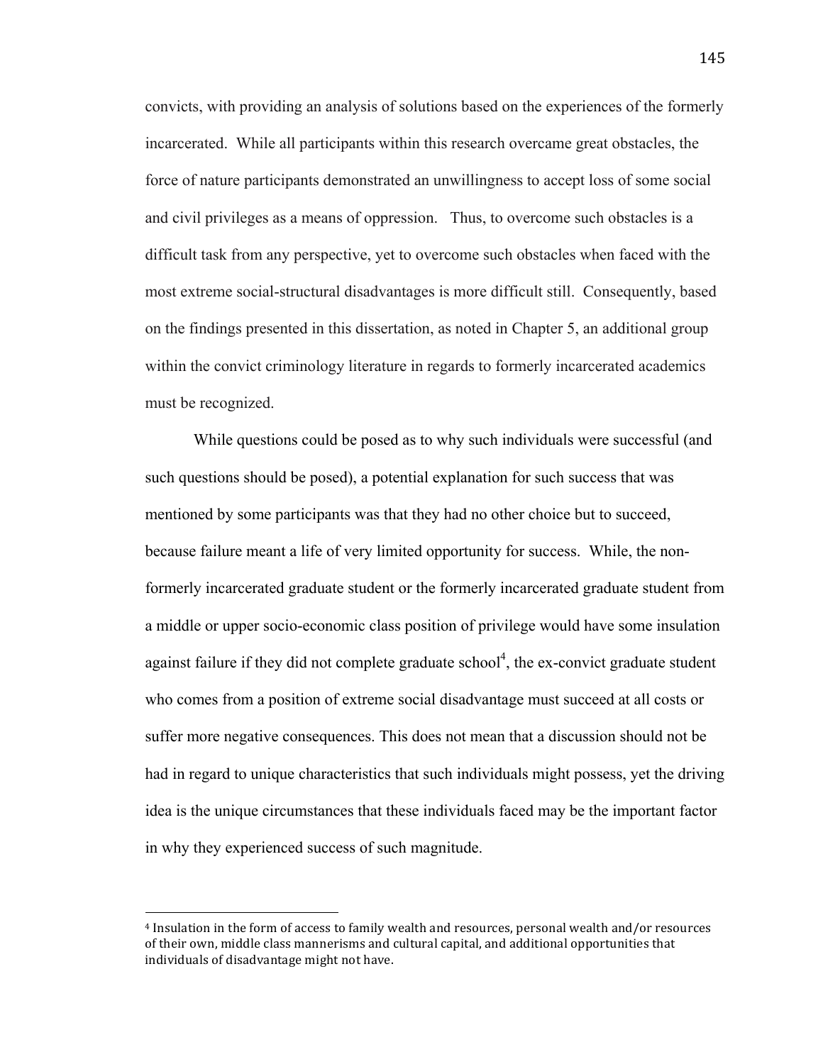convicts, with providing an analysis of solutions based on the experiences of the formerly incarcerated. While all participants within this research overcame great obstacles, the force of nature participants demonstrated an unwillingness to accept loss of some social and civil privileges as a means of oppression. Thus, to overcome such obstacles is a difficult task from any perspective, yet to overcome such obstacles when faced with the most extreme social-structural disadvantages is more difficult still. Consequently, based on the findings presented in this dissertation, as noted in Chapter 5, an additional group within the convict criminology literature in regards to formerly incarcerated academics must be recognized.

While questions could be posed as to why such individuals were successful (and such questions should be posed), a potential explanation for such success that was mentioned by some participants was that they had no other choice but to succeed, because failure meant a life of very limited opportunity for success. While, the non-formerly incarcerated graduate student or the formerly incarcerated graduate student from a middle or upper socio-economic class position of privilege would have some insulation against failure if they did not complete graduate school[4], the ex-convict graduate student who comes from a position of extreme social disadvantage must succeed at all costs or suffer more negative consequences. This does not mean that a discussion should not be had in regard to unique characteristics that such individuals might possess, yet the driving idea is the unique circumstances that these individuals faced may be the important factor in why they experienced success of such magnitude.

[4] Insulation in the form of access to family wealth and resources, personal wealth and/or resources of their own, middle class mannerisms and cultural capital, and additional opportunities that individuals of disadvantage might not have.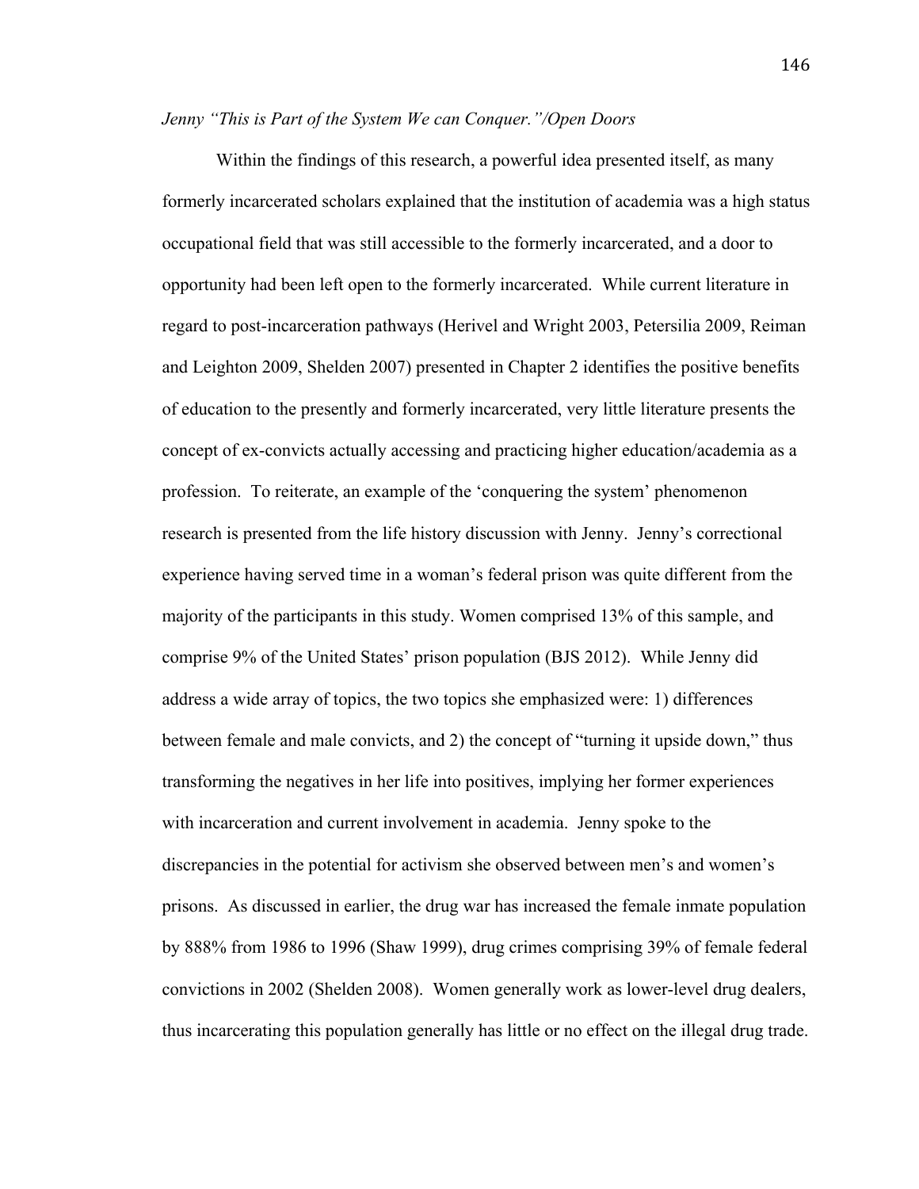*Jenny "This is Part of the System We can Conquer."/Open Doors*

Within the findings of this research, a powerful idea presented itself, as many formerly incarcerated scholars explained that the institution of academia was a high status occupational field that was still accessible to the formerly incarcerated, and a door to opportunity had been left open to the formerly incarcerated. While current literature in regard to post-incarceration pathways (Herivel and Wright 2003, Petersilia 2009, Reiman and Leighton 2009, Shelden 2007) presented in Chapter 2 identifies the positive benefits of education to the presently and formerly incarcerated, very little literature presents the concept of ex-convicts actually accessing and practicing higher education/academia as a profession. To reiterate, an example of the 'conquering the system' phenomenon research is presented from the life history discussion with Jenny. Jenny's correctional experience having served time in a woman's federal prison was quite different from the majority of the participants in this study. Women comprised 13% of this sample, and comprise 9% of the United States' prison population (BJS 2012). While Jenny did address a wide array of topics, the two topics she emphasized were: 1) differences between female and male convicts, and 2) the concept of "turning it upside down," thus transforming the negatives in her life into positives, implying her former experiences with incarceration and current involvement in academia. Jenny spoke to the discrepancies in the potential for activism she observed between men's and women's prisons. As discussed in earlier, the drug war has increased the female inmate population by 888% from 1986 to 1996 (Shaw 1999), drug crimes comprising 39% of female federal convictions in 2002 (Shelden 2008). Women generally work as lower-level drug dealers, thus incarcerating this population generally has little or no effect on the illegal drug trade.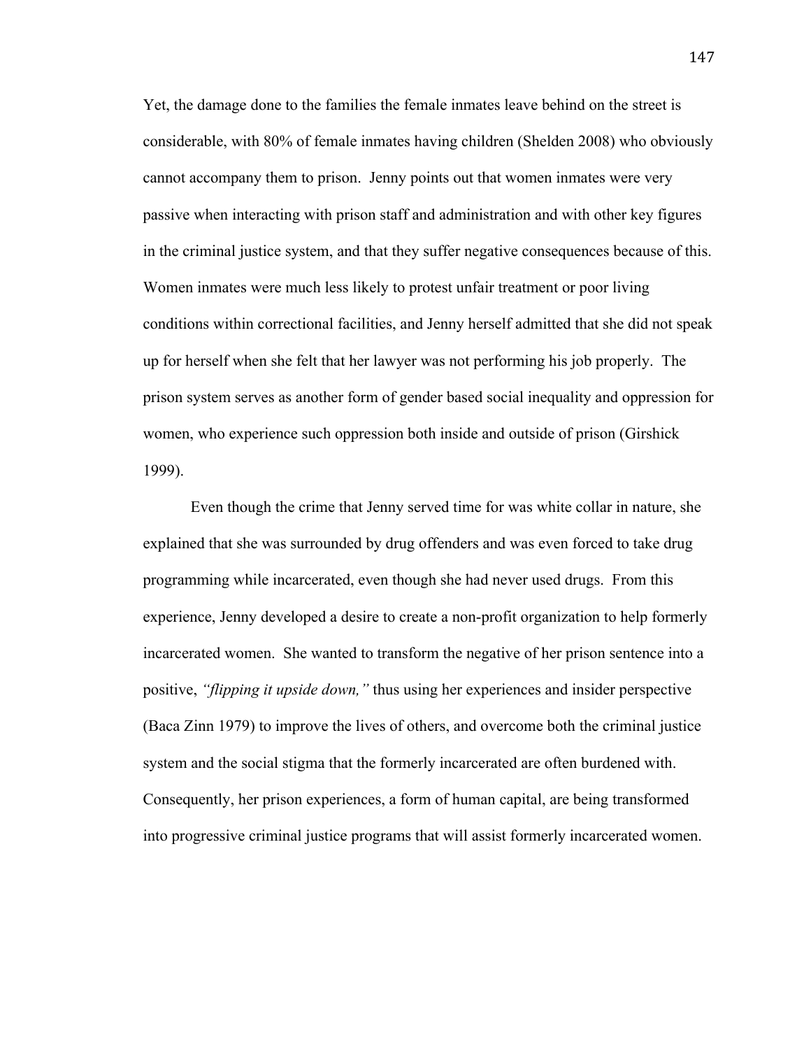Yet, the damage done to the families the female inmates leave behind on the street is considerable, with 80% of female inmates having children (Shelden 2008) who obviously cannot accompany them to prison. Jenny points out that women inmates were very passive when interacting with prison staff and administration and with other key figures in the criminal justice system, and that they suffer negative consequences because of this. Women inmates were much less likely to protest unfair treatment or poor living conditions within correctional facilities, and Jenny herself admitted that she did not speak up for herself when she felt that her lawyer was not performing his job properly. The prison system serves as another form of gender based social inequality and oppression for women, who experience such oppression both inside and outside of prison (Girshick 1999).

Even though the crime that Jenny served time for was white collar in nature, she explained that she was surrounded by drug offenders and was even forced to take drug programming while incarcerated, even though she had never used drugs. From this experience, Jenny developed a desire to create a non-profit organization to help formerly incarcerated women. She wanted to transform the negative of her prison sentence into a positive, *"flipping it upside down,"* thus using her experiences and insider perspective (Baca Zinn 1979) to improve the lives of others, and overcome both the criminal justice system and the social stigma that the formerly incarcerated are often burdened with. Consequently, her prison experiences, a form of human capital, are being transformed into progressive criminal justice programs that will assist formerly incarcerated women.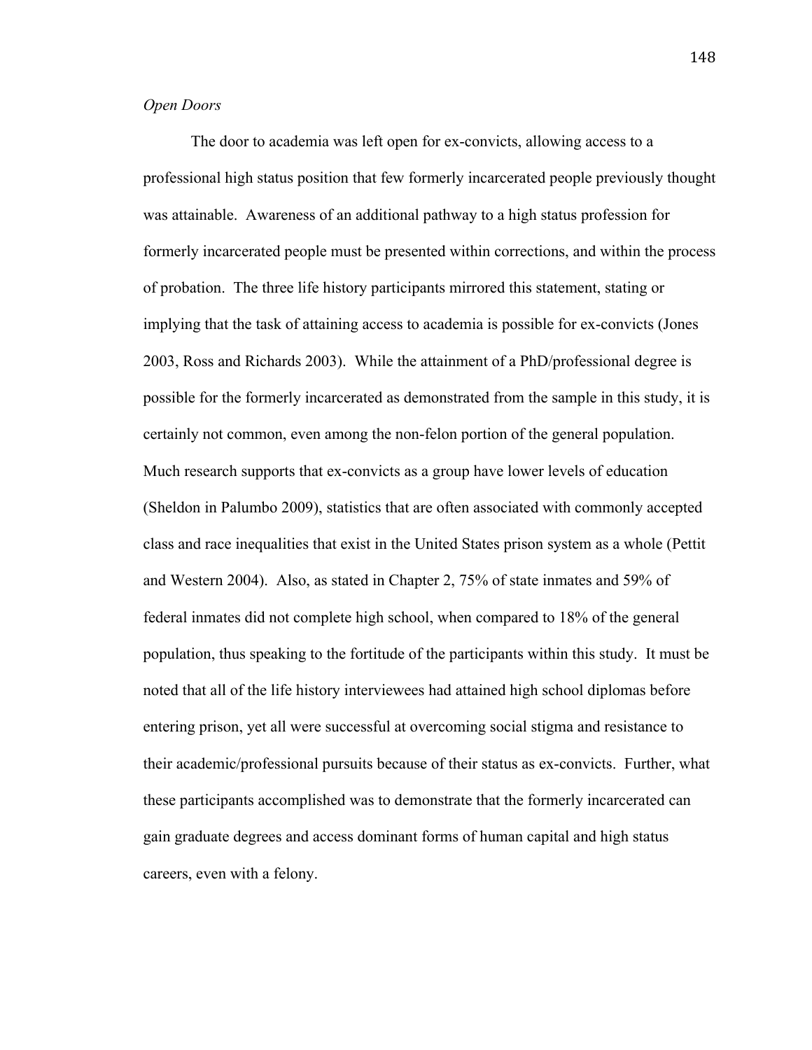*Open Doors*

The door to academia was left open for ex-convicts, allowing access to a professional high status position that few formerly incarcerated people previously thought was attainable. Awareness of an additional pathway to a high status profession for formerly incarcerated people must be presented within corrections, and within the process of probation. The three life history participants mirrored this statement, stating or implying that the task of attaining access to academia is possible for ex-convicts (Jones 2003, Ross and Richards 2003). While the attainment of a PhD/professional degree is possible for the formerly incarcerated as demonstrated from the sample in this study, it is certainly not common, even among the non-felon portion of the general population. Much research supports that ex-convicts as a group have lower levels of education (Sheldon in Palumbo 2009), statistics that are often associated with commonly accepted class and race inequalities that exist in the United States prison system as a whole (Pettit and Western 2004). Also, as stated in Chapter 2, 75% of state inmates and 59% of federal inmates did not complete high school, when compared to 18% of the general population, thus speaking to the fortitude of the participants within this study. It must be noted that all of the life history interviewees had attained high school diplomas before entering prison, yet all were successful at overcoming social stigma and resistance to their academic/professional pursuits because of their status as ex-convicts. Further, what these participants accomplished was to demonstrate that the formerly incarcerated can gain graduate degrees and access dominant forms of human capital and high status careers, even with a felony.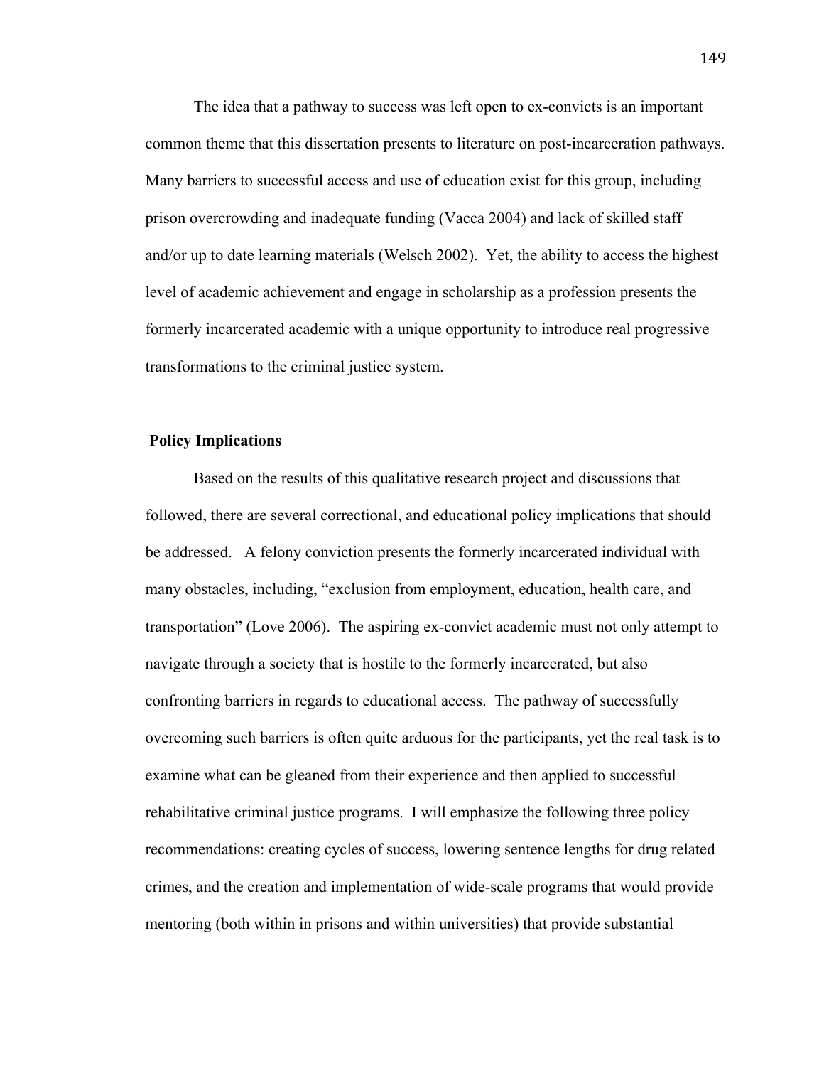The idea that a pathway to success was left open to ex-convicts is an important common theme that this dissertation presents to literature on post-incarceration pathways. Many barriers to successful access and use of education exist for this group, including prison overcrowding and inadequate funding (Vacca 2004) and lack of skilled staff and/or up to date learning materials (Welsch 2002). Yet, the ability to access the highest level of academic achievement and engage in scholarship as a profession presents the formerly incarcerated academic with a unique opportunity to introduce real progressive transformations to the criminal justice system.

## Policy Implications

Based on the results of this qualitative research project and discussions that followed, there are several correctional, and educational policy implications that should be addressed. A felony conviction presents the formerly incarcerated individual with many obstacles, including, "exclusion from employment, education, health care, and transportation" (Love 2006). The aspiring ex-convict academic must not only attempt to navigate through a society that is hostile to the formerly incarcerated, but also confronting barriers in regards to educational access. The pathway of successfully overcoming such barriers is often quite arduous for the participants, yet the real task is to examine what can be gleaned from their experience and then applied to successful rehabilitative criminal justice programs. I will emphasize the following three policy recommendations: creating cycles of success, lowering sentence lengths for drug related crimes, and the creation and implementation of wide-scale programs that would provide mentoring (both within in prisons and within universities) that provide substantial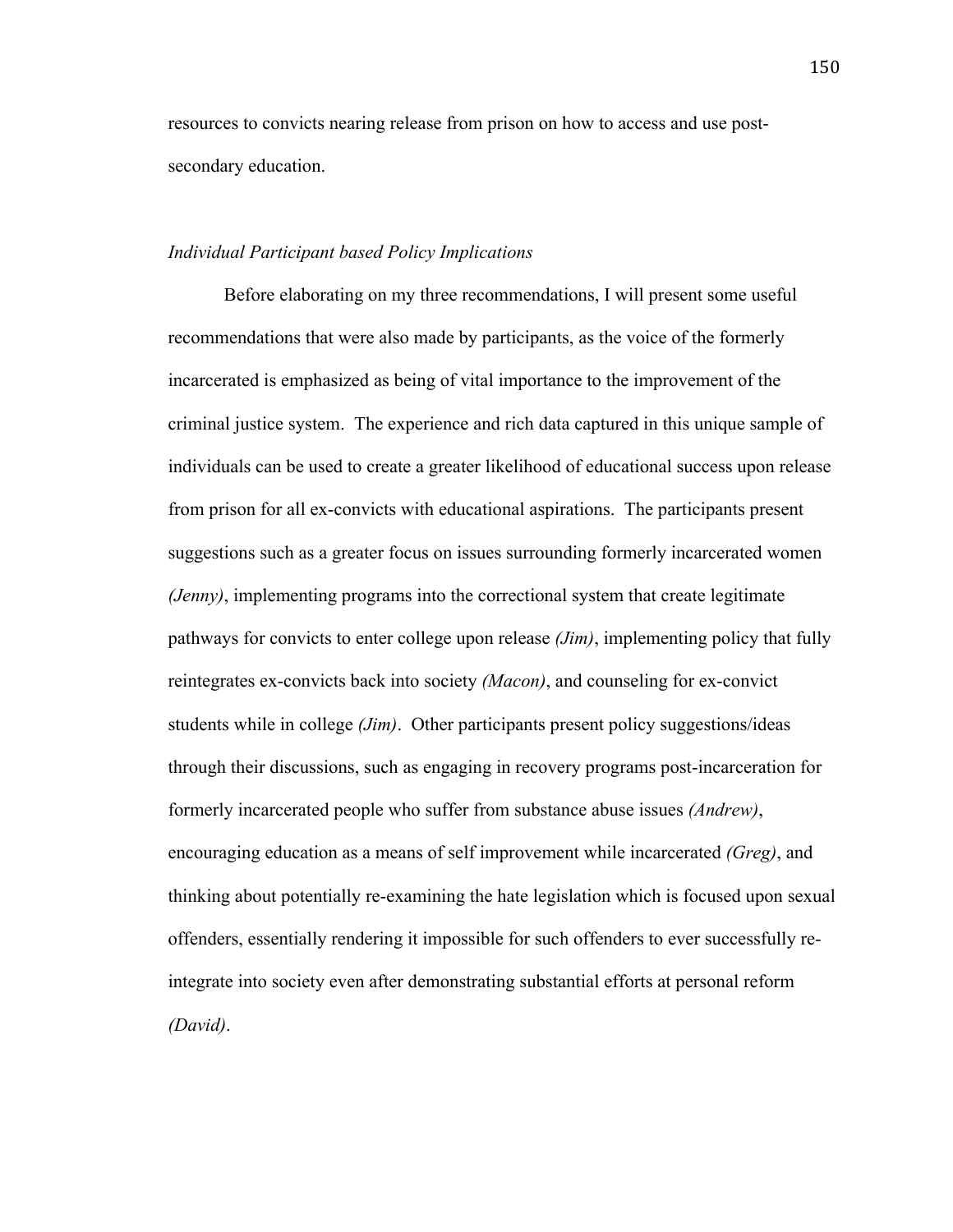resources to convicts nearing release from prison on how to access and use post-secondary education.

### *Individual Participant based Policy Implications*

Before elaborating on my three recommendations, I will present some useful recommendations that were also made by participants, as the voice of the formerly incarcerated is emphasized as being of vital importance to the improvement of the criminal justice system. The experience and rich data captured in this unique sample of individuals can be used to create a greater likelihood of educational success upon release from prison for all ex-convicts with educational aspirations. The participants present suggestions such as a greater focus on issues surrounding formerly incarcerated women *(Jenny)*, implementing programs into the correctional system that create legitimate pathways for convicts to enter college upon release *(Jim)*, implementing policy that fully reintegrates ex-convicts back into society *(Macon)*, and counseling for ex-convict students while in college *(Jim)*. Other participants present policy suggestions/ideas through their discussions, such as engaging in recovery programs post-incarceration for formerly incarcerated people who suffer from substance abuse issues *(Andrew)*, encouraging education as a means of self improvement while incarcerated *(Greg)*, and thinking about potentially re-examining the hate legislation which is focused upon sexual offenders, essentially rendering it impossible for such offenders to ever successfully re-integrate into society even after demonstrating substantial efforts at personal reform *(David)*.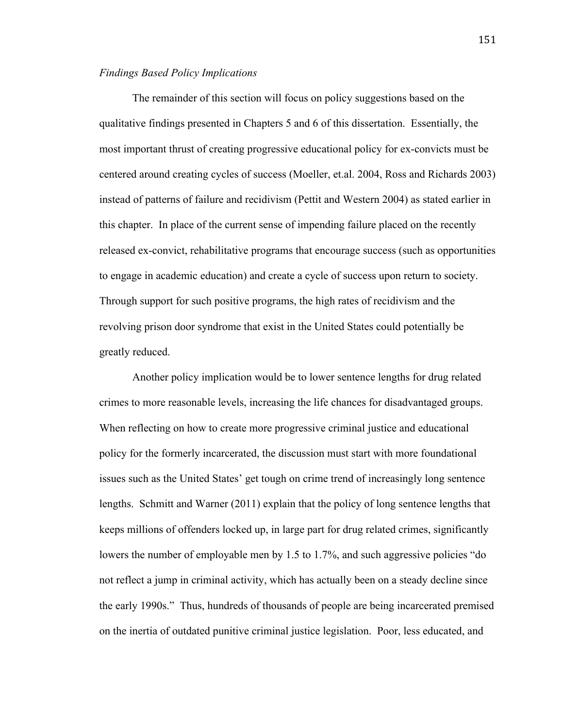*Findings Based Policy Implications*

The remainder of this section will focus on policy suggestions based on the qualitative findings presented in Chapters 5 and 6 of this dissertation. Essentially, the most important thrust of creating progressive educational policy for ex-convicts must be centered around creating cycles of success (Moeller, et.al. 2004, Ross and Richards 2003) instead of patterns of failure and recidivism (Pettit and Western 2004) as stated earlier in this chapter. In place of the current sense of impending failure placed on the recently released ex-convict, rehabilitative programs that encourage success (such as opportunities to engage in academic education) and create a cycle of success upon return to society. Through support for such positive programs, the high rates of recidivism and the revolving prison door syndrome that exist in the United States could potentially be greatly reduced.

Another policy implication would be to lower sentence lengths for drug related crimes to more reasonable levels, increasing the life chances for disadvantaged groups. When reflecting on how to create more progressive criminal justice and educational policy for the formerly incarcerated, the discussion must start with more foundational issues such as the United States' get tough on crime trend of increasingly long sentence lengths. Schmitt and Warner (2011) explain that the policy of long sentence lengths that keeps millions of offenders locked up, in large part for drug related crimes, significantly lowers the number of employable men by 1.5 to 1.7%, and such aggressive policies "do not reflect a jump in criminal activity, which has actually been on a steady decline since the early 1990s." Thus, hundreds of thousands of people are being incarcerated premised on the inertia of outdated punitive criminal justice legislation. Poor, less educated, and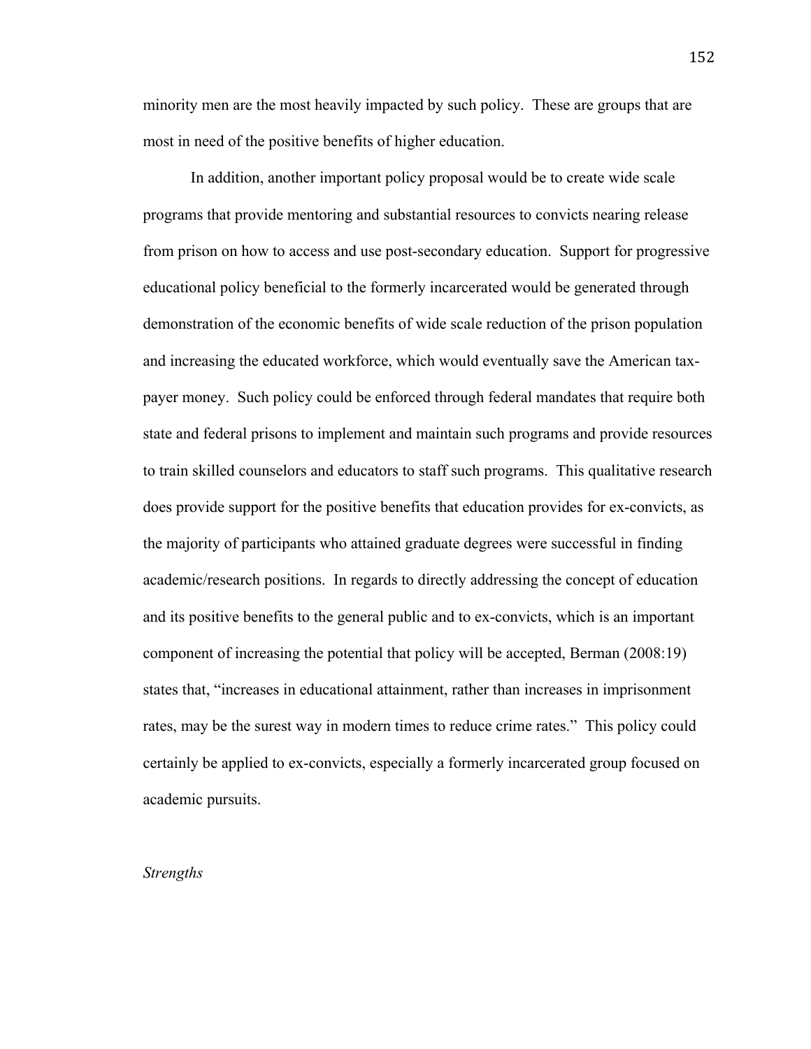minority men are the most heavily impacted by such policy. These are groups that are most in need of the positive benefits of higher education.

In addition, another important policy proposal would be to create wide scale programs that provide mentoring and substantial resources to convicts nearing release from prison on how to access and use post-secondary education. Support for progressive educational policy beneficial to the formerly incarcerated would be generated through demonstration of the economic benefits of wide scale reduction of the prison population and increasing the educated workforce, which would eventually save the American tax-payer money. Such policy could be enforced through federal mandates that require both state and federal prisons to implement and maintain such programs and provide resources to train skilled counselors and educators to staff such programs. This qualitative research does provide support for the positive benefits that education provides for ex-convicts, as the majority of participants who attained graduate degrees were successful in finding academic/research positions. In regards to directly addressing the concept of education and its positive benefits to the general public and to ex-convicts, which is an important component of increasing the potential that policy will be accepted, Berman (2008:19) states that, "increases in educational attainment, rather than increases in imprisonment rates, may be the surest way in modern times to reduce crime rates." This policy could certainly be applied to ex-convicts, especially a formerly incarcerated group focused on academic pursuits.

*Strengths*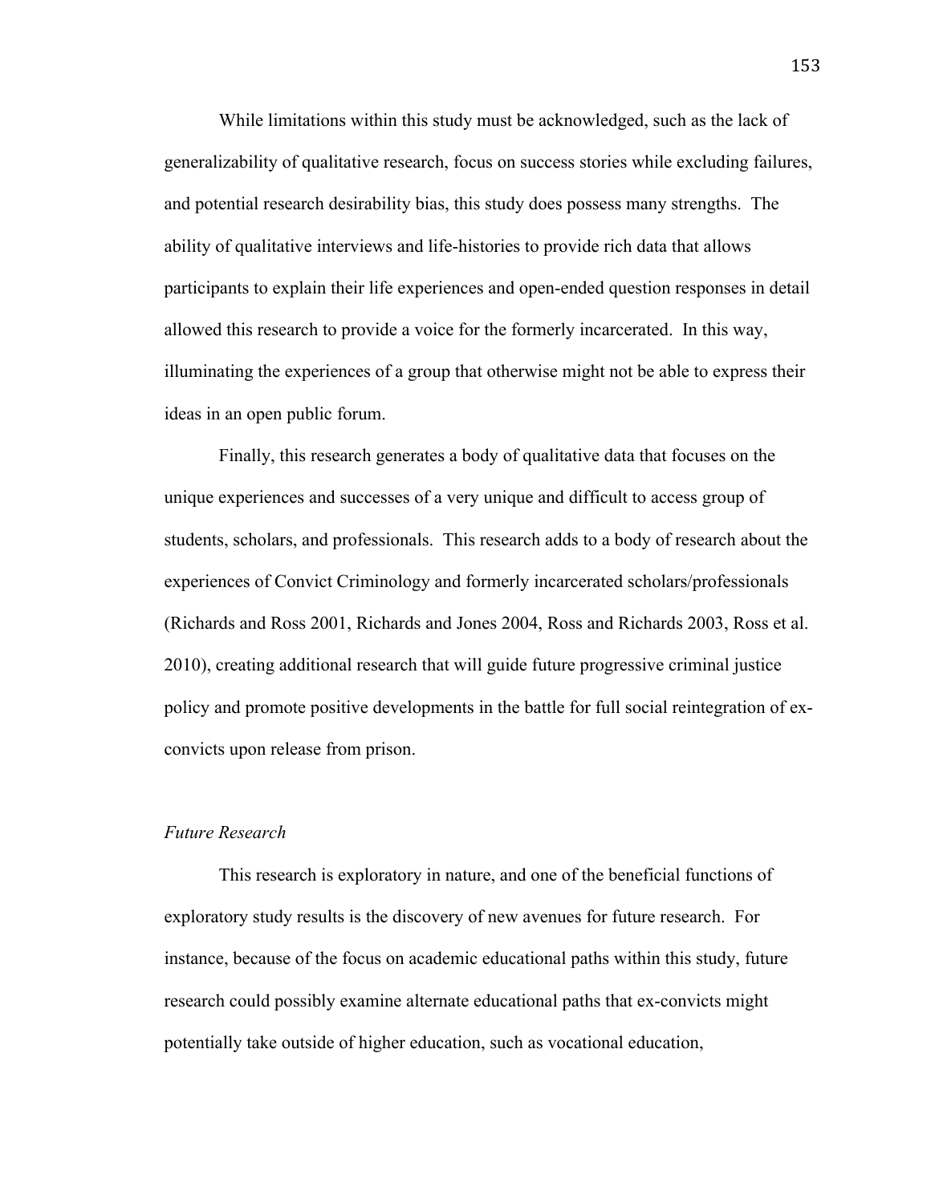While limitations within this study must be acknowledged, such as the lack of generalizability of qualitative research, focus on success stories while excluding failures, and potential research desirability bias, this study does possess many strengths. The ability of qualitative interviews and life-histories to provide rich data that allows participants to explain their life experiences and open-ended question responses in detail allowed this research to provide a voice for the formerly incarcerated. In this way, illuminating the experiences of a group that otherwise might not be able to express their ideas in an open public forum.

Finally, this research generates a body of qualitative data that focuses on the unique experiences and successes of a very unique and difficult to access group of students, scholars, and professionals. This research adds to a body of research about the experiences of Convict Criminology and formerly incarcerated scholars/professionals (Richards and Ross 2001, Richards and Jones 2004, Ross and Richards 2003, Ross et al. 2010), creating additional research that will guide future progressive criminal justice policy and promote positive developments in the battle for full social reintegration of ex-convicts upon release from prison.

*Future Research*

This research is exploratory in nature, and one of the beneficial functions of exploratory study results is the discovery of new avenues for future research. For instance, because of the focus on academic educational paths within this study, future research could possibly examine alternate educational paths that ex-convicts might potentially take outside of higher education, such as vocational education,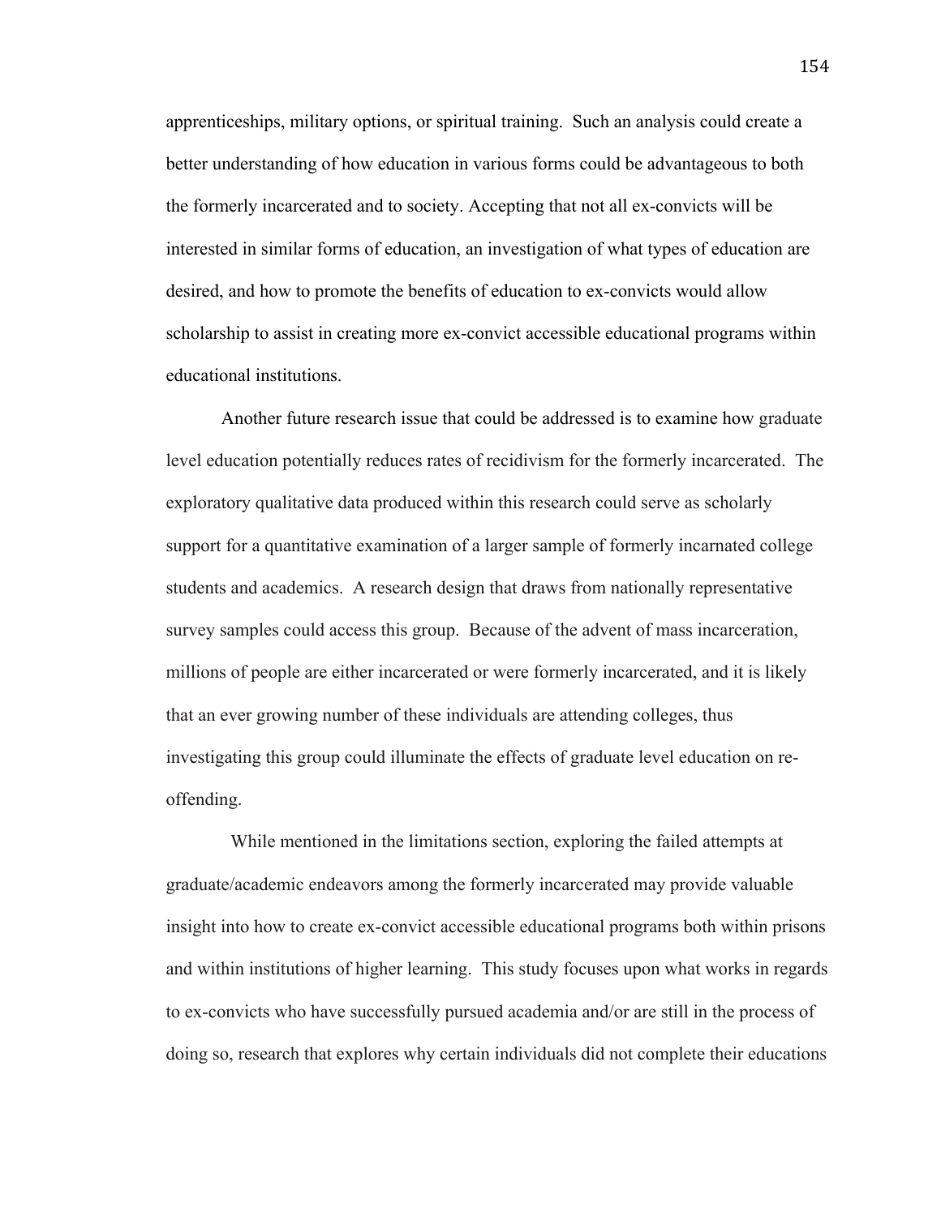apprenticeships, military options, or spiritual training. Such an analysis could create a better understanding of how education in various forms could be advantageous to both the formerly incarcerated and to society. Accepting that not all ex-convicts will be interested in similar forms of education, an investigation of what types of education are desired, and how to promote the benefits of education to ex-convicts would allow scholarship to assist in creating more ex-convict accessible educational programs within educational institutions.

Another future research issue that could be addressed is to examine how graduate level education potentially reduces rates of recidivism for the formerly incarcerated. The exploratory qualitative data produced within this research could serve as scholarly support for a quantitative examination of a larger sample of formerly incarnated college students and academics. A research design that draws from nationally representative survey samples could access this group. Because of the advent of mass incarceration, millions of people are either incarcerated or were formerly incarcerated, and it is likely that an ever growing number of these individuals are attending colleges, thus investigating this group could illuminate the effects of graduate level education on re-offending.

While mentioned in the limitations section, exploring the failed attempts at graduate/academic endeavors among the formerly incarcerated may provide valuable insight into how to create ex-convict accessible educational programs both within prisons and within institutions of higher learning. This study focuses upon what works in regards to ex-convicts who have successfully pursued academia and/or are still in the process of doing so, research that explores why certain individuals did not complete their educations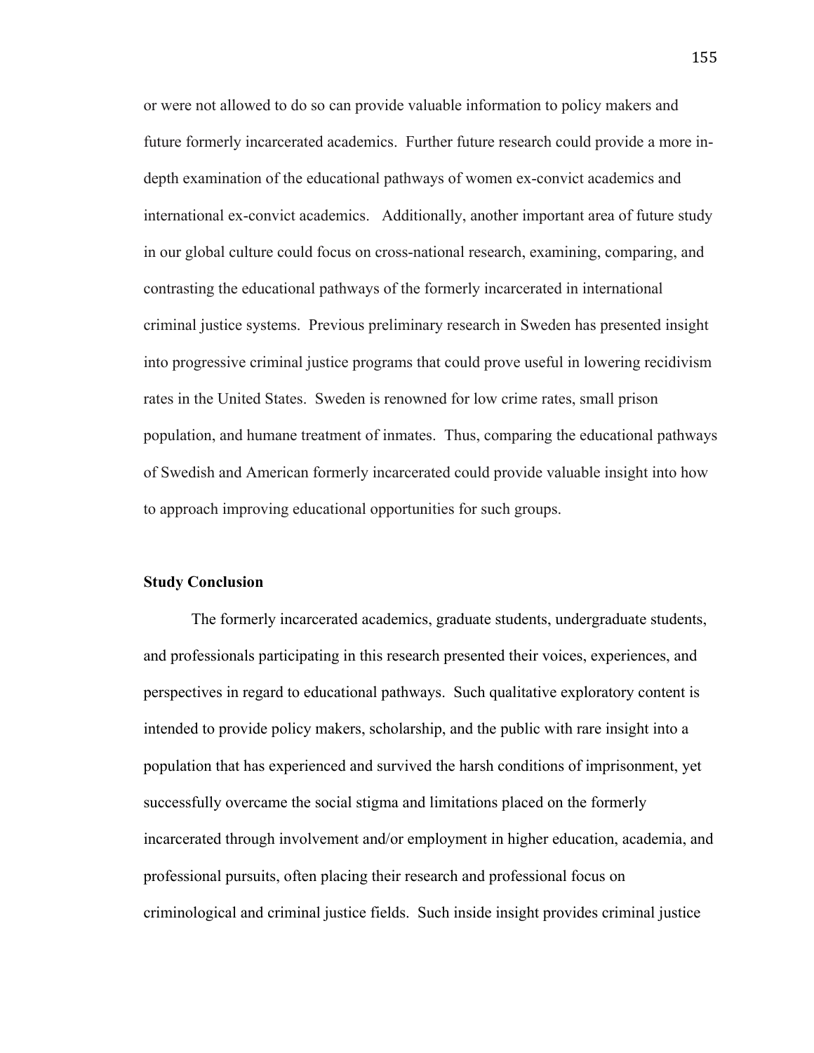or were not allowed to do so can provide valuable information to policy makers and future formerly incarcerated academics. Further future research could provide a more in-depth examination of the educational pathways of women ex-convict academics and international ex-convict academics. Additionally, another important area of future study in our global culture could focus on cross-national research, examining, comparing, and contrasting the educational pathways of the formerly incarcerated in international criminal justice systems. Previous preliminary research in Sweden has presented insight into progressive criminal justice programs that could prove useful in lowering recidivism rates in the United States. Sweden is renowned for low crime rates, small prison population, and humane treatment of inmates. Thus, comparing the educational pathways of Swedish and American formerly incarcerated could provide valuable insight into how to approach improving educational opportunities for such groups.

### Study Conclusion

The formerly incarcerated academics, graduate students, undergraduate students, and professionals participating in this research presented their voices, experiences, and perspectives in regard to educational pathways. Such qualitative exploratory content is intended to provide policy makers, scholarship, and the public with rare insight into a population that has experienced and survived the harsh conditions of imprisonment, yet successfully overcame the social stigma and limitations placed on the formerly incarcerated through involvement and/or employment in higher education, academia, and professional pursuits, often placing their research and professional focus on criminological and criminal justice fields. Such inside insight provides criminal justice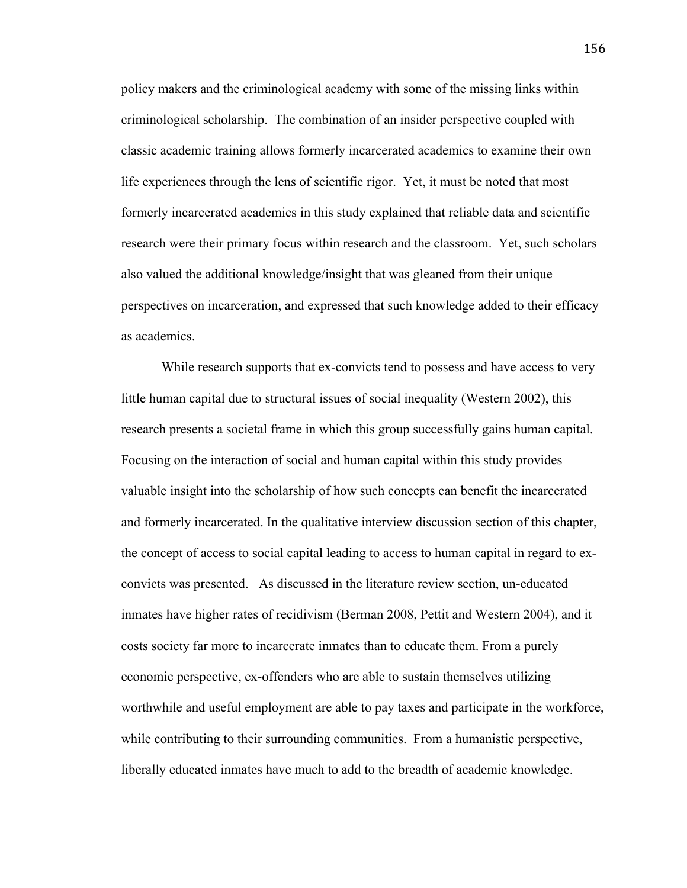policy makers and the criminological academy with some of the missing links within criminological scholarship. The combination of an insider perspective coupled with classic academic training allows formerly incarcerated academics to examine their own life experiences through the lens of scientific rigor. Yet, it must be noted that most formerly incarcerated academics in this study explained that reliable data and scientific research were their primary focus within research and the classroom. Yet, such scholars also valued the additional knowledge/insight that was gleaned from their unique perspectives on incarceration, and expressed that such knowledge added to their efficacy as academics.

While research supports that ex-convicts tend to possess and have access to very little human capital due to structural issues of social inequality (Western 2002), this research presents a societal frame in which this group successfully gains human capital. Focusing on the interaction of social and human capital within this study provides valuable insight into the scholarship of how such concepts can benefit the incarcerated and formerly incarcerated. In the qualitative interview discussion section of this chapter, the concept of access to social capital leading to access to human capital in regard to ex-convicts was presented. As discussed in the literature review section, un-educated inmates have higher rates of recidivism (Berman 2008, Pettit and Western 2004), and it costs society far more to incarcerate inmates than to educate them. From a purely economic perspective, ex-offenders who are able to sustain themselves utilizing worthwhile and useful employment are able to pay taxes and participate in the workforce, while contributing to their surrounding communities. From a humanistic perspective, liberally educated inmates have much to add to the breadth of academic knowledge.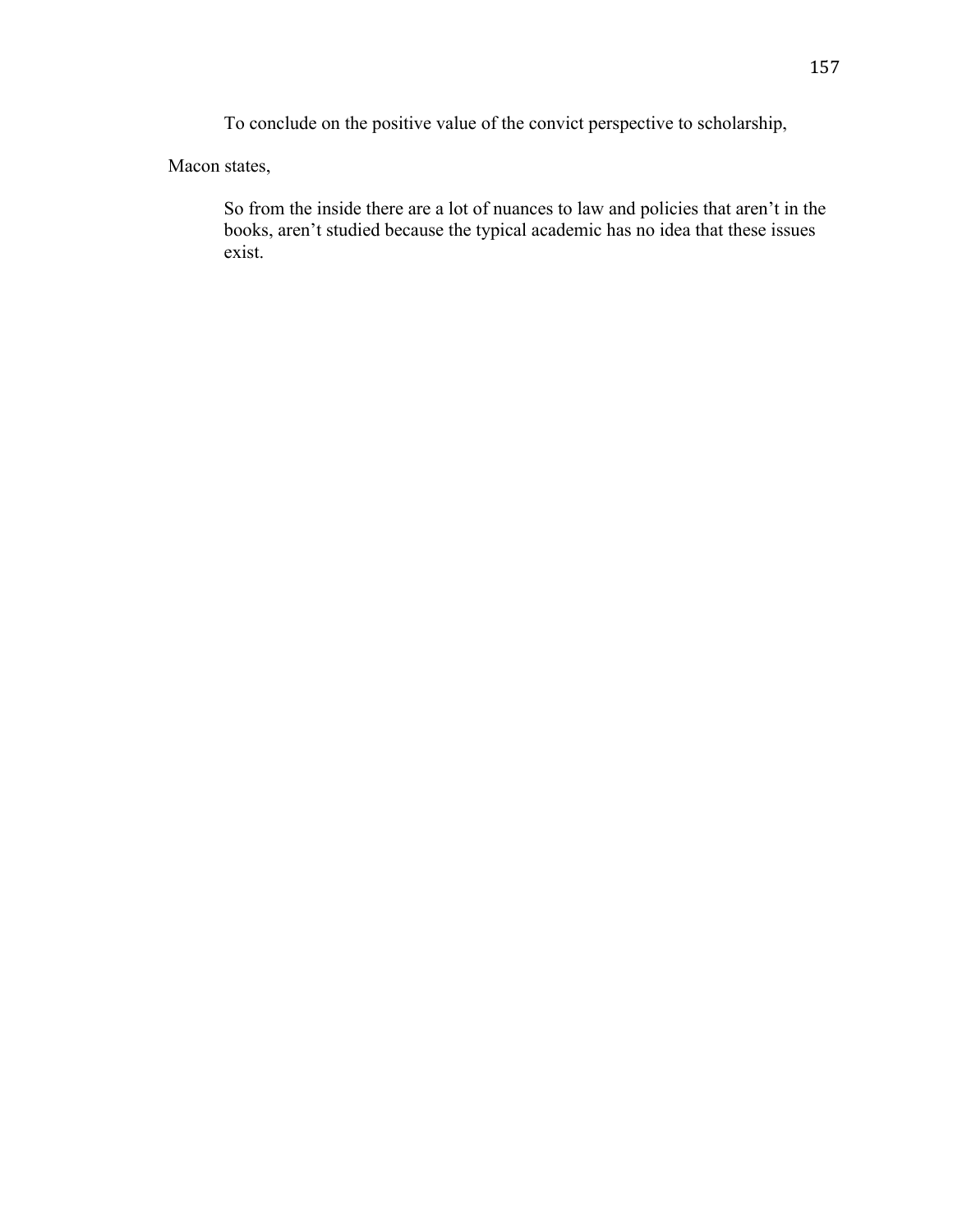To conclude on the positive value of the convict perspective to scholarship, Macon states,

> So from the inside there are a lot of nuances to law and policies that aren't in the books, aren't studied because the typical academic has no idea that these issues exist.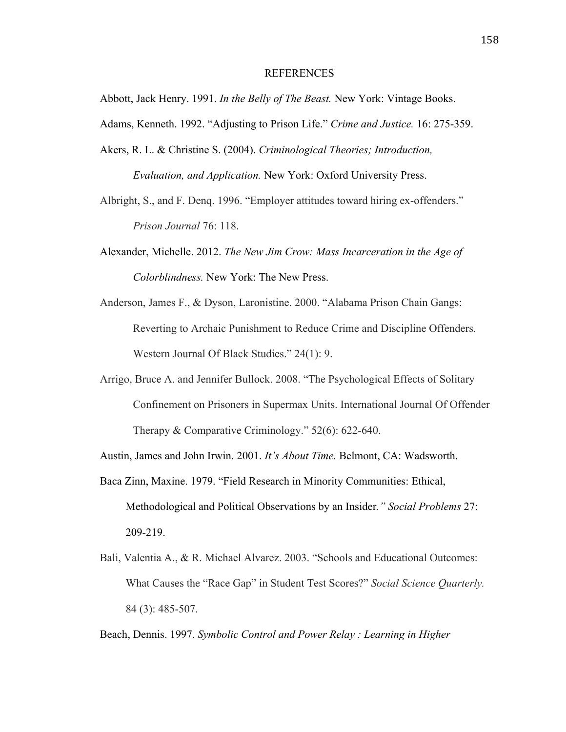# REFERENCES

Abbott, Jack Henry. 1991. *In the Belly of The Beast.* New York: Vintage Books.

Adams, Kenneth. 1992. "Adjusting to Prison Life." *Crime and Justice.* 16: 275-359.

Akers, R. L. & Christine S. (2004). *Criminological Theories; Introduction, Evaluation, and Application.* New York: Oxford University Press.

Albright, S., and F. Denq. 1996. "Employer attitudes toward hiring ex-offenders." *Prison Journal* 76: 118.

Alexander, Michelle. 2012. *The New Jim Crow: Mass Incarceration in the Age of Colorblindness.* New York: The New Press.

Anderson, James F., & Dyson, Laronistine. 2000. "Alabama Prison Chain Gangs: Reverting to Archaic Punishment to Reduce Crime and Discipline Offenders. Western Journal Of Black Studies." 24(1): 9.

Arrigo, Bruce A. and Jennifer Bullock. 2008. "The Psychological Effects of Solitary Confinement on Prisoners in Supermax Units. International Journal Of Offender Therapy & Comparative Criminology." 52(6): 622-640.

Austin, James and John Irwin. 2001. *It's About Time.* Belmont, CA: Wadsworth.

Baca Zinn, Maxine. 1979. "Field Research in Minority Communities: Ethical, Methodological and Political Observations by an Insider.*" Social Problems* 27: 209-219.

Bali, Valentia A., & R. Michael Alvarez. 2003. "Schools and Educational Outcomes: What Causes the "Race Gap" in Student Test Scores?" *Social Science Quarterly.* 84 (3): 485-507.

Beach, Dennis. 1997. *Symbolic Control and Power Relay : Learning in Higher*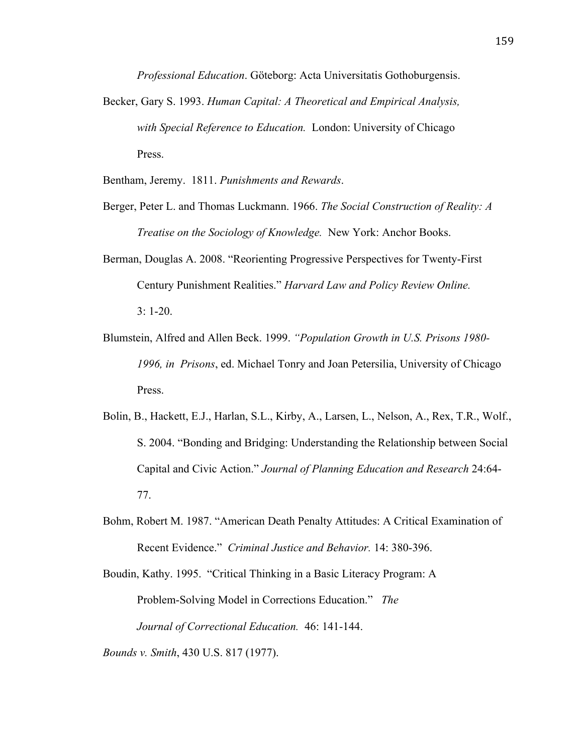*Professional Education*. Göteborg: Acta Universitatis Gothoburgensis.

Becker, Gary S. 1993. *Human Capital: A Theoretical and Empirical Analysis, with Special Reference to Education.* London: University of Chicago Press.

Bentham, Jeremy. 1811. *Punishments and Rewards*.

Berger, Peter L. and Thomas Luckmann. 1966. *The Social Construction of Reality: A Treatise on the Sociology of Knowledge.* New York: Anchor Books.

Berman, Douglas A. 2008. "Reorienting Progressive Perspectives for Twenty-First Century Punishment Realities." *Harvard Law and Policy Review Online.* 3: 1-20.

Blumstein, Alfred and Allen Beck. 1999. *"Population Growth in U.S. Prisons 1980-1996, in Prisons*, ed. Michael Tonry and Joan Petersilia, University of Chicago Press.

Bolin, B., Hackett, E.J., Harlan, S.L., Kirby, A., Larsen, L., Nelson, A., Rex, T.R., Wolf., S. 2004. "Bonding and Bridging: Understanding the Relationship between Social Capital and Civic Action." *Journal of Planning Education and Research* 24:64-77.

Bohm, Robert M. 1987. "American Death Penalty Attitudes: A Critical Examination of Recent Evidence." *Criminal Justice and Behavior.* 14: 380-396.

Boudin, Kathy. 1995. "Critical Thinking in a Basic Literacy Program: A Problem-Solving Model in Corrections Education." *The Journal of Correctional Education.* 46: 141-144.

*Bounds v. Smith*, 430 U.S. 817 (1977).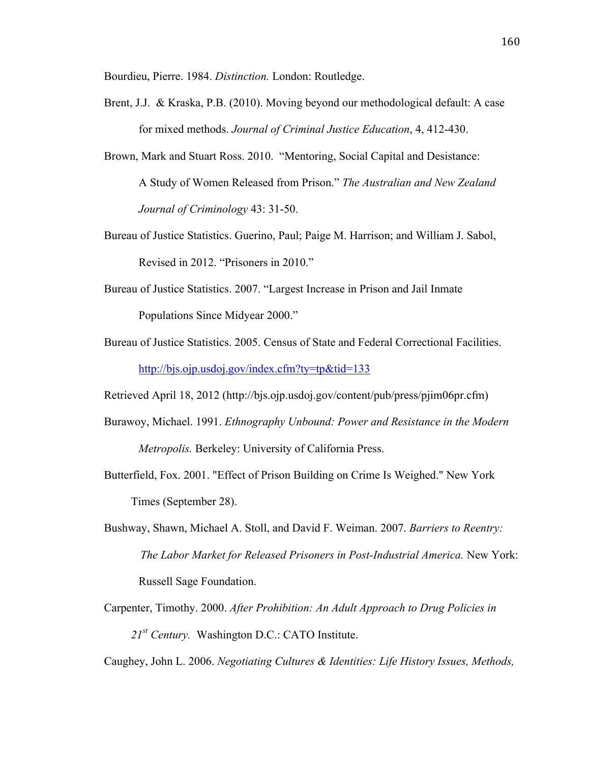Bourdieu, Pierre. 1984. *Distinction.* London: Routledge.

Brent, J.J. & Kraska, P.B. (2010). Moving beyond our methodological default: A case for mixed methods. *Journal of Criminal Justice Education*, 4, 412-430.

Brown, Mark and Stuart Ross. 2010. "Mentoring, Social Capital and Desistance: A Study of Women Released from Prison." *The Australian and New Zealand Journal of Criminology* 43: 31-50.

Bureau of Justice Statistics. Guerino, Paul; Paige M. Harrison; and William J. Sabol, Revised in 2012. "Prisoners in 2010."

Bureau of Justice Statistics. 2007. "Largest Increase in Prison and Jail Inmate Populations Since Midyear 2000."

Bureau of Justice Statistics. 2005. Census of State and Federal Correctional Facilities. http://bjs.ojp.usdoj.gov/index.cfm?ty=tp&tid=133

Retrieved April 18, 2012 (http://bjs.ojp.usdoj.gov/content/pub/press/pjim06pr.cfm)

Burawoy, Michael. 1991. *Ethnography Unbound: Power and Resistance in the Modern Metropolis.* Berkeley: University of California Press.

Butterfield, Fox. 2001. "Effect of Prison Building on Crime Is Weighed." New York Times (September 28).

Bushway, Shawn, Michael A. Stoll, and David F. Weiman. 2007. *Barriers to Reentry: The Labor Market for Released Prisoners in Post-Industrial America.* New York: Russell Sage Foundation.

Carpenter, Timothy. 2000. *After Prohibition: An Adult Approach to Drug Policies in 21st Century.* Washington D.C.: CATO Institute.

Caughey, John L. 2006. *Negotiating Cultures & Identities: Life History Issues, Methods,*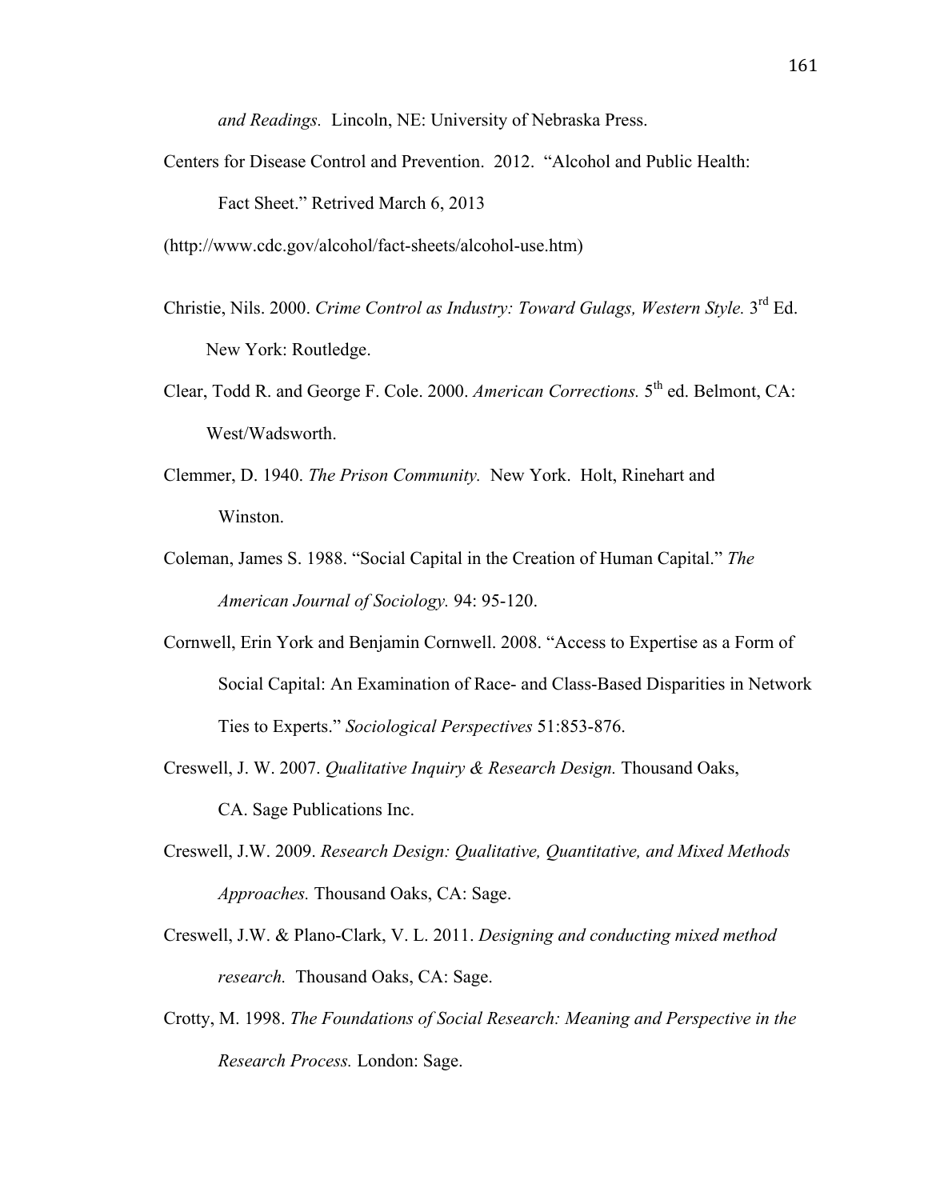*and Readings.* Lincoln, NE: University of Nebraska Press.

Centers for Disease Control and Prevention. 2012. "Alcohol and Public Health: Fact Sheet." Retrived March 6, 2013 (http://www.cdc.gov/alcohol/fact-sheets/alcohol-use.htm)

Christie, Nils. 2000. *Crime Control as Industry: Toward Gulags, Western Style.* 3rd Ed. New York: Routledge.

Clear, Todd R. and George F. Cole. 2000. *American Corrections.* 5th ed. Belmont, CA: West/Wadsworth.

Clemmer, D. 1940. *The Prison Community.* New York. Holt, Rinehart and Winston.

Coleman, James S. 1988. "Social Capital in the Creation of Human Capital." *The American Journal of Sociology.* 94: 95-120.

Cornwell, Erin York and Benjamin Cornwell. 2008. "Access to Expertise as a Form of Social Capital: An Examination of Race- and Class-Based Disparities in Network Ties to Experts." *Sociological Perspectives* 51:853-876.

Creswell, J. W. 2007. *Qualitative Inquiry & Research Design.* Thousand Oaks, CA. Sage Publications Inc.

Creswell, J.W. 2009. *Research Design: Qualitative, Quantitative, and Mixed Methods Approaches.* Thousand Oaks, CA: Sage.

Creswell, J.W. & Plano-Clark, V. L. 2011. *Designing and conducting mixed method research.* Thousand Oaks, CA: Sage.

Crotty, M. 1998. *The Foundations of Social Research: Meaning and Perspective in the Research Process.* London: Sage.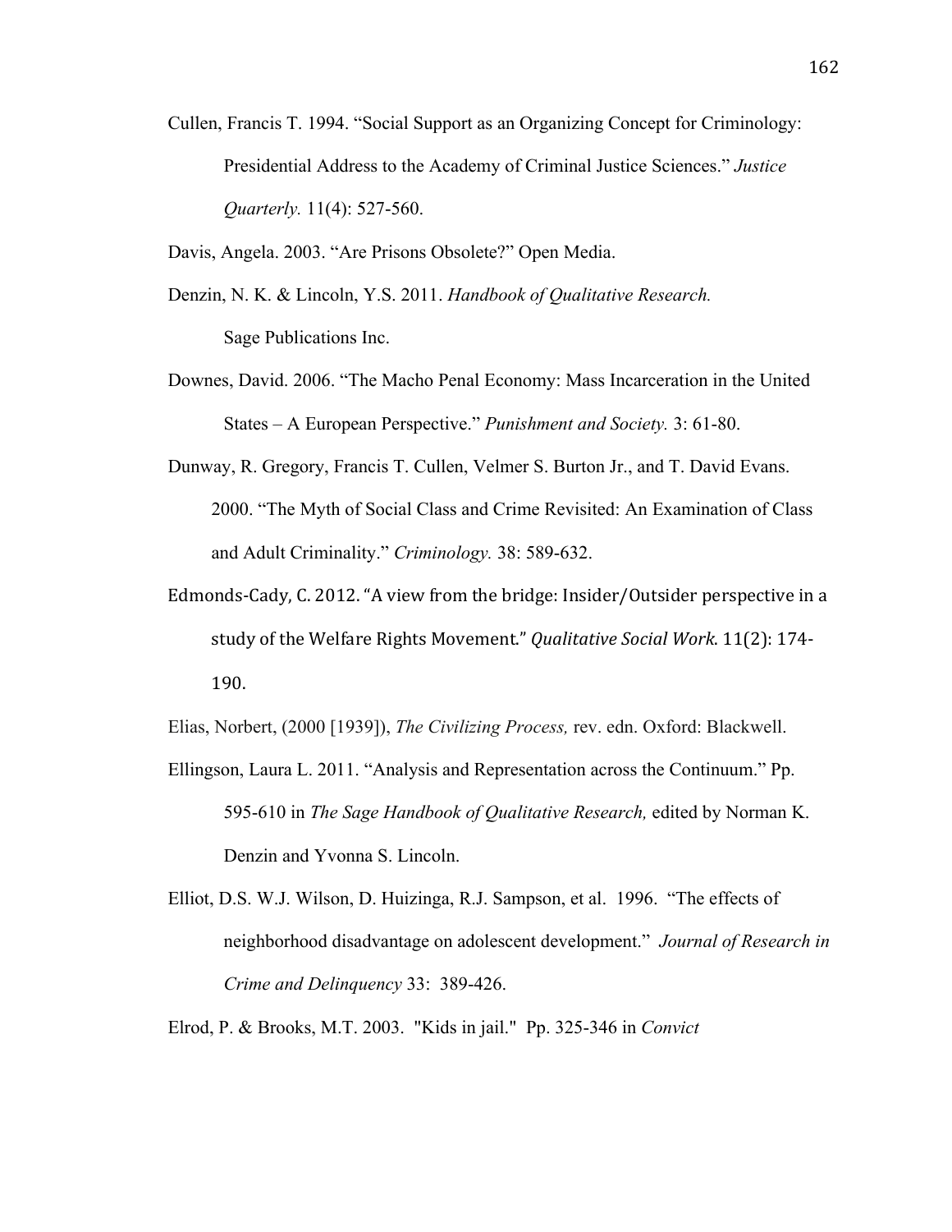Cullen, Francis T. 1994. "Social Support as an Organizing Concept for Criminology: Presidential Address to the Academy of Criminal Justice Sciences." *Justice Quarterly.* 11(4): 527-560.

Davis, Angela. 2003. "Are Prisons Obsolete?" Open Media.

Denzin, N. K. & Lincoln, Y.S. 2011. *Handbook of Qualitative Research.* Sage Publications Inc.

Downes, David. 2006. "The Macho Penal Economy: Mass Incarceration in the United States – A European Perspective." *Punishment and Society.* 3: 61-80.

Dunway, R. Gregory, Francis T. Cullen, Velmer S. Burton Jr., and T. David Evans. 2000. "The Myth of Social Class and Crime Revisited: An Examination of Class and Adult Criminality." *Criminology.* 38: 589-632.

Edmonds-Cady, C. 2012. "A view from the bridge: Insider/Outsider perspective in a study of the Welfare Rights Movement." *Qualitative Social Work.* 11(2): 174-190.

Elias, Norbert, (2000 [1939]), *The Civilizing Process,* rev. edn. Oxford: Blackwell.

Ellingson, Laura L. 2011. "Analysis and Representation across the Continuum." Pp. 595-610 in *The Sage Handbook of Qualitative Research,* edited by Norman K. Denzin and Yvonna S. Lincoln.

Elliot, D.S. W.J. Wilson, D. Huizinga, R.J. Sampson, et al. 1996. "The effects of neighborhood disadvantage on adolescent development." *Journal of Research in Crime and Delinquency* 33: 389-426.

Elrod, P. & Brooks, M.T. 2003. "Kids in jail." Pp. 325-346 in *Convict*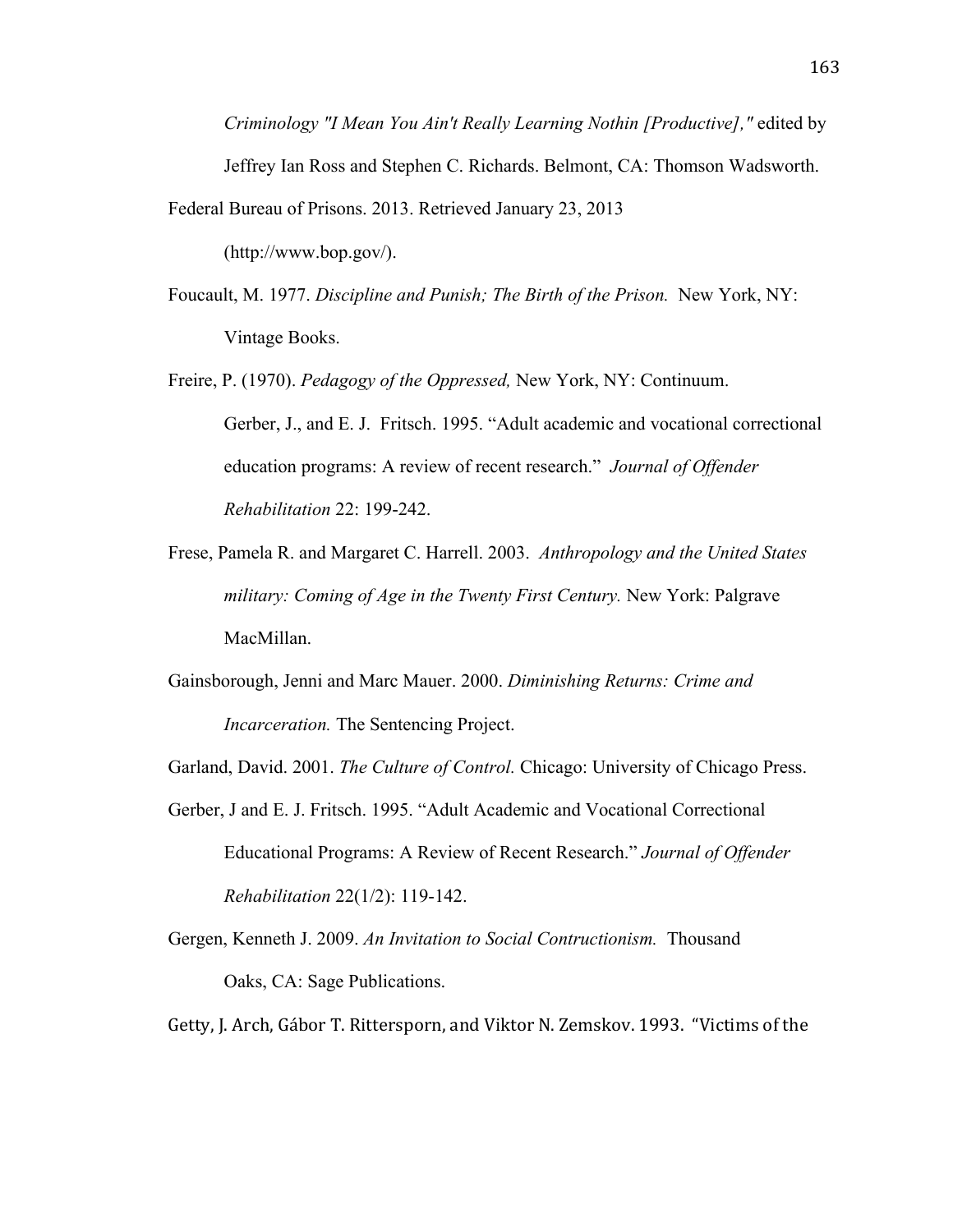*Criminology "I Mean You Ain't Really Learning Nothin [Productive],"* edited by Jeffrey Ian Ross and Stephen C. Richards. Belmont, CA: Thomson Wadsworth.

Federal Bureau of Prisons. 2013. Retrieved January 23, 2013 (http://www.bop.gov/).

Foucault, M. 1977. *Discipline and Punish; The Birth of the Prison.* New York, NY: Vintage Books.

Freire, P. (1970). *Pedagogy of the Oppressed,* New York, NY: Continuum.

Gerber, J., and E. J. Fritsch. 1995. "Adult academic and vocational correctional education programs: A review of recent research." *Journal of Offender Rehabilitation* 22: 199-242.

Frese, Pamela R. and Margaret C. Harrell. 2003. *Anthropology and the United States military: Coming of Age in the Twenty First Century.* New York: Palgrave MacMillan.

Gainsborough, Jenni and Marc Mauer. 2000. *Diminishing Returns: Crime and Incarceration.* The Sentencing Project.

Garland, David. 2001. *The Culture of Control.* Chicago: University of Chicago Press.

Gerber, J and E. J. Fritsch. 1995. "Adult Academic and Vocational Correctional Educational Programs: A Review of Recent Research." *Journal of Offender Rehabilitation* 22(1/2): 119-142.

Gergen, Kenneth J. 2009. *An Invitation to Social Contructionism.* Thousand Oaks, CA: Sage Publications.

Getty, J. Arch, Gábor T. Rittersporn, and Viktor N. Zemskov. 1993. "Victims of the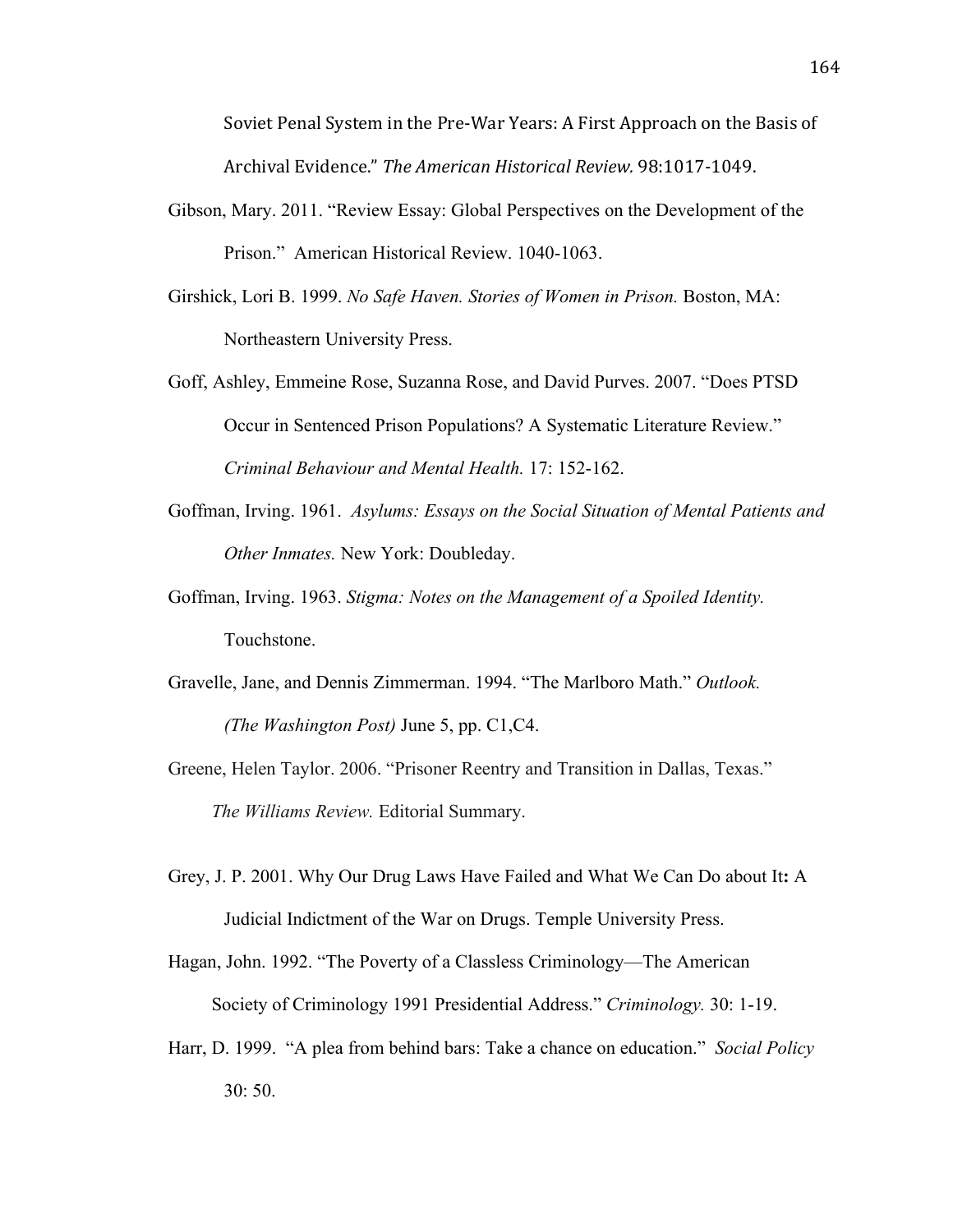Soviet Penal System in the Pre-War Years: A First Approach on the Basis of Archival Evidence." *The American Historical Review.* 98:1017-1049.

Gibson, Mary. 2011. "Review Essay: Global Perspectives on the Development of the Prison." American Historical Review. 1040-1063.

Girshick, Lori B. 1999. *No Safe Haven. Stories of Women in Prison.* Boston, MA: Northeastern University Press.

Goff, Ashley, Emmeine Rose, Suzanna Rose, and David Purves. 2007. "Does PTSD Occur in Sentenced Prison Populations? A Systematic Literature Review." *Criminal Behaviour and Mental Health.* 17: 152-162.

Goffman, Irving. 1961. *Asylums: Essays on the Social Situation of Mental Patients and Other Inmates.* New York: Doubleday.

Goffman, Irving. 1963. *Stigma: Notes on the Management of a Spoiled Identity.* Touchstone.

Gravelle, Jane, and Dennis Zimmerman. 1994. "The Marlboro Math." *Outlook. (The Washington Post)* June 5, pp. C1,C4.

Greene, Helen Taylor. 2006. "Prisoner Reentry and Transition in Dallas, Texas." *The Williams Review.* Editorial Summary.

Grey, J. P. 2001. Why Our Drug Laws Have Failed and What We Can Do about It**:** A Judicial Indictment of the War on Drugs. Temple University Press.

Hagan, John. 1992. "The Poverty of a Classless Criminology—The American Society of Criminology 1991 Presidential Address." *Criminology.* 30: 1-19.

Harr, D. 1999. "A plea from behind bars: Take a chance on education." *Social Policy* 30: 50.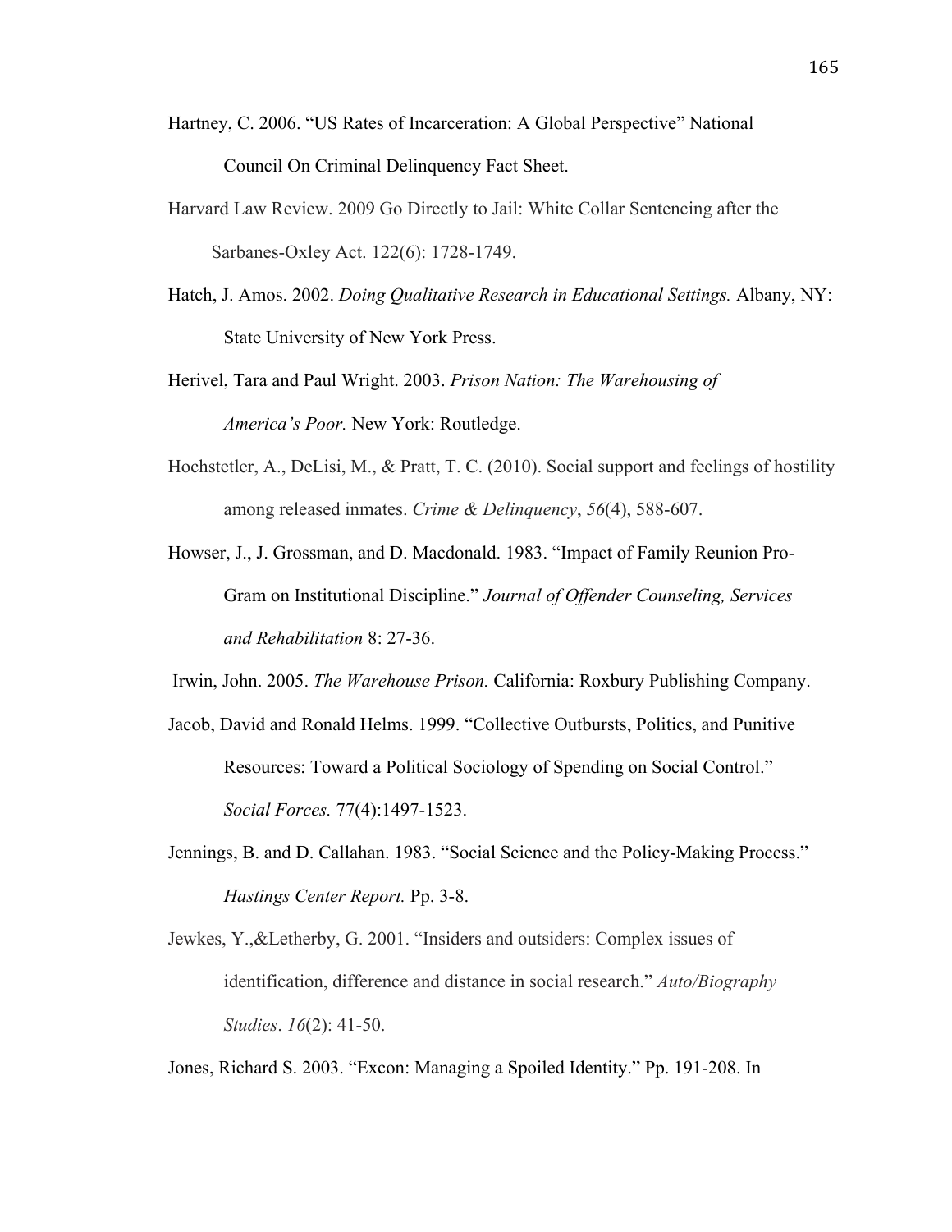Hartney, C. 2006. “US Rates of Incarceration: A Global Perspective” National Council On Criminal Delinquency Fact Sheet.

Harvard Law Review. 2009 Go Directly to Jail: White Collar Sentencing after the Sarbanes-Oxley Act. 122(6): 1728-1749.

Hatch, J. Amos. 2002. *Doing Qualitative Research in Educational Settings.* Albany, NY: State University of New York Press.

Herivel, Tara and Paul Wright. 2003. *Prison Nation: The Warehousing of America's Poor.* New York: Routledge.

Hochstetler, A., DeLisi, M., & Pratt, T. C. (2010). Social support and feelings of hostility among released inmates. *Crime & Delinquency*, *56*(4), 588-607.

Howser, J., J. Grossman, and D. Macdonald. 1983. “Impact of Family Reunion Pro-Gram on Institutional Discipline.” *Journal of Offender Counseling, Services and Rehabilitation* 8: 27-36.

Irwin, John. 2005. *The Warehouse Prison.* California: Roxbury Publishing Company.

Jacob, David and Ronald Helms. 1999. “Collective Outbursts, Politics, and Punitive Resources: Toward a Political Sociology of Spending on Social Control.” *Social Forces.* 77(4):1497-1523.

Jennings, B. and D. Callahan. 1983. “Social Science and the Policy-Making Process.” *Hastings Center Report.* Pp. 3-8.

Jewkes, Y.,&Letherby, G. 2001. “Insiders and outsiders: Complex issues of identification, difference and distance in social research.” *Auto/Biography Studies*. *16*(2): 41-50.

Jones, Richard S. 2003. “Excon: Managing a Spoiled Identity.” Pp. 191-208. In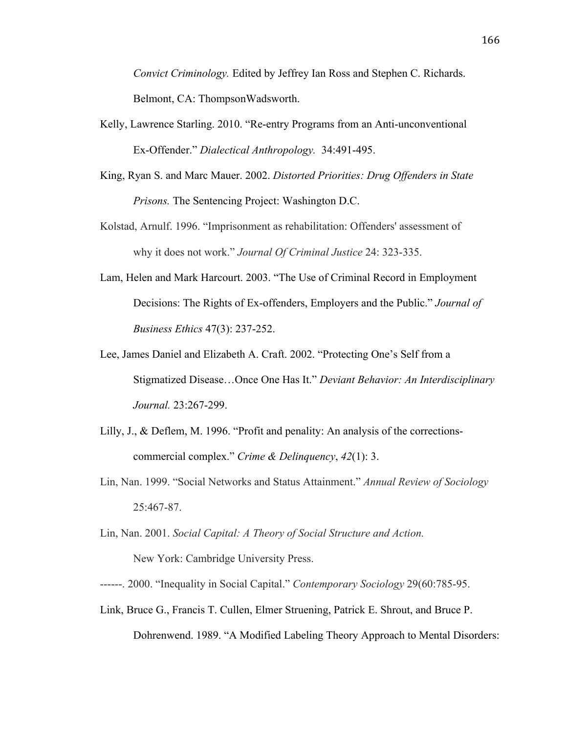*Convict Criminology.* Edited by Jeffrey Ian Ross and Stephen C. Richards. Belmont, CA: ThompsonWadsworth.

Kelly, Lawrence Starling. 2010. "Re-entry Programs from an Anti-unconventional Ex-Offender." *Dialectical Anthropology.* 34:491-495.

King, Ryan S. and Marc Mauer. 2002. *Distorted Priorities: Drug Offenders in State Prisons.* The Sentencing Project: Washington D.C.

Kolstad, Arnulf. 1996. "Imprisonment as rehabilitation: Offenders' assessment of why it does not work." *Journal Of Criminal Justice* 24: 323-335.

Lam, Helen and Mark Harcourt. 2003. "The Use of Criminal Record in Employment Decisions: The Rights of Ex-offenders, Employers and the Public." *Journal of Business Ethics* 47(3): 237-252.

Lee, James Daniel and Elizabeth A. Craft. 2002. "Protecting One's Self from a Stigmatized Disease…Once One Has It." *Deviant Behavior: An Interdisciplinary Journal.* 23:267-299.

Lilly, J., & Deflem, M. 1996. "Profit and penality: An analysis of the corrections-commercial complex." *Crime & Delinquency*, *42*(1): 3.

Lin, Nan. 1999. "Social Networks and Status Attainment." *Annual Review of Sociology* 25:467-87.

Lin, Nan. 2001. *Social Capital: A Theory of Social Structure and Action.* New York: Cambridge University Press.

------. 2000. "Inequality in Social Capital." *Contemporary Sociology* 29(60:785-95.

Link, Bruce G., Francis T. Cullen, Elmer Struening, Patrick E. Shrout, and Bruce P. Dohrenwend. 1989. "A Modified Labeling Theory Approach to Mental Disorders: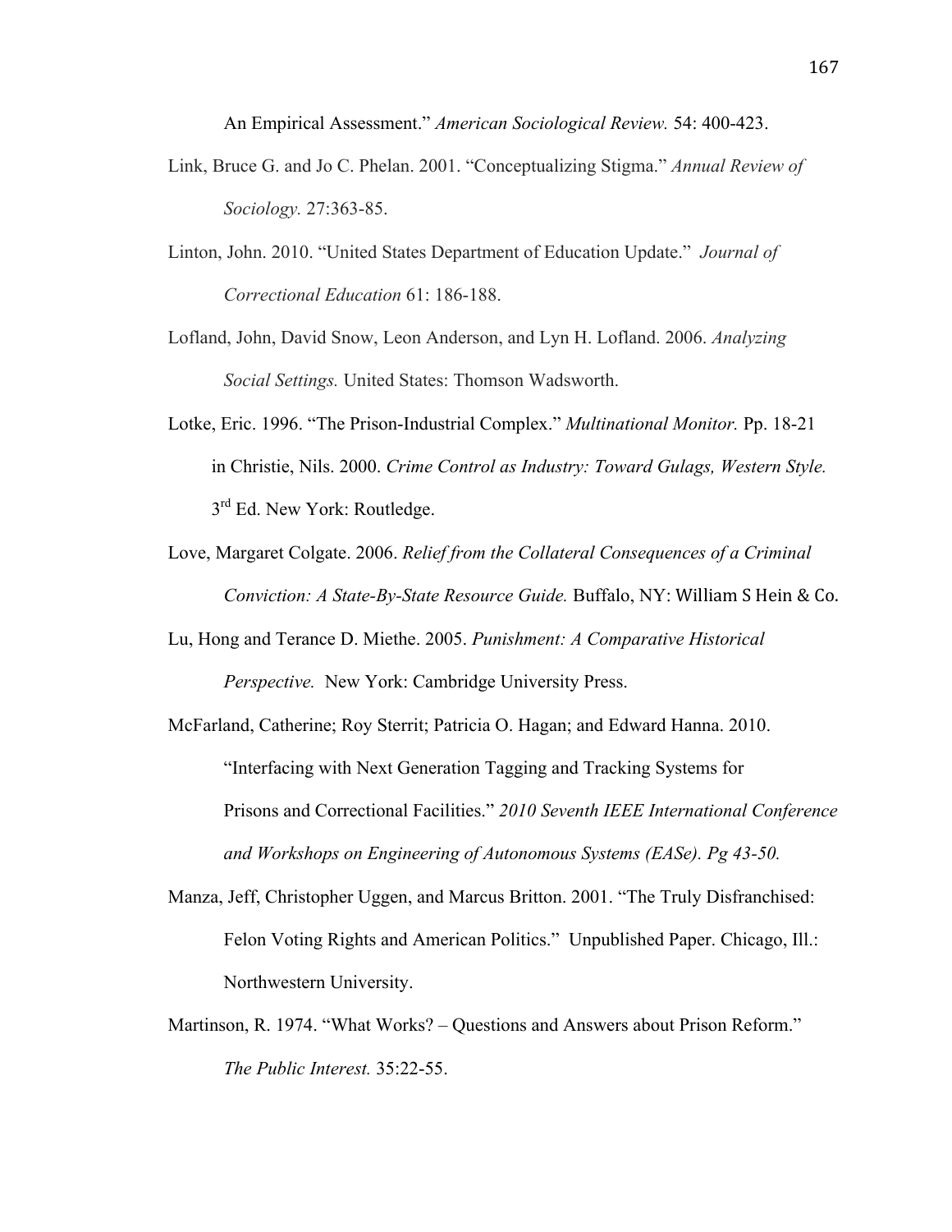An Empirical Assessment." *American Sociological Review.* 54: 400-423.

Link, Bruce G. and Jo C. Phelan. 2001. "Conceptualizing Stigma." *Annual Review of Sociology.* 27:363-85.

Linton, John. 2010. "United States Department of Education Update." *Journal of Correctional Education* 61: 186-188.

Lofland, John, David Snow, Leon Anderson, and Lyn H. Lofland. 2006. *Analyzing Social Settings.* United States: Thomson Wadsworth.

Lotke, Eric. 1996. "The Prison-Industrial Complex." *Multinational Monitor.* Pp. 18-21 in Christie, Nils. 2000. *Crime Control as Industry: Toward Gulags, Western Style.* 3rd Ed. New York: Routledge.

Love, Margaret Colgate. 2006. *Relief from the Collateral Consequences of a Criminal Conviction: A State-By-State Resource Guide.* Buffalo, NY: William S Hein & Co.

Lu, Hong and Terance D. Miethe. 2005. *Punishment: A Comparative Historical Perspective.* New York: Cambridge University Press.

McFarland, Catherine; Roy Sterrit; Patricia O. Hagan; and Edward Hanna. 2010. "Interfacing with Next Generation Tagging and Tracking Systems for Prisons and Correctional Facilities." *2010 Seventh IEEE International Conference and Workshops on Engineering of Autonomous Systems (EASe). Pg 43-50.*

Manza, Jeff, Christopher Uggen, and Marcus Britton. 2001. "The Truly Disfranchised: Felon Voting Rights and American Politics." Unpublished Paper. Chicago, Ill.: Northwestern University.

Martinson, R. 1974. "What Works? – Questions and Answers about Prison Reform." *The Public Interest.* 35:22-55.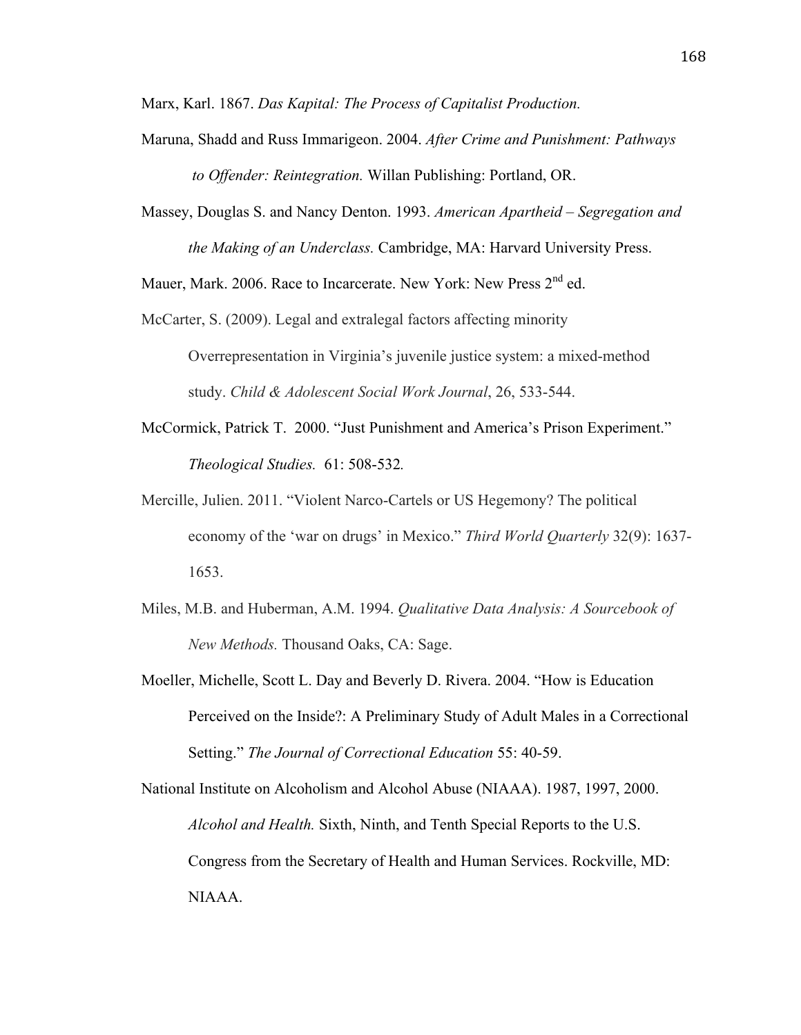Marx, Karl. 1867. *Das Kapital: The Process of Capitalist Production.*

Maruna, Shadd and Russ Immarigeon. 2004. *After Crime and Punishment: Pathways to Offender: Reintegration.* Willan Publishing: Portland, OR.

Massey, Douglas S. and Nancy Denton. 1993. *American Apartheid – Segregation and the Making of an Underclass.* Cambridge, MA: Harvard University Press.

Mauer, Mark. 2006. Race to Incarcerate. New York: New Press 2nd ed.

McCarter, S. (2009). Legal and extralegal factors affecting minority Overrepresentation in Virginia's juvenile justice system: a mixed-method study. *Child & Adolescent Social Work Journal*, 26, 533-544.

McCormick, Patrick T. 2000. "Just Punishment and America's Prison Experiment." *Theological Studies.* 61: 508-532*.*

Mercille, Julien. 2011. "Violent Narco-Cartels or US Hegemony? The political economy of the 'war on drugs' in Mexico." *Third World Quarterly* 32(9): 1637-1653.

Miles, M.B. and Huberman, A.M. 1994. *Qualitative Data Analysis: A Sourcebook of New Methods.* Thousand Oaks, CA: Sage.

Moeller, Michelle, Scott L. Day and Beverly D. Rivera. 2004. "How is Education Perceived on the Inside?: A Preliminary Study of Adult Males in a Correctional Setting." *The Journal of Correctional Education* 55: 40-59.

National Institute on Alcoholism and Alcohol Abuse (NIAAA). 1987, 1997, 2000. *Alcohol and Health.* Sixth, Ninth, and Tenth Special Reports to the U.S. Congress from the Secretary of Health and Human Services. Rockville, MD: NIAAA.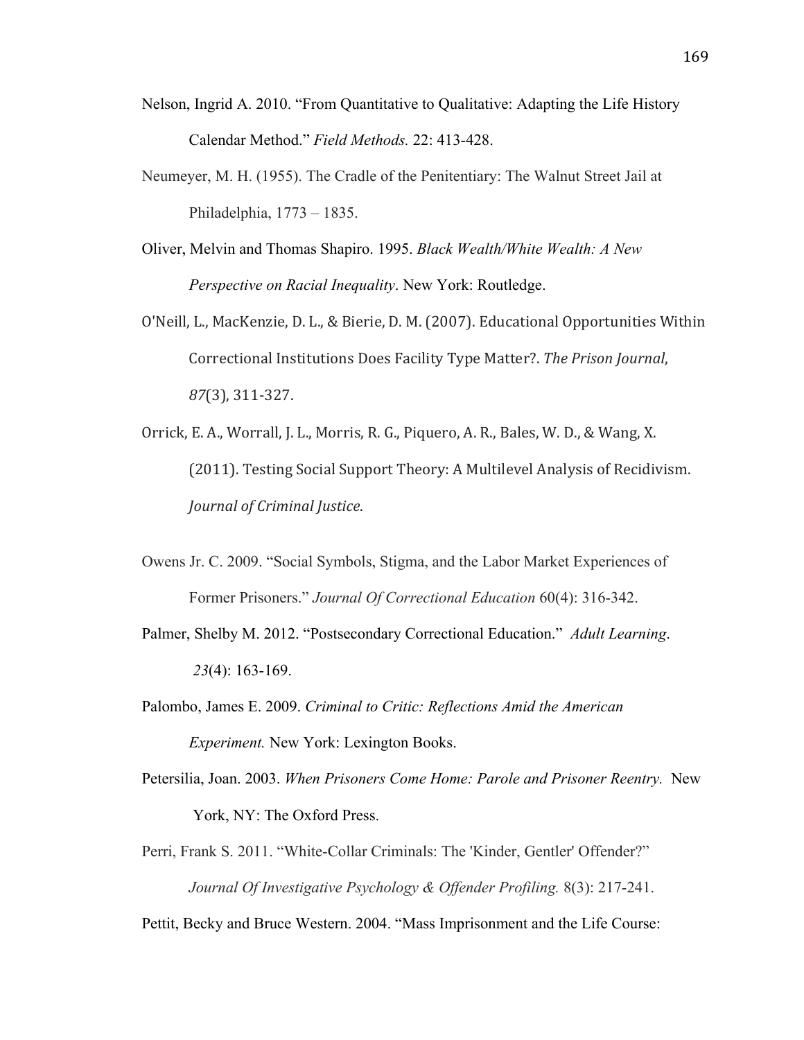Nelson, Ingrid A. 2010. "From Quantitative to Qualitative: Adapting the Life History Calendar Method." *Field Methods.* 22: 413-428.

Neumeyer, M. H. (1955). The Cradle of the Penitentiary: The Walnut Street Jail at Philadelphia, 1773 – 1835.

Oliver, Melvin and Thomas Shapiro. 1995. *Black Wealth/White Wealth: A New Perspective on Racial Inequality*. New York: Routledge.

O'Neill, L., MacKenzie, D. L., & Bierie, D. M. (2007). Educational Opportunities Within Correctional Institutions Does Facility Type Matter?. *The Prison Journal*, *87*(3), 311-327.

Orrick, E. A., Worrall, J. L., Morris, R. G., Piquero, A. R., Bales, W. D., & Wang, X. (2011). Testing Social Support Theory: A Multilevel Analysis of Recidivism. *Journal of Criminal Justice*.

Owens Jr. C. 2009. "Social Symbols, Stigma, and the Labor Market Experiences of Former Prisoners." *Journal Of Correctional Education* 60(4): 316-342.

Palmer, Shelby M. 2012. "Postsecondary Correctional Education." *Adult Learning*. *23*(4): 163-169.

Palombo, James E. 2009. *Criminal to Critic: Reflections Amid the American Experiment.* New York: Lexington Books.

Petersilia, Joan. 2003. *When Prisoners Come Home: Parole and Prisoner Reentry.* New York, NY: The Oxford Press.

Perri, Frank S. 2011. "White-Collar Criminals: The 'Kinder, Gentler' Offender?" *Journal Of Investigative Psychology & Offender Profiling.* 8(3): 217-241.

Pettit, Becky and Bruce Western. 2004. "Mass Imprisonment and the Life Course: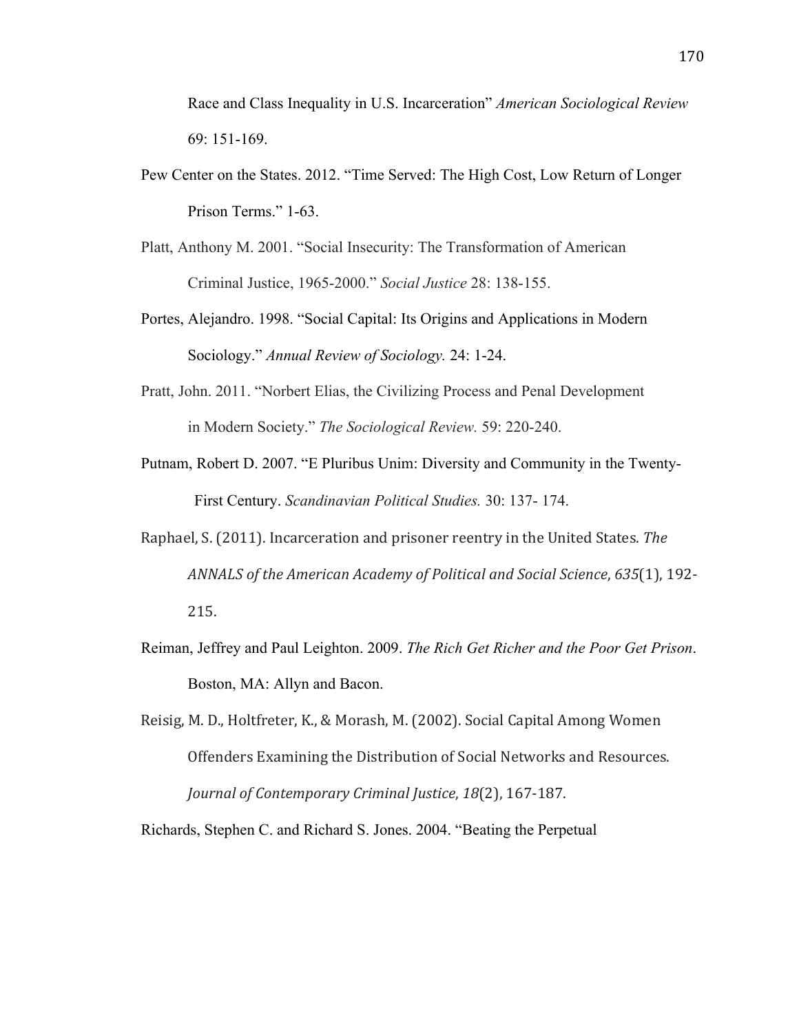Race and Class Inequality in U.S. Incarceration" *American Sociological Review* 69: 151-169.

Pew Center on the States. 2012. "Time Served: The High Cost, Low Return of Longer Prison Terms." 1-63.

Platt, Anthony M. 2001. "Social Insecurity: The Transformation of American Criminal Justice, 1965-2000." *Social Justice* 28: 138-155.

Portes, Alejandro. 1998. "Social Capital: Its Origins and Applications in Modern Sociology." *Annual Review of Sociology.* 24: 1-24.

Pratt, John. 2011. "Norbert Elias, the Civilizing Process and Penal Development in Modern Society." *The Sociological Review.* 59: 220-240.

Putnam, Robert D. 2007. "E Pluribus Unim: Diversity and Community in the Twenty-First Century. *Scandinavian Political Studies.* 30: 137- 174.

Raphael, S. (2011). Incarceration and prisoner reentry in the United States. *The ANNALS of the American Academy of Political and Social Science*, *635*(1), 192-215.

Reiman, Jeffrey and Paul Leighton. 2009. *The Rich Get Richer and the Poor Get Prison*. Boston, MA: Allyn and Bacon.

Reisig, M. D., Holtfreter, K., & Morash, M. (2002). Social Capital Among Women Offenders Examining the Distribution of Social Networks and Resources. *Journal of Contemporary Criminal Justice*, *18*(2), 167-187.

Richards, Stephen C. and Richard S. Jones. 2004. "Beating the Perpetual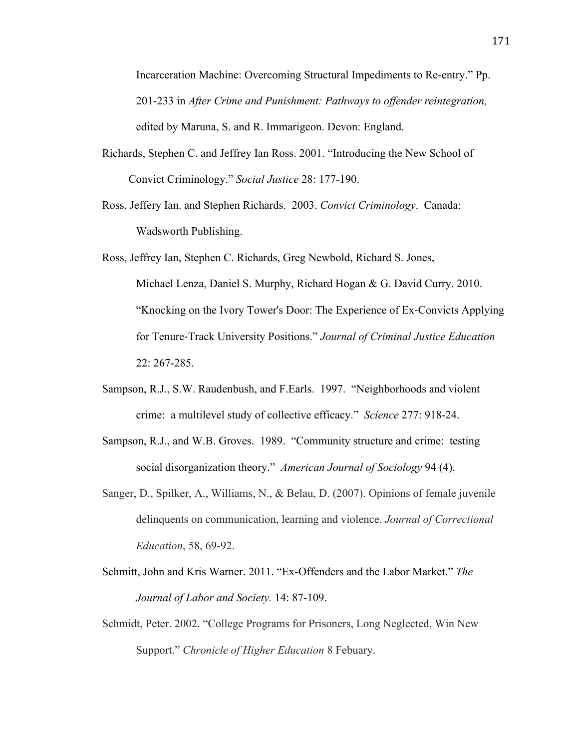Incarceration Machine: Overcoming Structural Impediments to Re-entry." Pp. 201-233 in *After Crime and Punishment: Pathways to offender reintegration,* edited by Maruna, S. and R. Immarigeon. Devon: England.

Richards, Stephen C. and Jeffrey Ian Ross. 2001. "Introducing the New School of Convict Criminology." *Social Justice* 28: 177-190.

Ross, Jeffery Ian. and Stephen Richards. 2003. *Convict Criminology*. Canada: Wadsworth Publishing.

Ross, Jeffrey Ian, Stephen C. Richards, Greg Newbold, Richard S. Jones, Michael Lenza, Daniel S. Murphy, Richard Hogan & G. David Curry. 2010. "Knocking on the Ivory Tower's Door: The Experience of Ex-Convicts Applying for Tenure-Track University Positions." *Journal of Criminal Justice Education* 22: 267-285.

Sampson, R.J., S.W. Raudenbush, and F.Earls. 1997. "Neighborhoods and violent crime: a multilevel study of collective efficacy." *Science* 277: 918-24.

Sampson, R.J., and W.B. Groves. 1989. "Community structure and crime: testing social disorganization theory." *American Journal of Sociology* 94 (4).

Sanger, D., Spilker, A., Williams, N., & Belau, D. (2007). Opinions of female juvenile delinquents on communication, learning and violence. *Journal of Correctional Education*, 58, 69-92.

Schmitt, John and Kris Warner. 2011. "Ex-Offenders and the Labor Market." *The Journal of Labor and Society.* 14: 87-109.

Schmidt, Peter. 2002. "College Programs for Prisoners, Long Neglected, Win New Support." *Chronicle of Higher Education* 8 Febuary.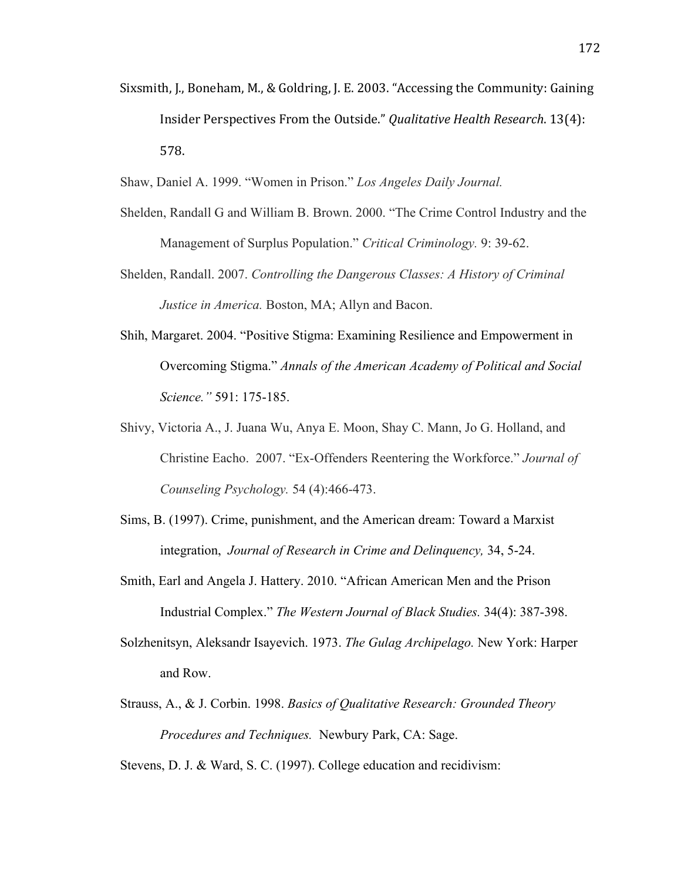Sixsmith, J., Boneham, M., & Goldring, J. E. 2003. "Accessing the Community: Gaining Insider Perspectives From the Outside." *Qualitative Health Research*. 13(4): 578.

Shaw, Daniel A. 1999. "Women in Prison." *Los Angeles Daily Journal.*

Shelden, Randall G and William B. Brown. 2000. "The Crime Control Industry and the Management of Surplus Population." *Critical Criminology.* 9: 39-62.

Shelden, Randall. 2007. *Controlling the Dangerous Classes: A History of Criminal Justice in America.* Boston, MA; Allyn and Bacon.

Shih, Margaret. 2004. "Positive Stigma: Examining Resilience and Empowerment in Overcoming Stigma." *Annals of the American Academy of Political and Social Science."* 591: 175-185.

Shivy, Victoria A., J. Juana Wu, Anya E. Moon, Shay C. Mann, Jo G. Holland, and Christine Eacho. 2007. "Ex-Offenders Reentering the Workforce." *Journal of Counseling Psychology.* 54 (4):466-473.

Sims, B. (1997). Crime, punishment, and the American dream: Toward a Marxist integration, *Journal of Research in Crime and Delinquency,* 34, 5-24.

Smith, Earl and Angela J. Hattery. 2010. "African American Men and the Prison Industrial Complex." *The Western Journal of Black Studies.* 34(4): 387-398.

Solzhenitsyn, Aleksandr Isayevich. 1973. *The Gulag Archipelago.* New York: Harper and Row.

Strauss, A., & J. Corbin. 1998. *Basics of Qualitative Research: Grounded Theory Procedures and Techniques.* Newbury Park, CA: Sage.

Stevens, D. J. & Ward, S. C. (1997). College education and recidivism: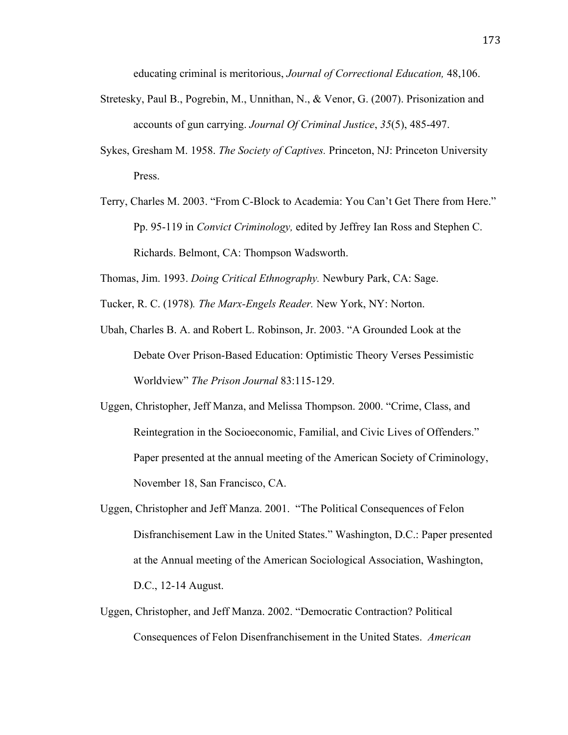educating criminal is meritorious, *Journal of Correctional Education,* 48,106.

Stretesky, Paul B., Pogrebin, M., Unnithan, N., & Venor, G. (2007). Prisonization and accounts of gun carrying. *Journal Of Criminal Justice*, *35*(5), 485-497.

Sykes, Gresham M. 1958. *The Society of Captives.* Princeton, NJ: Princeton University Press.

Terry, Charles M. 2003. "From C-Block to Academia: You Can't Get There from Here." Pp. 95-119 in *Convict Criminology,* edited by Jeffrey Ian Ross and Stephen C. Richards. Belmont, CA: Thompson Wadsworth.

Thomas, Jim. 1993. *Doing Critical Ethnography.* Newbury Park, CA: Sage.

Tucker, R. C. (1978)*. The Marx-Engels Reader.* New York, NY: Norton.

Ubah, Charles B. A. and Robert L. Robinson, Jr. 2003. "A Grounded Look at the Debate Over Prison-Based Education: Optimistic Theory Verses Pessimistic Worldview" *The Prison Journal* 83:115-129.

Uggen, Christopher, Jeff Manza, and Melissa Thompson. 2000. "Crime, Class, and Reintegration in the Socioeconomic, Familial, and Civic Lives of Offenders." Paper presented at the annual meeting of the American Society of Criminology, November 18, San Francisco, CA.

Uggen, Christopher and Jeff Manza. 2001. "The Political Consequences of Felon Disfranchisement Law in the United States." Washington, D.C.: Paper presented at the Annual meeting of the American Sociological Association, Washington, D.C., 12-14 August.

Uggen, Christopher, and Jeff Manza. 2002. "Democratic Contraction? Political Consequences of Felon Disenfranchisement in the United States. *American*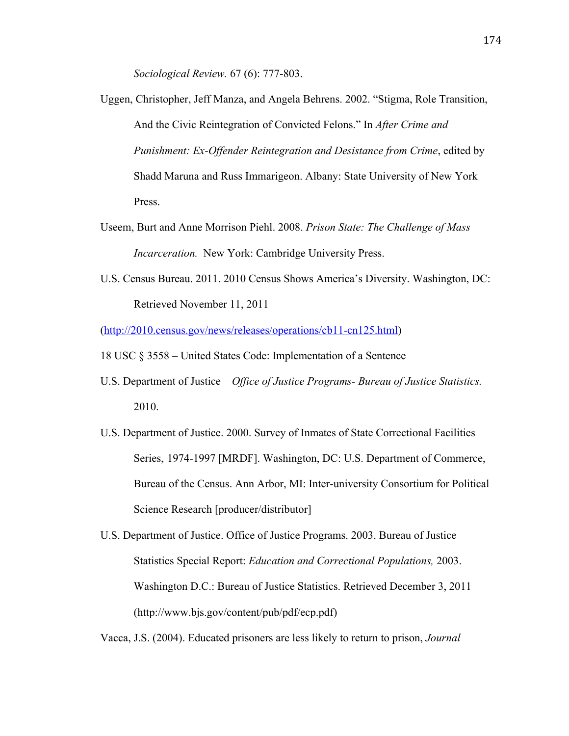*Sociological Review.* 67 (6): 777-803.

Uggen, Christopher, Jeff Manza, and Angela Behrens. 2002. "Stigma, Role Transition, And the Civic Reintegration of Convicted Felons." In *After Crime and Punishment: Ex-Offender Reintegration and Desistance from Crime*, edited by Shadd Maruna and Russ Immarigeon. Albany: State University of New York Press.

Useem, Burt and Anne Morrison Piehl. 2008. *Prison State: The Challenge of Mass Incarceration.* New York: Cambridge University Press.

U.S. Census Bureau. 2011. 2010 Census Shows America's Diversity. Washington, DC: Retrieved November 11, 2011

(http://2010.census.gov/news/releases/operations/cb11-cn125.html)

18 USC § 3558 – United States Code: Implementation of a Sentence

U.S. Department of Justice – *Office of Justice Programs- Bureau of Justice Statistics.* 2010.

U.S. Department of Justice. 2000. Survey of Inmates of State Correctional Facilities Series, 1974-1997 [MRDF]. Washington, DC: U.S. Department of Commerce, Bureau of the Census. Ann Arbor, MI: Inter-university Consortium for Political Science Research [producer/distributor]

U.S. Department of Justice. Office of Justice Programs. 2003. Bureau of Justice Statistics Special Report: *Education and Correctional Populations,* 2003. Washington D.C.: Bureau of Justice Statistics. Retrieved December 3, 2011 (http://www.bjs.gov/content/pub/pdf/ecp.pdf)

Vacca, J.S. (2004). Educated prisoners are less likely to return to prison, *Journal*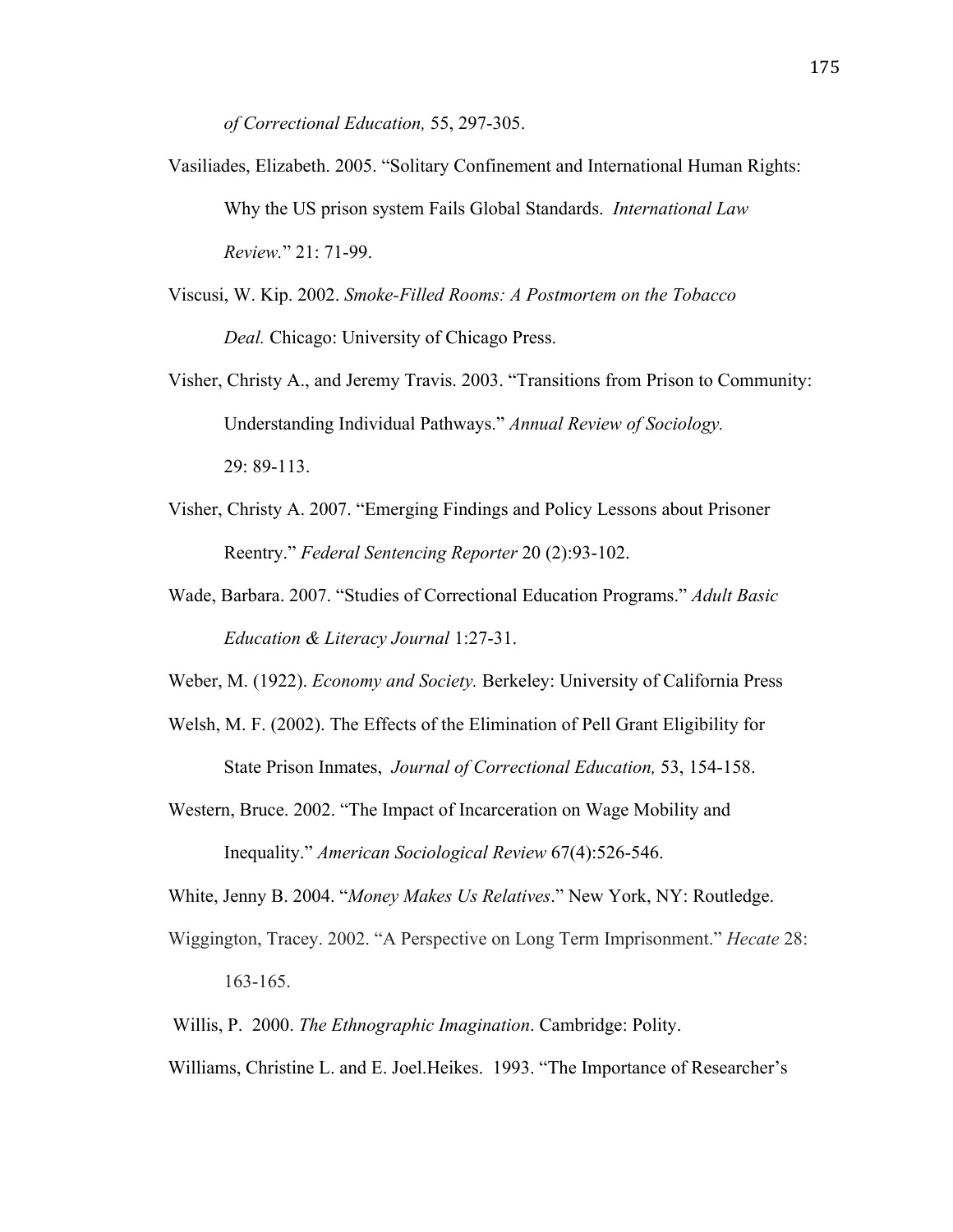*of Correctional Education,* 55, 297-305.

Vasiliades, Elizabeth. 2005. "Solitary Confinement and International Human Rights: Why the US prison system Fails Global Standards. *International Law Review.*" 21: 71-99.

Viscusi, W. Kip. 2002. *Smoke-Filled Rooms: A Postmortem on the Tobacco Deal.* Chicago: University of Chicago Press.

Visher, Christy A., and Jeremy Travis. 2003. "Transitions from Prison to Community: Understanding Individual Pathways." *Annual Review of Sociology.* 29: 89-113.

Visher, Christy A. 2007. "Emerging Findings and Policy Lessons about Prisoner Reentry." *Federal Sentencing Reporter* 20 (2):93-102.

Wade, Barbara. 2007. "Studies of Correctional Education Programs." *Adult Basic Education & Literacy Journal* 1:27-31.

Weber, M. (1922). *Economy and Society.* Berkeley: University of California Press

Welsh, M. F. (2002). The Effects of the Elimination of Pell Grant Eligibility for State Prison Inmates, *Journal of Correctional Education,* 53, 154-158.

Western, Bruce. 2002. "The Impact of Incarceration on Wage Mobility and Inequality." *American Sociological Review* 67(4):526-546.

White, Jenny B. 2004. "*Money Makes Us Relatives*." New York, NY: Routledge.

Wiggington, Tracey. 2002. "A Perspective on Long Term Imprisonment." *Hecate* 28: 163-165.

Willis, P. 2000. *The Ethnographic Imagination*. Cambridge: Polity.

Williams, Christine L. and E. Joel.Heikes. 1993. "The Importance of Researcher's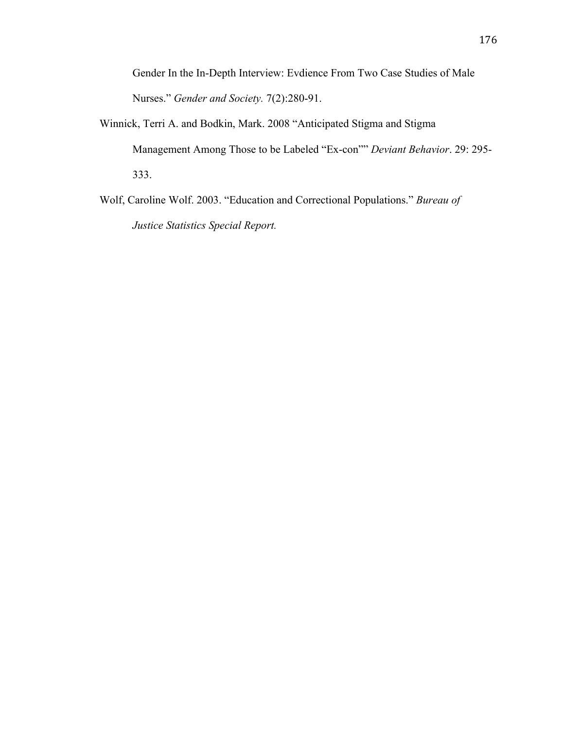Gender In the In-Depth Interview: Evdience From Two Case Studies of Male Nurses." *Gender and Society.* 7(2):280-91.

Winnick, Terri A. and Bodkin, Mark. 2008 "Anticipated Stigma and Stigma Management Among Those to be Labeled "Ex-con"" *Deviant Behavior*. 29: 295-333.

Wolf, Caroline Wolf. 2003. "Education and Correctional Populations." *Bureau of Justice Statistics Special Report.*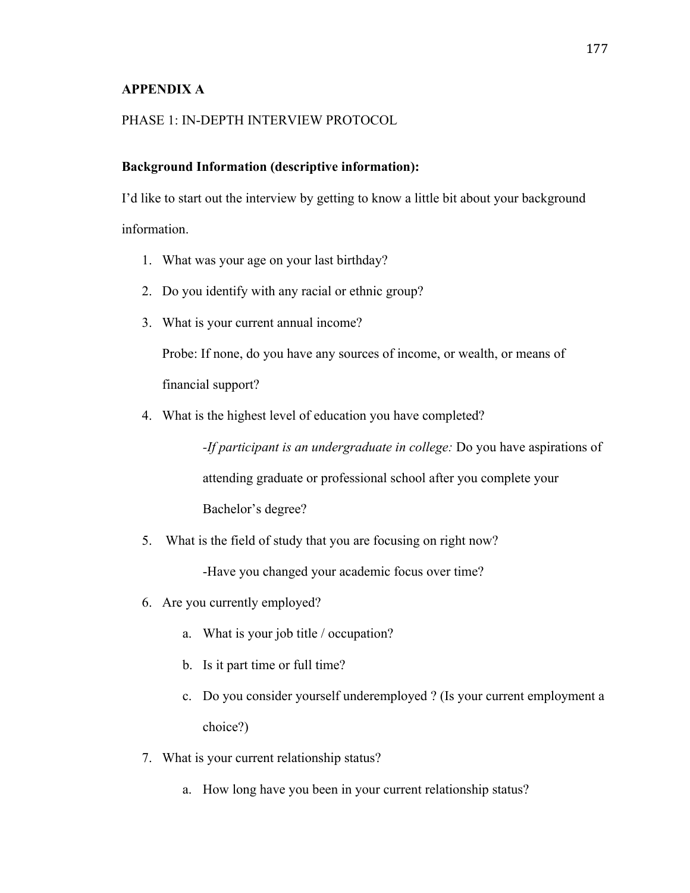**APPENDIX A**

PHASE 1: IN-DEPTH INTERVIEW PROTOCOL

**Background Information (descriptive information):**

I'd like to start out the interview by getting to know a little bit about your background information.

1. What was your age on your last birthday?
2. Do you identify with any racial or ethnic group?
3. What is your current annual income?

   Probe: If none, do you have any sources of income, or wealth, or means of financial support?
4. What is the highest level of education you have completed?

   -*If participant is an undergraduate in college:* Do you have aspirations of attending graduate or professional school after you complete your Bachelor's degree?
5. What is the field of study that you are focusing on right now?

   -Have you changed your academic focus over time?
6. Are you currently employed?
   a. What is your job title / occupation?
   b. Is it part time or full time?
   c. Do you consider yourself underemployed ? (Is your current employment a choice?)
7. What is your current relationship status?
   a. How long have you been in your current relationship status?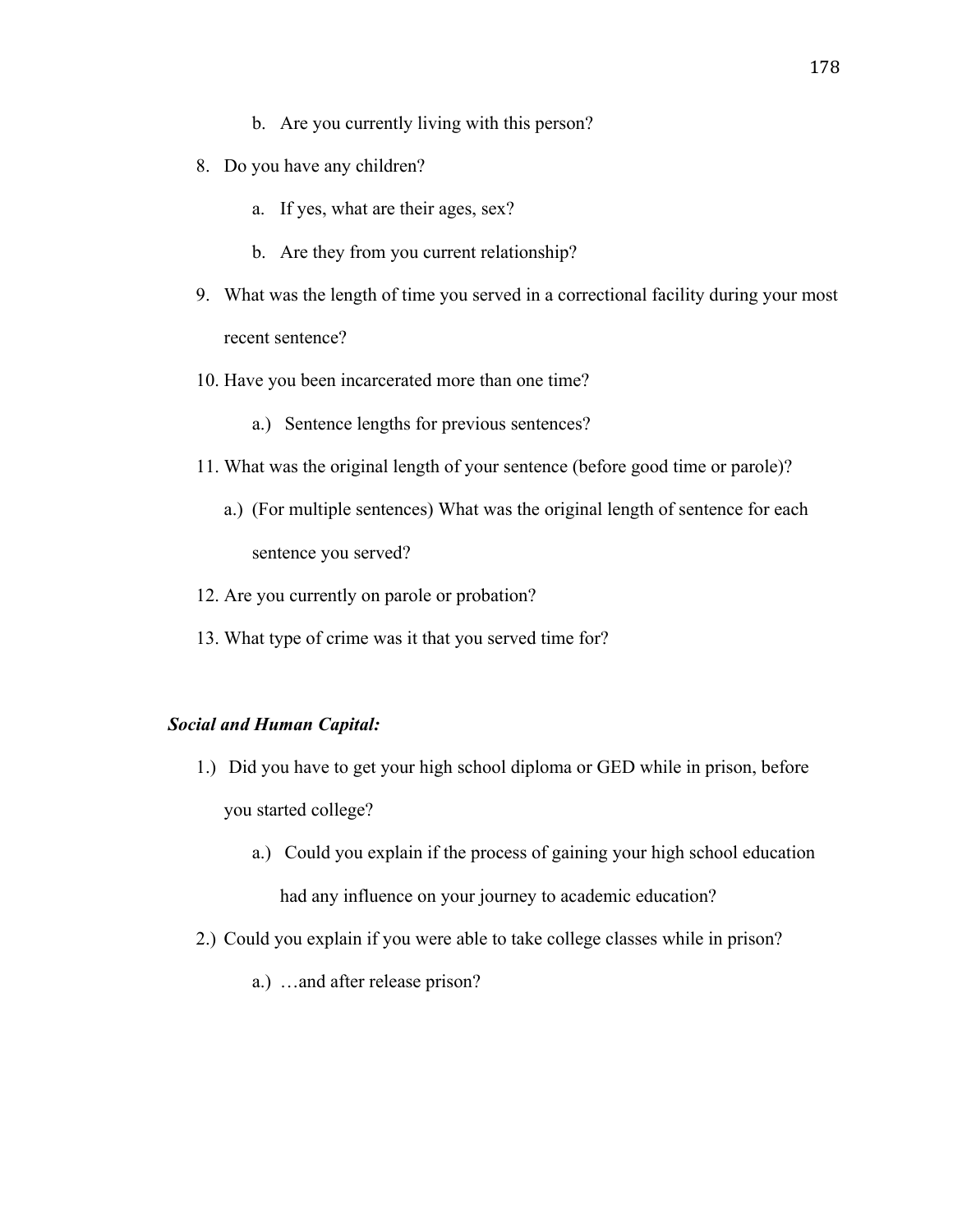b. Are you currently living with this person?

8. Do you have any children?

   a. If yes, what are their ages, sex?

   b. Are they from you current relationship?

9. What was the length of time you served in a correctional facility during your most recent sentence?

10. Have you been incarcerated more than one time?

    a.) Sentence lengths for previous sentences?

11. What was the original length of your sentence (before good time or parole)?

    a.) (For multiple sentences) What was the original length of sentence for each sentence you served?

12. Are you currently on parole or probation?

13. What type of crime was it that you served time for?

***Social and Human Capital:***

1.) Did you have to get your high school diploma or GED while in prison, before you started college?

   a.) Could you explain if the process of gaining your high school education had any influence on your journey to academic education?

2.) Could you explain if you were able to take college classes while in prison?

   a.) …and after release prison?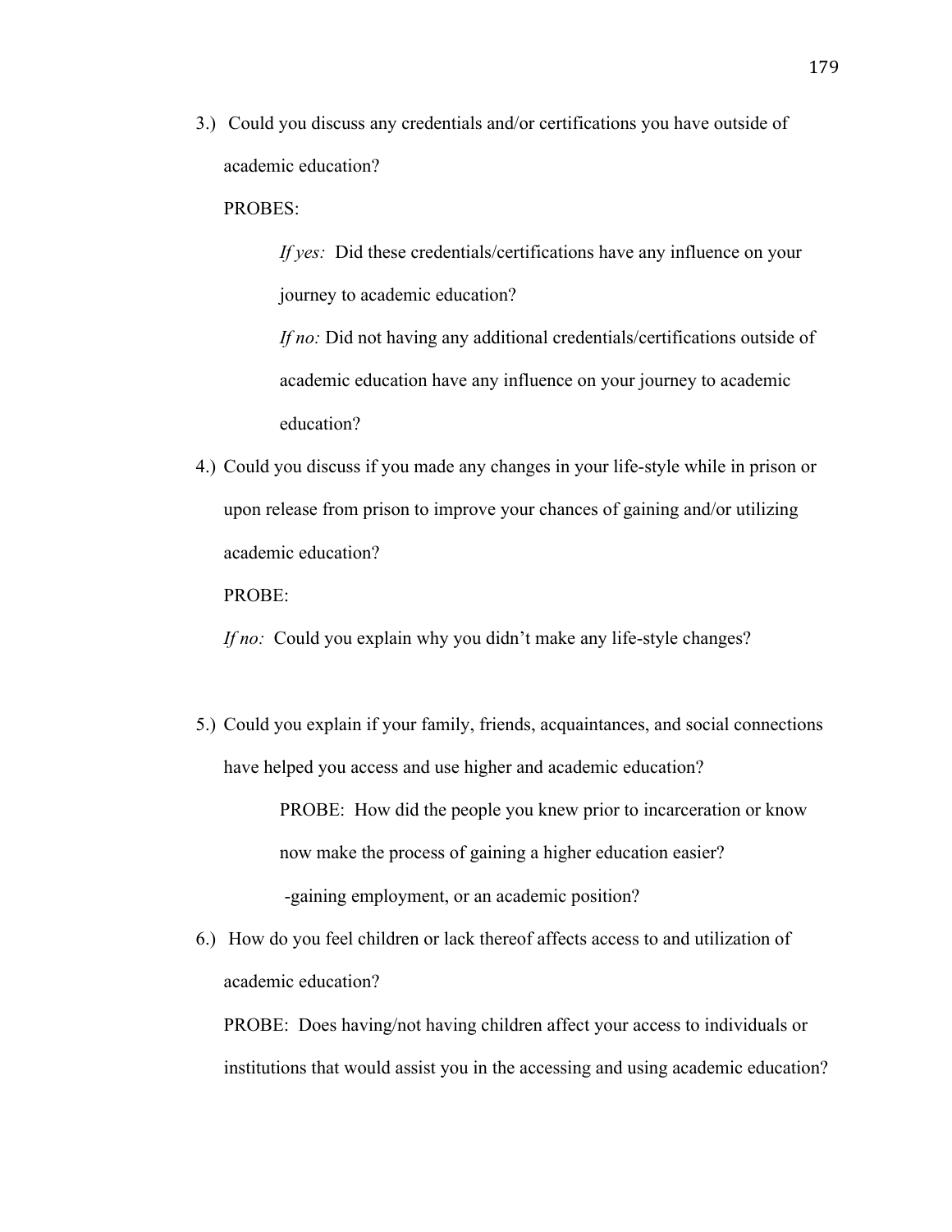3.) Could you discuss any credentials and/or certifications you have outside of academic education?

PROBES:

> *If yes:* Did these credentials/certifications have any influence on your journey to academic education?
>
> *If no:* Did not having any additional credentials/certifications outside of academic education have any influence on your journey to academic education?

4.) Could you discuss if you made any changes in your life-style while in prison or upon release from prison to improve your chances of gaining and/or utilizing academic education?

PROBE:

*If no:* Could you explain why you didn't make any life-style changes?

5.) Could you explain if your family, friends, acquaintances, and social connections have helped you access and use higher and academic education?

> PROBE: How did the people you knew prior to incarceration or know now make the process of gaining a higher education easier?
>
> -gaining employment, or an academic position?

6.) How do you feel children or lack thereof affects access to and utilization of academic education?

PROBE: Does having/not having children affect your access to individuals or institutions that would assist you in the accessing and using academic education?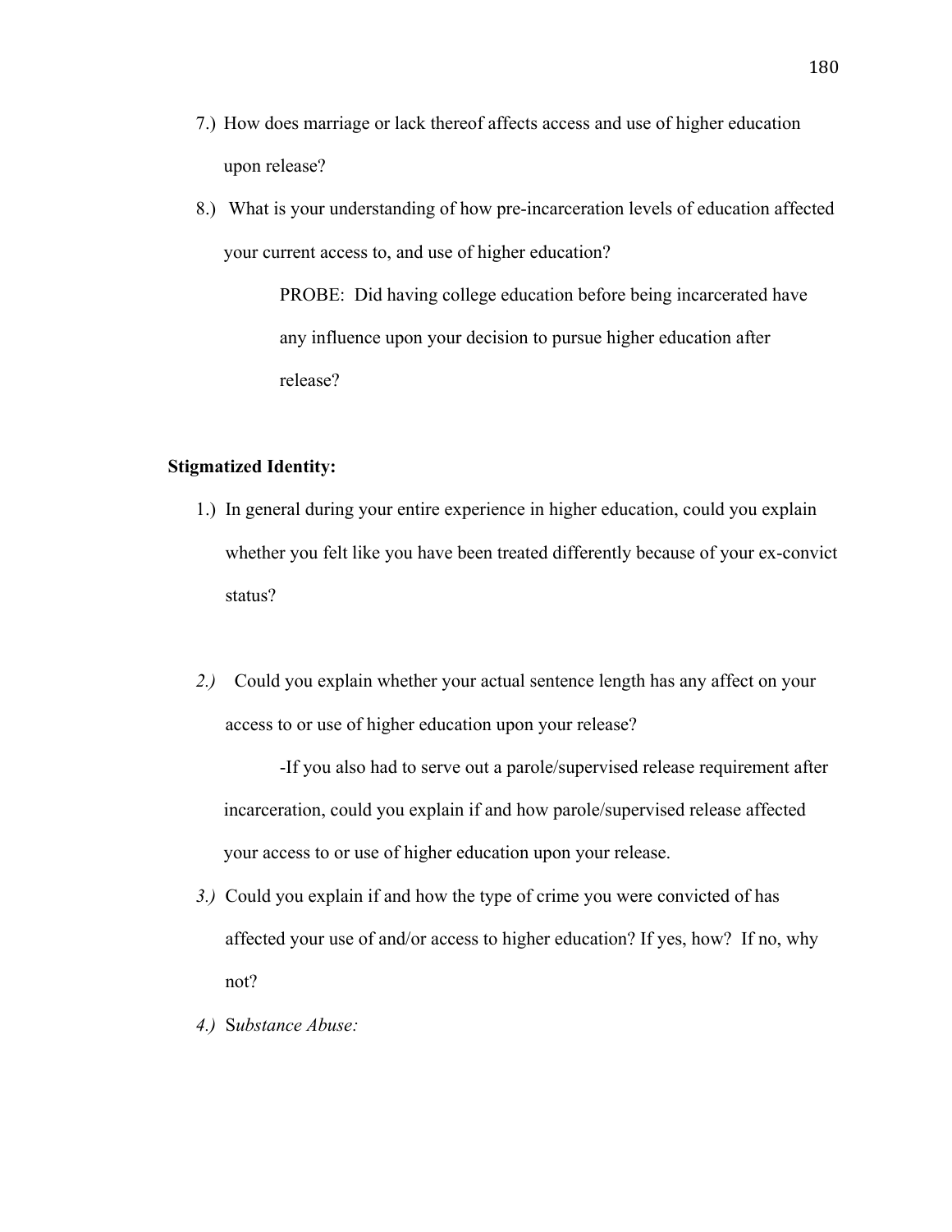7.) How does marriage or lack thereof affects access and use of higher education upon release?

8.) What is your understanding of how pre-incarceration levels of education affected your current access to, and use of higher education?

PROBE: Did having college education before being incarcerated have any influence upon your decision to pursue higher education after release?

**Stigmatized Identity:**

1.) In general during your entire experience in higher education, could you explain whether you felt like you have been treated differently because of your ex-convict status?

*2.)* Could you explain whether your actual sentence length has any affect on your access to or use of higher education upon your release?

-If you also had to serve out a parole/supervised release requirement after incarceration, could you explain if and how parole/supervised release affected your access to or use of higher education upon your release.

*3.)* Could you explain if and how the type of crime you were convicted of has affected your use of and/or access to higher education? If yes, how? If no, why not?

*4.)* S*ubstance Abuse:*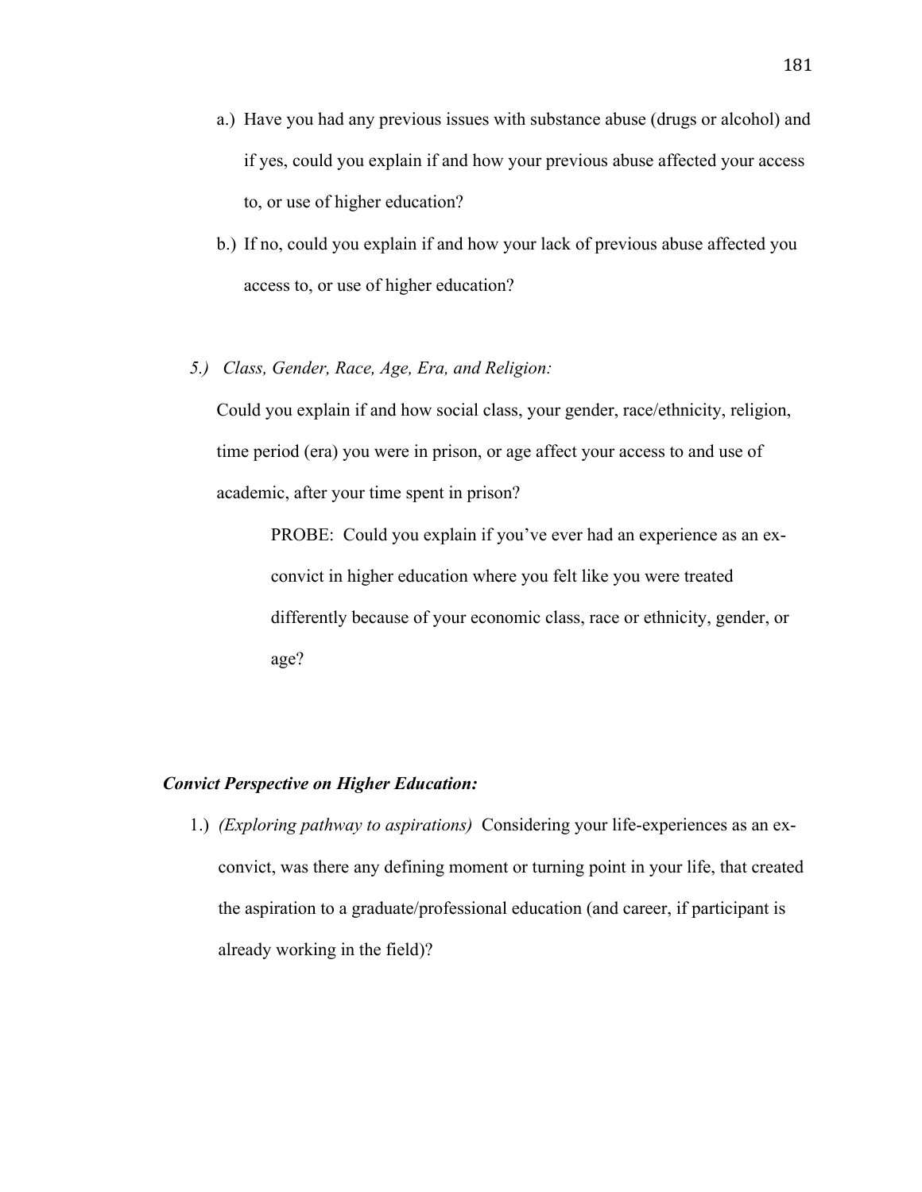a.) Have you had any previous issues with substance abuse (drugs or alcohol) and if yes, could you explain if and how your previous abuse affected your access to, or use of higher education?

b.) If no, could you explain if and how your lack of previous abuse affected you access to, or use of higher education?

*5.) Class, Gender, Race, Age, Era, and Religion:*

Could you explain if and how social class, your gender, race/ethnicity, religion, time period (era) you were in prison, or age affect your access to and use of academic, after your time spent in prison?

> PROBE: Could you explain if you've ever had an experience as an ex-convict in higher education where you felt like you were treated differently because of your economic class, race or ethnicity, gender, or age?

***Convict Perspective on Higher Education:***

1.) *(Exploring pathway to aspirations)* Considering your life-experiences as an ex-convict, was there any defining moment or turning point in your life, that created the aspiration to a graduate/professional education (and career, if participant is already working in the field)?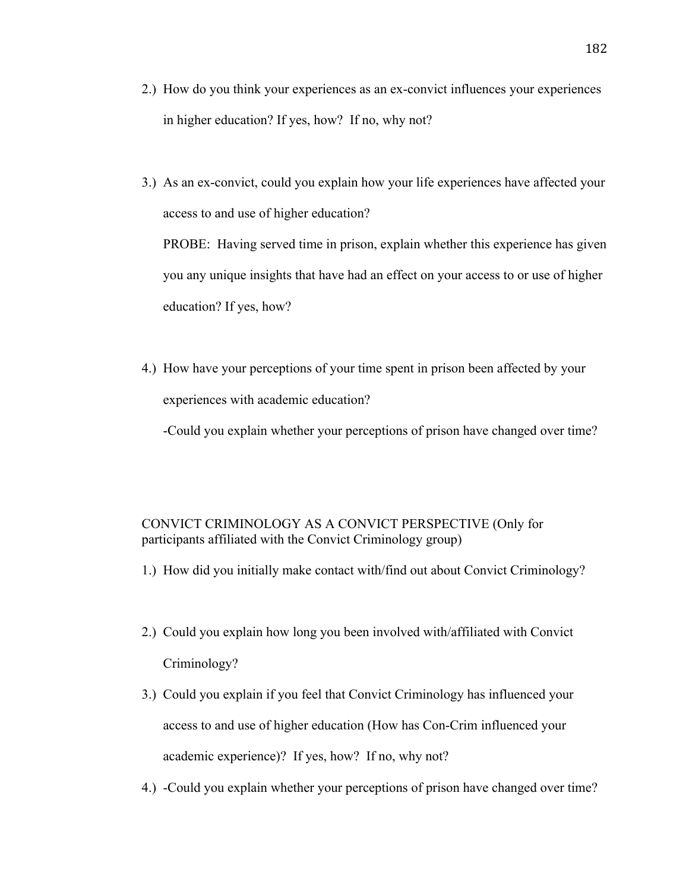2.) How do you think your experiences as an ex-convict influences your experiences in higher education? If yes, how? If no, why not?

3.) As an ex-convict, could you explain how your life experiences have affected your access to and use of higher education?

PROBE: Having served time in prison, explain whether this experience has given you any unique insights that have had an effect on your access to or use of higher education? If yes, how?

4.) How have your perceptions of your time spent in prison been affected by your experiences with academic education?

-Could you explain whether your perceptions of prison have changed over time?

CONVICT CRIMINOLOGY AS A CONVICT PERSPECTIVE (Only for participants affiliated with the Convict Criminology group)

1.) How did you initially make contact with/find out about Convict Criminology?

2.) Could you explain how long you been involved with/affiliated with Convict Criminology?

3.) Could you explain if you feel that Convict Criminology has influenced your access to and use of higher education (How has Con-Crim influenced your academic experience)? If yes, how? If no, why not?

4.) -Could you explain whether your perceptions of prison have changed over time?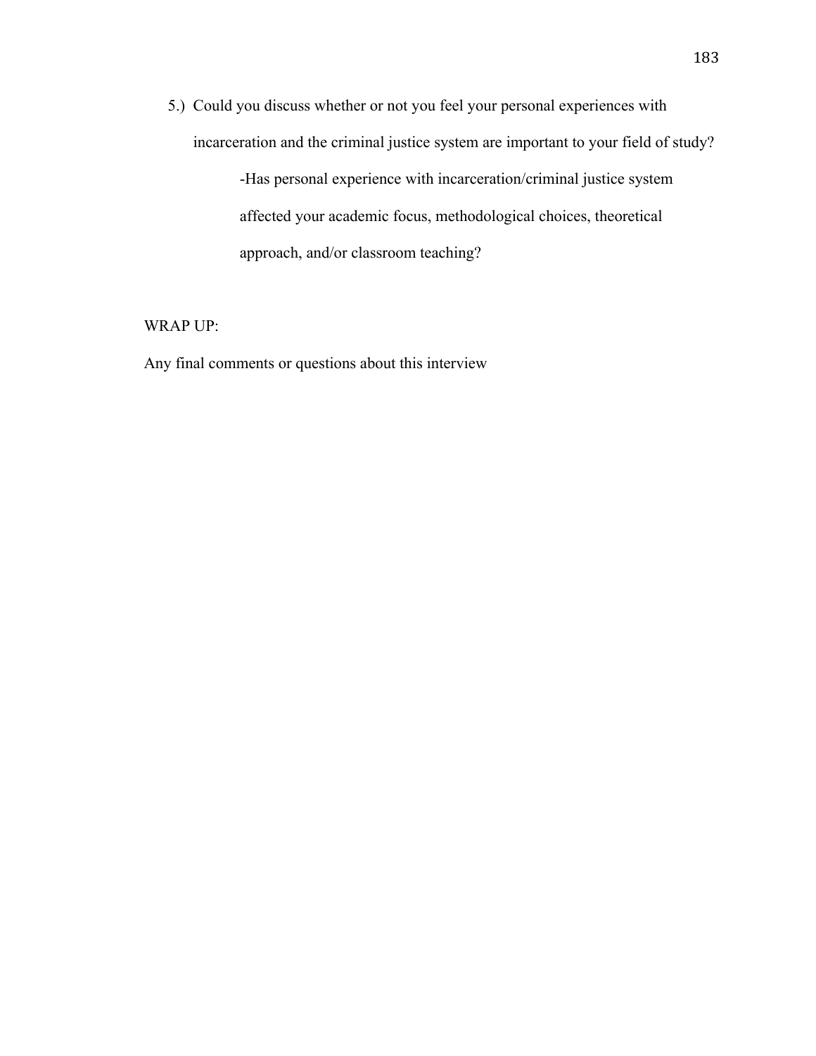5.) Could you discuss whether or not you feel your personal experiences with incarceration and the criminal justice system are important to your field of study?

-Has personal experience with incarceration/criminal justice system affected your academic focus, methodological choices, theoretical approach, and/or classroom teaching?

WRAP UP:

Any final comments or questions about this interview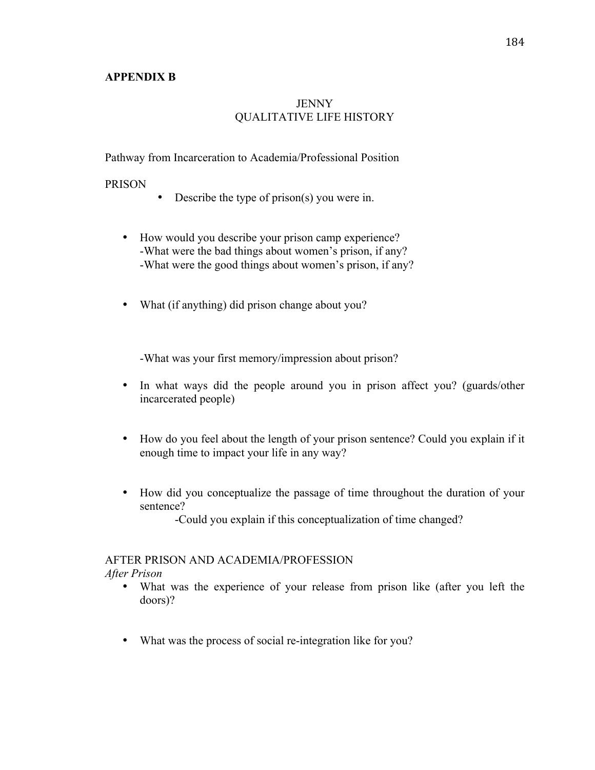**APPENDIX B**

JENNY
QUALITATIVE LIFE HISTORY

Pathway from Incarceration to Academia/Professional Position

PRISON

- Describe the type of prison(s) you were in.

- How would you describe your prison camp experience?
  -What were the bad things about women's prison, if any?
  -What were the good things about women's prison, if any?

- What (if anything) did prison change about you?

  -What was your first memory/impression about prison?

- In what ways did the people around you in prison affect you? (guards/other incarcerated people)

- How do you feel about the length of your prison sentence? Could you explain if it enough time to impact your life in any way?

- How did you conceptualize the passage of time throughout the duration of your sentence?
  -Could you explain if this conceptualization of time changed?

AFTER PRISON AND ACADEMIA/PROFESSION

*After Prison*

- What was the experience of your release from prison like (after you left the doors)?

- What was the process of social re-integration like for you?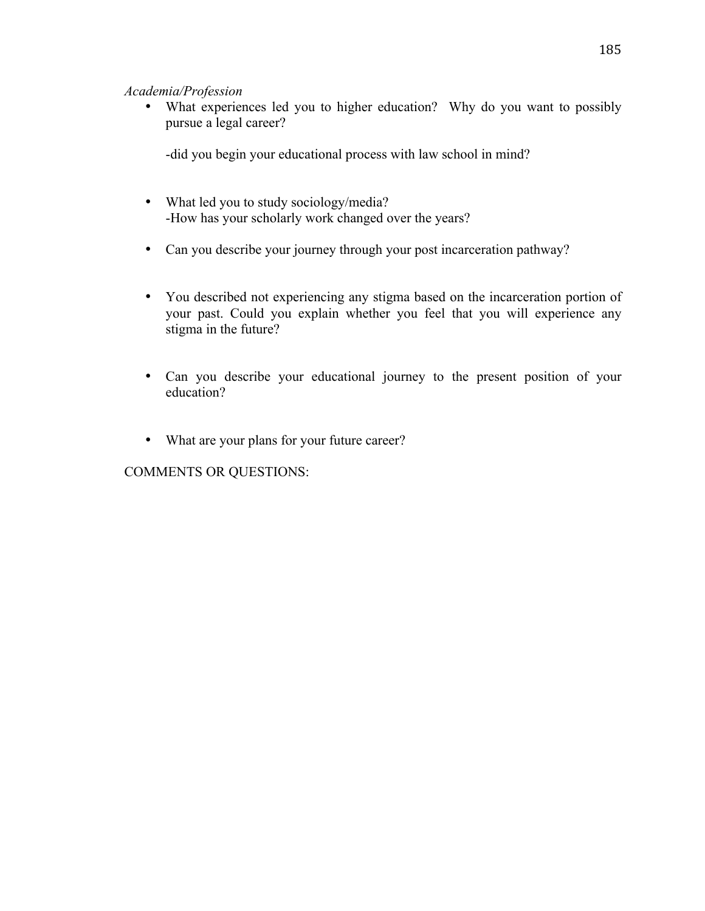*Academia/Profession*

- What experiences led you to higher education? Why do you want to possibly pursue a legal career?

  -did you begin your educational process with law school in mind?

- What led you to study sociology/media?
  -How has your scholarly work changed over the years?

- Can you describe your journey through your post incarceration pathway?

- You described not experiencing any stigma based on the incarceration portion of your past. Could you explain whether you feel that you will experience any stigma in the future?

- Can you describe your educational journey to the present position of your education?

- What are your plans for your future career?

COMMENTS OR QUESTIONS: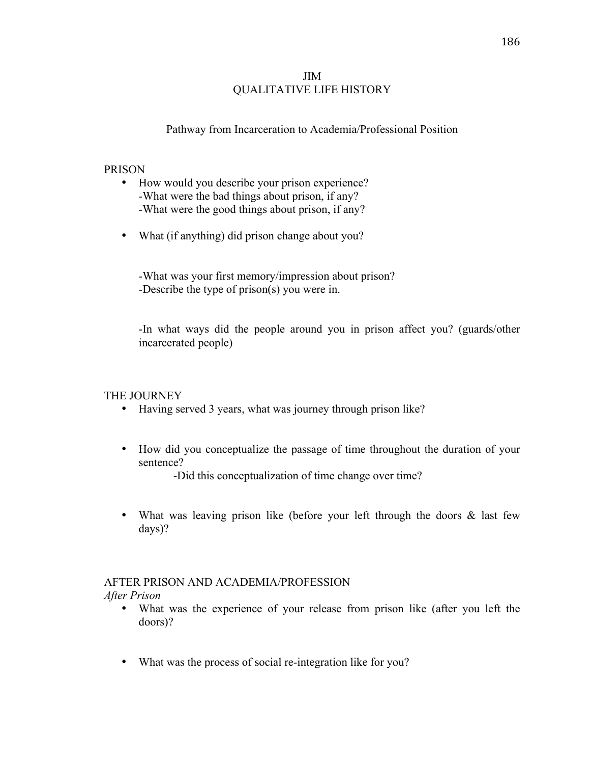# JIM
## QUALITATIVE LIFE HISTORY

Pathway from Incarceration to Academia/Professional Position

PRISON

- How would you describe your prison experience?
  -What were the bad things about prison, if any?
  -What were the good things about prison, if any?

- What (if anything) did prison change about you?

  -What was your first memory/impression about prison?
  -Describe the type of prison(s) you were in.

  -In what ways did the people around you in prison affect you? (guards/other incarcerated people)

THE JOURNEY

- Having served 3 years, what was journey through prison like?

- How did you conceptualize the passage of time throughout the duration of your sentence?
  -Did this conceptualization of time change over time?

- What was leaving prison like (before your left through the doors & last few days)?

AFTER PRISON AND ACADEMIA/PROFESSION

*After Prison*

- What was the experience of your release from prison like (after you left the doors)?

- What was the process of social re-integration like for you?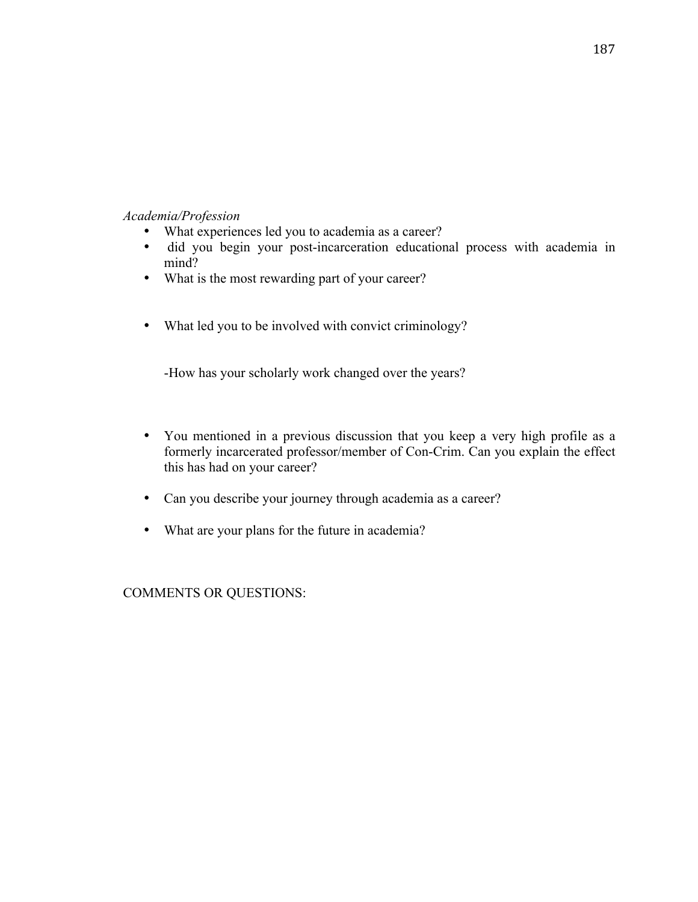*Academia/Profession*

- What experiences led you to academia as a career?
- did you begin your post-incarceration educational process with academia in mind?
- What is the most rewarding part of your career?

- What led you to be involved with convict criminology?

  -How has your scholarly work changed over the years?

- You mentioned in a previous discussion that you keep a very high profile as a formerly incarcerated professor/member of Con-Crim. Can you explain the effect this has had on your career?

- Can you describe your journey through academia as a career?

- What are your plans for the future in academia?

COMMENTS OR QUESTIONS: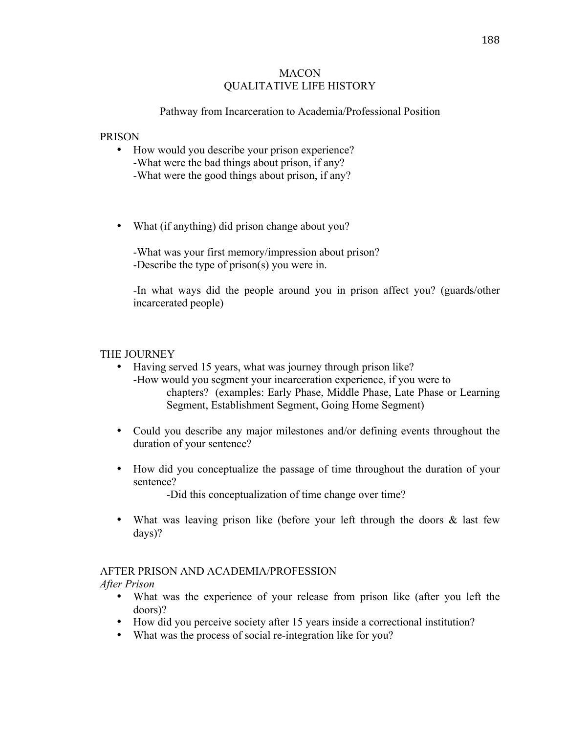MACON
QUALITATIVE LIFE HISTORY

Pathway from Incarceration to Academia/Professional Position

PRISON

- How would you describe your prison experience?
  -What were the bad things about prison, if any?
  -What were the good things about prison, if any?

- What (if anything) did prison change about you?

  -What was your first memory/impression about prison?
  -Describe the type of prison(s) you were in.

  -In what ways did the people around you in prison affect you? (guards/other incarcerated people)

THE JOURNEY

- Having served 15 years, what was journey through prison like?
  -How would you segment your incarceration experience, if you were to chapters? (examples: Early Phase, Middle Phase, Late Phase or Learning Segment, Establishment Segment, Going Home Segment)

- Could you describe any major milestones and/or defining events throughout the duration of your sentence?

- How did you conceptualize the passage of time throughout the duration of your sentence?
  -Did this conceptualization of time change over time?

- What was leaving prison like (before your left through the doors & last few days)?

AFTER PRISON AND ACADEMIA/PROFESSION

*After Prison*

- What was the experience of your release from prison like (after you left the doors)?
- How did you perceive society after 15 years inside a correctional institution?
- What was the process of social re-integration like for you?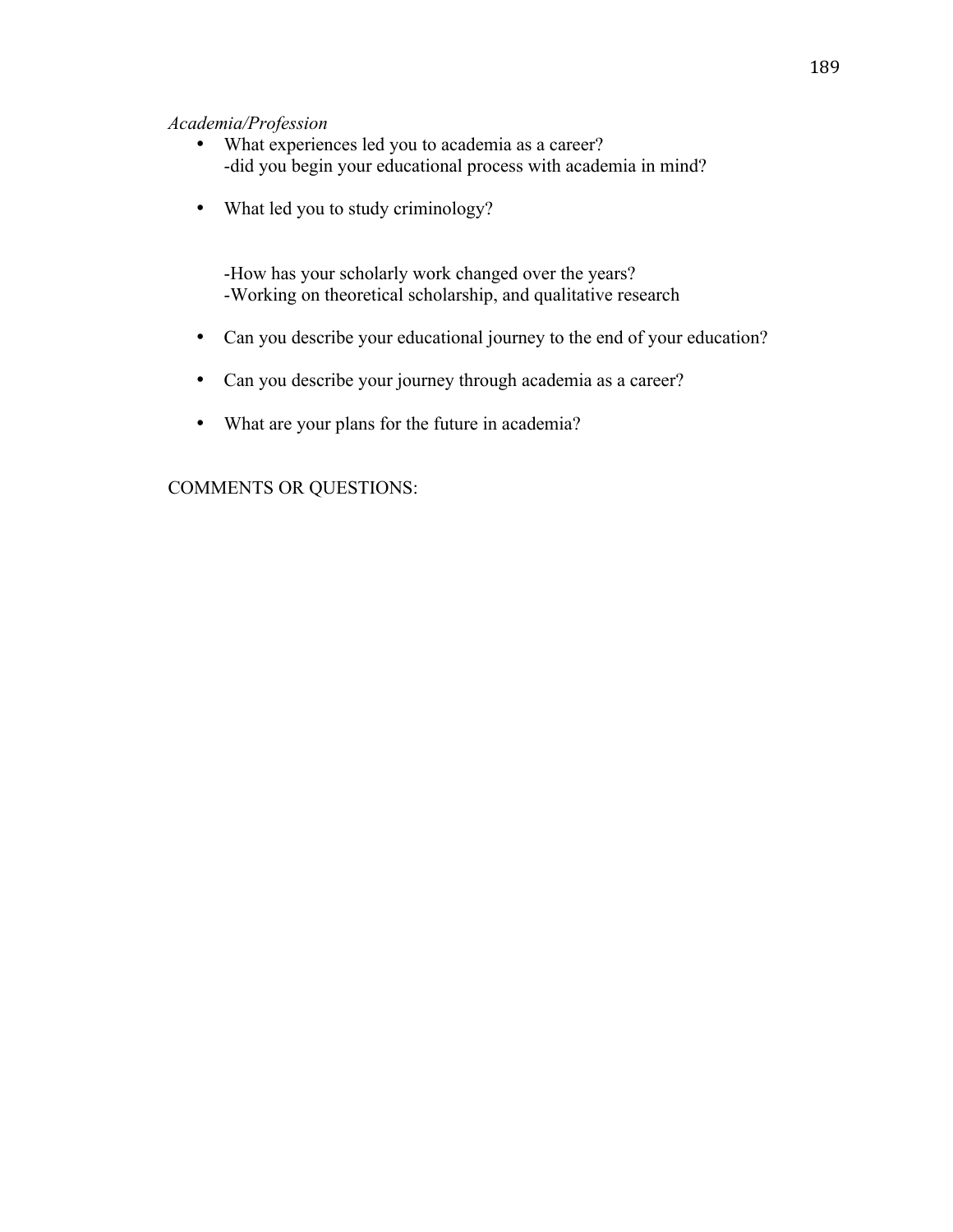*Academia/Profession*

- What experiences led you to academia as a career?
  -did you begin your educational process with academia in mind?

- What led you to study criminology?

  -How has your scholarly work changed over the years?
  -Working on theoretical scholarship, and qualitative research

- Can you describe your educational journey to the end of your education?

- Can you describe your journey through academia as a career?

- What are your plans for the future in academia?

COMMENTS OR QUESTIONS: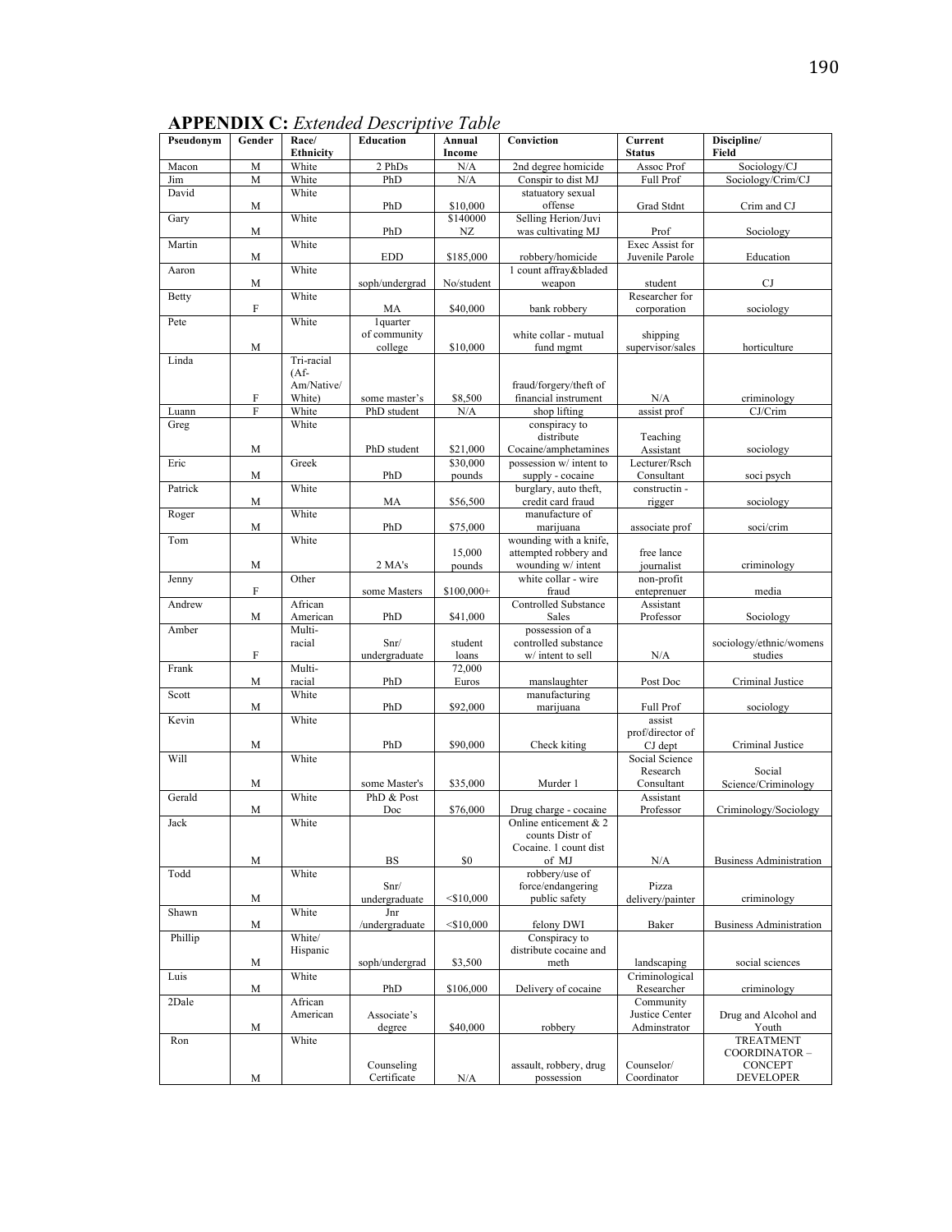**APPENDIX C:** *Extended Descriptive Table*

| Pseudonym | Gender | Race/ Ethnicity | Education | Annual Income | Conviction | Current Status | Discipline/ Field |
|---|---|---|---|---|---|---|---|
| Macon | M | White | 2 PhDs | N/A | 2nd degree homicide | Assoc Prof | Sociology/CJ |
| Jim | M | White | PhD | N/A | Conspir to dist MJ | Full Prof | Sociology/Crim/CJ |
| David | M | White | PhD | $10,000 | statuatory sexual offense | Grad Stdnt | Crim and CJ |
| Gary | M | White | PhD | $140000 NZ | Selling Herion/Juvi was cultivating MJ | Prof | Sociology |
| Martin | M | White | EDD | $185,000 | robbery/homicide | Exec Assist for Juvenile Parole | Education |
| Aaron | M | White | soph/undergrad | No/student | 1 count affray&bladed weapon | student | CJ |
| Betty | F | White | MA | $40,000 | bank robbery | Researcher for corporation | sociology |
| Pete | M | White | 1quarter of community college | $10,000 | white collar - mutual fund mgmt | shipping supervisor/sales | horticulture |
| Linda | F | Tri-racial (Af-Am/Native/ White) | some master's | $8,500 | fraud/forgery/theft of financial instrument | N/A | criminology |
| Luann | F | White | PhD student | N/A | shop lifting | assist prof | CJ/Crim |
| Greg | M | White | PhD student | $21,000 | conspiracy to distribute Cocaine/amphetamines | Teaching Assistant | sociology |
| Eric | M | Greek | PhD | $30,000 pounds | possession w/ intent to supply - cocaine | Lecturer/Rsch Consultant | soci psych |
| Patrick | M | White | MA | $56,500 | burglary, auto theft, credit card fraud | constructin - rigger | sociology |
| Roger | M | White | PhD | $75,000 | manufacture of marijuana | associate prof | soci/crim |
| Tom | M | White | 2 MA's | 15,000 pounds | wounding with a knife, attempted robbery and wounding w/ intent | free lance journalist | criminology |
| Jenny | F | Other | some Masters | $100,000+ | white collar - wire fraud | non-profit eteprenuer | media |
| Andrew | M | African American | PhD | $41,000 | Controlled Substance Sales | Assistant Professor | Sociology |
| Amber | F | Multi-racial | Snr/ undergraduate | student loans | possession of a controlled substance w/ intent to sell | N/A | sociology/ethnic/womens studies |
| Frank | M | Multi-racial | PhD | 72,000 Euros | manslaughter | Post Doc | Criminal Justice |
| Scott | M | White | PhD | $92,000 | manufacturing marijuana | Full Prof | sociology |
| Kevin | M | White | PhD | $90,000 | Check kiting | assist prof/director of CJ dept | Criminal Justice |
| Will | M | White | some Master's | $35,000 | Murder 1 | Social Science Research Consultant | Social Science/Criminology |
| Gerald | M | White | PhD & Post Doc | $76,000 | Drug charge - cocaine | Assistant Professor | Criminology/Sociology |
| Jack | M | White | BS | $0 | Online enticement & 2 counts Distr of Cocaine. 1 count dist of MJ | N/A | Business Administration |
| Todd | M | White | Snr/ undergraduate | <$10,000 | robbery/use of force/endangering public safety | Pizza delivery/painter | criminology |
| Shawn | M | White | Jnr /undergraduate | <$10,000 | felony DWI | Baker | Business Administration |
| Phillip | M | White/ Hispanic | soph/undergrad | $3,500 | Conspiracy to distribute cocaine and meth | landscaping | social sciences |
| Luis | M | White | PhD | $106,000 | Delivery of cocaine | Criminological Researcher | criminology |
| 2Dale | M | African American | Associate's degree | $40,000 | robbery | Community Justice Center Adminstrator | Drug and Alcohol and Youth |
| Ron | M | White | Counseling Certificate | N/A | assault, robbery, drug possession | Counselor/ Coordinator | TREATMENT COORDINATOR – CONCEPT DEVELOPER |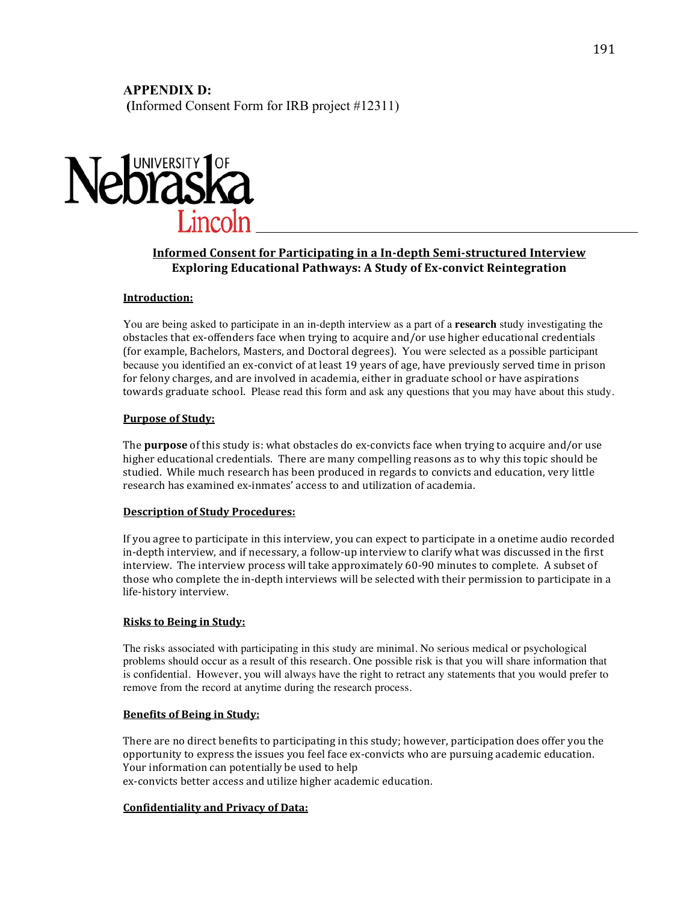**APPENDIX D:**
**(**Informed Consent Form for IRB project #12311)

University of Nebraska Lincoln

**Informed Consent for Participating in a In-depth Semi-structured Interview**
**Exploring Educational Pathways: A Study of Ex-convict Reintegration**

**Introduction:**

You are being asked to participate in an in-depth interview as a part of a **research** study investigating the obstacles that ex-offenders face when trying to acquire and/or use higher educational credentials (for example, Bachelors, Masters, and Doctoral degrees). You were selected as a possible participant because you identified an ex-convict of at least 19 years of age, have previously served time in prison for felony charges, and are involved in academia, either in graduate school or have aspirations towards graduate school. Please read this form and ask any questions that you may have about this study.

**Purpose of Study:**

The **purpose** of this study is: what obstacles do ex-convicts face when trying to acquire and/or use higher educational credentials. There are many compelling reasons as to why this topic should be studied. While much research has been produced in regards to convicts and education, very little research has examined ex-inmates' access to and utilization of academia.

**Description of Study Procedures:**

If you agree to participate in this interview, you can expect to participate in a onetime audio recorded in-depth interview, and if necessary, a follow-up interview to clarify what was discussed in the first interview. The interview process will take approximately 60-90 minutes to complete. A subset of those who complete the in-depth interviews will be selected with their permission to participate in a life-history interview.

**Risks to Being in Study:**

The risks associated with participating in this study are minimal. No serious medical or psychological problems should occur as a result of this research. One possible risk is that you will share information that is confidential. However, you will always have the right to retract any statements that you would prefer to remove from the record at anytime during the research process.

**Benefits of Being in Study:**

There are no direct benefits to participating in this study; however, participation does offer you the opportunity to express the issues you feel face ex-convicts who are pursuing academic education. Your information can potentially be used to help
ex-convicts better access and utilize higher academic education.

**Confidentiality and Privacy of Data:**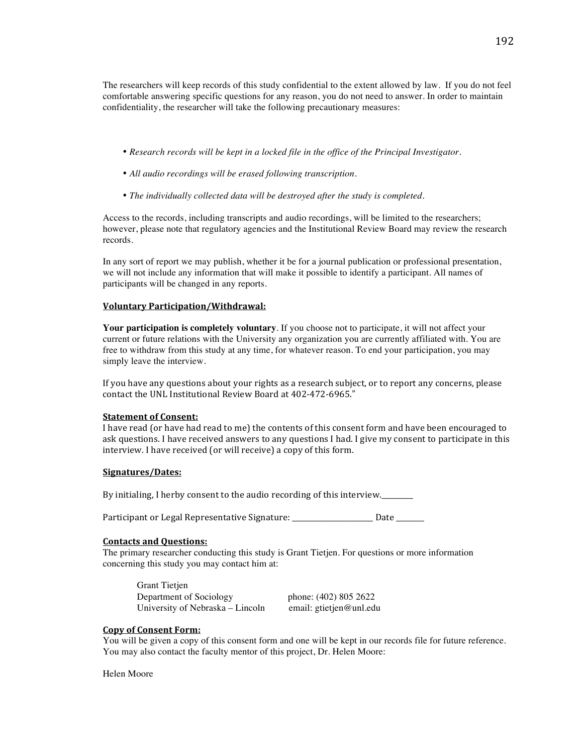The researchers will keep records of this study confidential to the extent allowed by law. If you do not feel comfortable answering specific questions for any reason, you do not need to answer. In order to maintain confidentiality, the researcher will take the following precautionary measures:

- *Research records will be kept in a locked file in the office of the Principal Investigator.*
- *All audio recordings will be erased following transcription.*
- *The individually collected data will be destroyed after the study is completed.*

Access to the records, including transcripts and audio recordings, will be limited to the researchers; however, please note that regulatory agencies and the Institutional Review Board may review the research records.

In any sort of report we may publish, whether it be for a journal publication or professional presentation, we will not include any information that will make it possible to identify a participant. All names of participants will be changed in any reports.

**Voluntary Participation/Withdrawal:**

**Your participation is completely voluntary**. If you choose not to participate, it will not affect your current or future relations with the University any organization you are currently affiliated with. You are free to withdraw from this study at any time, for whatever reason. To end your participation, you may simply leave the interview.

If you have any questions about your rights as a research subject, or to report any concerns, please contact the UNL Institutional Review Board at 402-472-6965."

**Statement of Consent:**
I have read (or have had read to me) the contents of this consent form and have been encouraged to ask questions. I have received answers to any questions I had. I give my consent to participate in this interview. I have received (or will receive) a copy of this form.

**Signatures/Dates:**

By initialing, I herby consent to the audio recording of this interview.________

Participant or Legal Representative Signature: ____________________ Date _______

**Contacts and Questions:**
The primary researcher conducting this study is Grant Tietjen. For questions or more information concerning this study you may contact him at:

Grant Tietjen
Department of Sociology — phone: (402) 805 2622
University of Nebraska – Lincoln — email: gtietjen@unl.edu

**Copy of Consent Form:**
You will be given a copy of this consent form and one will be kept in our records file for future reference. You may also contact the faculty mentor of this project, Dr. Helen Moore:

Helen Moore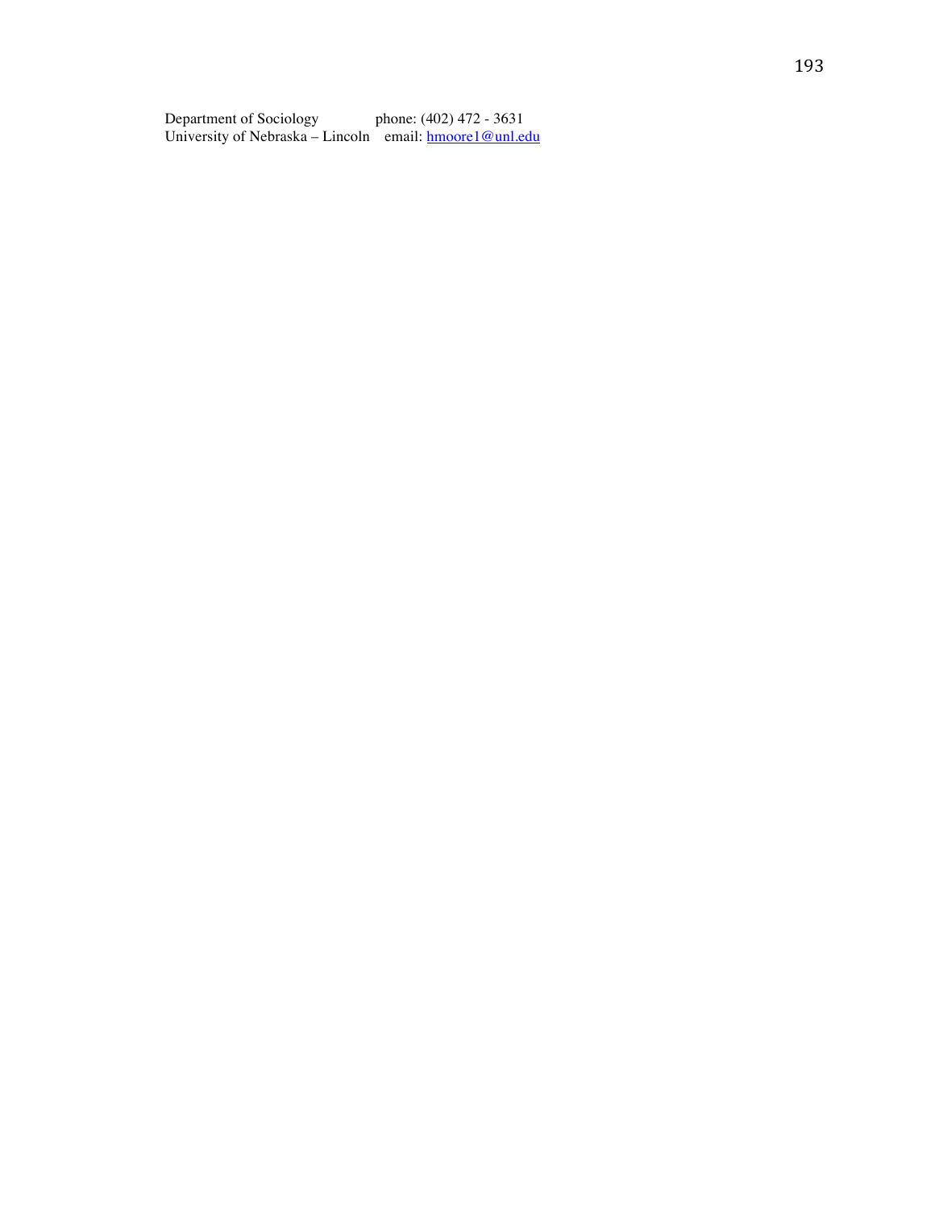Department of Sociology phone: (402) 472 - 3631
University of Nebraska – Lincoln email: hmoore1@unl.edu